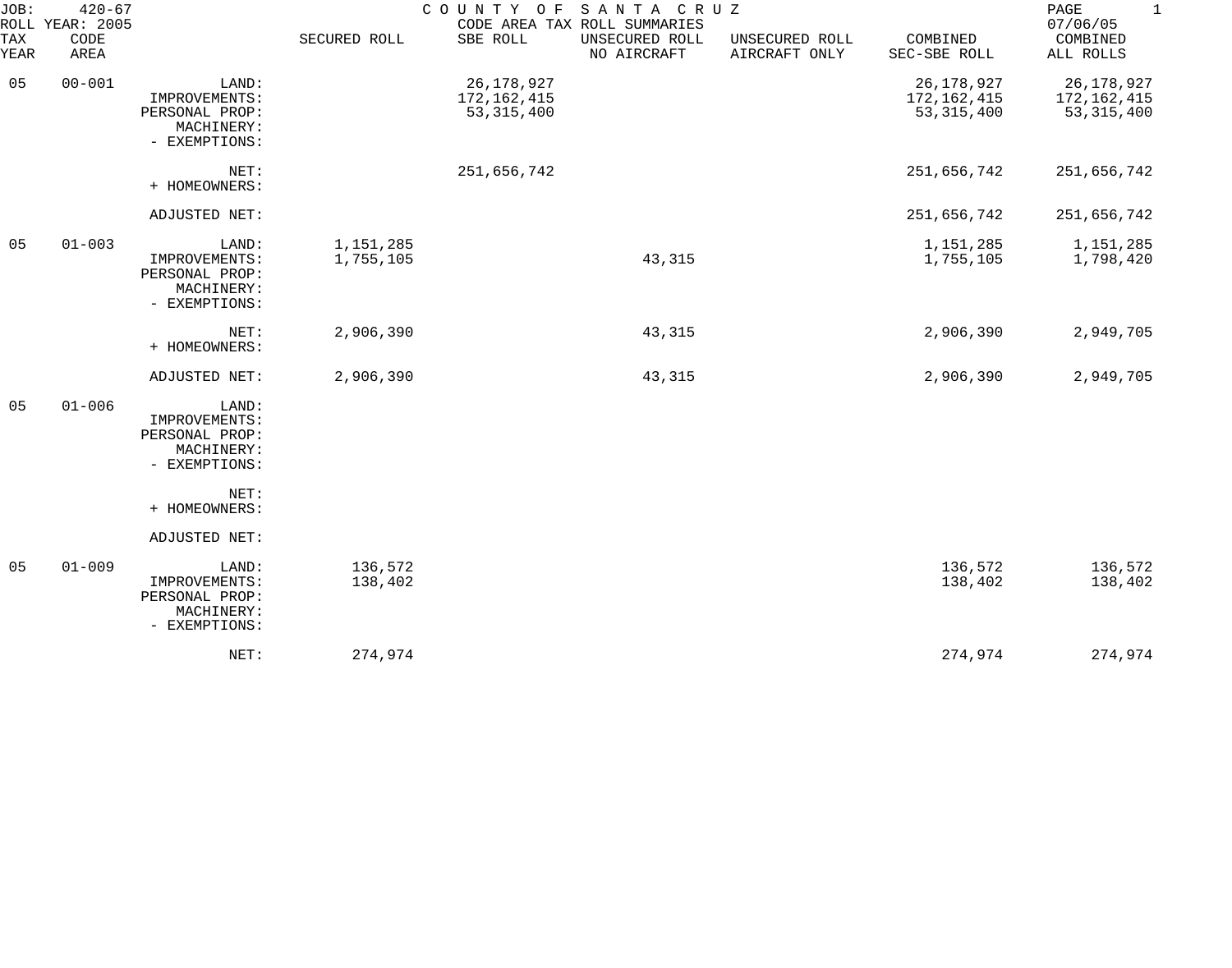JOB: 420-67 COUNTY OF SANTA CRUZ
ROLL YEAR: 2005 CODE AREA TAX ROLL SUMMARIES 07/06/05

| TAX YEAR | CODE AREA | | SECURED ROLL | SBE ROLL | UNSECURED ROLL NO AIRCRAFT | UNSECURED ROLL AIRCRAFT ONLY | COMBINED SEC-SBE ROLL | COMBINED ALL ROLLS |
|---|---|---|---|---|---|---|---|---|
| 05 | 00-001 | LAND: | | 26,178,927 | | | 26,178,927 | 26,178,927 |
| | | IMPROVEMENTS: | | 172,162,415 | | | 172,162,415 | 172,162,415 |
| | | PERSONAL PROP: | | 53,315,400 | | | 53,315,400 | 53,315,400 |
| | | MACHINERY: | | | | | | |
| | | - EXEMPTIONS: | | | | | | |
| | | NET: | | 251,656,742 | | | 251,656,742 | 251,656,742 |
| | | + HOMEOWNERS: | | | | | | |
| | | ADJUSTED NET: | | | | | 251,656,742 | 251,656,742 |
| 05 | 01-003 | LAND: | 1,151,285 | | | | 1,151,285 | 1,151,285 |
| | | IMPROVEMENTS: | 1,755,105 | | 43,315 | | 1,755,105 | 1,798,420 |
| | | PERSONAL PROP: | | | | | | |
| | | MACHINERY: | | | | | | |
| | | - EXEMPTIONS: | | | | | | |
| | | NET: | 2,906,390 | | 43,315 | | 2,906,390 | 2,949,705 |
| | | + HOMEOWNERS: | | | | | | |
| | | ADJUSTED NET: | 2,906,390 | | 43,315 | | 2,906,390 | 2,949,705 |
| 05 | 01-006 | LAND: | | | | | | |
| | | IMPROVEMENTS: | | | | | | |
| | | PERSONAL PROP: | | | | | | |
| | | MACHINERY: | | | | | | |
| | | - EXEMPTIONS: | | | | | | |
| | | NET: | | | | | | |
| | | + HOMEOWNERS: | | | | | | |
| | | ADJUSTED NET: | | | | | | |
| 05 | 01-009 | LAND: | 136,572 | | | | 136,572 | 136,572 |
| | | IMPROVEMENTS: | 138,402 | | | | 138,402 | 138,402 |
| | | PERSONAL PROP: | | | | | | |
| | | MACHINERY: | | | | | | |
| | | - EXEMPTIONS: | | | | | | |
| | | NET: | 274,974 | | | | 274,974 | 274,974 |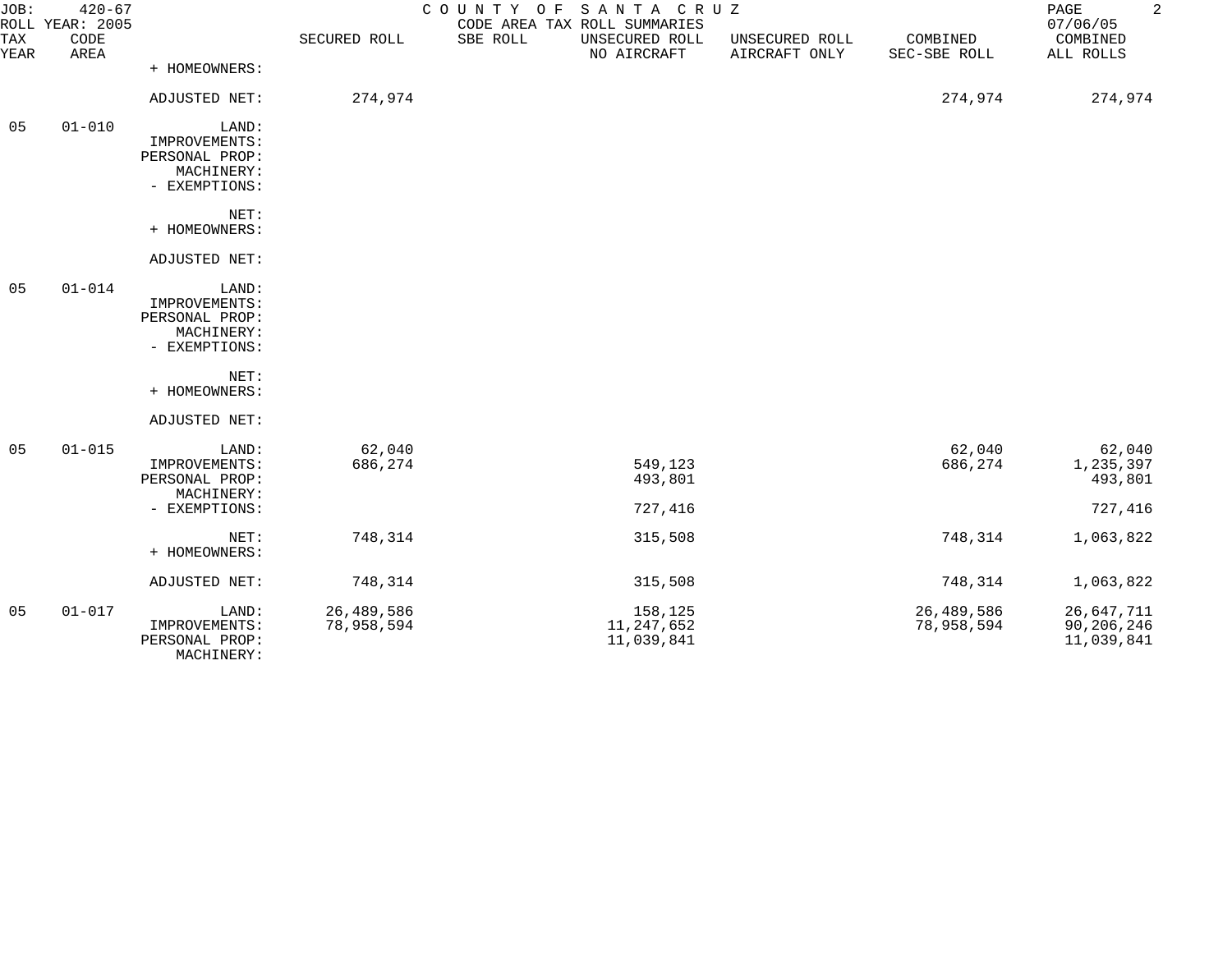JOB: 420-67 COUNTY OF SANTA CRUZ
ROLL YEAR: 2005 CODE AREA TAX ROLL SUMMARIES 07/06/05

| TAX YEAR | CODE AREA | | SECURED ROLL | SBE ROLL | UNSECURED ROLL NO AIRCRAFT | UNSECURED ROLL AIRCRAFT ONLY | COMBINED SEC-SBE ROLL | COMBINED ALL ROLLS |
|---|---|---|---|---|---|---|---|---|
| | | + HOMEOWNERS: | | | | | | |
| | | ADJUSTED NET: | 274,974 | | | | 274,974 | 274,974 |
| 05 | 01-010 | LAND: | | | | | | |
| | | IMPROVEMENTS: | | | | | | |
| | | PERSONAL PROP: | | | | | | |
| | | MACHINERY: | | | | | | |
| | | - EXEMPTIONS: | | | | | | |
| | | NET: | | | | | | |
| | | + HOMEOWNERS: | | | | | | |
| | | ADJUSTED NET: | | | | | | |
| 05 | 01-014 | LAND: | | | | | | |
| | | IMPROVEMENTS: | | | | | | |
| | | PERSONAL PROP: | | | | | | |
| | | MACHINERY: | | | | | | |
| | | - EXEMPTIONS: | | | | | | |
| | | NET: | | | | | | |
| | | + HOMEOWNERS: | | | | | | |
| | | ADJUSTED NET: | | | | | | |
| 05 | 01-015 | LAND: | 62,040 | | | | 62,040 | 62,040 |
| | | IMPROVEMENTS: | 686,274 | | 549,123 | | 686,274 | 1,235,397 |
| | | PERSONAL PROP: | | | 493,801 | | | 493,801 |
| | | MACHINERY: | | | | | | |
| | | - EXEMPTIONS: | | | 727,416 | | | 727,416 |
| | | NET: | 748,314 | | 315,508 | | 748,314 | 1,063,822 |
| | | + HOMEOWNERS: | | | | | | |
| | | ADJUSTED NET: | 748,314 | | 315,508 | | 748,314 | 1,063,822 |
| 05 | 01-017 | LAND: | 26,489,586 | | 158,125 | | 26,489,586 | 26,647,711 |
| | | IMPROVEMENTS: | 78,958,594 | | 11,247,652 | | 78,958,594 | 90,206,246 |
| | | PERSONAL PROP: | | | 11,039,841 | | | 11,039,841 |
| | | MACHINERY: | | | | | | |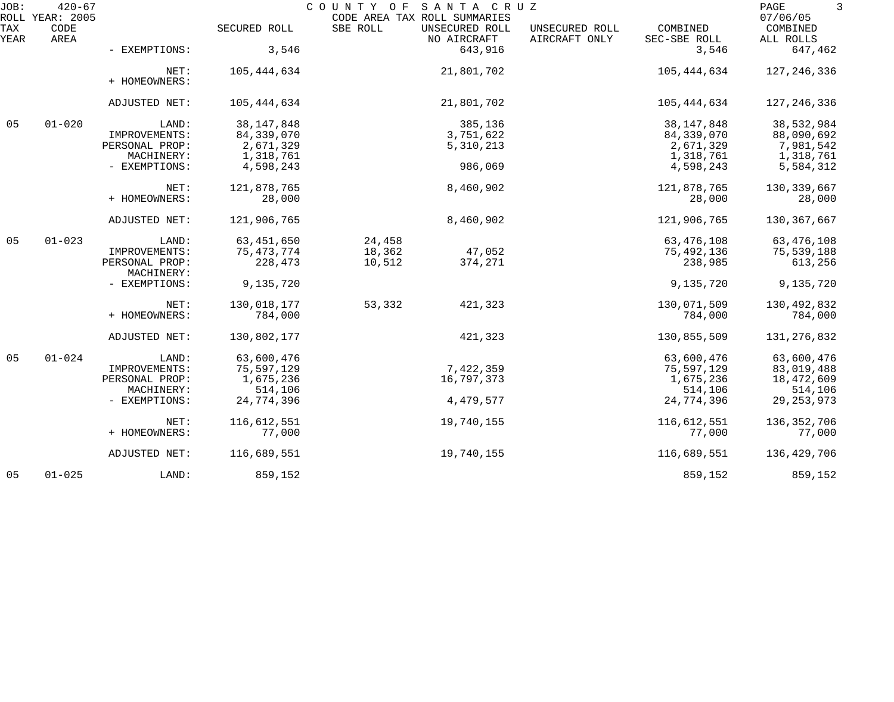JOB: 420-67 COUNTY OF SANTA CRUZ

ROLL YEAR: 2005 CODE AREA TAX ROLL SUMMARIES 07/06/05

| TAX YEAR | CODE AREA | | SECURED ROLL | SBE ROLL | UNSECURED ROLL NO AIRCRAFT | UNSECURED ROLL AIRCRAFT ONLY | COMBINED SEC-SBE ROLL | COMBINED ALL ROLLS |
|---|---|---|---|---|---|---|---|---|
| | | - EXEMPTIONS: | 3,546 | | 643,916 | | 3,546 | 647,462 |
| | | NET: | 105,444,634 | | 21,801,702 | | 105,444,634 | 127,246,336 |
| | | + HOMEOWNERS: | | | | | | |
| | | ADJUSTED NET: | 105,444,634 | | 21,801,702 | | 105,444,634 | 127,246,336 |
| 05 | 01-020 | LAND: | 38,147,848 | | 385,136 | | 38,147,848 | 38,532,984 |
| | | IMPROVEMENTS: | 84,339,070 | | 3,751,622 | | 84,339,070 | 88,090,692 |
| | | PERSONAL PROP: | 2,671,329 | | 5,310,213 | | 2,671,329 | 7,981,542 |
| | | MACHINERY: | 1,318,761 | | | | 1,318,761 | 1,318,761 |
| | | - EXEMPTIONS: | 4,598,243 | | 986,069 | | 4,598,243 | 5,584,312 |
| | | NET: | 121,878,765 | | 8,460,902 | | 121,878,765 | 130,339,667 |
| | | + HOMEOWNERS: | 28,000 | | | | 28,000 | 28,000 |
| | | ADJUSTED NET: | 121,906,765 | | 8,460,902 | | 121,906,765 | 130,367,667 |
| 05 | 01-023 | LAND: | 63,451,650 | 24,458 | | | 63,476,108 | 63,476,108 |
| | | IMPROVEMENTS: | 75,473,774 | 18,362 | 47,052 | | 75,492,136 | 75,539,188 |
| | | PERSONAL PROP: | 228,473 | 10,512 | 374,271 | | 238,985 | 613,256 |
| | | MACHINERY: | | | | | | |
| | | - EXEMPTIONS: | 9,135,720 | | | | 9,135,720 | 9,135,720 |
| | | NET: | 130,018,177 | 53,332 | 421,323 | | 130,071,509 | 130,492,832 |
| | | + HOMEOWNERS: | 784,000 | | | | 784,000 | 784,000 |
| | | ADJUSTED NET: | 130,802,177 | | 421,323 | | 130,855,509 | 131,276,832 |
| 05 | 01-024 | LAND: | 63,600,476 | | | | 63,600,476 | 63,600,476 |
| | | IMPROVEMENTS: | 75,597,129 | | 7,422,359 | | 75,597,129 | 83,019,488 |
| | | PERSONAL PROP: | 1,675,236 | | 16,797,373 | | 1,675,236 | 18,472,609 |
| | | MACHINERY: | 514,106 | | | | 514,106 | 514,106 |
| | | - EXEMPTIONS: | 24,774,396 | | 4,479,577 | | 24,774,396 | 29,253,973 |
| | | NET: | 116,612,551 | | 19,740,155 | | 116,612,551 | 136,352,706 |
| | | + HOMEOWNERS: | 77,000 | | | | 77,000 | 77,000 |
| | | ADJUSTED NET: | 116,689,551 | | 19,740,155 | | 116,689,551 | 136,429,706 |
| 05 | 01-025 | LAND: | 859,152 | | | | 859,152 | 859,152 |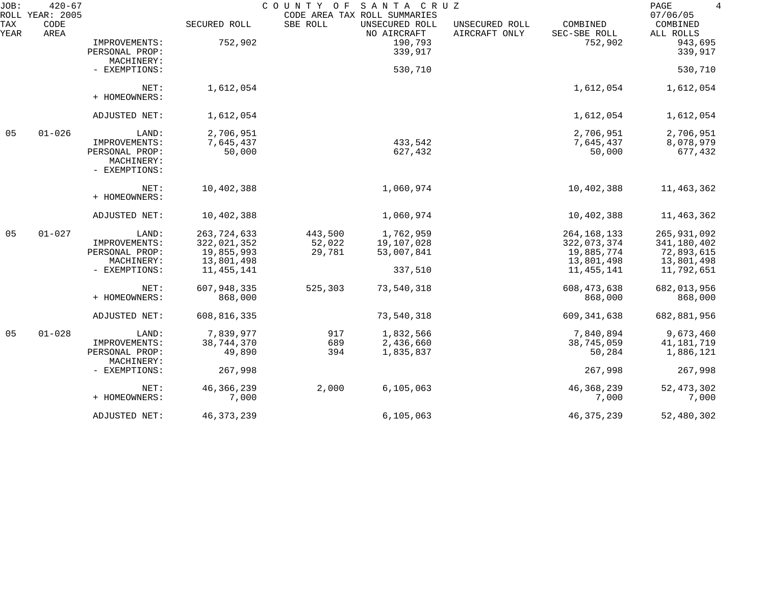JOB: 420-67 COUNTY OF SANTA CRUZ
ROLL YEAR: 2005 CODE AREA TAX ROLL SUMMARIES 07/06/05

| TAX YEAR | CODE AREA | | SECURED ROLL | SBE ROLL | UNSECURED ROLL NO AIRCRAFT | UNSECURED ROLL AIRCRAFT ONLY | COMBINED SEC-SBE ROLL | COMBINED ALL ROLLS |
|---|---|---|---|---|---|---|---|---|
| | | IMPROVEMENTS: | 752,902 | | 190,793 | | 752,902 | 943,695 |
| | | PERSONAL PROP: | | | 339,917 | | | 339,917 |
| | | MACHINERY: | | | | | | |
| | | - EXEMPTIONS: | | | 530,710 | | | 530,710 |
| | | NET: | 1,612,054 | | | | 1,612,054 | 1,612,054 |
| | | + HOMEOWNERS: | | | | | | |
| | | ADJUSTED NET: | 1,612,054 | | | | 1,612,054 | 1,612,054 |
| 05 | 01-026 | LAND: | 2,706,951 | | | | 2,706,951 | 2,706,951 |
| | | IMPROVEMENTS: | 7,645,437 | | 433,542 | | 7,645,437 | 8,078,979 |
| | | PERSONAL PROP: | 50,000 | | 627,432 | | 50,000 | 677,432 |
| | | MACHINERY: | | | | | | |
| | | - EXEMPTIONS: | | | | | | |
| | | NET: | 10,402,388 | | 1,060,974 | | 10,402,388 | 11,463,362 |
| | | + HOMEOWNERS: | | | | | | |
| | | ADJUSTED NET: | 10,402,388 | | 1,060,974 | | 10,402,388 | 11,463,362 |
| 05 | 01-027 | LAND: | 263,724,633 | 443,500 | 1,762,959 | | 264,168,133 | 265,931,092 |
| | | IMPROVEMENTS: | 322,021,352 | 52,022 | 19,107,028 | | 322,073,374 | 341,180,402 |
| | | PERSONAL PROP: | 19,855,993 | 29,781 | 53,007,841 | | 19,885,774 | 72,893,615 |
| | | MACHINERY: | 13,801,498 | | | | 13,801,498 | 13,801,498 |
| | | - EXEMPTIONS: | 11,455,141 | | 337,510 | | 11,455,141 | 11,792,651 |
| | | NET: | 607,948,335 | 525,303 | 73,540,318 | | 608,473,638 | 682,013,956 |
| | | + HOMEOWNERS: | 868,000 | | | | 868,000 | 868,000 |
| | | ADJUSTED NET: | 608,816,335 | | 73,540,318 | | 609,341,638 | 682,881,956 |
| 05 | 01-028 | LAND: | 7,839,977 | 917 | 1,832,566 | | 7,840,894 | 9,673,460 |
| | | IMPROVEMENTS: | 38,744,370 | 689 | 2,436,660 | | 38,745,059 | 41,181,719 |
| | | PERSONAL PROP: | 49,890 | 394 | 1,835,837 | | 50,284 | 1,886,121 |
| | | MACHINERY: | | | | | | |
| | | - EXEMPTIONS: | 267,998 | | | | 267,998 | 267,998 |
| | | NET: | 46,366,239 | 2,000 | 6,105,063 | | 46,368,239 | 52,473,302 |
| | | + HOMEOWNERS: | 7,000 | | | | 7,000 | 7,000 |
| | | ADJUSTED NET: | 46,373,239 | | 6,105,063 | | 46,375,239 | 52,480,302 |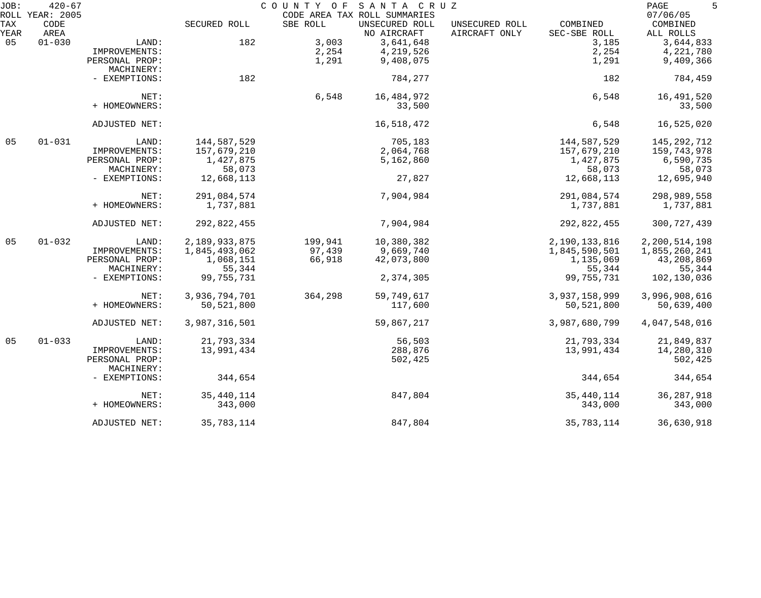JOB: 420-67 COUNTY OF SANTA CRUZ 07/06/05
ROLL YEAR: 2005 CODE AREA TAX ROLL SUMMARIES

| TAX YEAR | CODE AREA | | SECURED ROLL | SBE ROLL | UNSECURED ROLL NO AIRCRAFT | UNSECURED ROLL AIRCRAFT ONLY | COMBINED SEC-SBE ROLL | COMBINED ALL ROLLS |
|---|---|---|---|---|---|---|---|---|
| 05 | 01-030 | LAND: | 182 | 3,003 | 3,641,648 | | 3,185 | 3,644,833 |
| | | IMPROVEMENTS: | | 2,254 | 4,219,526 | | 2,254 | 4,221,780 |
| | | PERSONAL PROP: | | 1,291 | 9,408,075 | | 1,291 | 9,409,366 |
| | | MACHINERY: | | | | | | |
| | | - EXEMPTIONS: | 182 | | 784,277 | | 182 | 784,459 |
| | | NET: | | 6,548 | 16,484,972 | | 6,548 | 16,491,520 |
| | | + HOMEOWNERS: | | | 33,500 | | | 33,500 |
| | | ADJUSTED NET: | | | 16,518,472 | | 6,548 | 16,525,020 |
| 05 | 01-031 | LAND: | 144,587,529 | | 705,183 | | 144,587,529 | 145,292,712 |
| | | IMPROVEMENTS: | 157,679,210 | | 2,064,768 | | 157,679,210 | 159,743,978 |
| | | PERSONAL PROP: | 1,427,875 | | 5,162,860 | | 1,427,875 | 6,590,735 |
| | | MACHINERY: | 58,073 | | | | 58,073 | 58,073 |
| | | - EXEMPTIONS: | 12,668,113 | | 27,827 | | 12,668,113 | 12,695,940 |
| | | NET: | 291,084,574 | | 7,904,984 | | 291,084,574 | 298,989,558 |
| | | + HOMEOWNERS: | 1,737,881 | | | | 1,737,881 | 1,737,881 |
| | | ADJUSTED NET: | 292,822,455 | | 7,904,984 | | 292,822,455 | 300,727,439 |
| 05 | 01-032 | LAND: | 2,189,933,875 | 199,941 | 10,380,382 | | 2,190,133,816 | 2,200,514,198 |
| | | IMPROVEMENTS: | 1,845,493,062 | 97,439 | 9,669,740 | | 1,845,590,501 | 1,855,260,241 |
| | | PERSONAL PROP: | 1,068,151 | 66,918 | 42,073,800 | | 1,135,069 | 43,208,869 |
| | | MACHINERY: | 55,344 | | | | 55,344 | 55,344 |
| | | - EXEMPTIONS: | 99,755,731 | | 2,374,305 | | 99,755,731 | 102,130,036 |
| | | NET: | 3,936,794,701 | 364,298 | 59,749,617 | | 3,937,158,999 | 3,996,908,616 |
| | | + HOMEOWNERS: | 50,521,800 | | 117,600 | | 50,521,800 | 50,639,400 |
| | | ADJUSTED NET: | 3,987,316,501 | | 59,867,217 | | 3,987,680,799 | 4,047,548,016 |
| 05 | 01-033 | LAND: | 21,793,334 | | 56,503 | | 21,793,334 | 21,849,837 |
| | | IMPROVEMENTS: | 13,991,434 | | 288,876 | | 13,991,434 | 14,280,310 |
| | | PERSONAL PROP: | | | 502,425 | | | 502,425 |
| | | MACHINERY: | | | | | | |
| | | - EXEMPTIONS: | 344,654 | | | | 344,654 | 344,654 |
| | | NET: | 35,440,114 | | 847,804 | | 35,440,114 | 36,287,918 |
| | | + HOMEOWNERS: | 343,000 | | | | 343,000 | 343,000 |
| | | ADJUSTED NET: | 35,783,114 | | 847,804 | | 35,783,114 | 36,630,918 |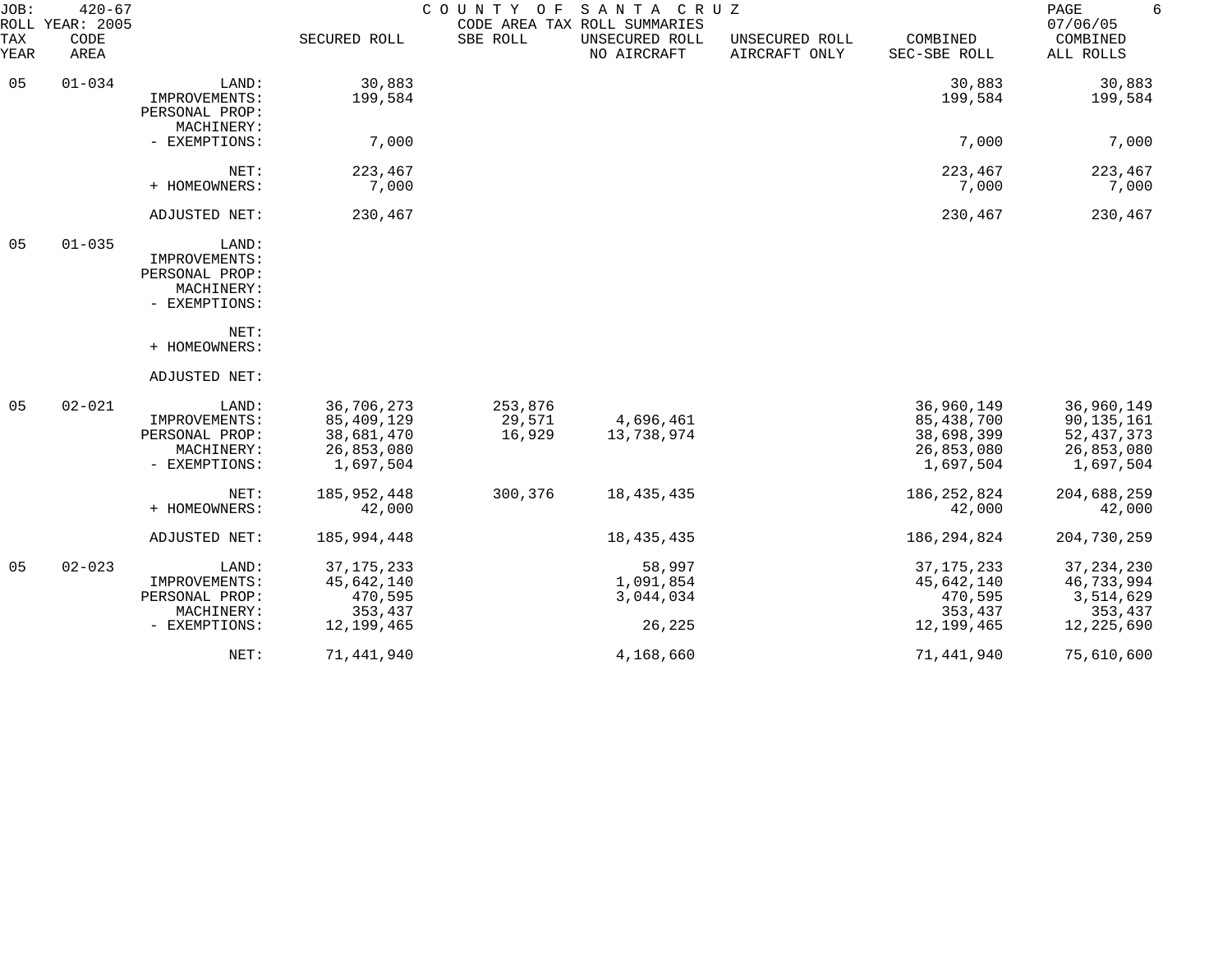JOB: 420-67 COUNTY OF SANTA CRUZ
ROLL YEAR: 2005 CODE AREA TAX ROLL SUMMARIES 07/06/05

| TAX YEAR | CODE AREA | | SECURED ROLL | SBE ROLL | UNSECURED ROLL NO AIRCRAFT | UNSECURED ROLL AIRCRAFT ONLY | COMBINED SEC-SBE ROLL | COMBINED ALL ROLLS |
|---|---|---|---|---|---|---|---|---|
| 05 | 01-034 | LAND: | 30,883 | | | | 30,883 | 30,883 |
| | | IMPROVEMENTS: | 199,584 | | | | 199,584 | 199,584 |
| | | PERSONAL PROP: | | | | | | |
| | | MACHINERY: | | | | | | |
| | | - EXEMPTIONS: | 7,000 | | | | 7,000 | 7,000 |
| | | NET: | 223,467 | | | | 223,467 | 223,467 |
| | | + HOMEOWNERS: | 7,000 | | | | 7,000 | 7,000 |
| | | ADJUSTED NET: | 230,467 | | | | 230,467 | 230,467 |
| 05 | 01-035 | LAND: | | | | | | |
| | | IMPROVEMENTS: | | | | | | |
| | | PERSONAL PROP: | | | | | | |
| | | MACHINERY: | | | | | | |
| | | - EXEMPTIONS: | | | | | | |
| | | NET: | | | | | | |
| | | + HOMEOWNERS: | | | | | | |
| | | ADJUSTED NET: | | | | | | |
| 05 | 02-021 | LAND: | 36,706,273 | 253,876 | | | 36,960,149 | 36,960,149 |
| | | IMPROVEMENTS: | 85,409,129 | 29,571 | 4,696,461 | | 85,438,700 | 90,135,161 |
| | | PERSONAL PROP: | 38,681,470 | 16,929 | 13,738,974 | | 38,698,399 | 52,437,373 |
| | | MACHINERY: | 26,853,080 | | | | 26,853,080 | 26,853,080 |
| | | - EXEMPTIONS: | 1,697,504 | | | | 1,697,504 | 1,697,504 |
| | | NET: | 185,952,448 | 300,376 | 18,435,435 | | 186,252,824 | 204,688,259 |
| | | + HOMEOWNERS: | 42,000 | | | | 42,000 | 42,000 |
| | | ADJUSTED NET: | 185,994,448 | | 18,435,435 | | 186,294,824 | 204,730,259 |
| 05 | 02-023 | LAND: | 37,175,233 | | 58,997 | | 37,175,233 | 37,234,230 |
| | | IMPROVEMENTS: | 45,642,140 | | 1,091,854 | | 45,642,140 | 46,733,994 |
| | | PERSONAL PROP: | 470,595 | | 3,044,034 | | 470,595 | 3,514,629 |
| | | MACHINERY: | 353,437 | | | | 353,437 | 353,437 |
| | | - EXEMPTIONS: | 12,199,465 | | 26,225 | | 12,199,465 | 12,225,690 |
| | | NET: | 71,441,940 | | 4,168,660 | | 71,441,940 | 75,610,600 |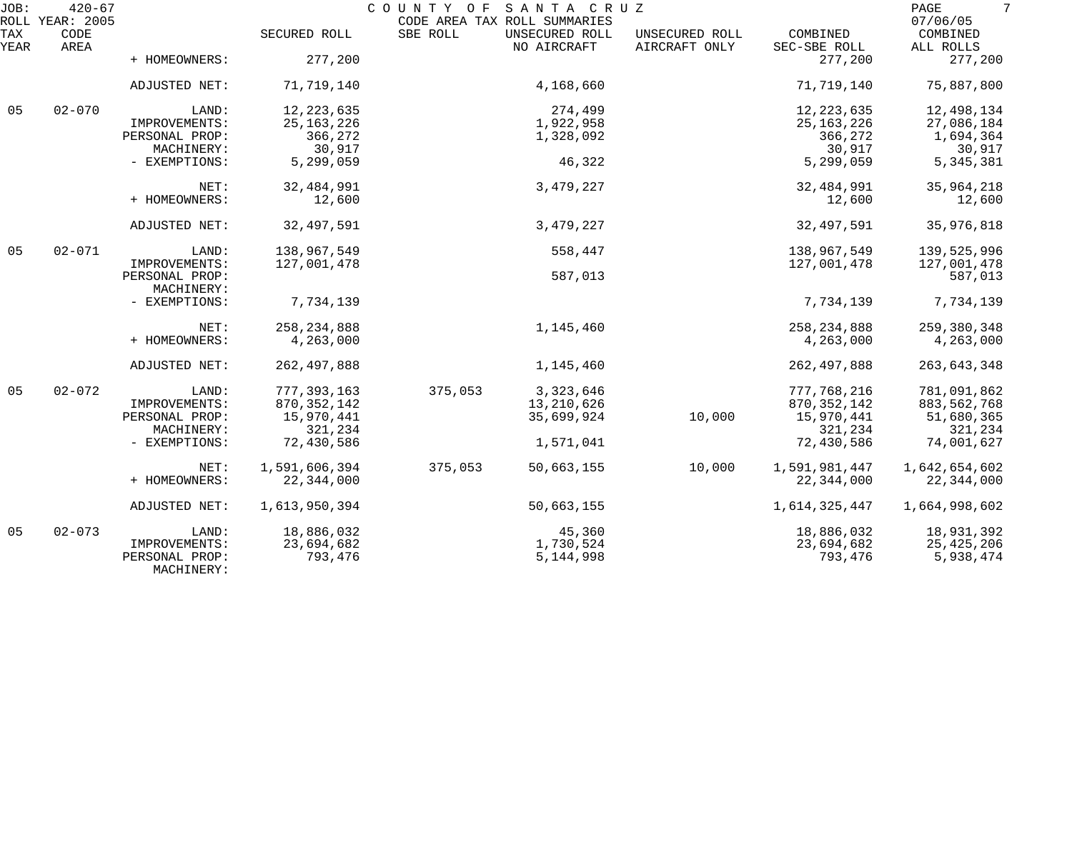| TAX YEAR | CODE AREA | | SECURED ROLL | SBE ROLL | UNSECURED ROLL NO AIRCRAFT | UNSECURED ROLL AIRCRAFT ONLY | COMBINED SEC-SBE ROLL | COMBINED ALL ROLLS |
|---|---|---|---|---|---|---|---|---|
| | | + HOMEOWNERS: | 277,200 | | | | 277,200 | 277,200 |
| | | ADJUSTED NET: | 71,719,140 | | 4,168,660 | | 71,719,140 | 75,887,800 |
| 05 | 02-070 | LAND: | 12,223,635 | | 274,499 | | 12,223,635 | 12,498,134 |
| | | IMPROVEMENTS: | 25,163,226 | | 1,922,958 | | 25,163,226 | 27,086,184 |
| | | PERSONAL PROP: | 366,272 | | 1,328,092 | | 366,272 | 1,694,364 |
| | | MACHINERY: | 30,917 | | | | 30,917 | 30,917 |
| | | - EXEMPTIONS: | 5,299,059 | | 46,322 | | 5,299,059 | 5,345,381 |
| | | NET: | 32,484,991 | | 3,479,227 | | 32,484,991 | 35,964,218 |
| | | + HOMEOWNERS: | 12,600 | | | | 12,600 | 12,600 |
| | | ADJUSTED NET: | 32,497,591 | | 3,479,227 | | 32,497,591 | 35,976,818 |
| 05 | 02-071 | LAND: | 138,967,549 | | 558,447 | | 138,967,549 | 139,525,996 |
| | | IMPROVEMENTS: | 127,001,478 | | | | 127,001,478 | 127,001,478 |
| | | PERSONAL PROP: | | | 587,013 | | | 587,013 |
| | | MACHINERY: | | | | | | |
| | | - EXEMPTIONS: | 7,734,139 | | | | 7,734,139 | 7,734,139 |
| | | NET: | 258,234,888 | | 1,145,460 | | 258,234,888 | 259,380,348 |
| | | + HOMEOWNERS: | 4,263,000 | | | | 4,263,000 | 4,263,000 |
| | | ADJUSTED NET: | 262,497,888 | | 1,145,460 | | 262,497,888 | 263,643,348 |
| 05 | 02-072 | LAND: | 777,393,163 | 375,053 | 3,323,646 | | 777,768,216 | 781,091,862 |
| | | IMPROVEMENTS: | 870,352,142 | | 13,210,626 | | 870,352,142 | 883,562,768 |
| | | PERSONAL PROP: | 15,970,441 | | 35,699,924 | 10,000 | 15,970,441 | 51,680,365 |
| | | MACHINERY: | 321,234 | | | | 321,234 | 321,234 |
| | | - EXEMPTIONS: | 72,430,586 | | 1,571,041 | | 72,430,586 | 74,001,627 |
| | | NET: | 1,591,606,394 | 375,053 | 50,663,155 | 10,000 | 1,591,981,447 | 1,642,654,602 |
| | | + HOMEOWNERS: | 22,344,000 | | | | 22,344,000 | 22,344,000 |
| | | ADJUSTED NET: | 1,613,950,394 | | 50,663,155 | | 1,614,325,447 | 1,664,998,602 |
| 05 | 02-073 | LAND: | 18,886,032 | | 45,360 | | 18,886,032 | 18,931,392 |
| | | IMPROVEMENTS: | 23,694,682 | | 1,730,524 | | 23,694,682 | 25,425,206 |
| | | PERSONAL PROP: | 793,476 | | 5,144,998 | | 793,476 | 5,938,474 |
| | | MACHINERY: | | | | | | |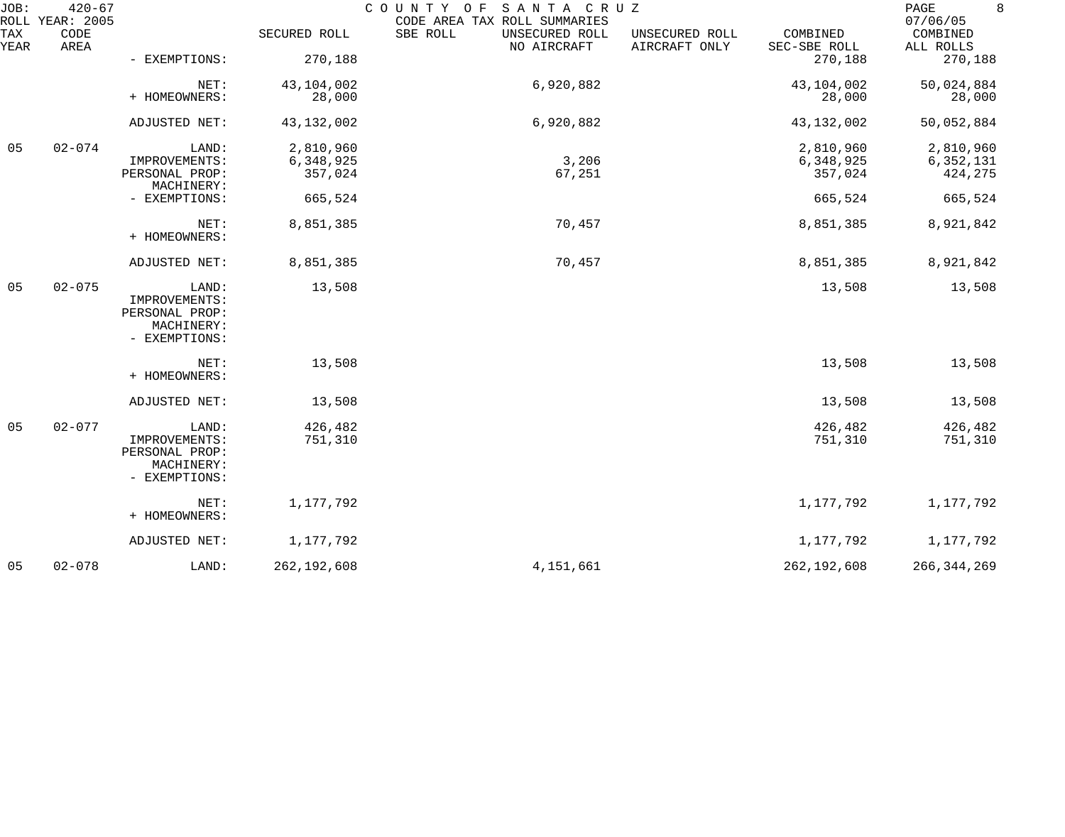| TAX YEAR | CODE AREA | | SECURED ROLL | SBE ROLL | UNSECURED ROLL NO AIRCRAFT | UNSECURED ROLL AIRCRAFT ONLY | COMBINED SEC-SBE ROLL | COMBINED ALL ROLLS |
|---|---|---|---|---|---|---|---|---|
| | | - EXEMPTIONS: | 270,188 | | | | 270,188 | 270,188 |
| | | NET: | 43,104,002 | | 6,920,882 | | 43,104,002 | 50,024,884 |
| | | + HOMEOWNERS: | 28,000 | | | | 28,000 | 28,000 |
| | | ADJUSTED NET: | 43,132,002 | | 6,920,882 | | 43,132,002 | 50,052,884 |
| 05 | 02-074 | LAND: | 2,810,960 | | | | 2,810,960 | 2,810,960 |
| | | IMPROVEMENTS: | 6,348,925 | | 3,206 | | 6,348,925 | 6,352,131 |
| | | PERSONAL PROP: | 357,024 | | 67,251 | | 357,024 | 424,275 |
| | | MACHINERY: | | | | | | |
| | | - EXEMPTIONS: | 665,524 | | | | 665,524 | 665,524 |
| | | NET: | 8,851,385 | | 70,457 | | 8,851,385 | 8,921,842 |
| | | + HOMEOWNERS: | | | | | | |
| | | ADJUSTED NET: | 8,851,385 | | 70,457 | | 8,851,385 | 8,921,842 |
| 05 | 02-075 | LAND: | 13,508 | | | | 13,508 | 13,508 |
| | | IMPROVEMENTS: | | | | | | |
| | | PERSONAL PROP: | | | | | | |
| | | MACHINERY: | | | | | | |
| | | - EXEMPTIONS: | | | | | | |
| | | NET: | 13,508 | | | | 13,508 | 13,508 |
| | | + HOMEOWNERS: | | | | | | |
| | | ADJUSTED NET: | 13,508 | | | | 13,508 | 13,508 |
| 05 | 02-077 | LAND: | 426,482 | | | | 426,482 | 426,482 |
| | | IMPROVEMENTS: | 751,310 | | | | 751,310 | 751,310 |
| | | PERSONAL PROP: | | | | | | |
| | | MACHINERY: | | | | | | |
| | | - EXEMPTIONS: | | | | | | |
| | | NET: | 1,177,792 | | | | 1,177,792 | 1,177,792 |
| | | + HOMEOWNERS: | | | | | | |
| | | ADJUSTED NET: | 1,177,792 | | | | 1,177,792 | 1,177,792 |
| 05 | 02-078 | LAND: | 262,192,608 | | 4,151,661 | | 262,192,608 | 266,344,269 |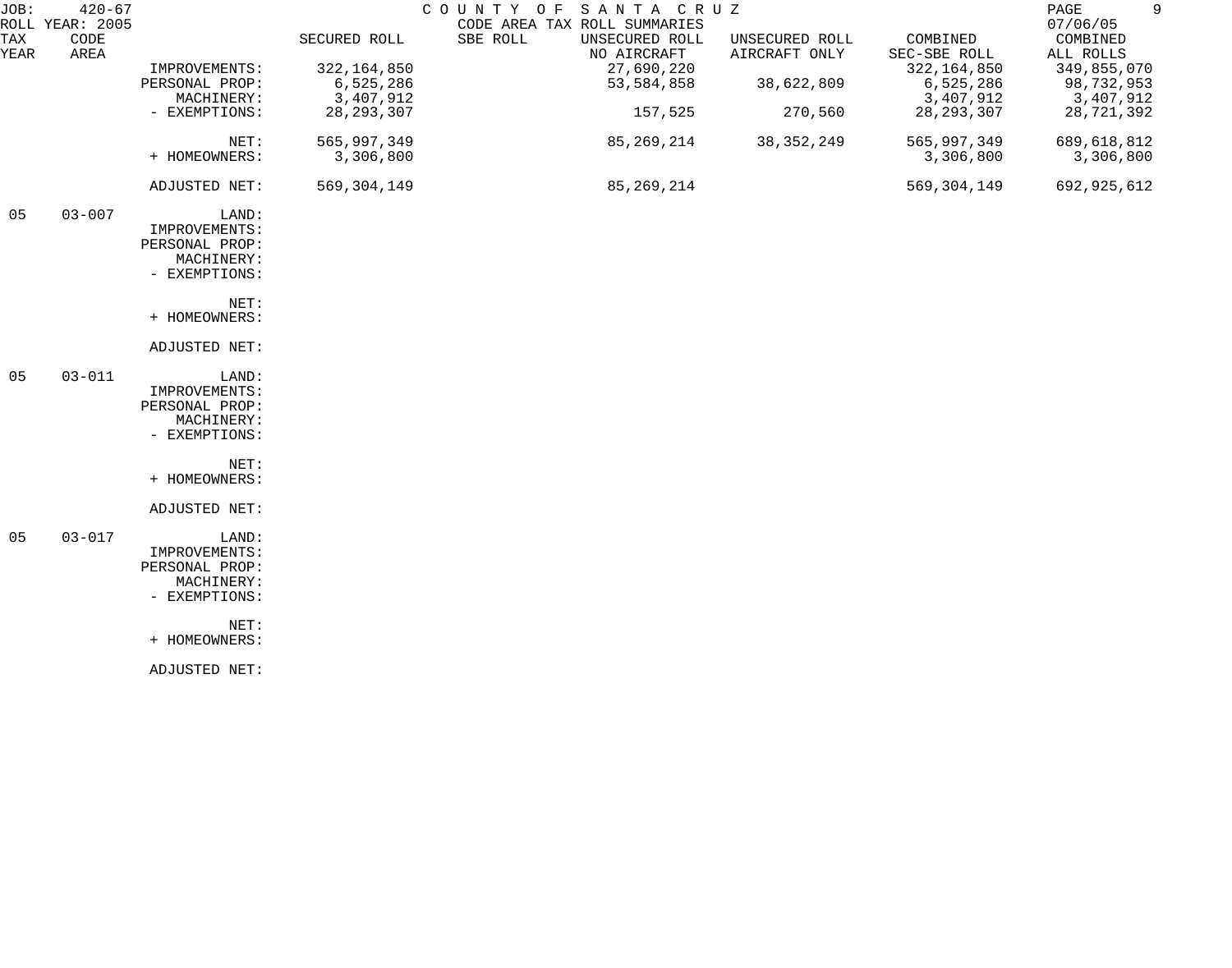JOB: 420-67 COUNTY OF SANTA CRUZ
ROLL YEAR: 2005 CODE AREA TAX ROLL SUMMARIES 07/06/05

| TAX YEAR | CODE AREA | | SECURED ROLL | SBE ROLL | UNSECURED ROLL NO AIRCRAFT | UNSECURED ROLL AIRCRAFT ONLY | COMBINED SEC-SBE ROLL | COMBINED ALL ROLLS |
|---|---|---|---|---|---|---|---|---|
| | | IMPROVEMENTS: | 322,164,850 | | 27,690,220 | | 322,164,850 | 349,855,070 |
| | | PERSONAL PROP: | 6,525,286 | | 53,584,858 | 38,622,809 | 6,525,286 | 98,732,953 |
| | | MACHINERY: | 3,407,912 | | | | 3,407,912 | 3,407,912 |
| | | - EXEMPTIONS: | 28,293,307 | | 157,525 | 270,560 | 28,293,307 | 28,721,392 |
| | | NET: | 565,997,349 | | 85,269,214 | 38,352,249 | 565,997,349 | 689,618,812 |
| | | + HOMEOWNERS: | 3,306,800 | | | | 3,306,800 | 3,306,800 |
| | | ADJUSTED NET: | 569,304,149 | | 85,269,214 | | 569,304,149 | 692,925,612 |
| 05 | 03-007 | LAND: | | | | | | |
| | | IMPROVEMENTS: | | | | | | |
| | | PERSONAL PROP: | | | | | | |
| | | MACHINERY: | | | | | | |
| | | - EXEMPTIONS: | | | | | | |
| | | NET: | | | | | | |
| | | + HOMEOWNERS: | | | | | | |
| | | ADJUSTED NET: | | | | | | |
| 05 | 03-011 | LAND: | | | | | | |
| | | IMPROVEMENTS: | | | | | | |
| | | PERSONAL PROP: | | | | | | |
| | | MACHINERY: | | | | | | |
| | | - EXEMPTIONS: | | | | | | |
| | | NET: | | | | | | |
| | | + HOMEOWNERS: | | | | | | |
| | | ADJUSTED NET: | | | | | | |
| 05 | 03-017 | LAND: | | | | | | |
| | | IMPROVEMENTS: | | | | | | |
| | | PERSONAL PROP: | | | | | | |
| | | MACHINERY: | | | | | | |
| | | - EXEMPTIONS: | | | | | | |
| | | NET: | | | | | | |
| | | + HOMEOWNERS: | | | | | | |
| | | ADJUSTED NET: | | | | | | |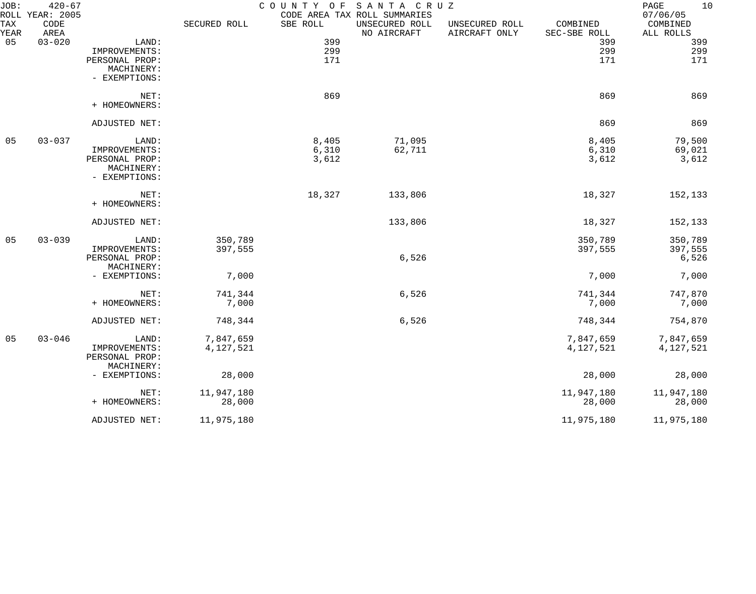JOB: 420-67 COUNTY OF SANTA CRUZ
ROLL YEAR: 2005 CODE AREA TAX ROLL SUMMARIES 07/06/05

| TAX YEAR | CODE AREA | | SECURED ROLL | SBE ROLL | UNSECURED ROLL NO AIRCRAFT | UNSECURED ROLL AIRCRAFT ONLY | COMBINED SEC-SBE ROLL | COMBINED ALL ROLLS |
|---|---|---|---|---|---|---|---|---|
| 05 | 03-020 | LAND: | | 399 | | | 399 | 399 |
| | | IMPROVEMENTS: | | 299 | | | 299 | 299 |
| | | PERSONAL PROP: | | 171 | | | 171 | 171 |
| | | MACHINERY: | | | | | | |
| | | - EXEMPTIONS: | | | | | | |
| | | NET: | | 869 | | | 869 | 869 |
| | | + HOMEOWNERS: | | | | | | |
| | | ADJUSTED NET: | | | | | 869 | 869 |
| 05 | 03-037 | LAND: | | 8,405 | 71,095 | | 8,405 | 79,500 |
| | | IMPROVEMENTS: | | 6,310 | 62,711 | | 6,310 | 69,021 |
| | | PERSONAL PROP: | | 3,612 | | | 3,612 | 3,612 |
| | | MACHINERY: | | | | | | |
| | | - EXEMPTIONS: | | | | | | |
| | | NET: | | 18,327 | 133,806 | | 18,327 | 152,133 |
| | | + HOMEOWNERS: | | | | | | |
| | | ADJUSTED NET: | | | 133,806 | | 18,327 | 152,133 |
| 05 | 03-039 | LAND: | 350,789 | | | | 350,789 | 350,789 |
| | | IMPROVEMENTS: | 397,555 | | | | 397,555 | 397,555 |
| | | PERSONAL PROP: | | | 6,526 | | | 6,526 |
| | | MACHINERY: | | | | | | |
| | | - EXEMPTIONS: | 7,000 | | | | 7,000 | 7,000 |
| | | NET: | 741,344 | | 6,526 | | 741,344 | 747,870 |
| | | + HOMEOWNERS: | 7,000 | | | | 7,000 | 7,000 |
| | | ADJUSTED NET: | 748,344 | | 6,526 | | 748,344 | 754,870 |
| 05 | 03-046 | LAND: | 7,847,659 | | | | 7,847,659 | 7,847,659 |
| | | IMPROVEMENTS: | 4,127,521 | | | | 4,127,521 | 4,127,521 |
| | | PERSONAL PROP: | | | | | | |
| | | MACHINERY: | | | | | | |
| | | - EXEMPTIONS: | 28,000 | | | | 28,000 | 28,000 |
| | | NET: | 11,947,180 | | | | 11,947,180 | 11,947,180 |
| | | + HOMEOWNERS: | 28,000 | | | | 28,000 | 28,000 |
| | | ADJUSTED NET: | 11,975,180 | | | | 11,975,180 | 11,975,180 |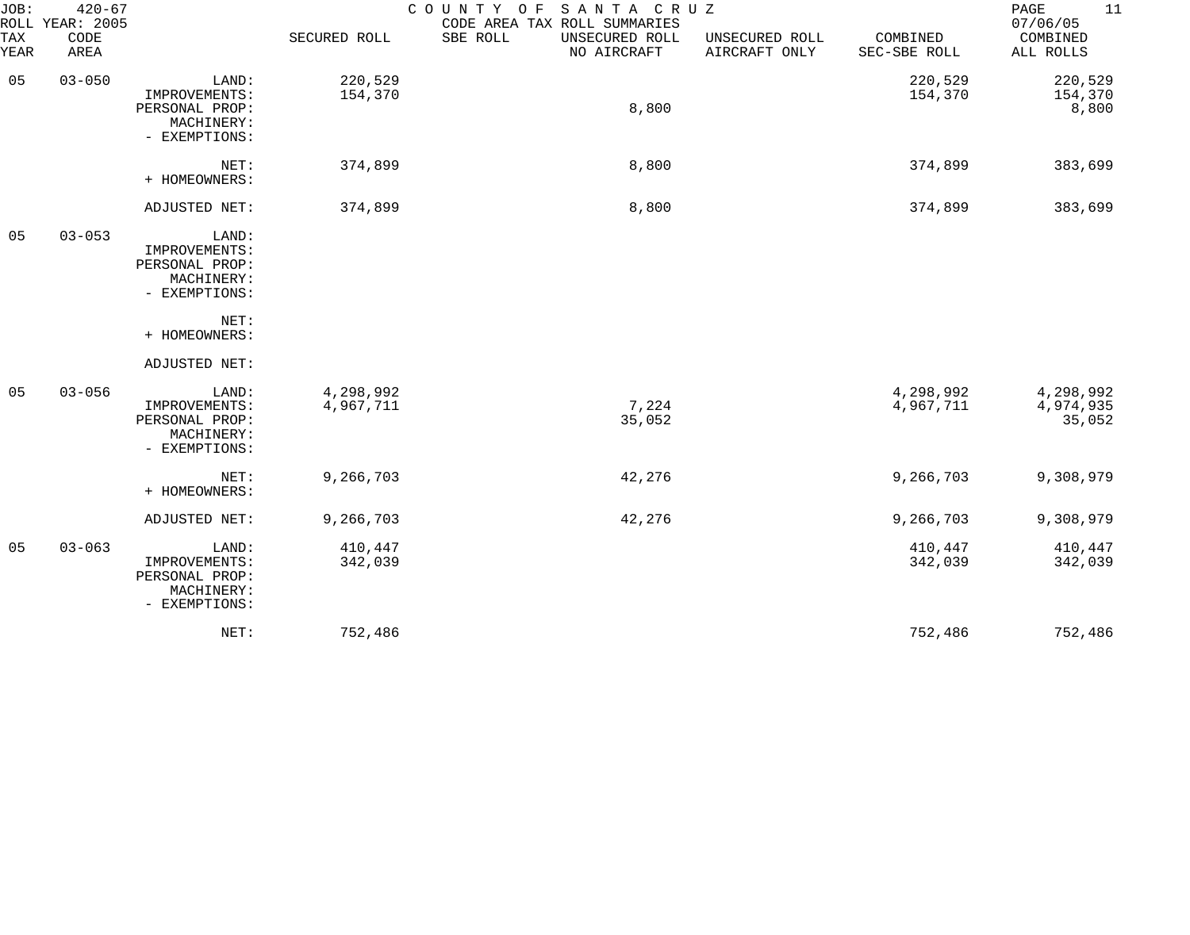JOB: 420-67 COUNTY OF SANTA CRUZ
ROLL YEAR: 2005 CODE AREA TAX ROLL SUMMARIES 07/06/05

| TAX YEAR | CODE AREA | | SECURED ROLL | SBE ROLL | UNSECURED ROLL NO AIRCRAFT | UNSECURED ROLL AIRCRAFT ONLY | COMBINED SEC-SBE ROLL | COMBINED ALL ROLLS |
|---|---|---|---|---|---|---|---|---|
| 05 | 03-050 | LAND: | 220,529 | | | | 220,529 | 220,529 |
| | | IMPROVEMENTS: | 154,370 | | | | 154,370 | 154,370 |
| | | PERSONAL PROP: | | | 8,800 | | | 8,800 |
| | | MACHINERY: | | | | | | |
| | | - EXEMPTIONS: | | | | | | |
| | | NET: | 374,899 | | 8,800 | | 374,899 | 383,699 |
| | | + HOMEOWNERS: | | | | | | |
| | | ADJUSTED NET: | 374,899 | | 8,800 | | 374,899 | 383,699 |
| 05 | 03-053 | LAND: | | | | | | |
| | | IMPROVEMENTS: | | | | | | |
| | | PERSONAL PROP: | | | | | | |
| | | MACHINERY: | | | | | | |
| | | - EXEMPTIONS: | | | | | | |
| | | NET: | | | | | | |
| | | + HOMEOWNERS: | | | | | | |
| | | ADJUSTED NET: | | | | | | |
| 05 | 03-056 | LAND: | 4,298,992 | | | | 4,298,992 | 4,298,992 |
| | | IMPROVEMENTS: | 4,967,711 | | 7,224 | | 4,967,711 | 4,974,935 |
| | | PERSONAL PROP: | | | 35,052 | | | 35,052 |
| | | MACHINERY: | | | | | | |
| | | - EXEMPTIONS: | | | | | | |
| | | NET: | 9,266,703 | | 42,276 | | 9,266,703 | 9,308,979 |
| | | + HOMEOWNERS: | | | | | | |
| | | ADJUSTED NET: | 9,266,703 | | 42,276 | | 9,266,703 | 9,308,979 |
| 05 | 03-063 | LAND: | 410,447 | | | | 410,447 | 410,447 |
| | | IMPROVEMENTS: | 342,039 | | | | 342,039 | 342,039 |
| | | PERSONAL PROP: | | | | | | |
| | | MACHINERY: | | | | | | |
| | | - EXEMPTIONS: | | | | | | |
| | | NET: | 752,486 | | | | 752,486 | 752,486 |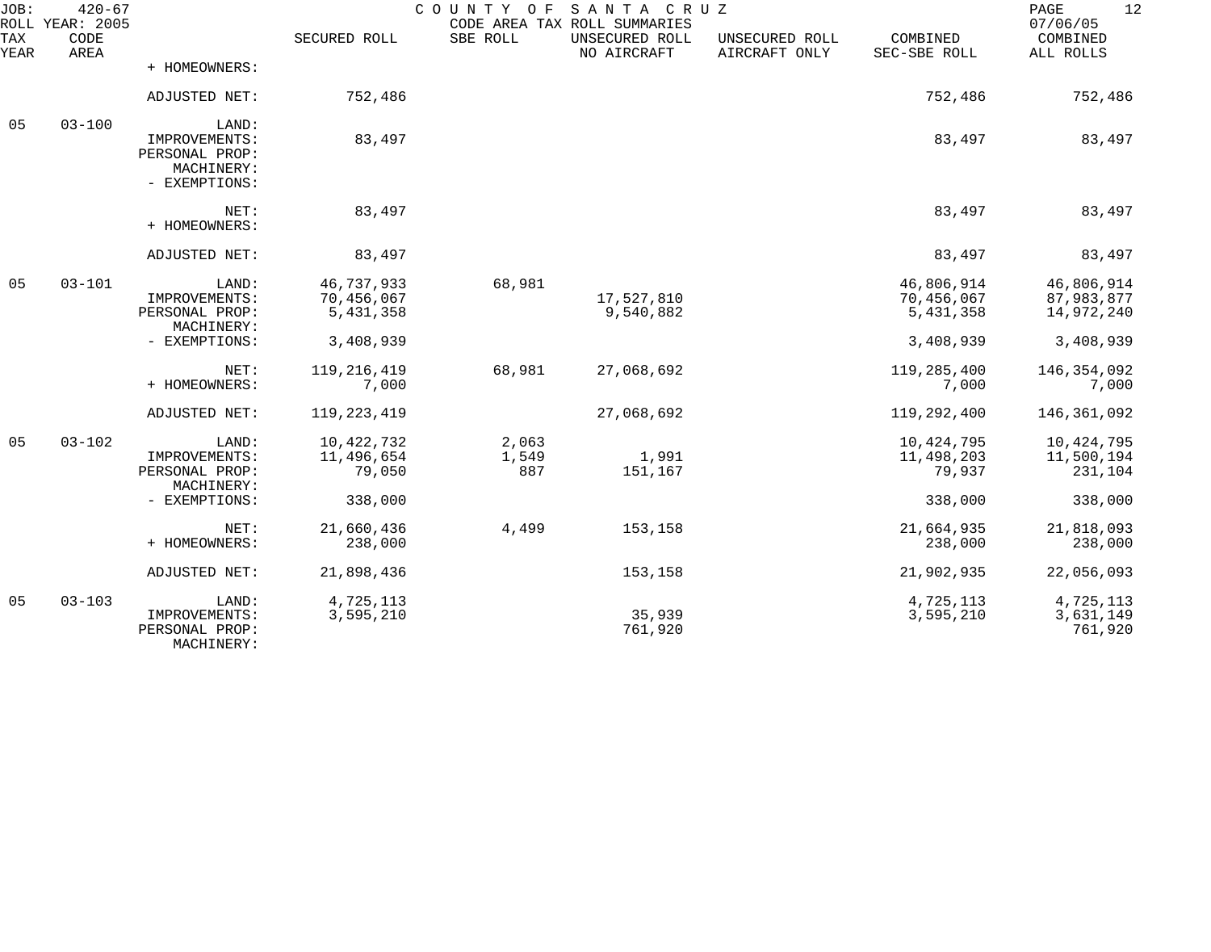JOB: 420-67 COUNTY OF SANTA CRUZ PAGE 12
ROLL YEAR: 2005 CODE AREA TAX ROLL SUMMARIES 07/06/05

| TAX YEAR | CODE AREA | | SECURED ROLL | SBE ROLL | UNSECURED ROLL NO AIRCRAFT | UNSECURED ROLL AIRCRAFT ONLY | COMBINED SEC-SBE ROLL | COMBINED ALL ROLLS |
|---|---|---|---|---|---|---|---|---|
| | | + HOMEOWNERS: | | | | | | |
| | | ADJUSTED NET: | 752,486 | | | | 752,486 | 752,486 |
| 05 | 03-100 | LAND: | | | | | | |
| | | IMPROVEMENTS: | 83,497 | | | | 83,497 | 83,497 |
| | | PERSONAL PROP: | | | | | | |
| | | MACHINERY: | | | | | | |
| | | - EXEMPTIONS: | | | | | | |
| | | NET: | 83,497 | | | | 83,497 | 83,497 |
| | | + HOMEOWNERS: | | | | | | |
| | | ADJUSTED NET: | 83,497 | | | | 83,497 | 83,497 |
| 05 | 03-101 | LAND: | 46,737,933 | 68,981 | | | 46,806,914 | 46,806,914 |
| | | IMPROVEMENTS: | 70,456,067 | | 17,527,810 | | 70,456,067 | 87,983,877 |
| | | PERSONAL PROP: | 5,431,358 | | 9,540,882 | | 5,431,358 | 14,972,240 |
| | | MACHINERY: | | | | | | |
| | | - EXEMPTIONS: | 3,408,939 | | | | 3,408,939 | 3,408,939 |
| | | NET: | 119,216,419 | 68,981 | 27,068,692 | | 119,285,400 | 146,354,092 |
| | | + HOMEOWNERS: | 7,000 | | | | 7,000 | 7,000 |
| | | ADJUSTED NET: | 119,223,419 | | 27,068,692 | | 119,292,400 | 146,361,092 |
| 05 | 03-102 | LAND: | 10,422,732 | 2,063 | | | 10,424,795 | 10,424,795 |
| | | IMPROVEMENTS: | 11,496,654 | 1,549 | 1,991 | | 11,498,203 | 11,500,194 |
| | | PERSONAL PROP: | 79,050 | 887 | 151,167 | | 79,937 | 231,104 |
| | | MACHINERY: | | | | | | |
| | | - EXEMPTIONS: | 338,000 | | | | 338,000 | 338,000 |
| | | NET: | 21,660,436 | 4,499 | 153,158 | | 21,664,935 | 21,818,093 |
| | | + HOMEOWNERS: | 238,000 | | | | 238,000 | 238,000 |
| | | ADJUSTED NET: | 21,898,436 | | 153,158 | | 21,902,935 | 22,056,093 |
| 05 | 03-103 | LAND: | 4,725,113 | | | | 4,725,113 | 4,725,113 |
| | | IMPROVEMENTS: | 3,595,210 | | 35,939 | | 3,595,210 | 3,631,149 |
| | | PERSONAL PROP: | | | 761,920 | | | 761,920 |
| | | MACHINERY: | | | | | | |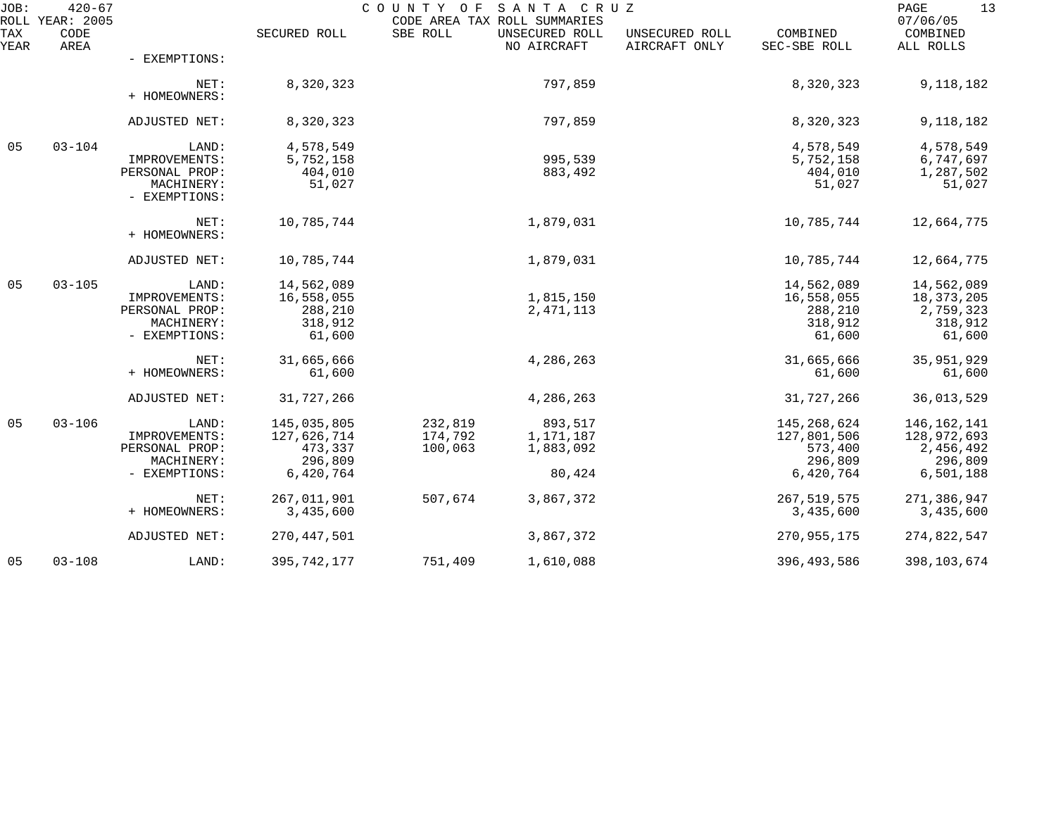JOB: 420-67 COUNTY OF SANTA CRUZ
ROLL YEAR: 2005 CODE AREA TAX ROLL SUMMARIES 07/06/05

| TAX YEAR | CODE AREA | | SECURED ROLL | SBE ROLL | UNSECURED ROLL NO AIRCRAFT | UNSECURED ROLL AIRCRAFT ONLY | COMBINED SEC-SBE ROLL | COMBINED ALL ROLLS |
|---|---|---|---|---|---|---|---|---|
| | | - EXEMPTIONS: | | | | | | |
| | | NET: | 8,320,323 | | 797,859 | | 8,320,323 | 9,118,182 |
| | | + HOMEOWNERS: | | | | | | |
| | | ADJUSTED NET: | 8,320,323 | | 797,859 | | 8,320,323 | 9,118,182 |
| 05 | 03-104 | LAND: | 4,578,549 | | | | 4,578,549 | 4,578,549 |
| | | IMPROVEMENTS: | 5,752,158 | | 995,539 | | 5,752,158 | 6,747,697 |
| | | PERSONAL PROP: | 404,010 | | 883,492 | | 404,010 | 1,287,502 |
| | | MACHINERY: | 51,027 | | | | 51,027 | 51,027 |
| | | - EXEMPTIONS: | | | | | | |
| | | NET: | 10,785,744 | | 1,879,031 | | 10,785,744 | 12,664,775 |
| | | + HOMEOWNERS: | | | | | | |
| | | ADJUSTED NET: | 10,785,744 | | 1,879,031 | | 10,785,744 | 12,664,775 |
| 05 | 03-105 | LAND: | 14,562,089 | | | | 14,562,089 | 14,562,089 |
| | | IMPROVEMENTS: | 16,558,055 | | 1,815,150 | | 16,558,055 | 18,373,205 |
| | | PERSONAL PROP: | 288,210 | | 2,471,113 | | 288,210 | 2,759,323 |
| | | MACHINERY: | 318,912 | | | | 318,912 | 318,912 |
| | | - EXEMPTIONS: | 61,600 | | | | 61,600 | 61,600 |
| | | NET: | 31,665,666 | | 4,286,263 | | 31,665,666 | 35,951,929 |
| | | + HOMEOWNERS: | 61,600 | | | | 61,600 | 61,600 |
| | | ADJUSTED NET: | 31,727,266 | | 4,286,263 | | 31,727,266 | 36,013,529 |
| 05 | 03-106 | LAND: | 145,035,805 | 232,819 | 893,517 | | 145,268,624 | 146,162,141 |
| | | IMPROVEMENTS: | 127,626,714 | 174,792 | 1,171,187 | | 127,801,506 | 128,972,693 |
| | | PERSONAL PROP: | 473,337 | 100,063 | 1,883,092 | | 573,400 | 2,456,492 |
| | | MACHINERY: | 296,809 | | | | 296,809 | 296,809 |
| | | - EXEMPTIONS: | 6,420,764 | | 80,424 | | 6,420,764 | 6,501,188 |
| | | NET: | 267,011,901 | 507,674 | 3,867,372 | | 267,519,575 | 271,386,947 |
| | | + HOMEOWNERS: | 3,435,600 | | | | 3,435,600 | 3,435,600 |
| | | ADJUSTED NET: | 270,447,501 | | 3,867,372 | | 270,955,175 | 274,822,547 |
| 05 | 03-108 | LAND: | 395,742,177 | 751,409 | 1,610,088 | | 396,493,586 | 398,103,674 |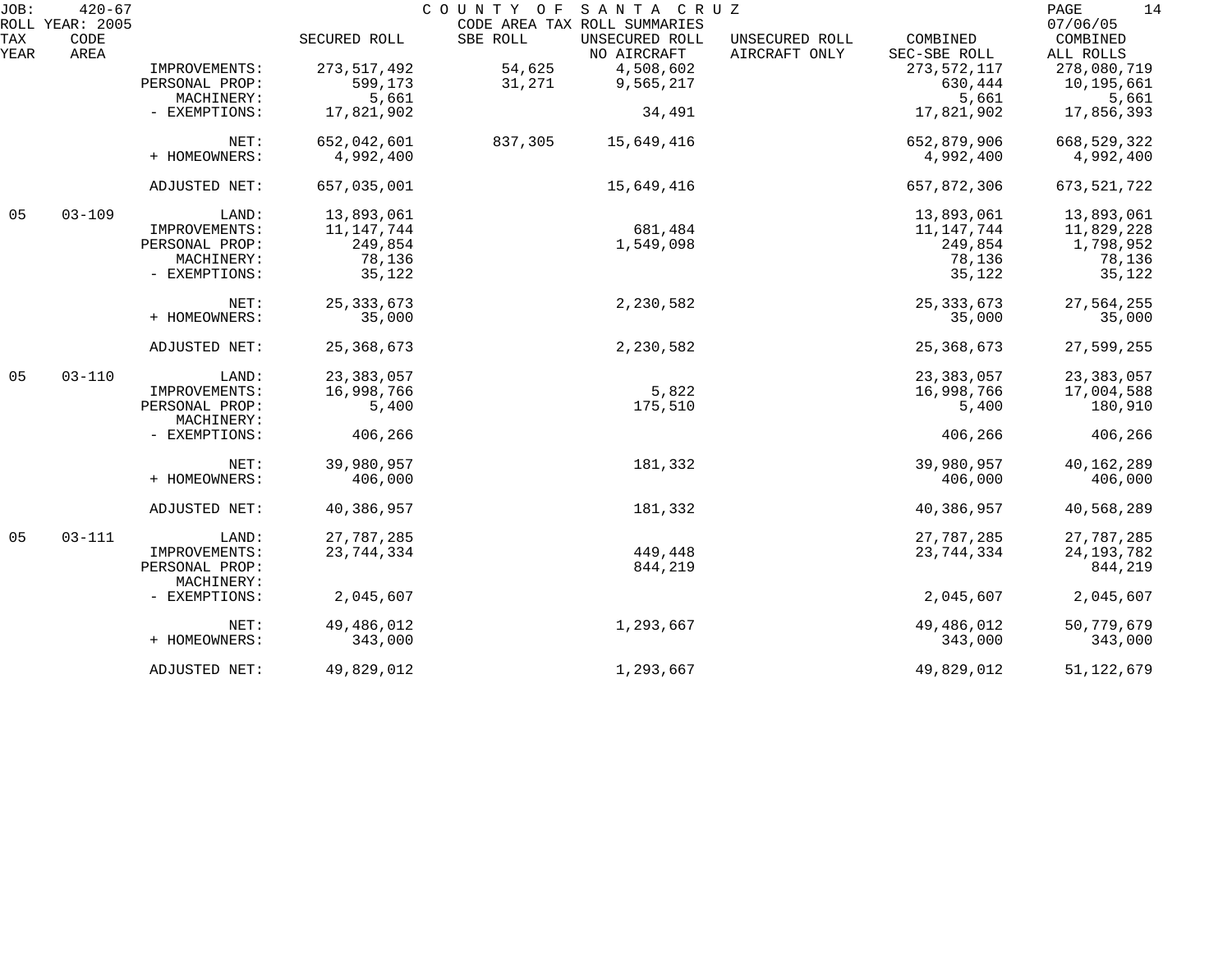| TAX YEAR | CODE AREA | | SECURED ROLL | SBE ROLL | UNSECURED ROLL NO AIRCRAFT | UNSECURED ROLL AIRCRAFT ONLY | COMBINED SEC-SBE ROLL | COMBINED ALL ROLLS |
|---|---|---|---|---|---|---|---|---|
| | | IMPROVEMENTS: | 273,517,492 | 54,625 | 4,508,602 | | 273,572,117 | 278,080,719 |
| | | PERSONAL PROP: | 599,173 | 31,271 | 9,565,217 | | 630,444 | 10,195,661 |
| | | MACHINERY: | 5,661 | | | | 5,661 | 5,661 |
| | | - EXEMPTIONS: | 17,821,902 | | 34,491 | | 17,821,902 | 17,856,393 |
| | | NET: | 652,042,601 | 837,305 | 15,649,416 | | 652,879,906 | 668,529,322 |
| | | + HOMEOWNERS: | 4,992,400 | | | | 4,992,400 | 4,992,400 |
| | | ADJUSTED NET: | 657,035,001 | | 15,649,416 | | 657,872,306 | 673,521,722 |
| 05 | 03-109 | LAND: | 13,893,061 | | | | 13,893,061 | 13,893,061 |
| | | IMPROVEMENTS: | 11,147,744 | | 681,484 | | 11,147,744 | 11,829,228 |
| | | PERSONAL PROP: | 249,854 | | 1,549,098 | | 249,854 | 1,798,952 |
| | | MACHINERY: | 78,136 | | | | 78,136 | 78,136 |
| | | - EXEMPTIONS: | 35,122 | | | | 35,122 | 35,122 |
| | | NET: | 25,333,673 | | 2,230,582 | | 25,333,673 | 27,564,255 |
| | | + HOMEOWNERS: | 35,000 | | | | 35,000 | 35,000 |
| | | ADJUSTED NET: | 25,368,673 | | 2,230,582 | | 25,368,673 | 27,599,255 |
| 05 | 03-110 | LAND: | 23,383,057 | | | | 23,383,057 | 23,383,057 |
| | | IMPROVEMENTS: | 16,998,766 | | 5,822 | | 16,998,766 | 17,004,588 |
| | | PERSONAL PROP: | 5,400 | | 175,510 | | 5,400 | 180,910 |
| | | MACHINERY: | | | | | | |
| | | - EXEMPTIONS: | 406,266 | | | | 406,266 | 406,266 |
| | | NET: | 39,980,957 | | 181,332 | | 39,980,957 | 40,162,289 |
| | | + HOMEOWNERS: | 406,000 | | | | 406,000 | 406,000 |
| | | ADJUSTED NET: | 40,386,957 | | 181,332 | | 40,386,957 | 40,568,289 |
| 05 | 03-111 | LAND: | 27,787,285 | | | | 27,787,285 | 27,787,285 |
| | | IMPROVEMENTS: | 23,744,334 | | 449,448 | | 23,744,334 | 24,193,782 |
| | | PERSONAL PROP: | | | 844,219 | | | 844,219 |
| | | MACHINERY: | | | | | | |
| | | - EXEMPTIONS: | 2,045,607 | | | | 2,045,607 | 2,045,607 |
| | | NET: | 49,486,012 | | 1,293,667 | | 49,486,012 | 50,779,679 |
| | | + HOMEOWNERS: | 343,000 | | | | 343,000 | 343,000 |
| | | ADJUSTED NET: | 49,829,012 | | 1,293,667 | | 49,829,012 | 51,122,679 |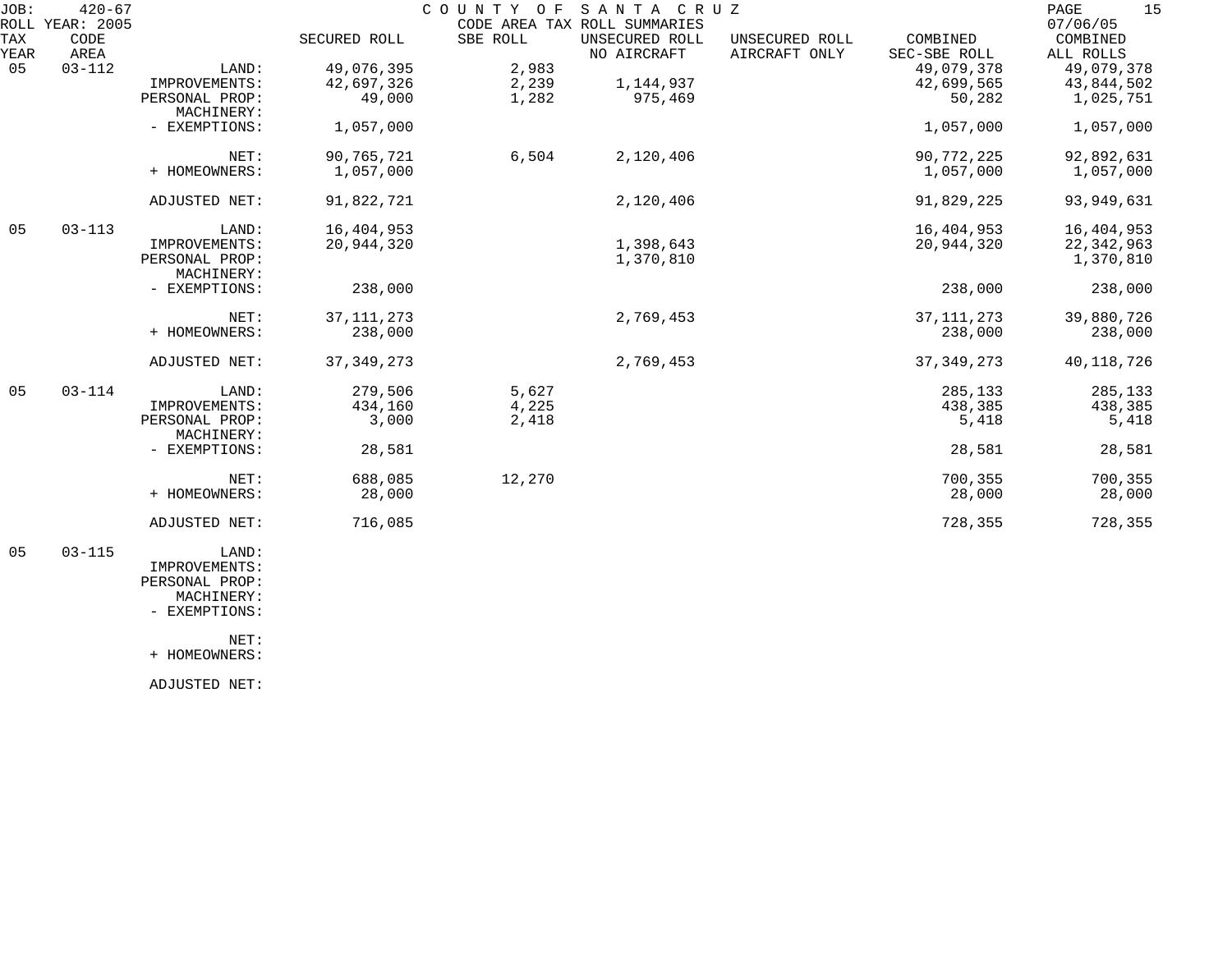JOB: 420-67 COUNTY OF SANTA CRUZ
ROLL YEAR: 2005 CODE AREA TAX ROLL SUMMARIES 07/06/05

| TAX YEAR | CODE AREA | | SECURED ROLL | SBE ROLL | UNSECURED ROLL NO AIRCRAFT | UNSECURED ROLL AIRCRAFT ONLY | COMBINED SEC-SBE ROLL | COMBINED ALL ROLLS |
|---|---|---|---|---|---|---|---|---|
| 05 | 03-112 | LAND: | 49,076,395 | 2,983 | | | 49,079,378 | 49,079,378 |
| | | IMPROVEMENTS: | 42,697,326 | 2,239 | 1,144,937 | | 42,699,565 | 43,844,502 |
| | | PERSONAL PROP: | 49,000 | 1,282 | 975,469 | | 50,282 | 1,025,751 |
| | | MACHINERY: | | | | | | |
| | | - EXEMPTIONS: | 1,057,000 | | | | 1,057,000 | 1,057,000 |
| | | NET: | 90,765,721 | 6,504 | 2,120,406 | | 90,772,225 | 92,892,631 |
| | | + HOMEOWNERS: | 1,057,000 | | | | 1,057,000 | 1,057,000 |
| | | ADJUSTED NET: | 91,822,721 | | 2,120,406 | | 91,829,225 | 93,949,631 |
| 05 | 03-113 | LAND: | 16,404,953 | | | | 16,404,953 | 16,404,953 |
| | | IMPROVEMENTS: | 20,944,320 | | 1,398,643 | | 20,944,320 | 22,342,963 |
| | | PERSONAL PROP: | | | 1,370,810 | | | 1,370,810 |
| | | MACHINERY: | | | | | | |
| | | - EXEMPTIONS: | 238,000 | | | | 238,000 | 238,000 |
| | | NET: | 37,111,273 | | 2,769,453 | | 37,111,273 | 39,880,726 |
| | | + HOMEOWNERS: | 238,000 | | | | 238,000 | 238,000 |
| | | ADJUSTED NET: | 37,349,273 | | 2,769,453 | | 37,349,273 | 40,118,726 |
| 05 | 03-114 | LAND: | 279,506 | 5,627 | | | 285,133 | 285,133 |
| | | IMPROVEMENTS: | 434,160 | 4,225 | | | 438,385 | 438,385 |
| | | PERSONAL PROP: | 3,000 | 2,418 | | | 5,418 | 5,418 |
| | | MACHINERY: | | | | | | |
| | | - EXEMPTIONS: | 28,581 | | | | 28,581 | 28,581 |
| | | NET: | 688,085 | 12,270 | | | 700,355 | 700,355 |
| | | + HOMEOWNERS: | 28,000 | | | | 28,000 | 28,000 |
| | | ADJUSTED NET: | 716,085 | | | | 728,355 | 728,355 |
| 05 | 03-115 | LAND: | | | | | | |
| | | IMPROVEMENTS: | | | | | | |
| | | PERSONAL PROP: | | | | | | |
| | | MACHINERY: | | | | | | |
| | | - EXEMPTIONS: | | | | | | |
| | | NET: | | | | | | |
| | | + HOMEOWNERS: | | | | | | |
| | | ADJUSTED NET: | | | | | | |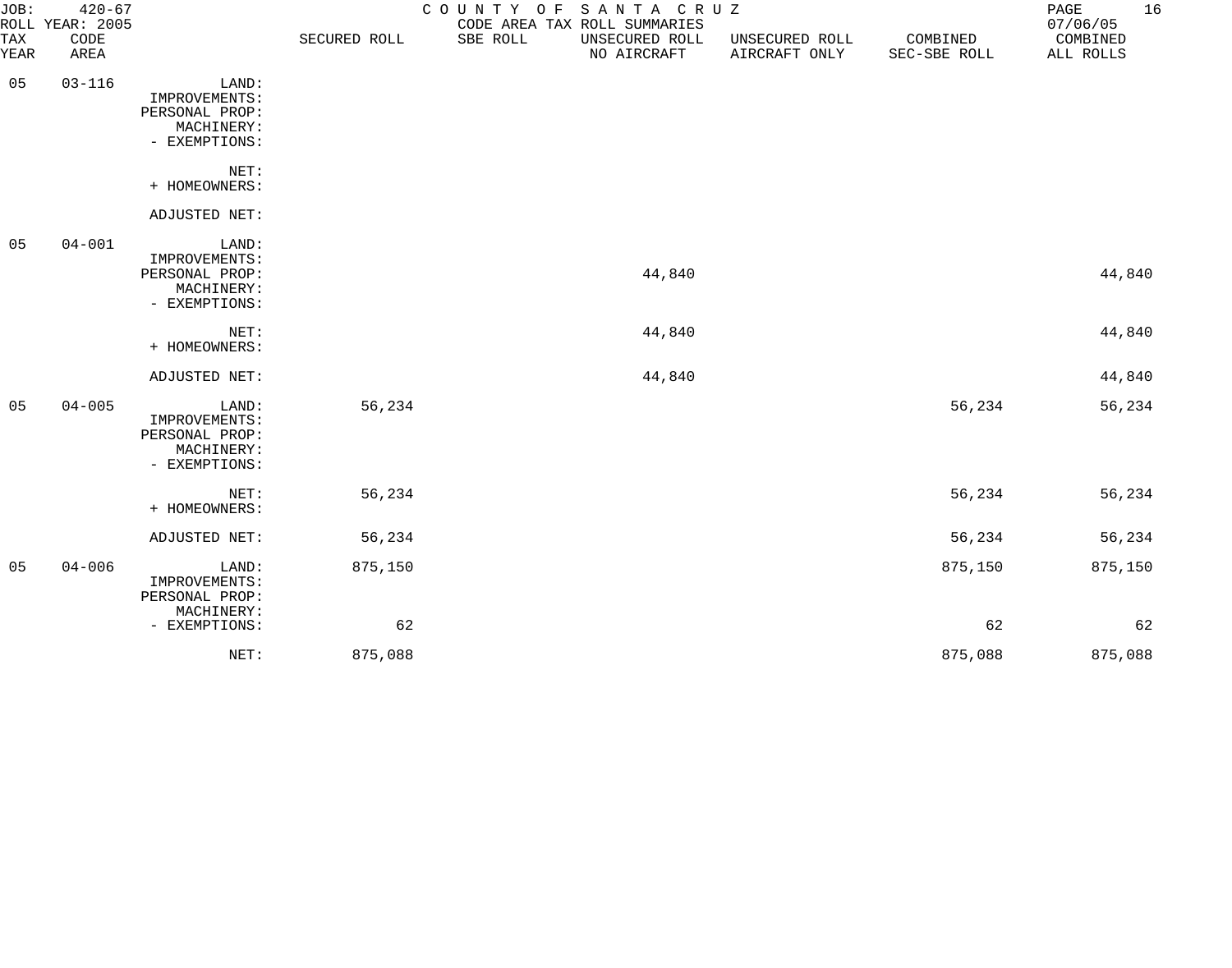JOB: 420-67
ROLL YEAR: 2005

# COUNTY OF SANTA CRUZ
CODE AREA TAX ROLL SUMMARIES

07/06/05

| TAX YEAR | CODE AREA | | SECURED ROLL | SBE ROLL | UNSECURED ROLL NO AIRCRAFT | UNSECURED ROLL AIRCRAFT ONLY | COMBINED SEC-SBE ROLL | COMBINED ALL ROLLS |
|---|---|---|---|---|---|---|---|---|
| 05 | 03-116 | LAND: | | | | | | |
| | | IMPROVEMENTS: | | | | | | |
| | | PERSONAL PROP: | | | | | | |
| | | MACHINERY: | | | | | | |
| | | - EXEMPTIONS: | | | | | | |
| | | NET: | | | | | | |
| | | + HOMEOWNERS: | | | | | | |
| | | ADJUSTED NET: | | | | | | |
| 05 | 04-001 | LAND: | | | | | | |
| | | IMPROVEMENTS: | | | | | | |
| | | PERSONAL PROP: | | | 44,840 | | | 44,840 |
| | | MACHINERY: | | | | | | |
| | | - EXEMPTIONS: | | | | | | |
| | | NET: | | | 44,840 | | | 44,840 |
| | | + HOMEOWNERS: | | | | | | |
| | | ADJUSTED NET: | | | 44,840 | | | 44,840 |
| 05 | 04-005 | LAND: | 56,234 | | | | 56,234 | 56,234 |
| | | IMPROVEMENTS: | | | | | | |
| | | PERSONAL PROP: | | | | | | |
| | | MACHINERY: | | | | | | |
| | | - EXEMPTIONS: | | | | | | |
| | | NET: | 56,234 | | | | 56,234 | 56,234 |
| | | + HOMEOWNERS: | | | | | | |
| | | ADJUSTED NET: | 56,234 | | | | 56,234 | 56,234 |
| 05 | 04-006 | LAND: | 875,150 | | | | 875,150 | 875,150 |
| | | IMPROVEMENTS: | | | | | | |
| | | PERSONAL PROP: | | | | | | |
| | | MACHINERY: | | | | | | |
| | | - EXEMPTIONS: | 62 | | | | 62 | 62 |
| | | NET: | 875,088 | | | | 875,088 | 875,088 |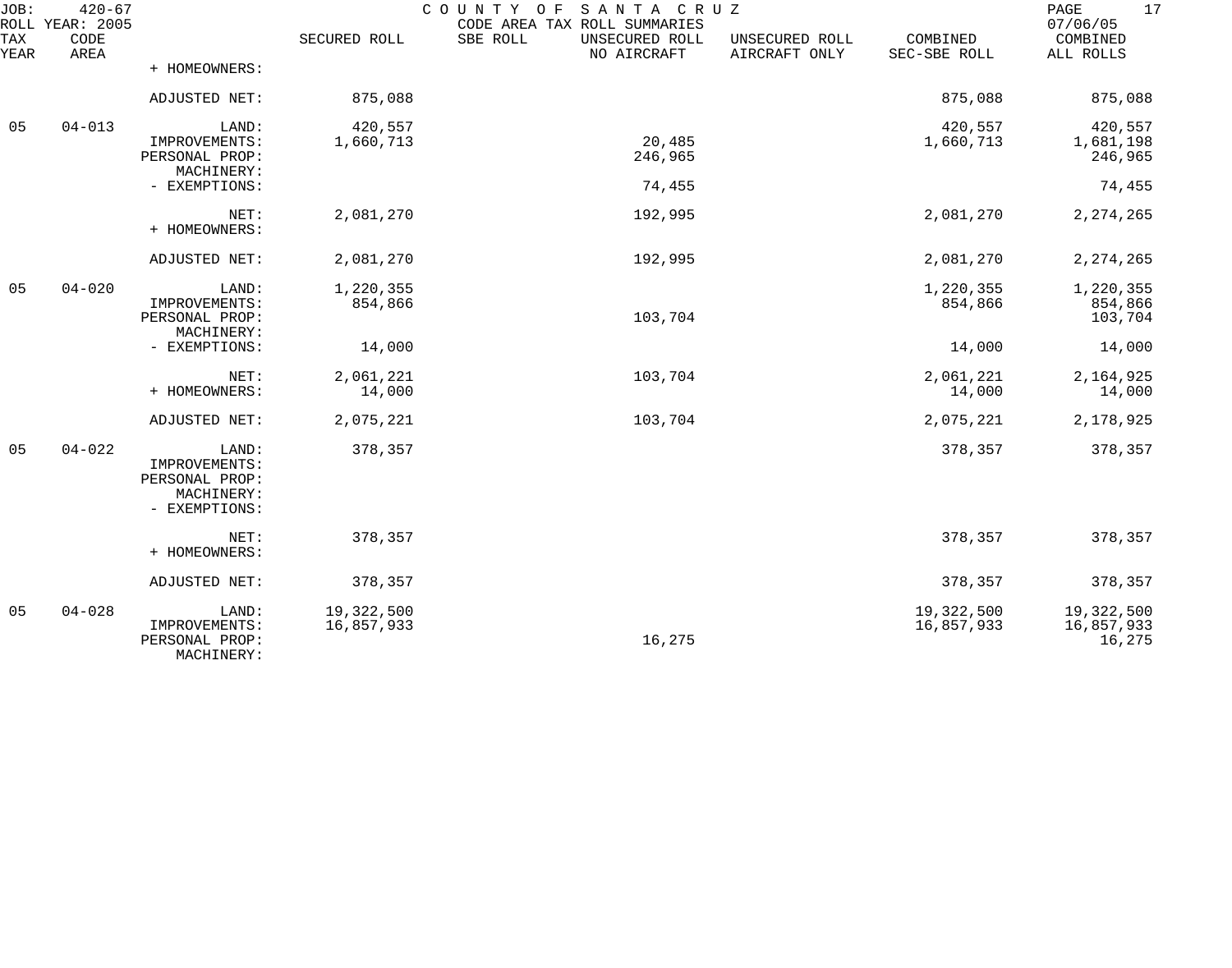JOB: 420-67 COUNTY OF SANTA CRUZ
ROLL YEAR: 2005 CODE AREA TAX ROLL SUMMARIES 07/06/05

| TAX YEAR | CODE AREA | | SECURED ROLL | SBE ROLL | UNSECURED ROLL NO AIRCRAFT | UNSECURED ROLL AIRCRAFT ONLY | COMBINED SEC-SBE ROLL | COMBINED ALL ROLLS |
|---|---|---|---|---|---|---|---|---|
| | | + HOMEOWNERS: | | | | | | |
| | | ADJUSTED NET: | 875,088 | | | | 875,088 | 875,088 |
| 05 | 04-013 | LAND: | 420,557 | | | | 420,557 | 420,557 |
| | | IMPROVEMENTS: | 1,660,713 | | 20,485 | | 1,660,713 | 1,681,198 |
| | | PERSONAL PROP: | | | 246,965 | | | 246,965 |
| | | MACHINERY: | | | | | | |
| | | - EXEMPTIONS: | | | 74,455 | | | 74,455 |
| | | NET: | 2,081,270 | | 192,995 | | 2,081,270 | 2,274,265 |
| | | + HOMEOWNERS: | | | | | | |
| | | ADJUSTED NET: | 2,081,270 | | 192,995 | | 2,081,270 | 2,274,265 |
| 05 | 04-020 | LAND: | 1,220,355 | | | | 1,220,355 | 1,220,355 |
| | | IMPROVEMENTS: | 854,866 | | | | 854,866 | 854,866 |
| | | PERSONAL PROP: | | | 103,704 | | | 103,704 |
| | | MACHINERY: | | | | | | |
| | | - EXEMPTIONS: | 14,000 | | | | 14,000 | 14,000 |
| | | NET: | 2,061,221 | | 103,704 | | 2,061,221 | 2,164,925 |
| | | + HOMEOWNERS: | 14,000 | | | | 14,000 | 14,000 |
| | | ADJUSTED NET: | 2,075,221 | | 103,704 | | 2,075,221 | 2,178,925 |
| 05 | 04-022 | LAND: | 378,357 | | | | 378,357 | 378,357 |
| | | IMPROVEMENTS: | | | | | | |
| | | PERSONAL PROP: | | | | | | |
| | | MACHINERY: | | | | | | |
| | | - EXEMPTIONS: | | | | | | |
| | | NET: | 378,357 | | | | 378,357 | 378,357 |
| | | + HOMEOWNERS: | | | | | | |
| | | ADJUSTED NET: | 378,357 | | | | 378,357 | 378,357 |
| 05 | 04-028 | LAND: | 19,322,500 | | | | 19,322,500 | 19,322,500 |
| | | IMPROVEMENTS: | 16,857,933 | | | | 16,857,933 | 16,857,933 |
| | | PERSONAL PROP: | | | 16,275 | | | 16,275 |
| | | MACHINERY: | | | | | | |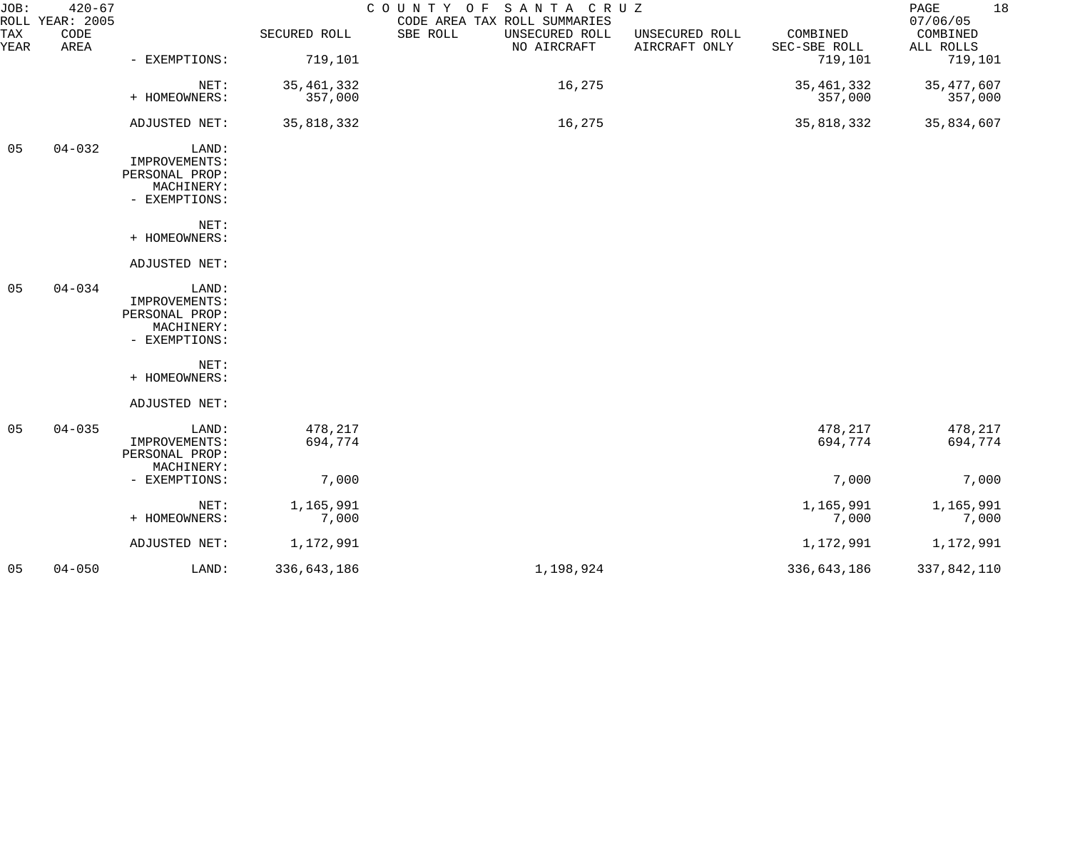JOB: 420-67 COUNTY OF SANTA CRUZ
ROLL YEAR: 2005 CODE AREA TAX ROLL SUMMARIES 07/06/05

| TAX YEAR | CODE AREA | | SECURED ROLL | SBE ROLL | UNSECURED ROLL NO AIRCRAFT | UNSECURED ROLL AIRCRAFT ONLY | COMBINED SEC-SBE ROLL | COMBINED ALL ROLLS |
|---|---|---|---|---|---|---|---|---|
| | | - EXEMPTIONS: | 719,101 | | | | 719,101 | 719,101 |
| | | NET: | 35,461,332 | | 16,275 | | 35,461,332 | 35,477,607 |
| | | + HOMEOWNERS: | 357,000 | | | | 357,000 | 357,000 |
| | | ADJUSTED NET: | 35,818,332 | | 16,275 | | 35,818,332 | 35,834,607 |
| 05 | 04-032 | LAND: | | | | | | |
| | | IMPROVEMENTS: | | | | | | |
| | | PERSONAL PROP: | | | | | | |
| | | MACHINERY: | | | | | | |
| | | - EXEMPTIONS: | | | | | | |
| | | NET: | | | | | | |
| | | + HOMEOWNERS: | | | | | | |
| | | ADJUSTED NET: | | | | | | |
| 05 | 04-034 | LAND: | | | | | | |
| | | IMPROVEMENTS: | | | | | | |
| | | PERSONAL PROP: | | | | | | |
| | | MACHINERY: | | | | | | |
| | | - EXEMPTIONS: | | | | | | |
| | | NET: | | | | | | |
| | | + HOMEOWNERS: | | | | | | |
| | | ADJUSTED NET: | | | | | | |
| 05 | 04-035 | LAND: | 478,217 | | | | 478,217 | 478,217 |
| | | IMPROVEMENTS: | 694,774 | | | | 694,774 | 694,774 |
| | | PERSONAL PROP: | | | | | | |
| | | MACHINERY: | | | | | | |
| | | - EXEMPTIONS: | 7,000 | | | | 7,000 | 7,000 |
| | | NET: | 1,165,991 | | | | 1,165,991 | 1,165,991 |
| | | + HOMEOWNERS: | 7,000 | | | | 7,000 | 7,000 |
| | | ADJUSTED NET: | 1,172,991 | | | | 1,172,991 | 1,172,991 |
| 05 | 04-050 | LAND: | 336,643,186 | | 1,198,924 | | 336,643,186 | 337,842,110 |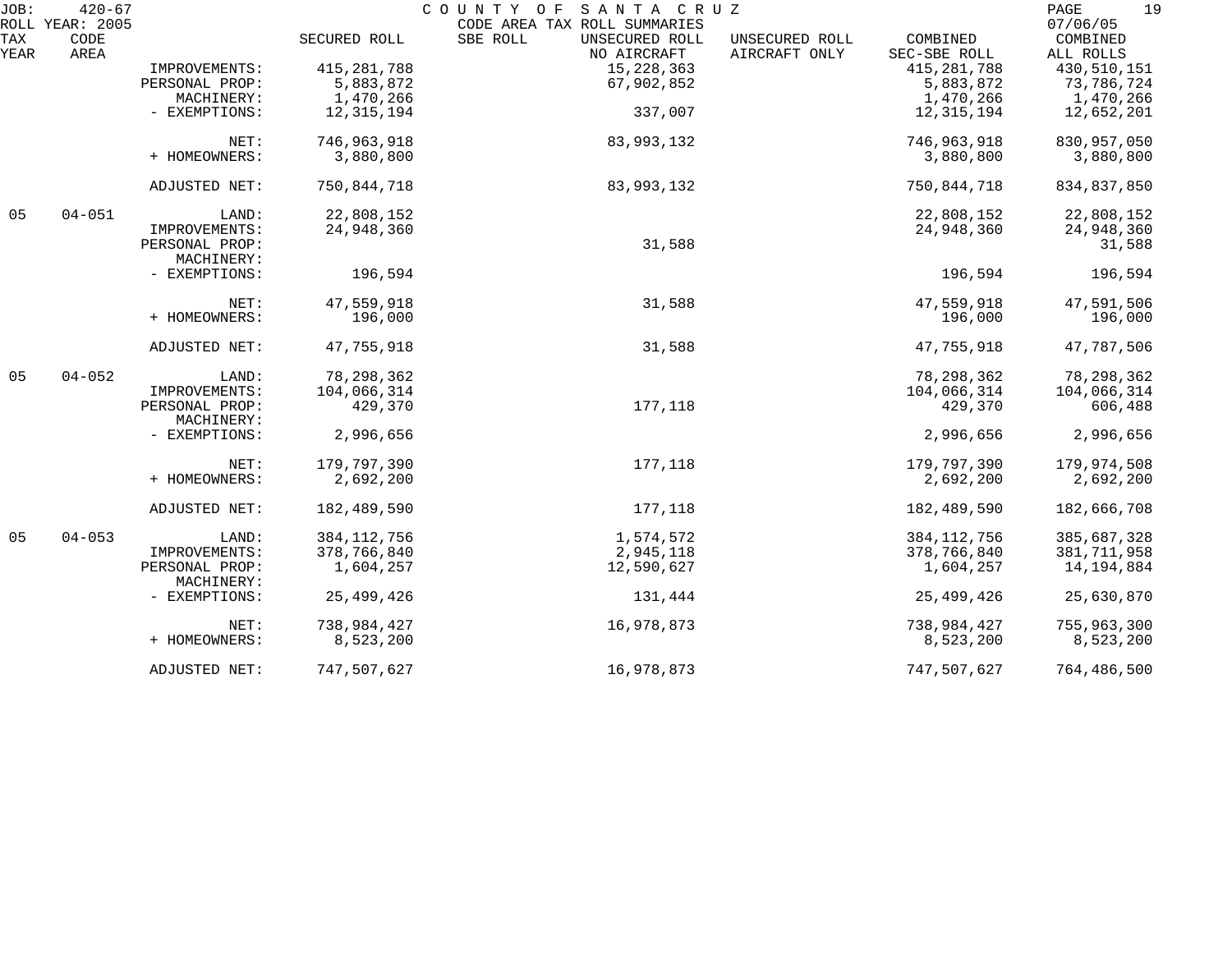JOB: 420-67 COUNTY OF SANTA CRUZ
ROLL YEAR: 2005 CODE AREA TAX ROLL SUMMARIES 07/06/05

| TAX YEAR | CODE AREA | | SECURED ROLL | SBE ROLL | UNSECURED ROLL NO AIRCRAFT | UNSECURED ROLL AIRCRAFT ONLY | COMBINED SEC-SBE ROLL | COMBINED ALL ROLLS |
|---|---|---|---|---|---|---|---|---|
| | | IMPROVEMENTS: | 415,281,788 | | 15,228,363 | | 415,281,788 | 430,510,151 |
| | | PERSONAL PROP: | 5,883,872 | | 67,902,852 | | 5,883,872 | 73,786,724 |
| | | MACHINERY: | 1,470,266 | | | | 1,470,266 | 1,470,266 |
| | | - EXEMPTIONS: | 12,315,194 | | 337,007 | | 12,315,194 | 12,652,201 |
| | | NET: | 746,963,918 | | 83,993,132 | | 746,963,918 | 830,957,050 |
| | | + HOMEOWNERS: | 3,880,800 | | | | 3,880,800 | 3,880,800 |
| | | ADJUSTED NET: | 750,844,718 | | 83,993,132 | | 750,844,718 | 834,837,850 |
| 05 | 04-051 | LAND: | 22,808,152 | | | | 22,808,152 | 22,808,152 |
| | | IMPROVEMENTS: | 24,948,360 | | | | 24,948,360 | 24,948,360 |
| | | PERSONAL PROP: | | | 31,588 | | | 31,588 |
| | | MACHINERY: | | | | | | |
| | | - EXEMPTIONS: | 196,594 | | | | 196,594 | 196,594 |
| | | NET: | 47,559,918 | | 31,588 | | 47,559,918 | 47,591,506 |
| | | + HOMEOWNERS: | 196,000 | | | | 196,000 | 196,000 |
| | | ADJUSTED NET: | 47,755,918 | | 31,588 | | 47,755,918 | 47,787,506 |
| 05 | 04-052 | LAND: | 78,298,362 | | | | 78,298,362 | 78,298,362 |
| | | IMPROVEMENTS: | 104,066,314 | | | | 104,066,314 | 104,066,314 |
| | | PERSONAL PROP: | 429,370 | | 177,118 | | 429,370 | 606,488 |
| | | MACHINERY: | | | | | | |
| | | - EXEMPTIONS: | 2,996,656 | | | | 2,996,656 | 2,996,656 |
| | | NET: | 179,797,390 | | 177,118 | | 179,797,390 | 179,974,508 |
| | | + HOMEOWNERS: | 2,692,200 | | | | 2,692,200 | 2,692,200 |
| | | ADJUSTED NET: | 182,489,590 | | 177,118 | | 182,489,590 | 182,666,708 |
| 05 | 04-053 | LAND: | 384,112,756 | | 1,574,572 | | 384,112,756 | 385,687,328 |
| | | IMPROVEMENTS: | 378,766,840 | | 2,945,118 | | 378,766,840 | 381,711,958 |
| | | PERSONAL PROP: | 1,604,257 | | 12,590,627 | | 1,604,257 | 14,194,884 |
| | | MACHINERY: | | | | | | |
| | | - EXEMPTIONS: | 25,499,426 | | 131,444 | | 25,499,426 | 25,630,870 |
| | | NET: | 738,984,427 | | 16,978,873 | | 738,984,427 | 755,963,300 |
| | | + HOMEOWNERS: | 8,523,200 | | | | 8,523,200 | 8,523,200 |
| | | ADJUSTED NET: | 747,507,627 | | 16,978,873 | | 747,507,627 | 764,486,500 |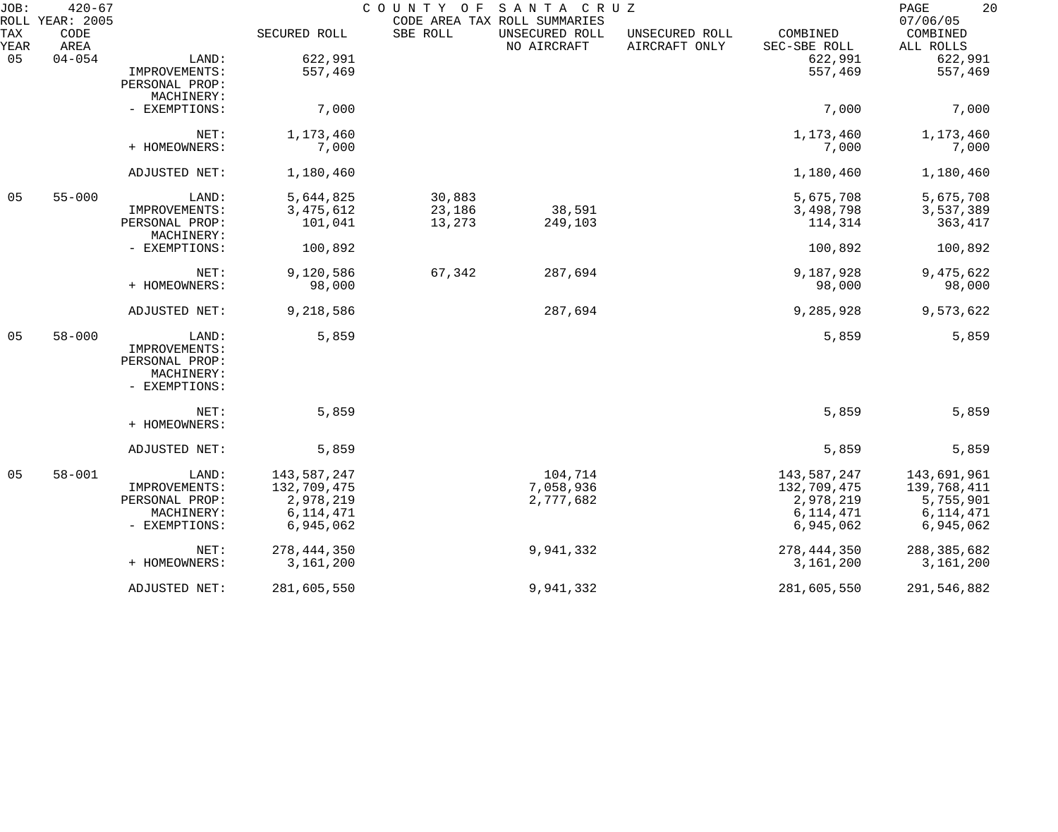JOB: 420-67 COUNTY OF SANTA CRUZ 07/06/05
ROLL YEAR: 2005 CODE AREA TAX ROLL SUMMARIES

| TAX YEAR | CODE AREA | | SECURED ROLL | SBE ROLL | UNSECURED ROLL NO AIRCRAFT | UNSECURED ROLL AIRCRAFT ONLY | COMBINED SEC-SBE ROLL | COMBINED ALL ROLLS |
|---|---|---|---|---|---|---|---|---|
| 05 | 04-054 | LAND: | 622,991 | | | | 622,991 | 622,991 |
| | | IMPROVEMENTS: | 557,469 | | | | 557,469 | 557,469 |
| | | PERSONAL PROP: | | | | | | |
| | | MACHINERY: | | | | | | |
| | | - EXEMPTIONS: | 7,000 | | | | 7,000 | 7,000 |
| | | NET: | 1,173,460 | | | | 1,173,460 | 1,173,460 |
| | | + HOMEOWNERS: | 7,000 | | | | 7,000 | 7,000 |
| | | ADJUSTED NET: | 1,180,460 | | | | 1,180,460 | 1,180,460 |
| 05 | 55-000 | LAND: | 5,644,825 | 30,883 | | | 5,675,708 | 5,675,708 |
| | | IMPROVEMENTS: | 3,475,612 | 23,186 | 38,591 | | 3,498,798 | 3,537,389 |
| | | PERSONAL PROP: | 101,041 | 13,273 | 249,103 | | 114,314 | 363,417 |
| | | MACHINERY: | | | | | | |
| | | - EXEMPTIONS: | 100,892 | | | | 100,892 | 100,892 |
| | | NET: | 9,120,586 | 67,342 | 287,694 | | 9,187,928 | 9,475,622 |
| | | + HOMEOWNERS: | 98,000 | | | | 98,000 | 98,000 |
| | | ADJUSTED NET: | 9,218,586 | | 287,694 | | 9,285,928 | 9,573,622 |
| 05 | 58-000 | LAND: | 5,859 | | | | 5,859 | 5,859 |
| | | IMPROVEMENTS: | | | | | | |
| | | PERSONAL PROP: | | | | | | |
| | | MACHINERY: | | | | | | |
| | | - EXEMPTIONS: | | | | | | |
| | | NET: | 5,859 | | | | 5,859 | 5,859 |
| | | + HOMEOWNERS: | | | | | | |
| | | ADJUSTED NET: | 5,859 | | | | 5,859 | 5,859 |
| 05 | 58-001 | LAND: | 143,587,247 | | 104,714 | | 143,587,247 | 143,691,961 |
| | | IMPROVEMENTS: | 132,709,475 | | 7,058,936 | | 132,709,475 | 139,768,411 |
| | | PERSONAL PROP: | 2,978,219 | | 2,777,682 | | 2,978,219 | 5,755,901 |
| | | MACHINERY: | 6,114,471 | | | | 6,114,471 | 6,114,471 |
| | | - EXEMPTIONS: | 6,945,062 | | | | 6,945,062 | 6,945,062 |
| | | NET: | 278,444,350 | | 9,941,332 | | 278,444,350 | 288,385,682 |
| | | + HOMEOWNERS: | 3,161,200 | | | | 3,161,200 | 3,161,200 |
| | | ADJUSTED NET: | 281,605,550 | | 9,941,332 | | 281,605,550 | 291,546,882 |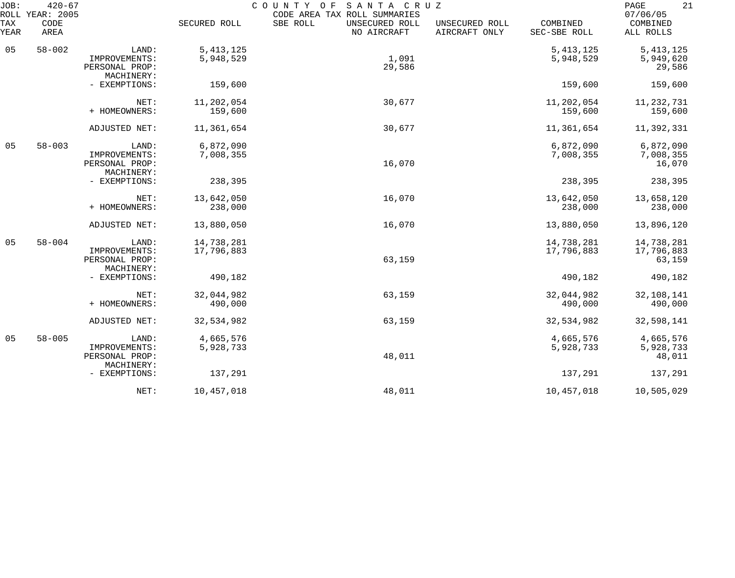JOB: 420-67 COUNTY OF SANTA CRUZ
ROLL YEAR: 2005 CODE AREA TAX ROLL SUMMARIES 07/06/05

| TAX YEAR | CODE AREA | | SECURED ROLL | SBE ROLL | UNSECURED ROLL NO AIRCRAFT | UNSECURED ROLL AIRCRAFT ONLY | COMBINED SEC-SBE ROLL | COMBINED ALL ROLLS |
|---|---|---|---|---|---|---|---|---|
| 05 | 58-002 | LAND: | 5,413,125 | | | | 5,413,125 | 5,413,125 |
| | | IMPROVEMENTS: | 5,948,529 | | 1,091 | | 5,948,529 | 5,949,620 |
| | | PERSONAL PROP: | | | 29,586 | | | 29,586 |
| | | MACHINERY: | | | | | | |
| | | - EXEMPTIONS: | 159,600 | | | | 159,600 | 159,600 |
| | | NET: | 11,202,054 | | 30,677 | | 11,202,054 | 11,232,731 |
| | | + HOMEOWNERS: | 159,600 | | | | 159,600 | 159,600 |
| | | ADJUSTED NET: | 11,361,654 | | 30,677 | | 11,361,654 | 11,392,331 |
| 05 | 58-003 | LAND: | 6,872,090 | | | | 6,872,090 | 6,872,090 |
| | | IMPROVEMENTS: | 7,008,355 | | | | 7,008,355 | 7,008,355 |
| | | PERSONAL PROP: | | | 16,070 | | | 16,070 |
| | | MACHINERY: | | | | | | |
| | | - EXEMPTIONS: | 238,395 | | | | 238,395 | 238,395 |
| | | NET: | 13,642,050 | | 16,070 | | 13,642,050 | 13,658,120 |
| | | + HOMEOWNERS: | 238,000 | | | | 238,000 | 238,000 |
| | | ADJUSTED NET: | 13,880,050 | | 16,070 | | 13,880,050 | 13,896,120 |
| 05 | 58-004 | LAND: | 14,738,281 | | | | 14,738,281 | 14,738,281 |
| | | IMPROVEMENTS: | 17,796,883 | | | | 17,796,883 | 17,796,883 |
| | | PERSONAL PROP: | | | 63,159 | | | 63,159 |
| | | MACHINERY: | | | | | | |
| | | - EXEMPTIONS: | 490,182 | | | | 490,182 | 490,182 |
| | | NET: | 32,044,982 | | 63,159 | | 32,044,982 | 32,108,141 |
| | | + HOMEOWNERS: | 490,000 | | | | 490,000 | 490,000 |
| | | ADJUSTED NET: | 32,534,982 | | 63,159 | | 32,534,982 | 32,598,141 |
| 05 | 58-005 | LAND: | 4,665,576 | | | | 4,665,576 | 4,665,576 |
| | | IMPROVEMENTS: | 5,928,733 | | | | 5,928,733 | 5,928,733 |
| | | PERSONAL PROP: | | | 48,011 | | | 48,011 |
| | | MACHINERY: | | | | | | |
| | | - EXEMPTIONS: | 137,291 | | | | 137,291 | 137,291 |
| | | NET: | 10,457,018 | | 48,011 | | 10,457,018 | 10,505,029 |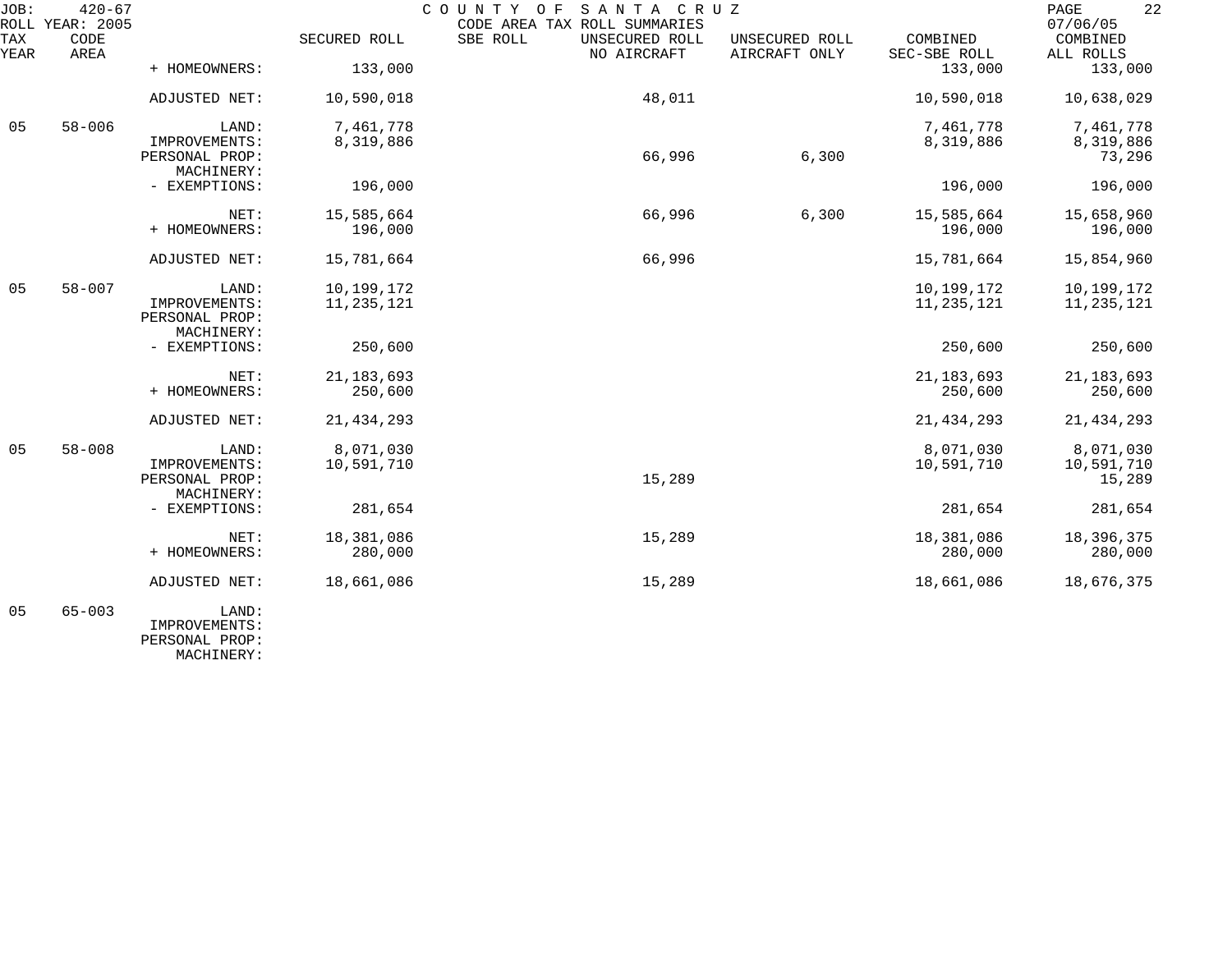JOB: 420-67 COUNTY OF SANTA CRUZ
ROLL YEAR: 2005 CODE AREA TAX ROLL SUMMARIES 07/06/05

| TAX YEAR | CODE AREA | | SECURED ROLL | SBE ROLL | UNSECURED ROLL NO AIRCRAFT | UNSECURED ROLL AIRCRAFT ONLY | COMBINED SEC-SBE ROLL | COMBINED ALL ROLLS |
|---|---|---|---|---|---|---|---|---|
| | | + HOMEOWNERS: | 133,000 | | | | 133,000 | 133,000 |
| | | ADJUSTED NET: | 10,590,018 | | 48,011 | | 10,590,018 | 10,638,029 |
| 05 | 58-006 | LAND: | 7,461,778 | | | | 7,461,778 | 7,461,778 |
| | | IMPROVEMENTS: | 8,319,886 | | | | 8,319,886 | 8,319,886 |
| | | PERSONAL PROP: | | | 66,996 | 6,300 | | 73,296 |
| | | MACHINERY: | | | | | | |
| | | - EXEMPTIONS: | 196,000 | | | | 196,000 | 196,000 |
| | | NET: | 15,585,664 | | 66,996 | 6,300 | 15,585,664 | 15,658,960 |
| | | + HOMEOWNERS: | 196,000 | | | | 196,000 | 196,000 |
| | | ADJUSTED NET: | 15,781,664 | | 66,996 | | 15,781,664 | 15,854,960 |
| 05 | 58-007 | LAND: | 10,199,172 | | | | 10,199,172 | 10,199,172 |
| | | IMPROVEMENTS: | 11,235,121 | | | | 11,235,121 | 11,235,121 |
| | | PERSONAL PROP: | | | | | | |
| | | MACHINERY: | | | | | | |
| | | - EXEMPTIONS: | 250,600 | | | | 250,600 | 250,600 |
| | | NET: | 21,183,693 | | | | 21,183,693 | 21,183,693 |
| | | + HOMEOWNERS: | 250,600 | | | | 250,600 | 250,600 |
| | | ADJUSTED NET: | 21,434,293 | | | | 21,434,293 | 21,434,293 |
| 05 | 58-008 | LAND: | 8,071,030 | | | | 8,071,030 | 8,071,030 |
| | | IMPROVEMENTS: | 10,591,710 | | | | 10,591,710 | 10,591,710 |
| | | PERSONAL PROP: | | | 15,289 | | | 15,289 |
| | | MACHINERY: | | | | | | |
| | | - EXEMPTIONS: | 281,654 | | | | 281,654 | 281,654 |
| | | NET: | 18,381,086 | | 15,289 | | 18,381,086 | 18,396,375 |
| | | + HOMEOWNERS: | 280,000 | | | | 280,000 | 280,000 |
| | | ADJUSTED NET: | 18,661,086 | | 15,289 | | 18,661,086 | 18,676,375 |
| 05 | 65-003 | LAND: | | | | | | |
| | | IMPROVEMENTS: | | | | | | |
| | | PERSONAL PROP: | | | | | | |
| | | MACHINERY: | | | | | | |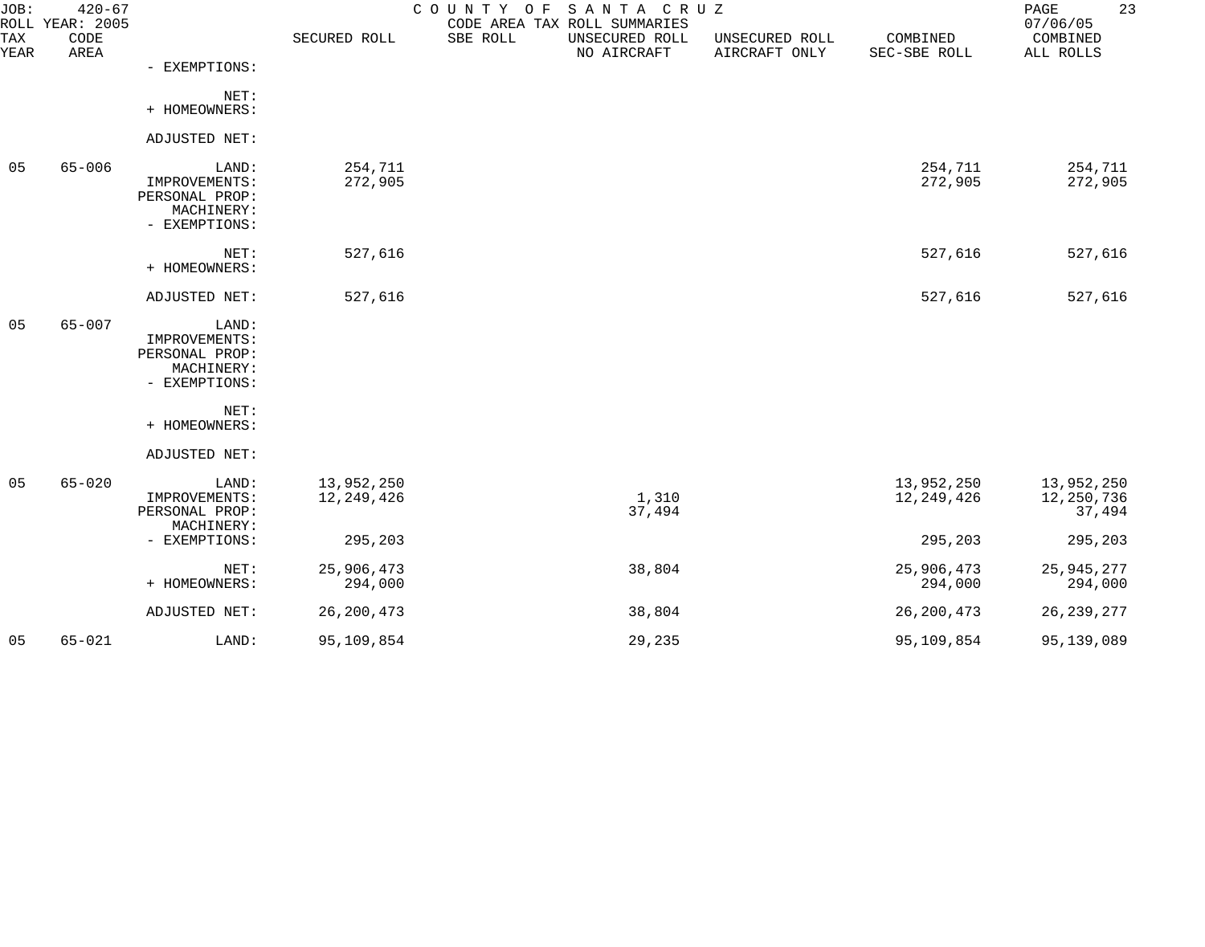JOB: 420-67 COUNTY OF SANTA CRUZ
ROLL YEAR: 2005 CODE AREA TAX ROLL SUMMARIES 07/06/05

| TAX YEAR | CODE AREA | | SECURED ROLL | SBE ROLL | UNSECURED ROLL NO AIRCRAFT | UNSECURED ROLL AIRCRAFT ONLY | COMBINED SEC-SBE ROLL | COMBINED ALL ROLLS |
|---|---|---|---|---|---|---|---|---|
| | | - EXEMPTIONS: | | | | | | |
| | | NET: | | | | | | |
| | | + HOMEOWNERS: | | | | | | |
| | | ADJUSTED NET: | | | | | | |
| 05 | 65-006 | LAND: | 254,711 | | | | 254,711 | 254,711 |
| | | IMPROVEMENTS: | 272,905 | | | | 272,905 | 272,905 |
| | | PERSONAL PROP: | | | | | | |
| | | MACHINERY: | | | | | | |
| | | - EXEMPTIONS: | | | | | | |
| | | NET: | 527,616 | | | | 527,616 | 527,616 |
| | | + HOMEOWNERS: | | | | | | |
| | | ADJUSTED NET: | 527,616 | | | | 527,616 | 527,616 |
| 05 | 65-007 | LAND: | | | | | | |
| | | IMPROVEMENTS: | | | | | | |
| | | PERSONAL PROP: | | | | | | |
| | | MACHINERY: | | | | | | |
| | | - EXEMPTIONS: | | | | | | |
| | | NET: | | | | | | |
| | | + HOMEOWNERS: | | | | | | |
| | | ADJUSTED NET: | | | | | | |
| 05 | 65-020 | LAND: | 13,952,250 | | | | 13,952,250 | 13,952,250 |
| | | IMPROVEMENTS: | 12,249,426 | | 1,310 | | 12,249,426 | 12,250,736 |
| | | PERSONAL PROP: | | | 37,494 | | | 37,494 |
| | | MACHINERY: | | | | | | |
| | | - EXEMPTIONS: | 295,203 | | | | 295,203 | 295,203 |
| | | NET: | 25,906,473 | | 38,804 | | 25,906,473 | 25,945,277 |
| | | + HOMEOWNERS: | 294,000 | | | | 294,000 | 294,000 |
| | | ADJUSTED NET: | 26,200,473 | | 38,804 | | 26,200,473 | 26,239,277 |
| 05 | 65-021 | LAND: | 95,109,854 | | 29,235 | | 95,109,854 | 95,139,089 |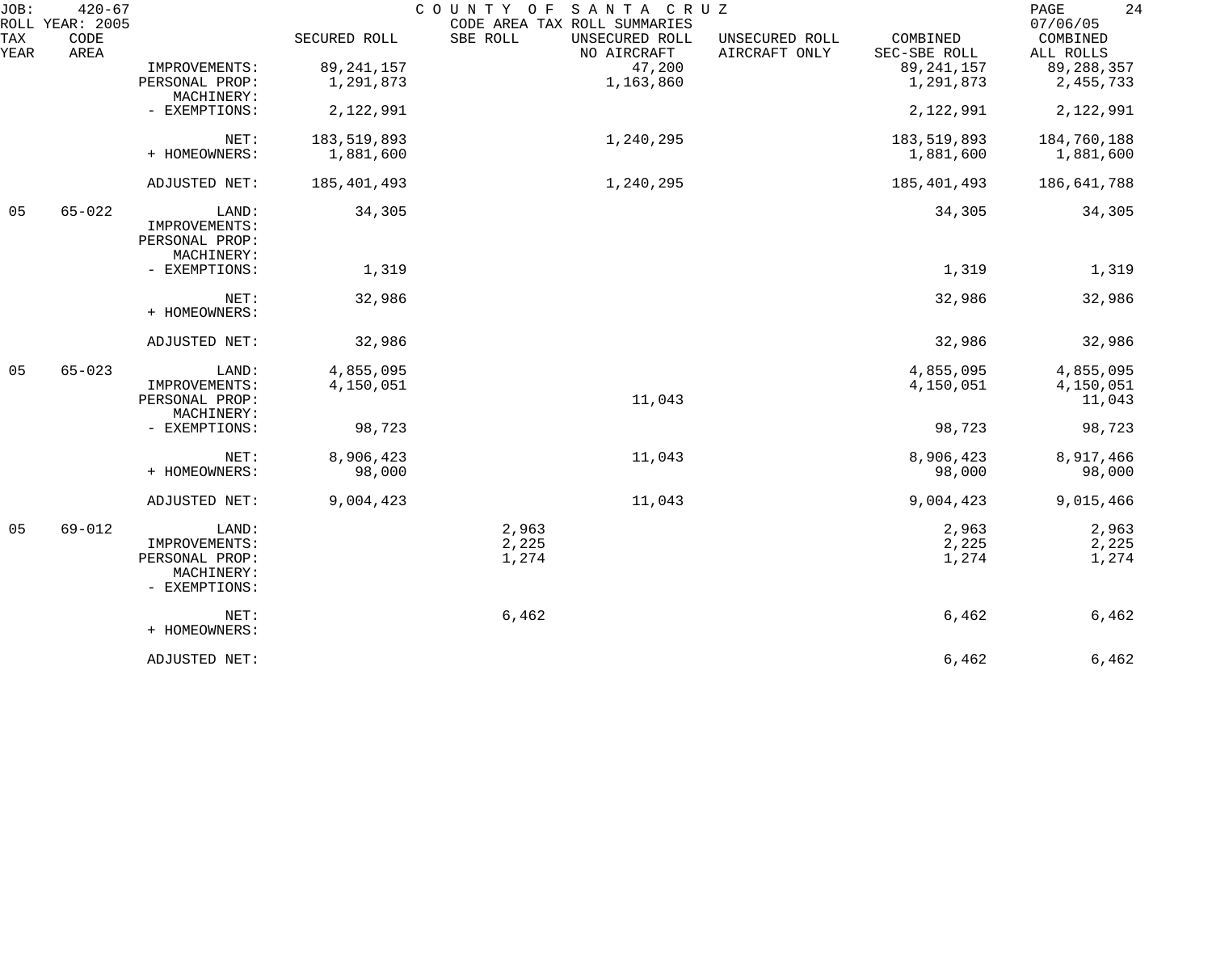JOB: 420-67 COUNTY OF SANTA CRUZ 07/06/05
ROLL YEAR: 2005 CODE AREA TAX ROLL SUMMARIES

| TAX YEAR | CODE AREA | | SECURED ROLL | SBE ROLL | UNSECURED ROLL NO AIRCRAFT | UNSECURED ROLL AIRCRAFT ONLY | COMBINED SEC-SBE ROLL | COMBINED ALL ROLLS |
|---|---|---|---|---|---|---|---|---|
| | | IMPROVEMENTS: | 89,241,157 | | 47,200 | | 89,241,157 | 89,288,357 |
| | | PERSONAL PROP: | 1,291,873 | | 1,163,860 | | 1,291,873 | 2,455,733 |
| | | MACHINERY: | | | | | | |
| | | - EXEMPTIONS: | 2,122,991 | | | | 2,122,991 | 2,122,991 |
| | | NET: | 183,519,893 | | 1,240,295 | | 183,519,893 | 184,760,188 |
| | | + HOMEOWNERS: | 1,881,600 | | | | 1,881,600 | 1,881,600 |
| | | ADJUSTED NET: | 185,401,493 | | 1,240,295 | | 185,401,493 | 186,641,788 |
| 05 | 65-022 | LAND: | 34,305 | | | | 34,305 | 34,305 |
| | | IMPROVEMENTS: | | | | | | |
| | | PERSONAL PROP: | | | | | | |
| | | MACHINERY: | | | | | | |
| | | - EXEMPTIONS: | 1,319 | | | | 1,319 | 1,319 |
| | | NET: | 32,986 | | | | 32,986 | 32,986 |
| | | + HOMEOWNERS: | | | | | | |
| | | ADJUSTED NET: | 32,986 | | | | 32,986 | 32,986 |
| 05 | 65-023 | LAND: | 4,855,095 | | | | 4,855,095 | 4,855,095 |
| | | IMPROVEMENTS: | 4,150,051 | | | | 4,150,051 | 4,150,051 |
| | | PERSONAL PROP: | | | 11,043 | | | 11,043 |
| | | MACHINERY: | | | | | | |
| | | - EXEMPTIONS: | 98,723 | | | | 98,723 | 98,723 |
| | | NET: | 8,906,423 | | 11,043 | | 8,906,423 | 8,917,466 |
| | | + HOMEOWNERS: | 98,000 | | | | 98,000 | 98,000 |
| | | ADJUSTED NET: | 9,004,423 | | 11,043 | | 9,004,423 | 9,015,466 |
| 05 | 69-012 | LAND: | | 2,963 | | | 2,963 | 2,963 |
| | | IMPROVEMENTS: | | 2,225 | | | 2,225 | 2,225 |
| | | PERSONAL PROP: | | 1,274 | | | 1,274 | 1,274 |
| | | MACHINERY: | | | | | | |
| | | - EXEMPTIONS: | | | | | | |
| | | NET: | | 6,462 | | | 6,462 | 6,462 |
| | | + HOMEOWNERS: | | | | | | |
| | | ADJUSTED NET: | | | | | 6,462 | 6,462 |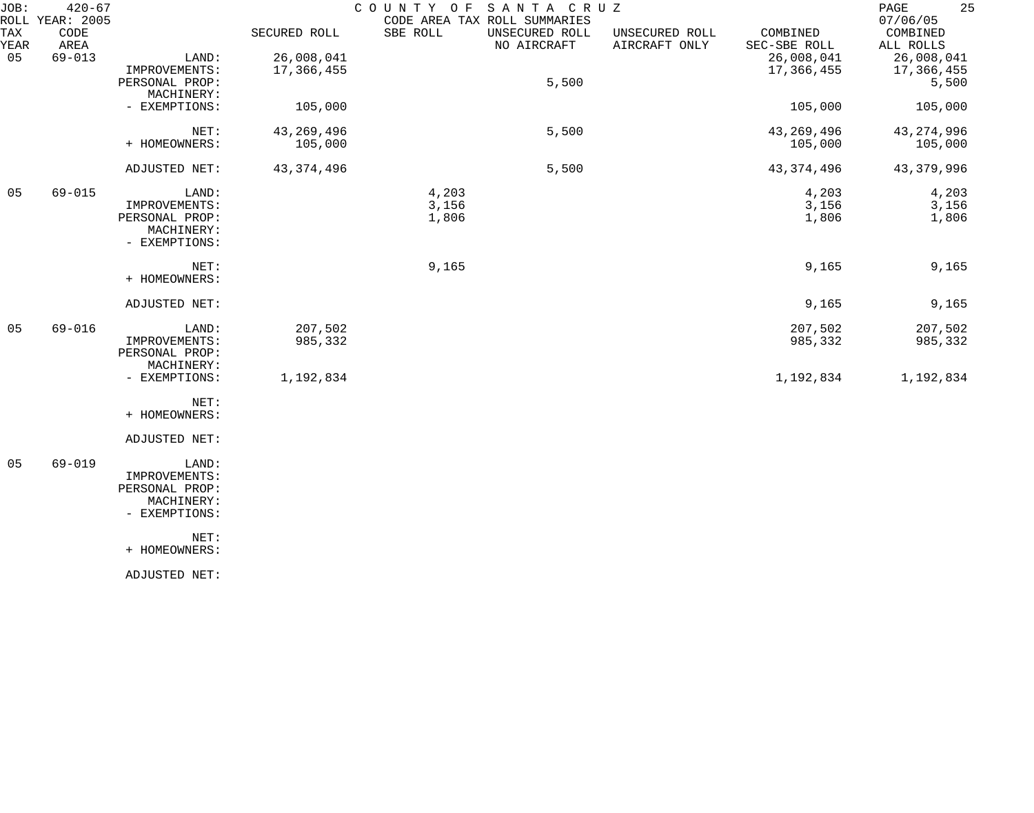JOB: 420-67 COUNTY OF SANTA CRUZ
ROLL YEAR: 2005 CODE AREA TAX ROLL SUMMARIES 07/06/05

| TAX YEAR | CODE AREA | | SECURED ROLL | SBE ROLL | UNSECURED ROLL NO AIRCRAFT | UNSECURED ROLL AIRCRAFT ONLY | COMBINED SEC-SBE ROLL | COMBINED ALL ROLLS |
|---|---|---|---|---|---|---|---|---|
| 05 | 69-013 | LAND: | 26,008,041 | | | | 26,008,041 | 26,008,041 |
| | | IMPROVEMENTS: | 17,366,455 | | | | 17,366,455 | 17,366,455 |
| | | PERSONAL PROP: | | | 5,500 | | | 5,500 |
| | | MACHINERY: | | | | | | |
| | | - EXEMPTIONS: | 105,000 | | | | 105,000 | 105,000 |
| | | NET: | 43,269,496 | | 5,500 | | 43,269,496 | 43,274,996 |
| | | + HOMEOWNERS: | 105,000 | | | | 105,000 | 105,000 |
| | | ADJUSTED NET: | 43,374,496 | | 5,500 | | 43,374,496 | 43,379,996 |
| 05 | 69-015 | LAND: | | 4,203 | | | 4,203 | 4,203 |
| | | IMPROVEMENTS: | | 3,156 | | | 3,156 | 3,156 |
| | | PERSONAL PROP: | | 1,806 | | | 1,806 | 1,806 |
| | | MACHINERY: | | | | | | |
| | | - EXEMPTIONS: | | | | | | |
| | | NET: | | 9,165 | | | 9,165 | 9,165 |
| | | + HOMEOWNERS: | | | | | | |
| | | ADJUSTED NET: | | | | | 9,165 | 9,165 |
| 05 | 69-016 | LAND: | 207,502 | | | | 207,502 | 207,502 |
| | | IMPROVEMENTS: | 985,332 | | | | 985,332 | 985,332 |
| | | PERSONAL PROP: | | | | | | |
| | | MACHINERY: | | | | | | |
| | | - EXEMPTIONS: | 1,192,834 | | | | 1,192,834 | 1,192,834 |
| | | NET: | | | | | | |
| | | + HOMEOWNERS: | | | | | | |
| | | ADJUSTED NET: | | | | | | |
| 05 | 69-019 | LAND: | | | | | | |
| | | IMPROVEMENTS: | | | | | | |
| | | PERSONAL PROP: | | | | | | |
| | | MACHINERY: | | | | | | |
| | | - EXEMPTIONS: | | | | | | |
| | | NET: | | | | | | |
| | | + HOMEOWNERS: | | | | | | |
| | | ADJUSTED NET: | | | | | | |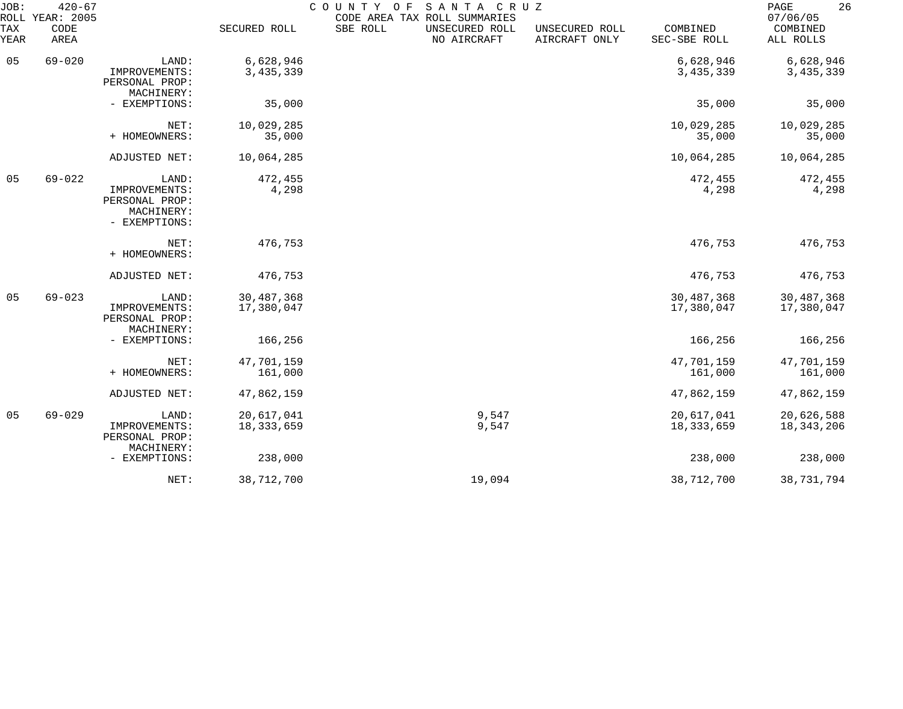JOB: 420-67 COUNTY OF SANTA CRUZ
ROLL YEAR: 2005 CODE AREA TAX ROLL SUMMARIES 07/06/05

| TAX YEAR | CODE AREA | | SECURED ROLL | SBE ROLL | UNSECURED ROLL NO AIRCRAFT | UNSECURED ROLL AIRCRAFT ONLY | COMBINED SEC-SBE ROLL | COMBINED ALL ROLLS |
|---|---|---|---|---|---|---|---|---|
| 05 | 69-020 | LAND: | 6,628,946 | | | | 6,628,946 | 6,628,946 |
| | | IMPROVEMENTS: | 3,435,339 | | | | 3,435,339 | 3,435,339 |
| | | PERSONAL PROP: | | | | | | |
| | | MACHINERY: | | | | | | |
| | | - EXEMPTIONS: | 35,000 | | | | 35,000 | 35,000 |
| | | NET: | 10,029,285 | | | | 10,029,285 | 10,029,285 |
| | | + HOMEOWNERS: | 35,000 | | | | 35,000 | 35,000 |
| | | ADJUSTED NET: | 10,064,285 | | | | 10,064,285 | 10,064,285 |
| 05 | 69-022 | LAND: | 472,455 | | | | 472,455 | 472,455 |
| | | IMPROVEMENTS: | 4,298 | | | | 4,298 | 4,298 |
| | | PERSONAL PROP: | | | | | | |
| | | MACHINERY: | | | | | | |
| | | - EXEMPTIONS: | | | | | | |
| | | NET: | 476,753 | | | | 476,753 | 476,753 |
| | | + HOMEOWNERS: | | | | | | |
| | | ADJUSTED NET: | 476,753 | | | | 476,753 | 476,753 |
| 05 | 69-023 | LAND: | 30,487,368 | | | | 30,487,368 | 30,487,368 |
| | | IMPROVEMENTS: | 17,380,047 | | | | 17,380,047 | 17,380,047 |
| | | PERSONAL PROP: | | | | | | |
| | | MACHINERY: | | | | | | |
| | | - EXEMPTIONS: | 166,256 | | | | 166,256 | 166,256 |
| | | NET: | 47,701,159 | | | | 47,701,159 | 47,701,159 |
| | | + HOMEOWNERS: | 161,000 | | | | 161,000 | 161,000 |
| | | ADJUSTED NET: | 47,862,159 | | | | 47,862,159 | 47,862,159 |
| 05 | 69-029 | LAND: | 20,617,041 | | 9,547 | | 20,617,041 | 20,626,588 |
| | | IMPROVEMENTS: | 18,333,659 | | 9,547 | | 18,333,659 | 18,343,206 |
| | | PERSONAL PROP: | | | | | | |
| | | MACHINERY: | | | | | | |
| | | - EXEMPTIONS: | 238,000 | | | | 238,000 | 238,000 |
| | | NET: | 38,712,700 | | 19,094 | | 38,712,700 | 38,731,794 |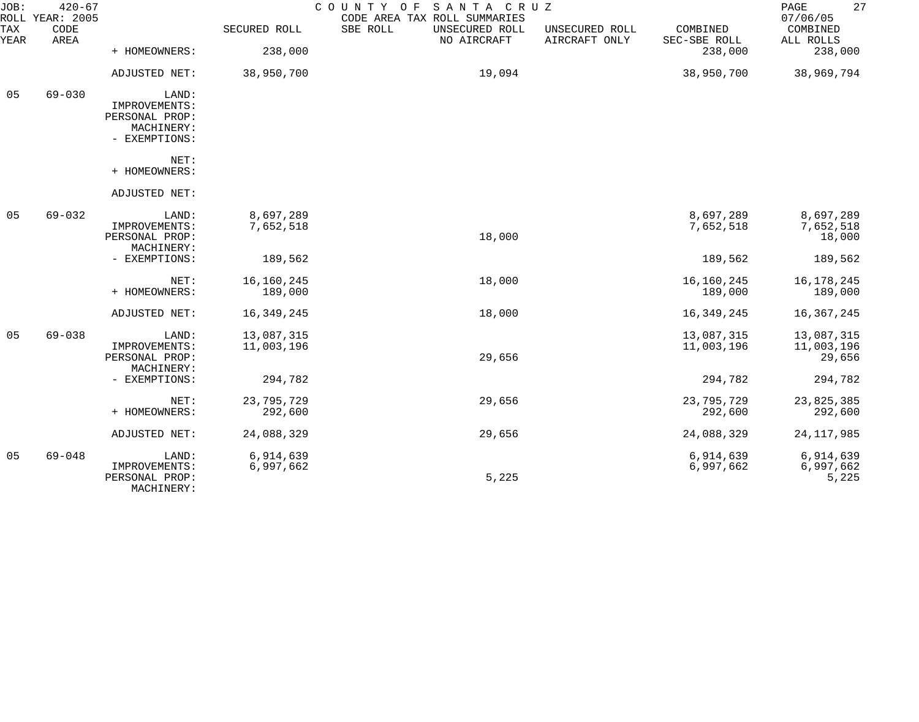JOB: 420-67 COUNTY OF SANTA CRUZ
ROLL YEAR: 2005 CODE AREA TAX ROLL SUMMARIES 07/06/05

| TAX YEAR | CODE AREA | | SECURED ROLL | SBE ROLL | UNSECURED ROLL NO AIRCRAFT | UNSECURED ROLL AIRCRAFT ONLY | COMBINED SEC-SBE ROLL | COMBINED ALL ROLLS |
|---|---|---|---|---|---|---|---|---|
| | | + HOMEOWNERS: | 238,000 | | | | 238,000 | 238,000 |
| | | ADJUSTED NET: | 38,950,700 | | 19,094 | | 38,950,700 | 38,969,794 |
| 05 | 69-030 | LAND: | | | | | | |
| | | IMPROVEMENTS: | | | | | | |
| | | PERSONAL PROP: | | | | | | |
| | | MACHINERY: | | | | | | |
| | | - EXEMPTIONS: | | | | | | |
| | | NET: | | | | | | |
| | | + HOMEOWNERS: | | | | | | |
| | | ADJUSTED NET: | | | | | | |
| 05 | 69-032 | LAND: | 8,697,289 | | | | 8,697,289 | 8,697,289 |
| | | IMPROVEMENTS: | 7,652,518 | | | | 7,652,518 | 7,652,518 |
| | | PERSONAL PROP: | | | 18,000 | | | 18,000 |
| | | MACHINERY: | | | | | | |
| | | - EXEMPTIONS: | 189,562 | | | | 189,562 | 189,562 |
| | | NET: | 16,160,245 | | 18,000 | | 16,160,245 | 16,178,245 |
| | | + HOMEOWNERS: | 189,000 | | | | 189,000 | 189,000 |
| | | ADJUSTED NET: | 16,349,245 | | 18,000 | | 16,349,245 | 16,367,245 |
| 05 | 69-038 | LAND: | 13,087,315 | | | | 13,087,315 | 13,087,315 |
| | | IMPROVEMENTS: | 11,003,196 | | | | 11,003,196 | 11,003,196 |
| | | PERSONAL PROP: | | | 29,656 | | | 29,656 |
| | | MACHINERY: | | | | | | |
| | | - EXEMPTIONS: | 294,782 | | | | 294,782 | 294,782 |
| | | NET: | 23,795,729 | | 29,656 | | 23,795,729 | 23,825,385 |
| | | + HOMEOWNERS: | 292,600 | | | | 292,600 | 292,600 |
| | | ADJUSTED NET: | 24,088,329 | | 29,656 | | 24,088,329 | 24,117,985 |
| 05 | 69-048 | LAND: | 6,914,639 | | | | 6,914,639 | 6,914,639 |
| | | IMPROVEMENTS: | 6,997,662 | | | | 6,997,662 | 6,997,662 |
| | | PERSONAL PROP: | | | 5,225 | | | 5,225 |
| | | MACHINERY: | | | | | | |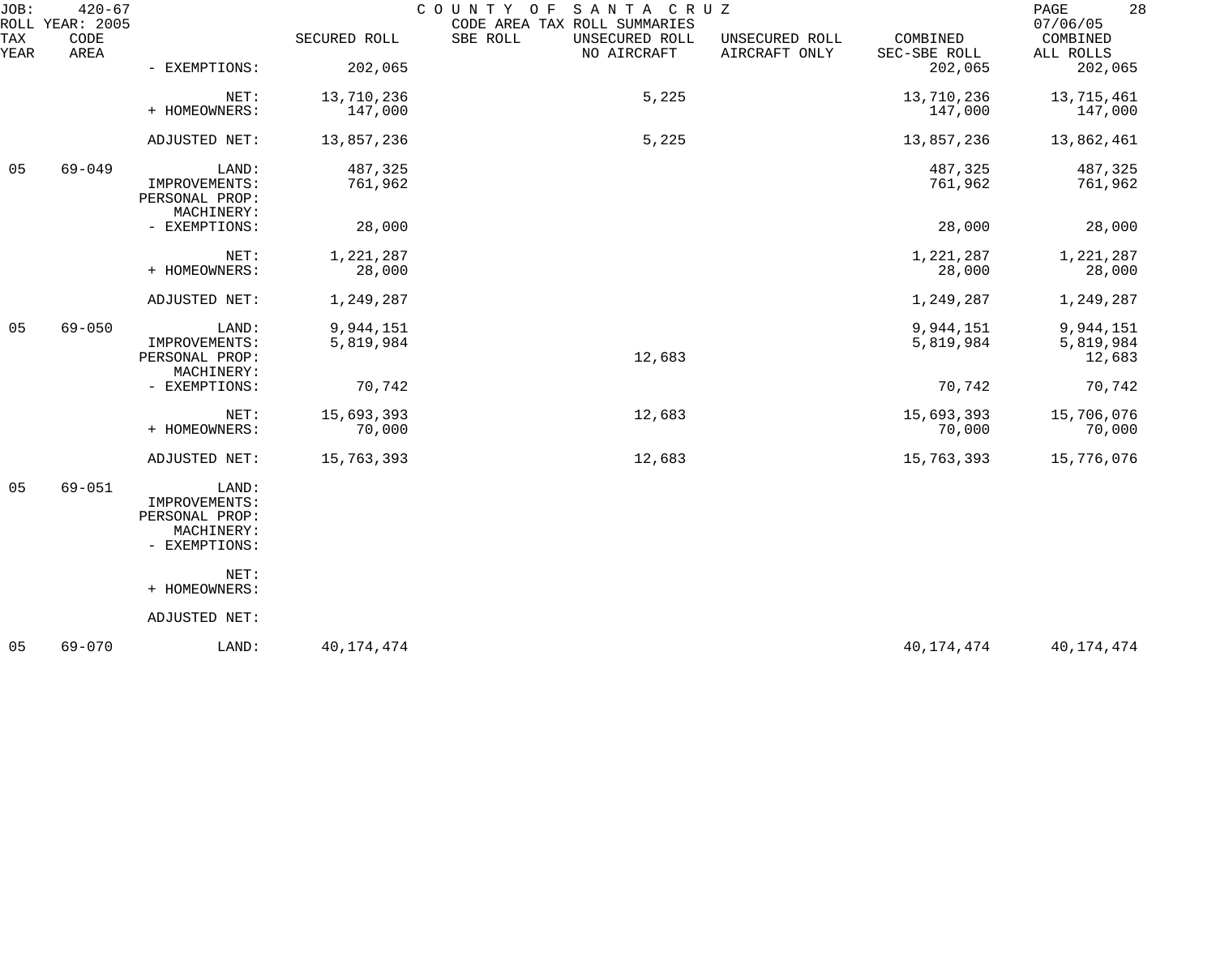| TAX YEAR | CODE AREA | | SECURED ROLL | SBE ROLL | UNSECURED ROLL NO AIRCRAFT | UNSECURED ROLL AIRCRAFT ONLY | COMBINED SEC-SBE ROLL | COMBINED ALL ROLLS |
|---|---|---|---|---|---|---|---|---|
| | | - EXEMPTIONS: | 202,065 | | | | 202,065 | 202,065 |
| | | NET: | 13,710,236 | | 5,225 | | 13,710,236 | 13,715,461 |
| | | + HOMEOWNERS: | 147,000 | | | | 147,000 | 147,000 |
| | | ADJUSTED NET: | 13,857,236 | | 5,225 | | 13,857,236 | 13,862,461 |
| 05 | 69-049 | LAND: | 487,325 | | | | 487,325 | 487,325 |
| | | IMPROVEMENTS: | 761,962 | | | | 761,962 | 761,962 |
| | | PERSONAL PROP: | | | | | | |
| | | MACHINERY: | | | | | | |
| | | - EXEMPTIONS: | 28,000 | | | | 28,000 | 28,000 |
| | | NET: | 1,221,287 | | | | 1,221,287 | 1,221,287 |
| | | + HOMEOWNERS: | 28,000 | | | | 28,000 | 28,000 |
| | | ADJUSTED NET: | 1,249,287 | | | | 1,249,287 | 1,249,287 |
| 05 | 69-050 | LAND: | 9,944,151 | | | | 9,944,151 | 9,944,151 |
| | | IMPROVEMENTS: | 5,819,984 | | | | 5,819,984 | 5,819,984 |
| | | PERSONAL PROP: | | | 12,683 | | | 12,683 |
| | | MACHINERY: | | | | | | |
| | | - EXEMPTIONS: | 70,742 | | | | 70,742 | 70,742 |
| | | NET: | 15,693,393 | | 12,683 | | 15,693,393 | 15,706,076 |
| | | + HOMEOWNERS: | 70,000 | | | | 70,000 | 70,000 |
| | | ADJUSTED NET: | 15,763,393 | | 12,683 | | 15,763,393 | 15,776,076 |
| 05 | 69-051 | LAND: | | | | | | |
| | | IMPROVEMENTS: | | | | | | |
| | | PERSONAL PROP: | | | | | | |
| | | MACHINERY: | | | | | | |
| | | - EXEMPTIONS: | | | | | | |
| | | NET: | | | | | | |
| | | + HOMEOWNERS: | | | | | | |
| | | ADJUSTED NET: | | | | | | |
| 05 | 69-070 | LAND: | 40,174,474 | | | | 40,174,474 | 40,174,474 |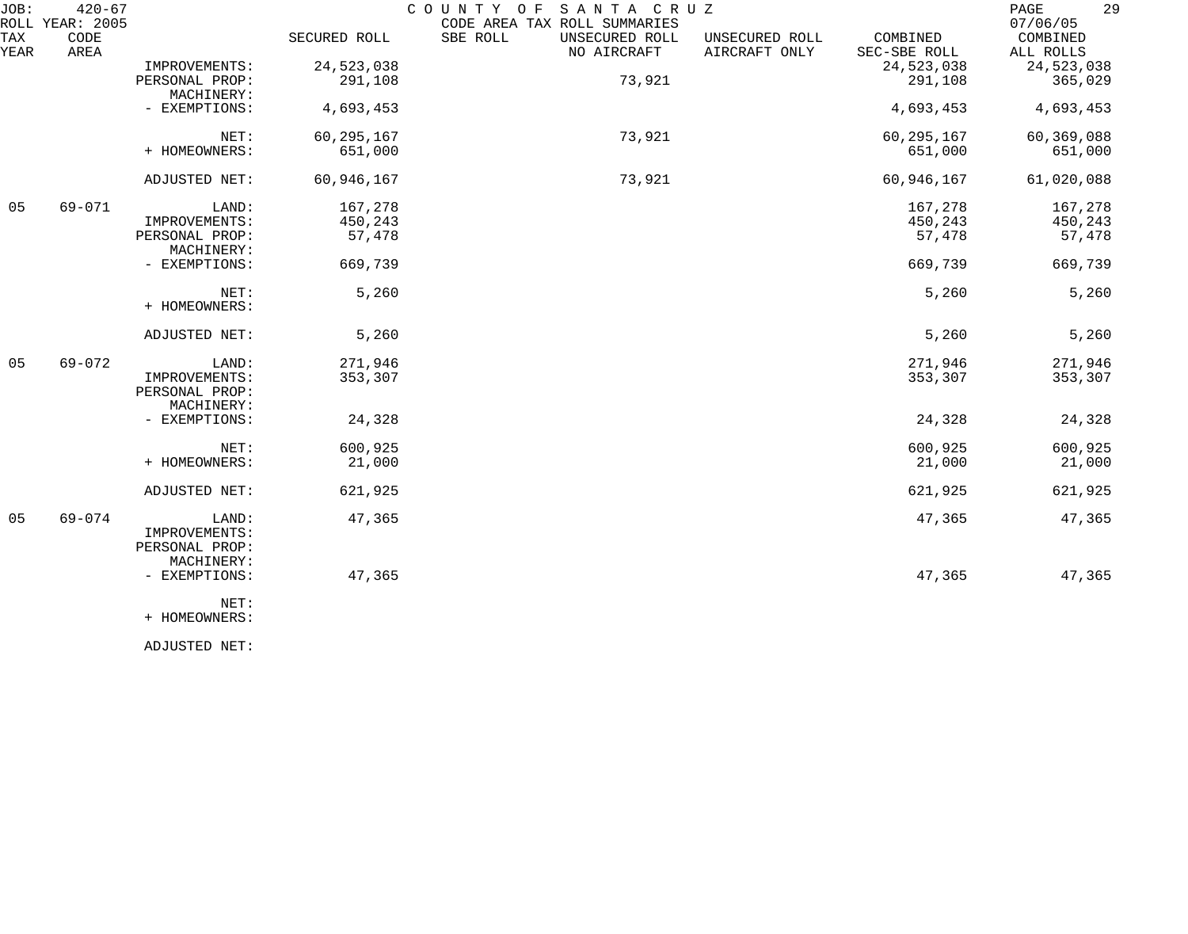JOB: 420-67 COUNTY OF SANTA CRUZ
ROLL YEAR: 2005 CODE AREA TAX ROLL SUMMARIES 07/06/05

| TAX YEAR | CODE AREA | | SECURED ROLL | SBE ROLL | UNSECURED ROLL NO AIRCRAFT | UNSECURED ROLL AIRCRAFT ONLY | COMBINED SEC-SBE ROLL | COMBINED ALL ROLLS |
|---|---|---|---|---|---|---|---|---|
| | | IMPROVEMENTS: | 24,523,038 | | | | 24,523,038 | 24,523,038 |
| | | PERSONAL PROP: | 291,108 | | 73,921 | | 291,108 | 365,029 |
| | | MACHINERY: | | | | | | |
| | | - EXEMPTIONS: | 4,693,453 | | | | 4,693,453 | 4,693,453 |
| | | NET: | 60,295,167 | | 73,921 | | 60,295,167 | 60,369,088 |
| | | + HOMEOWNERS: | 651,000 | | | | 651,000 | 651,000 |
| | | ADJUSTED NET: | 60,946,167 | | 73,921 | | 60,946,167 | 61,020,088 |
| 05 | 69-071 | LAND: | 167,278 | | | | 167,278 | 167,278 |
| | | IMPROVEMENTS: | 450,243 | | | | 450,243 | 450,243 |
| | | PERSONAL PROP: | 57,478 | | | | 57,478 | 57,478 |
| | | MACHINERY: | | | | | | |
| | | - EXEMPTIONS: | 669,739 | | | | 669,739 | 669,739 |
| | | NET: | 5,260 | | | | 5,260 | 5,260 |
| | | + HOMEOWNERS: | | | | | | |
| | | ADJUSTED NET: | 5,260 | | | | 5,260 | 5,260 |
| 05 | 69-072 | LAND: | 271,946 | | | | 271,946 | 271,946 |
| | | IMPROVEMENTS: | 353,307 | | | | 353,307 | 353,307 |
| | | PERSONAL PROP: | | | | | | |
| | | MACHINERY: | | | | | | |
| | | - EXEMPTIONS: | 24,328 | | | | 24,328 | 24,328 |
| | | NET: | 600,925 | | | | 600,925 | 600,925 |
| | | + HOMEOWNERS: | 21,000 | | | | 21,000 | 21,000 |
| | | ADJUSTED NET: | 621,925 | | | | 621,925 | 621,925 |
| 05 | 69-074 | LAND: | 47,365 | | | | 47,365 | 47,365 |
| | | IMPROVEMENTS: | | | | | | |
| | | PERSONAL PROP: | | | | | | |
| | | MACHINERY: | | | | | | |
| | | - EXEMPTIONS: | 47,365 | | | | 47,365 | 47,365 |
| | | NET: | | | | | | |
| | | + HOMEOWNERS: | | | | | | |
| | | ADJUSTED NET: | | | | | | |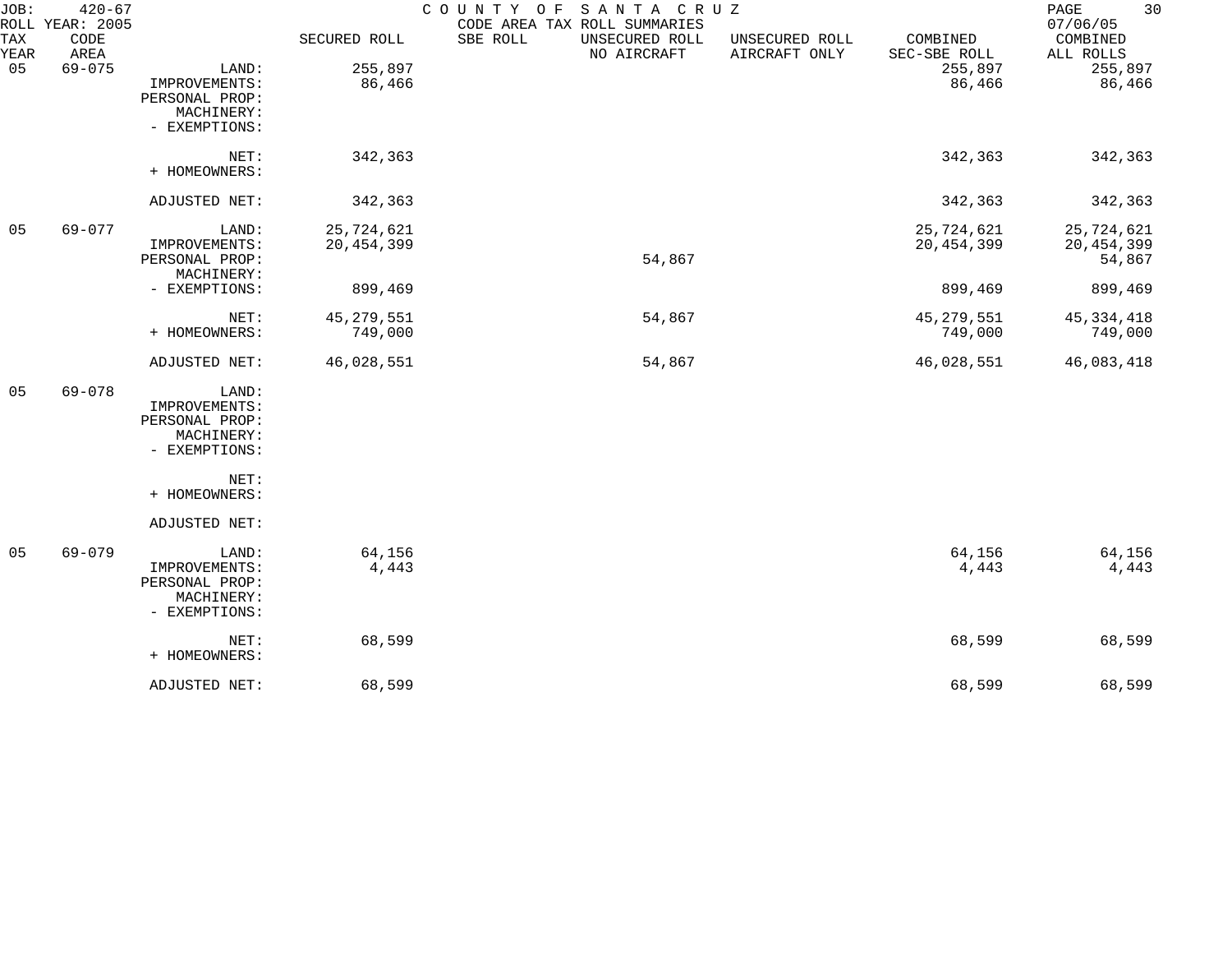JOB: 420-67 COUNTY OF SANTA CRUZ
ROLL YEAR: 2005 CODE AREA TAX ROLL SUMMARIES 07/06/05

| TAX YEAR | CODE AREA | | SECURED ROLL | SBE ROLL | UNSECURED ROLL NO AIRCRAFT | UNSECURED ROLL AIRCRAFT ONLY | COMBINED SEC-SBE ROLL | COMBINED ALL ROLLS |
|---|---|---|---|---|---|---|---|---|
| 05 | 69-075 | LAND: | 255,897 | | | | 255,897 | 255,897 |
| | | IMPROVEMENTS: | 86,466 | | | | 86,466 | 86,466 |
| | | PERSONAL PROP: | | | | | | |
| | | MACHINERY: | | | | | | |
| | | - EXEMPTIONS: | | | | | | |
| | | NET: | 342,363 | | | | 342,363 | 342,363 |
| | | + HOMEOWNERS: | | | | | | |
| | | ADJUSTED NET: | 342,363 | | | | 342,363 | 342,363 |
| 05 | 69-077 | LAND: | 25,724,621 | | | | 25,724,621 | 25,724,621 |
| | | IMPROVEMENTS: | 20,454,399 | | | | 20,454,399 | 20,454,399 |
| | | PERSONAL PROP: | | | 54,867 | | | 54,867 |
| | | MACHINERY: | | | | | | |
| | | - EXEMPTIONS: | 899,469 | | | | 899,469 | 899,469 |
| | | NET: | 45,279,551 | | 54,867 | | 45,279,551 | 45,334,418 |
| | | + HOMEOWNERS: | 749,000 | | | | 749,000 | 749,000 |
| | | ADJUSTED NET: | 46,028,551 | | 54,867 | | 46,028,551 | 46,083,418 |
| 05 | 69-078 | LAND: | | | | | | |
| | | IMPROVEMENTS: | | | | | | |
| | | PERSONAL PROP: | | | | | | |
| | | MACHINERY: | | | | | | |
| | | - EXEMPTIONS: | | | | | | |
| | | NET: | | | | | | |
| | | + HOMEOWNERS: | | | | | | |
| | | ADJUSTED NET: | | | | | | |
| 05 | 69-079 | LAND: | 64,156 | | | | 64,156 | 64,156 |
| | | IMPROVEMENTS: | 4,443 | | | | 4,443 | 4,443 |
| | | PERSONAL PROP: | | | | | | |
| | | MACHINERY: | | | | | | |
| | | - EXEMPTIONS: | | | | | | |
| | | NET: | 68,599 | | | | 68,599 | 68,599 |
| | | + HOMEOWNERS: | | | | | | |
| | | ADJUSTED NET: | 68,599 | | | | 68,599 | 68,599 |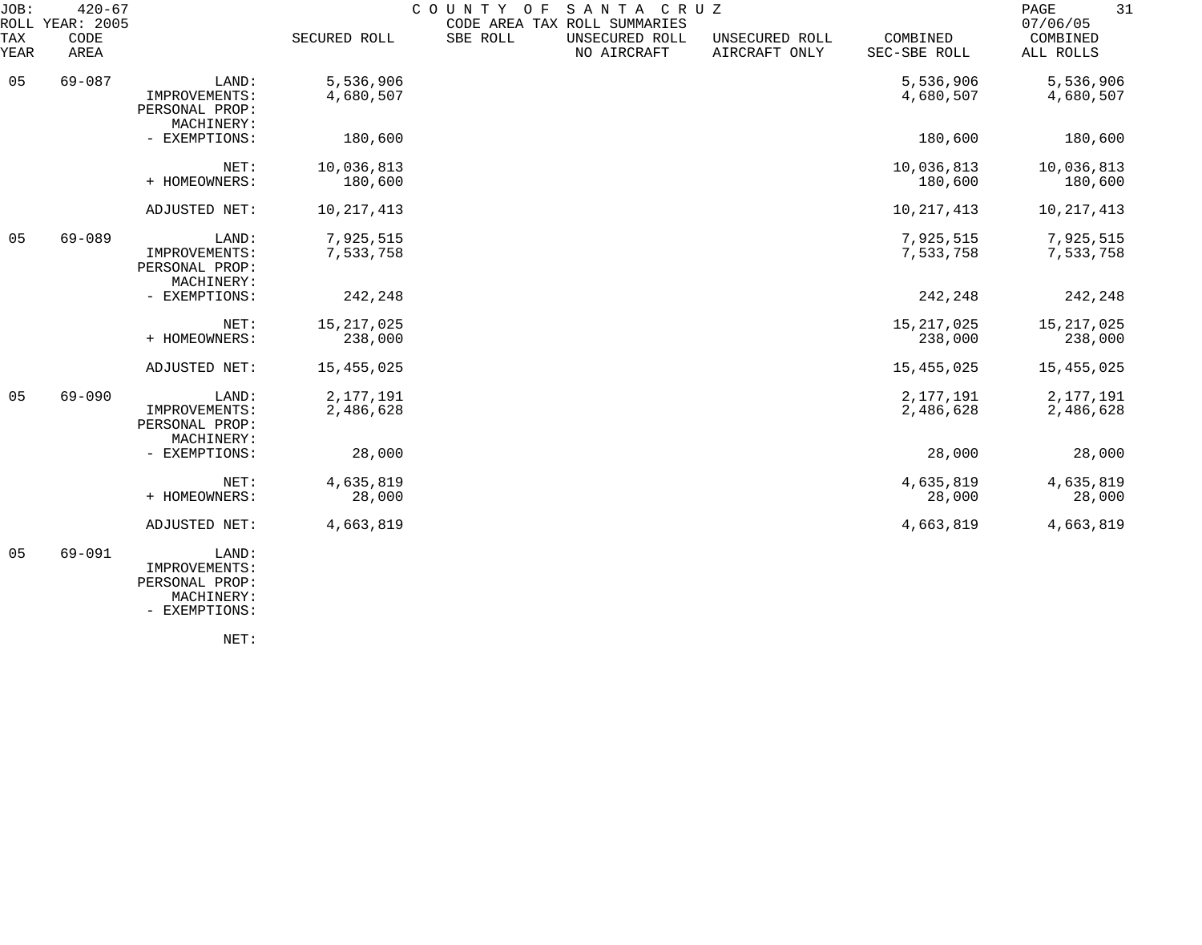JOB: 420-67 COUNTY OF SANTA CRUZ
ROLL YEAR: 2005 CODE AREA TAX ROLL SUMMARIES 07/06/05

| TAX YEAR | CODE AREA | | SECURED ROLL | SBE ROLL | UNSECURED ROLL NO AIRCRAFT | UNSECURED ROLL AIRCRAFT ONLY | COMBINED SEC-SBE ROLL | COMBINED ALL ROLLS |
|---|---|---|---|---|---|---|---|---|
| 05 | 69-087 | LAND: | 5,536,906 | | | | 5,536,906 | 5,536,906 |
| | | IMPROVEMENTS: | 4,680,507 | | | | 4,680,507 | 4,680,507 |
| | | PERSONAL PROP: | | | | | | |
| | | MACHINERY: | | | | | | |
| | | - EXEMPTIONS: | 180,600 | | | | 180,600 | 180,600 |
| | | NET: | 10,036,813 | | | | 10,036,813 | 10,036,813 |
| | | + HOMEOWNERS: | 180,600 | | | | 180,600 | 180,600 |
| | | ADJUSTED NET: | 10,217,413 | | | | 10,217,413 | 10,217,413 |
| 05 | 69-089 | LAND: | 7,925,515 | | | | 7,925,515 | 7,925,515 |
| | | IMPROVEMENTS: | 7,533,758 | | | | 7,533,758 | 7,533,758 |
| | | PERSONAL PROP: | | | | | | |
| | | MACHINERY: | | | | | | |
| | | - EXEMPTIONS: | 242,248 | | | | 242,248 | 242,248 |
| | | NET: | 15,217,025 | | | | 15,217,025 | 15,217,025 |
| | | + HOMEOWNERS: | 238,000 | | | | 238,000 | 238,000 |
| | | ADJUSTED NET: | 15,455,025 | | | | 15,455,025 | 15,455,025 |
| 05 | 69-090 | LAND: | 2,177,191 | | | | 2,177,191 | 2,177,191 |
| | | IMPROVEMENTS: | 2,486,628 | | | | 2,486,628 | 2,486,628 |
| | | PERSONAL PROP: | | | | | | |
| | | MACHINERY: | | | | | | |
| | | - EXEMPTIONS: | 28,000 | | | | 28,000 | 28,000 |
| | | NET: | 4,635,819 | | | | 4,635,819 | 4,635,819 |
| | | + HOMEOWNERS: | 28,000 | | | | 28,000 | 28,000 |
| | | ADJUSTED NET: | 4,663,819 | | | | 4,663,819 | 4,663,819 |
| 05 | 69-091 | LAND: | | | | | | |
| | | IMPROVEMENTS: | | | | | | |
| | | PERSONAL PROP: | | | | | | |
| | | MACHINERY: | | | | | | |
| | | - EXEMPTIONS: | | | | | | |
| | | NET: | | | | | | |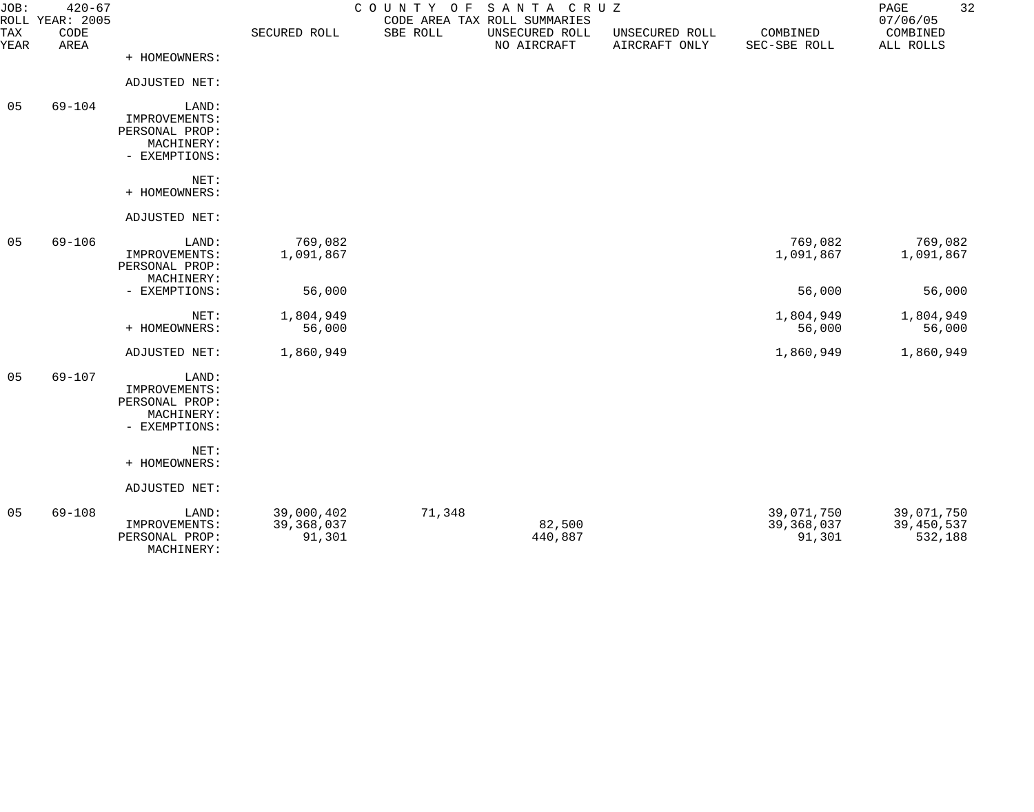| TAX YEAR | CODE AREA | | SECURED ROLL | SBE ROLL | UNSECURED ROLL NO AIRCRAFT | UNSECURED ROLL AIRCRAFT ONLY | COMBINED SEC-SBE ROLL | COMBINED ALL ROLLS |
|---|---|---|---|---|---|---|---|---|
| | | + HOMEOWNERS: | | | | | | |
| | | ADJUSTED NET: | | | | | | |
| 05 | 69-104 | LAND: | | | | | | |
| | | IMPROVEMENTS: | | | | | | |
| | | PERSONAL PROP: | | | | | | |
| | | MACHINERY: | | | | | | |
| | | - EXEMPTIONS: | | | | | | |
| | | NET: | | | | | | |
| | | + HOMEOWNERS: | | | | | | |
| | | ADJUSTED NET: | | | | | | |
| 05 | 69-106 | LAND: | 769,082 | | | | 769,082 | 769,082 |
| | | IMPROVEMENTS: | 1,091,867 | | | | 1,091,867 | 1,091,867 |
| | | PERSONAL PROP: | | | | | | |
| | | MACHINERY: | | | | | | |
| | | - EXEMPTIONS: | 56,000 | | | | 56,000 | 56,000 |
| | | NET: | 1,804,949 | | | | 1,804,949 | 1,804,949 |
| | | + HOMEOWNERS: | 56,000 | | | | 56,000 | 56,000 |
| | | ADJUSTED NET: | 1,860,949 | | | | 1,860,949 | 1,860,949 |
| 05 | 69-107 | LAND: | | | | | | |
| | | IMPROVEMENTS: | | | | | | |
| | | PERSONAL PROP: | | | | | | |
| | | MACHINERY: | | | | | | |
| | | - EXEMPTIONS: | | | | | | |
| | | NET: | | | | | | |
| | | + HOMEOWNERS: | | | | | | |
| | | ADJUSTED NET: | | | | | | |
| 05 | 69-108 | LAND: | 39,000,402 | 71,348 | | | 39,071,750 | 39,071,750 |
| | | IMPROVEMENTS: | 39,368,037 | | 82,500 | | 39,368,037 | 39,450,537 |
| | | PERSONAL PROP: | 91,301 | | 440,887 | | 91,301 | 532,188 |
| | | MACHINERY: | | | | | | |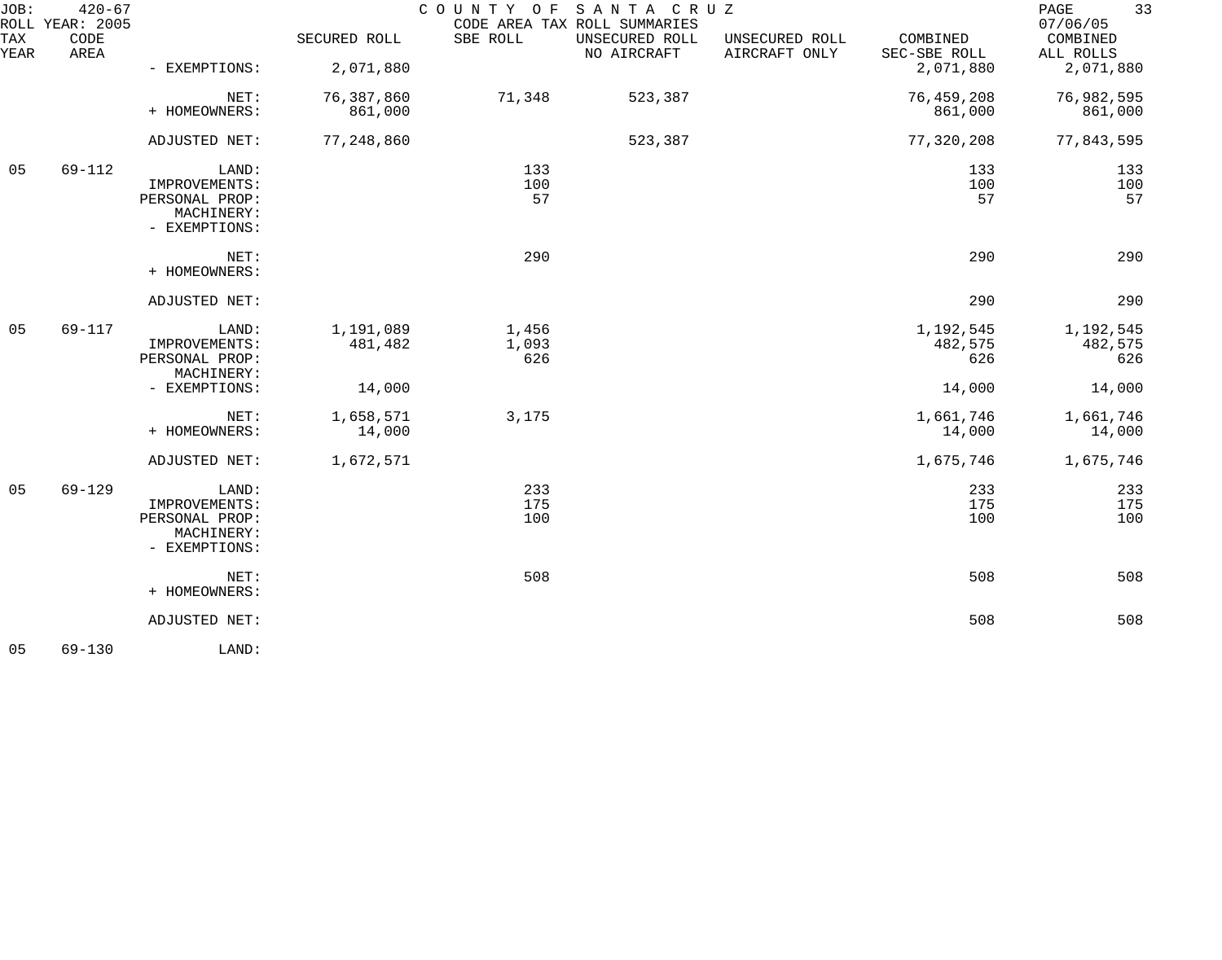JOB: 420-67 COUNTY OF SANTA CRUZ PAGE 33
ROLL YEAR: 2005 CODE AREA TAX ROLL SUMMARIES 07/06/05

| TAX YEAR | CODE AREA | | SECURED ROLL | SBE ROLL | UNSECURED ROLL NO AIRCRAFT | UNSECURED ROLL AIRCRAFT ONLY | COMBINED SEC-SBE ROLL | COMBINED ALL ROLLS |
|---|---|---|---|---|---|---|---|---|
| | | - EXEMPTIONS: | 2,071,880 | | | | 2,071,880 | 2,071,880 |
| | | NET: | 76,387,860 | 71,348 | 523,387 | | 76,459,208 | 76,982,595 |
| | | + HOMEOWNERS: | 861,000 | | | | 861,000 | 861,000 |
| | | ADJUSTED NET: | 77,248,860 | | 523,387 | | 77,320,208 | 77,843,595 |
| 05 | 69-112 | LAND: | | 133 | | | 133 | 133 |
| | | IMPROVEMENTS: | | 100 | | | 100 | 100 |
| | | PERSONAL PROP: | | 57 | | | 57 | 57 |
| | | MACHINERY: | | | | | | |
| | | - EXEMPTIONS: | | | | | | |
| | | NET: | | 290 | | | 290 | 290 |
| | | + HOMEOWNERS: | | | | | | |
| | | ADJUSTED NET: | | | | | 290 | 290 |
| 05 | 69-117 | LAND: | 1,191,089 | 1,456 | | | 1,192,545 | 1,192,545 |
| | | IMPROVEMENTS: | 481,482 | 1,093 | | | 482,575 | 482,575 |
| | | PERSONAL PROP: | | 626 | | | 626 | 626 |
| | | MACHINERY: | | | | | | |
| | | - EXEMPTIONS: | 14,000 | | | | 14,000 | 14,000 |
| | | NET: | 1,658,571 | 3,175 | | | 1,661,746 | 1,661,746 |
| | | + HOMEOWNERS: | 14,000 | | | | 14,000 | 14,000 |
| | | ADJUSTED NET: | 1,672,571 | | | | 1,675,746 | 1,675,746 |
| 05 | 69-129 | LAND: | | 233 | | | 233 | 233 |
| | | IMPROVEMENTS: | | 175 | | | 175 | 175 |
| | | PERSONAL PROP: | | 100 | | | 100 | 100 |
| | | MACHINERY: | | | | | | |
| | | - EXEMPTIONS: | | | | | | |
| | | NET: | | 508 | | | 508 | 508 |
| | | + HOMEOWNERS: | | | | | | |
| | | ADJUSTED NET: | | | | | 508 | 508 |
| 05 | 69-130 | LAND: | | | | | | |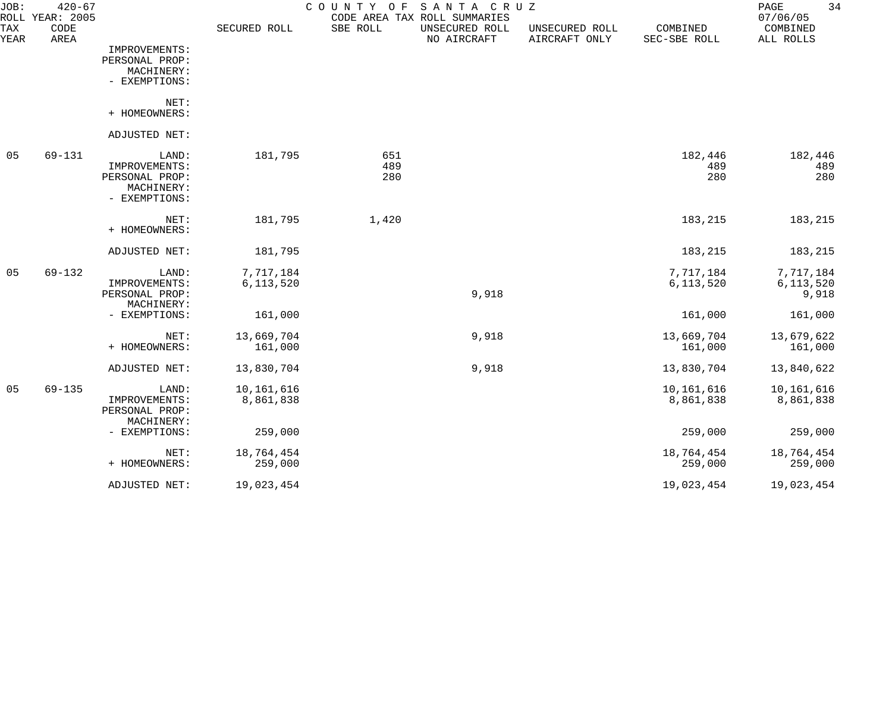JOB: 420-67 COUNTY OF SANTA CRUZ
ROLL YEAR: 2005 CODE AREA TAX ROLL SUMMARIES 07/06/05

| TAX YEAR | CODE AREA | | SECURED ROLL | SBE ROLL | UNSECURED ROLL NO AIRCRAFT | UNSECURED ROLL AIRCRAFT ONLY | COMBINED SEC-SBE ROLL | COMBINED ALL ROLLS |
|---|---|---|---|---|---|---|---|---|
| | | IMPROVEMENTS: | | | | | | |
| | | PERSONAL PROP: | | | | | | |
| | | MACHINERY: | | | | | | |
| | | - EXEMPTIONS: | | | | | | |
| | | NET: | | | | | | |
| | | + HOMEOWNERS: | | | | | | |
| | | ADJUSTED NET: | | | | | | |
| 05 | 69-131 | LAND: | 181,795 | 651 | | | 182,446 | 182,446 |
| | | IMPROVEMENTS: | | 489 | | | 489 | 489 |
| | | PERSONAL PROP: | | 280 | | | 280 | 280 |
| | | MACHINERY: | | | | | | |
| | | - EXEMPTIONS: | | | | | | |
| | | NET: | 181,795 | 1,420 | | | 183,215 | 183,215 |
| | | + HOMEOWNERS: | | | | | | |
| | | ADJUSTED NET: | 181,795 | | | | 183,215 | 183,215 |
| 05 | 69-132 | LAND: | 7,717,184 | | | | 7,717,184 | 7,717,184 |
| | | IMPROVEMENTS: | 6,113,520 | | | | 6,113,520 | 6,113,520 |
| | | PERSONAL PROP: | | | 9,918 | | | 9,918 |
| | | MACHINERY: | | | | | | |
| | | - EXEMPTIONS: | 161,000 | | | | 161,000 | 161,000 |
| | | NET: | 13,669,704 | | 9,918 | | 13,669,704 | 13,679,622 |
| | | + HOMEOWNERS: | 161,000 | | | | 161,000 | 161,000 |
| | | ADJUSTED NET: | 13,830,704 | | 9,918 | | 13,830,704 | 13,840,622 |
| 05 | 69-135 | LAND: | 10,161,616 | | | | 10,161,616 | 10,161,616 |
| | | IMPROVEMENTS: | 8,861,838 | | | | 8,861,838 | 8,861,838 |
| | | PERSONAL PROP: | | | | | | |
| | | MACHINERY: | | | | | | |
| | | - EXEMPTIONS: | 259,000 | | | | 259,000 | 259,000 |
| | | NET: | 18,764,454 | | | | 18,764,454 | 18,764,454 |
| | | + HOMEOWNERS: | 259,000 | | | | 259,000 | 259,000 |
| | | ADJUSTED NET: | 19,023,454 | | | | 19,023,454 | 19,023,454 |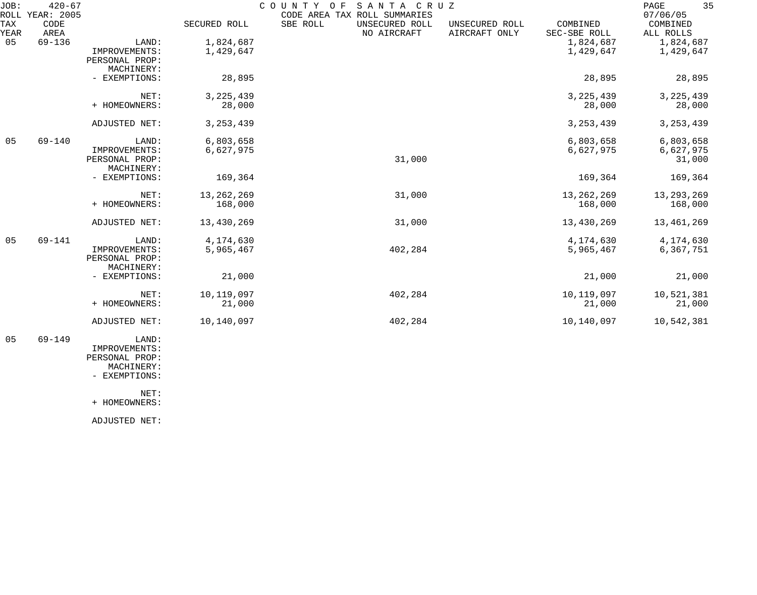JOB: 420-67 COUNTY OF SANTA CRUZ
ROLL YEAR: 2005 CODE AREA TAX ROLL SUMMARIES 07/06/05

| TAX YEAR | CODE AREA | | SECURED ROLL | SBE ROLL | UNSECURED ROLL NO AIRCRAFT | UNSECURED ROLL AIRCRAFT ONLY | COMBINED SEC-SBE ROLL | COMBINED ALL ROLLS |
|---|---|---|---|---|---|---|---|---|
| 05 | 69-136 | LAND: | 1,824,687 | | | | 1,824,687 | 1,824,687 |
| | | IMPROVEMENTS: | 1,429,647 | | | | 1,429,647 | 1,429,647 |
| | | PERSONAL PROP: | | | | | | |
| | | MACHINERY: | | | | | | |
| | | - EXEMPTIONS: | 28,895 | | | | 28,895 | 28,895 |
| | | NET: | 3,225,439 | | | | 3,225,439 | 3,225,439 |
| | | + HOMEOWNERS: | 28,000 | | | | 28,000 | 28,000 |
| | | ADJUSTED NET: | 3,253,439 | | | | 3,253,439 | 3,253,439 |
| 05 | 69-140 | LAND: | 6,803,658 | | | | 6,803,658 | 6,803,658 |
| | | IMPROVEMENTS: | 6,627,975 | | | | 6,627,975 | 6,627,975 |
| | | PERSONAL PROP: | | | 31,000 | | | 31,000 |
| | | MACHINERY: | | | | | | |
| | | - EXEMPTIONS: | 169,364 | | | | 169,364 | 169,364 |
| | | NET: | 13,262,269 | | 31,000 | | 13,262,269 | 13,293,269 |
| | | + HOMEOWNERS: | 168,000 | | | | 168,000 | 168,000 |
| | | ADJUSTED NET: | 13,430,269 | | 31,000 | | 13,430,269 | 13,461,269 |
| 05 | 69-141 | LAND: | 4,174,630 | | | | 4,174,630 | 4,174,630 |
| | | IMPROVEMENTS: | 5,965,467 | | 402,284 | | 5,965,467 | 6,367,751 |
| | | PERSONAL PROP: | | | | | | |
| | | MACHINERY: | | | | | | |
| | | - EXEMPTIONS: | 21,000 | | | | 21,000 | 21,000 |
| | | NET: | 10,119,097 | | 402,284 | | 10,119,097 | 10,521,381 |
| | | + HOMEOWNERS: | 21,000 | | | | 21,000 | 21,000 |
| | | ADJUSTED NET: | 10,140,097 | | 402,284 | | 10,140,097 | 10,542,381 |
| 05 | 69-149 | LAND: | | | | | | |
| | | IMPROVEMENTS: | | | | | | |
| | | PERSONAL PROP: | | | | | | |
| | | MACHINERY: | | | | | | |
| | | - EXEMPTIONS: | | | | | | |
| | | NET: | | | | | | |
| | | + HOMEOWNERS: | | | | | | |
| | | ADJUSTED NET: | | | | | | |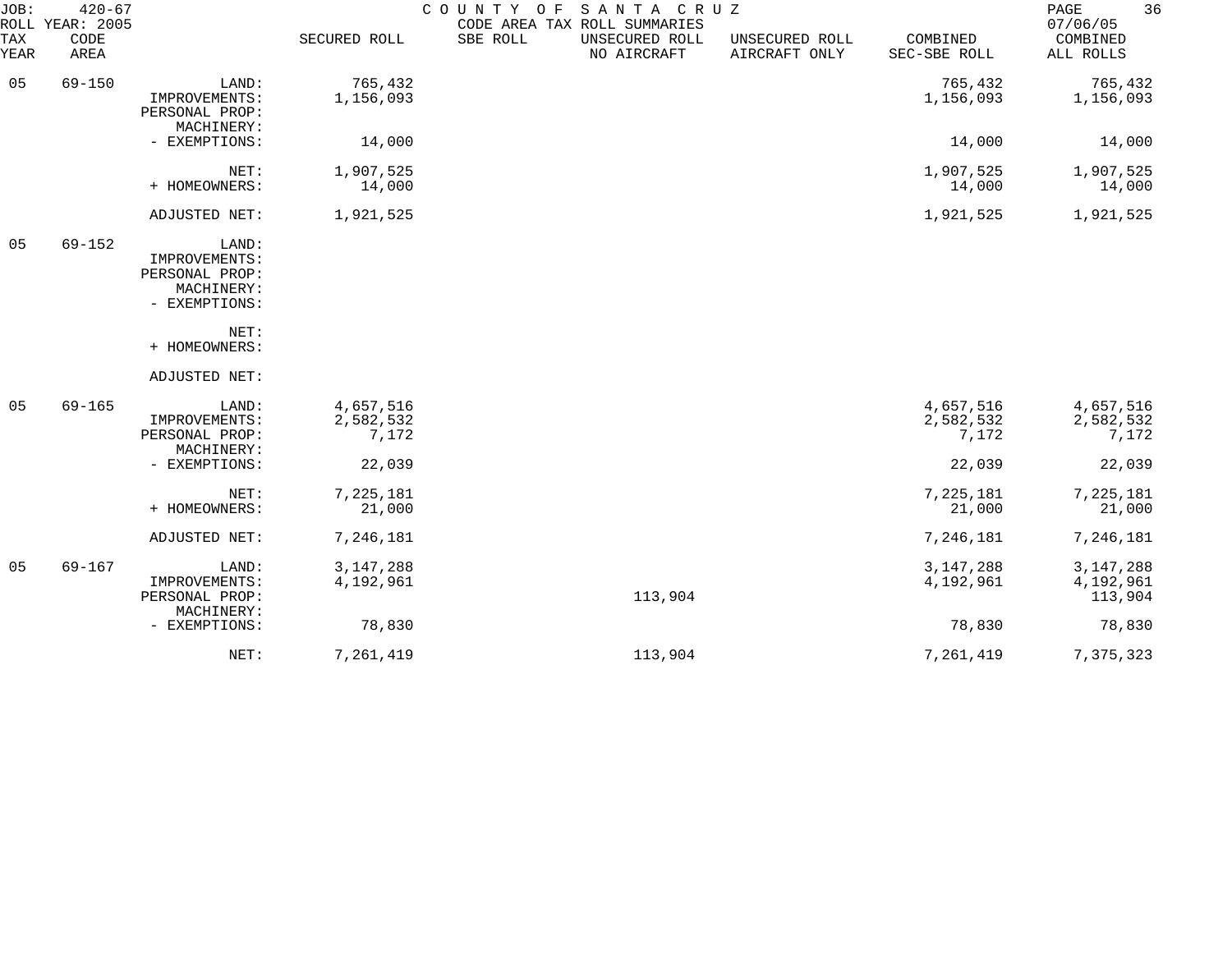JOB: 420-67 COUNTY OF SANTA CRUZ

ROLL YEAR: 2005 CODE AREA TAX ROLL SUMMARIES 07/06/05

| TAX YEAR | CODE AREA | | SECURED ROLL | SBE ROLL | UNSECURED ROLL NO AIRCRAFT | UNSECURED ROLL AIRCRAFT ONLY | COMBINED SEC-SBE ROLL | COMBINED ALL ROLLS |
|---|---|---|---|---|---|---|---|---|
| 05 | 69-150 | LAND: | 765,432 | | | | 765,432 | 765,432 |
| | | IMPROVEMENTS: | 1,156,093 | | | | 1,156,093 | 1,156,093 |
| | | PERSONAL PROP: | | | | | | |
| | | MACHINERY: | | | | | | |
| | | - EXEMPTIONS: | 14,000 | | | | 14,000 | 14,000 |
| | | NET: | 1,907,525 | | | | 1,907,525 | 1,907,525 |
| | | + HOMEOWNERS: | 14,000 | | | | 14,000 | 14,000 |
| | | ADJUSTED NET: | 1,921,525 | | | | 1,921,525 | 1,921,525 |
| 05 | 69-152 | LAND: | | | | | | |
| | | IMPROVEMENTS: | | | | | | |
| | | PERSONAL PROP: | | | | | | |
| | | MACHINERY: | | | | | | |
| | | - EXEMPTIONS: | | | | | | |
| | | NET: | | | | | | |
| | | + HOMEOWNERS: | | | | | | |
| | | ADJUSTED NET: | | | | | | |
| 05 | 69-165 | LAND: | 4,657,516 | | | | 4,657,516 | 4,657,516 |
| | | IMPROVEMENTS: | 2,582,532 | | | | 2,582,532 | 2,582,532 |
| | | PERSONAL PROP: | 7,172 | | | | 7,172 | 7,172 |
| | | MACHINERY: | | | | | | |
| | | - EXEMPTIONS: | 22,039 | | | | 22,039 | 22,039 |
| | | NET: | 7,225,181 | | | | 7,225,181 | 7,225,181 |
| | | + HOMEOWNERS: | 21,000 | | | | 21,000 | 21,000 |
| | | ADJUSTED NET: | 7,246,181 | | | | 7,246,181 | 7,246,181 |
| 05 | 69-167 | LAND: | 3,147,288 | | | | 3,147,288 | 3,147,288 |
| | | IMPROVEMENTS: | 4,192,961 | | | | 4,192,961 | 4,192,961 |
| | | PERSONAL PROP: | | | 113,904 | | | 113,904 |
| | | MACHINERY: | | | | | | |
| | | - EXEMPTIONS: | 78,830 | | | | 78,830 | 78,830 |
| | | NET: | 7,261,419 | | 113,904 | | 7,261,419 | 7,375,323 |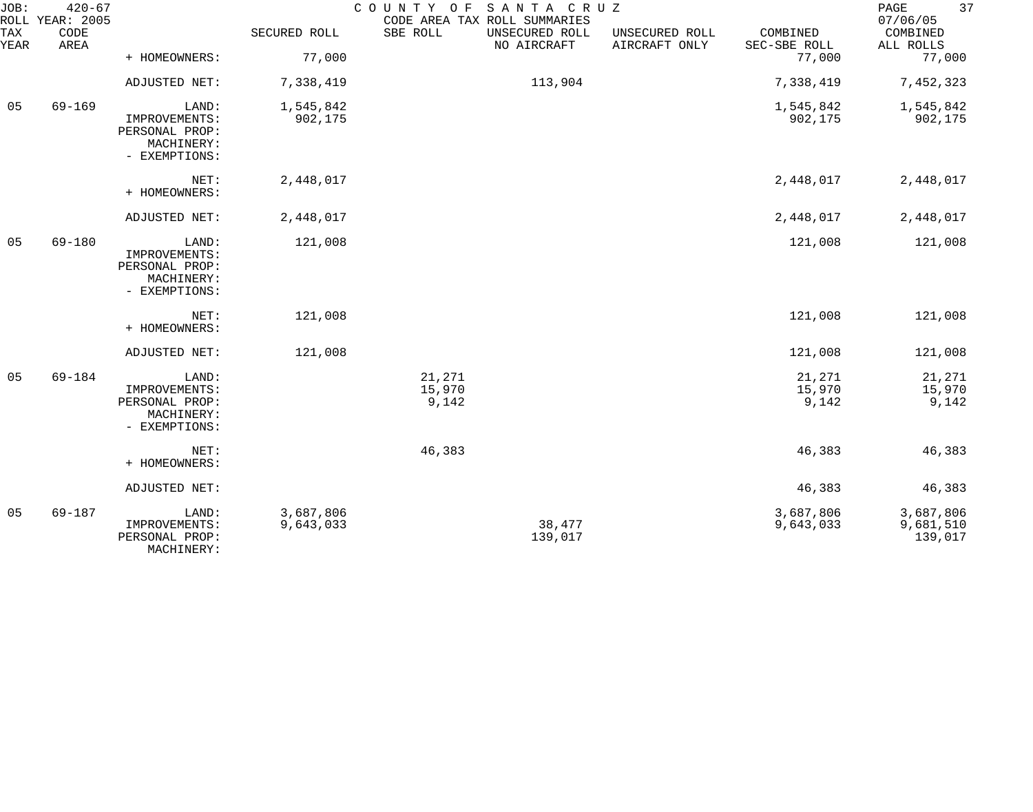COUNTY OF SANTA CRUZ
CODE AREA TAX ROLL SUMMARIES

JOB: 420-67
ROLL YEAR: 2005
07/06/05

| TAX YEAR | CODE AREA | | SECURED ROLL | SBE ROLL | UNSECURED ROLL NO AIRCRAFT | UNSECURED ROLL AIRCRAFT ONLY | COMBINED SEC-SBE ROLL | COMBINED ALL ROLLS |
|---|---|---|---|---|---|---|---|---|
| | | + HOMEOWNERS: | 77,000 | | | | 77,000 | 77,000 |
| | | ADJUSTED NET: | 7,338,419 | | 113,904 | | 7,338,419 | 7,452,323 |
| 05 | 69-169 | LAND: | 1,545,842 | | | | 1,545,842 | 1,545,842 |
| | | IMPROVEMENTS: | 902,175 | | | | 902,175 | 902,175 |
| | | PERSONAL PROP: | | | | | | |
| | | MACHINERY: | | | | | | |
| | | - EXEMPTIONS: | | | | | | |
| | | NET: | 2,448,017 | | | | 2,448,017 | 2,448,017 |
| | | + HOMEOWNERS: | | | | | | |
| | | ADJUSTED NET: | 2,448,017 | | | | 2,448,017 | 2,448,017 |
| 05 | 69-180 | LAND: | 121,008 | | | | 121,008 | 121,008 |
| | | IMPROVEMENTS: | | | | | | |
| | | PERSONAL PROP: | | | | | | |
| | | MACHINERY: | | | | | | |
| | | - EXEMPTIONS: | | | | | | |
| | | NET: | 121,008 | | | | 121,008 | 121,008 |
| | | + HOMEOWNERS: | | | | | | |
| | | ADJUSTED NET: | 121,008 | | | | 121,008 | 121,008 |
| 05 | 69-184 | LAND: | | 21,271 | | | 21,271 | 21,271 |
| | | IMPROVEMENTS: | | 15,970 | | | 15,970 | 15,970 |
| | | PERSONAL PROP: | | 9,142 | | | 9,142 | 9,142 |
| | | MACHINERY: | | | | | | |
| | | - EXEMPTIONS: | | | | | | |
| | | NET: | | 46,383 | | | 46,383 | 46,383 |
| | | + HOMEOWNERS: | | | | | | |
| | | ADJUSTED NET: | | | | | 46,383 | 46,383 |
| 05 | 69-187 | LAND: | 3,687,806 | | | | 3,687,806 | 3,687,806 |
| | | IMPROVEMENTS: | 9,643,033 | | 38,477 | | 9,643,033 | 9,681,510 |
| | | PERSONAL PROP: | | | 139,017 | | | 139,017 |
| | | MACHINERY: | | | | | | |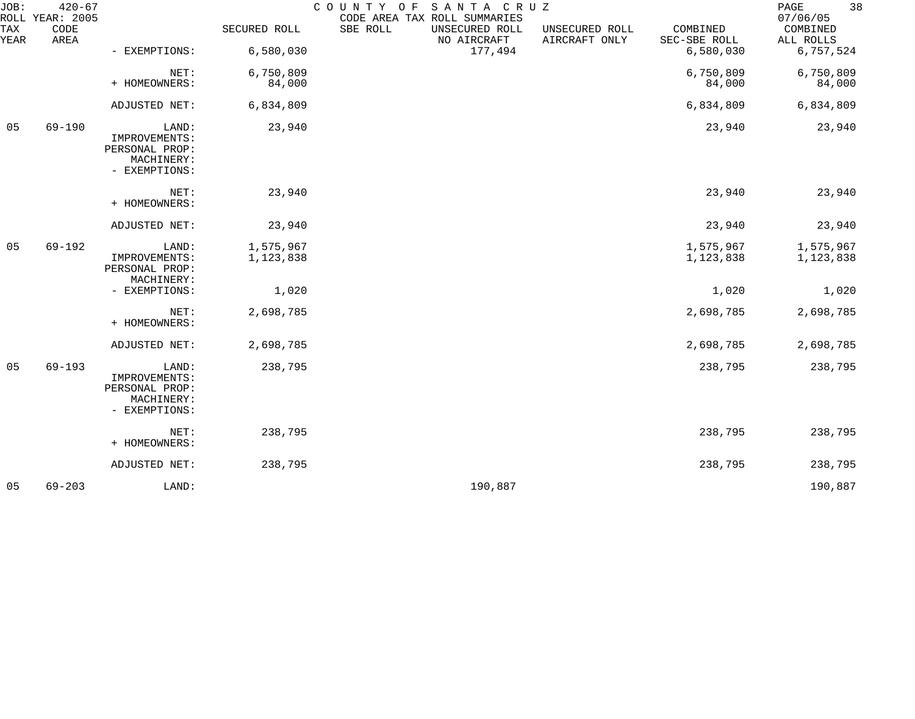JOB: 420-67 COUNTY OF SANTA CRUZ
ROLL YEAR: 2005 CODE AREA TAX ROLL SUMMARIES 07/06/05

| TAX YEAR | CODE AREA | | SECURED ROLL | SBE ROLL | UNSECURED ROLL NO AIRCRAFT | UNSECURED ROLL AIRCRAFT ONLY | COMBINED SEC-SBE ROLL | COMBINED ALL ROLLS |
|---|---|---|---|---|---|---|---|---|
| | | - EXEMPTIONS: | 6,580,030 | | 177,494 | | 6,580,030 | 6,757,524 |
| | | NET: | 6,750,809 | | | | 6,750,809 | 6,750,809 |
| | | + HOMEOWNERS: | 84,000 | | | | 84,000 | 84,000 |
| | | ADJUSTED NET: | 6,834,809 | | | | 6,834,809 | 6,834,809 |
| 05 | 69-190 | LAND: | 23,940 | | | | 23,940 | 23,940 |
| | | IMPROVEMENTS: | | | | | | |
| | | PERSONAL PROP: | | | | | | |
| | | MACHINERY: | | | | | | |
| | | - EXEMPTIONS: | | | | | | |
| | | NET: | 23,940 | | | | 23,940 | 23,940 |
| | | + HOMEOWNERS: | | | | | | |
| | | ADJUSTED NET: | 23,940 | | | | 23,940 | 23,940 |
| 05 | 69-192 | LAND: | 1,575,967 | | | | 1,575,967 | 1,575,967 |
| | | IMPROVEMENTS: | 1,123,838 | | | | 1,123,838 | 1,123,838 |
| | | PERSONAL PROP: | | | | | | |
| | | MACHINERY: | | | | | | |
| | | - EXEMPTIONS: | 1,020 | | | | 1,020 | 1,020 |
| | | NET: | 2,698,785 | | | | 2,698,785 | 2,698,785 |
| | | + HOMEOWNERS: | | | | | | |
| | | ADJUSTED NET: | 2,698,785 | | | | 2,698,785 | 2,698,785 |
| 05 | 69-193 | LAND: | 238,795 | | | | 238,795 | 238,795 |
| | | IMPROVEMENTS: | | | | | | |
| | | PERSONAL PROP: | | | | | | |
| | | MACHINERY: | | | | | | |
| | | - EXEMPTIONS: | | | | | | |
| | | NET: | 238,795 | | | | 238,795 | 238,795 |
| | | + HOMEOWNERS: | | | | | | |
| | | ADJUSTED NET: | 238,795 | | | | 238,795 | 238,795 |
| 05 | 69-203 | LAND: | | | 190,887 | | | 190,887 |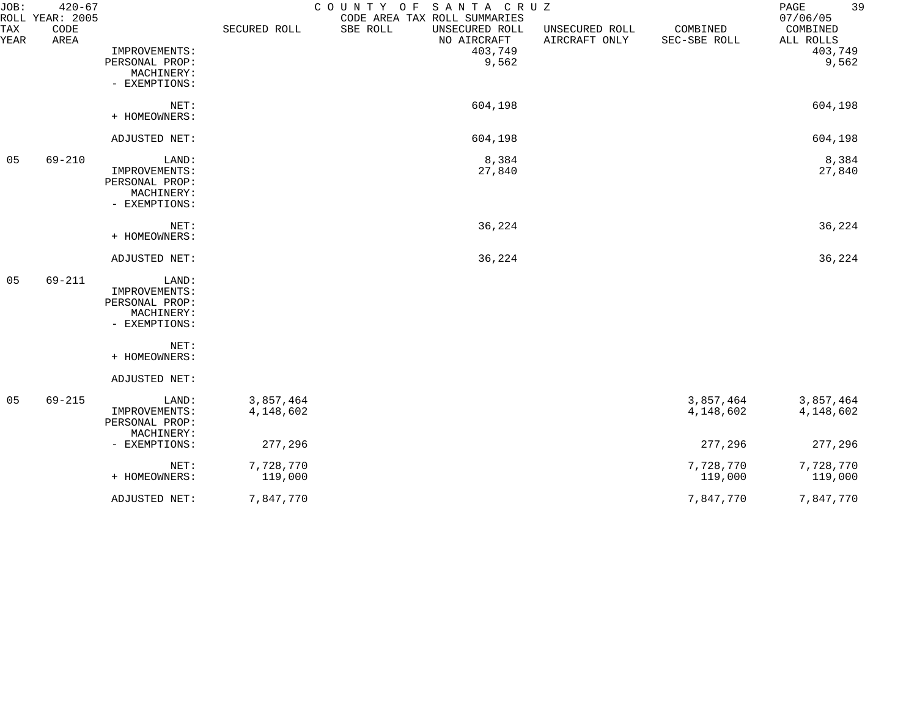# COUNTY OF SANTA CRUZ

CODE AREA TAX ROLL SUMMARIES

JOB: 420-67
ROLL YEAR: 2005

| TAX YEAR | CODE AREA | | SECURED ROLL | SBE ROLL | UNSECURED ROLL NO AIRCRAFT | UNSECURED ROLL AIRCRAFT ONLY | COMBINED SEC-SBE ROLL | COMBINED ALL ROLLS |
|---|---|---|---|---|---|---|---|---|
| | | IMPROVEMENTS: | | | 403,749 | | | 403,749 |
| | | PERSONAL PROP: | | | 9,562 | | | 9,562 |
| | | MACHINERY: | | | | | | |
| | | - EXEMPTIONS: | | | | | | |
| | | NET: | | | 604,198 | | | 604,198 |
| | | + HOMEOWNERS: | | | | | | |
| | | ADJUSTED NET: | | | 604,198 | | | 604,198 |
| 05 | 69-210 | LAND: | | | 8,384 | | | 8,384 |
| | | IMPROVEMENTS: | | | 27,840 | | | 27,840 |
| | | PERSONAL PROP: | | | | | | |
| | | MACHINERY: | | | | | | |
| | | - EXEMPTIONS: | | | | | | |
| | | NET: | | | 36,224 | | | 36,224 |
| | | + HOMEOWNERS: | | | | | | |
| | | ADJUSTED NET: | | | 36,224 | | | 36,224 |
| 05 | 69-211 | LAND: | | | | | | |
| | | IMPROVEMENTS: | | | | | | |
| | | PERSONAL PROP: | | | | | | |
| | | MACHINERY: | | | | | | |
| | | - EXEMPTIONS: | | | | | | |
| | | NET: | | | | | | |
| | | + HOMEOWNERS: | | | | | | |
| | | ADJUSTED NET: | | | | | | |
| 05 | 69-215 | LAND: | 3,857,464 | | | | 3,857,464 | 3,857,464 |
| | | IMPROVEMENTS: | 4,148,602 | | | | 4,148,602 | 4,148,602 |
| | | PERSONAL PROP: | | | | | | |
| | | MACHINERY: | | | | | | |
| | | - EXEMPTIONS: | 277,296 | | | | 277,296 | 277,296 |
| | | NET: | 7,728,770 | | | | 7,728,770 | 7,728,770 |
| | | + HOMEOWNERS: | 119,000 | | | | 119,000 | 119,000 |
| | | ADJUSTED NET: | 7,847,770 | | | | 7,847,770 | 7,847,770 |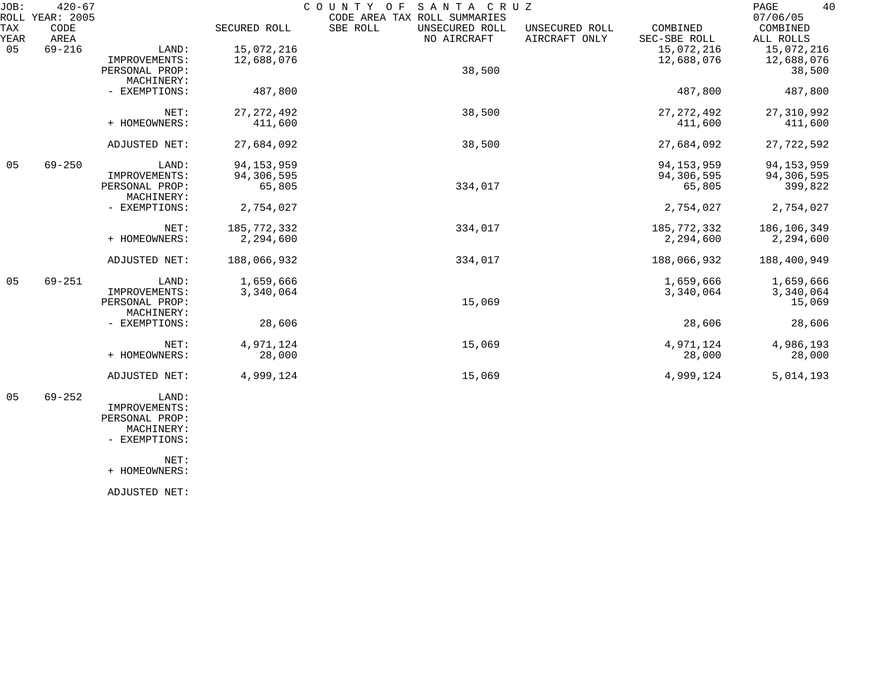JOB: 420-67 COUNTY OF SANTA CRUZ
ROLL YEAR: 2005 CODE AREA TAX ROLL SUMMARIES 07/06/05

| TAX YEAR | CODE AREA | | SECURED ROLL | SBE ROLL | UNSECURED ROLL NO AIRCRAFT | UNSECURED ROLL AIRCRAFT ONLY | COMBINED SEC-SBE ROLL | COMBINED ALL ROLLS |
|---|---|---|---|---|---|---|---|---|
| 05 | 69-216 | LAND: | 15,072,216 | | | | 15,072,216 | 15,072,216 |
| | | IMPROVEMENTS: | 12,688,076 | | | | 12,688,076 | 12,688,076 |
| | | PERSONAL PROP: | | | 38,500 | | | 38,500 |
| | | MACHINERY: | | | | | | |
| | | - EXEMPTIONS: | 487,800 | | | | 487,800 | 487,800 |
| | | NET: | 27,272,492 | | 38,500 | | 27,272,492 | 27,310,992 |
| | | + HOMEOWNERS: | 411,600 | | | | 411,600 | 411,600 |
| | | ADJUSTED NET: | 27,684,092 | | 38,500 | | 27,684,092 | 27,722,592 |
| 05 | 69-250 | LAND: | 94,153,959 | | | | 94,153,959 | 94,153,959 |
| | | IMPROVEMENTS: | 94,306,595 | | | | 94,306,595 | 94,306,595 |
| | | PERSONAL PROP: | 65,805 | | 334,017 | | 65,805 | 399,822 |
| | | MACHINERY: | | | | | | |
| | | - EXEMPTIONS: | 2,754,027 | | | | 2,754,027 | 2,754,027 |
| | | NET: | 185,772,332 | | 334,017 | | 185,772,332 | 186,106,349 |
| | | + HOMEOWNERS: | 2,294,600 | | | | 2,294,600 | 2,294,600 |
| | | ADJUSTED NET: | 188,066,932 | | 334,017 | | 188,066,932 | 188,400,949 |
| 05 | 69-251 | LAND: | 1,659,666 | | | | 1,659,666 | 1,659,666 |
| | | IMPROVEMENTS: | 3,340,064 | | | | 3,340,064 | 3,340,064 |
| | | PERSONAL PROP: | | | 15,069 | | | 15,069 |
| | | MACHINERY: | | | | | | |
| | | - EXEMPTIONS: | 28,606 | | | | 28,606 | 28,606 |
| | | NET: | 4,971,124 | | 15,069 | | 4,971,124 | 4,986,193 |
| | | + HOMEOWNERS: | 28,000 | | | | 28,000 | 28,000 |
| | | ADJUSTED NET: | 4,999,124 | | 15,069 | | 4,999,124 | 5,014,193 |
| 05 | 69-252 | LAND: | | | | | | |
| | | IMPROVEMENTS: | | | | | | |
| | | PERSONAL PROP: | | | | | | |
| | | MACHINERY: | | | | | | |
| | | - EXEMPTIONS: | | | | | | |
| | | NET: | | | | | | |
| | | + HOMEOWNERS: | | | | | | |
| | | ADJUSTED NET: | | | | | | |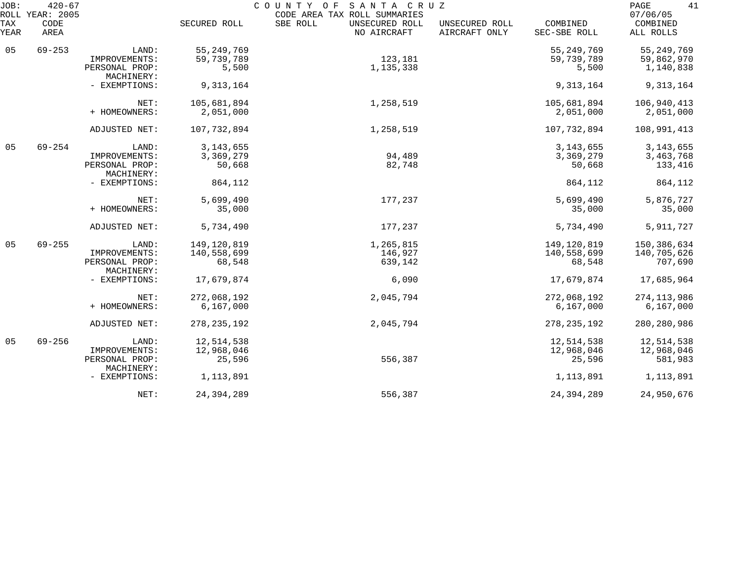JOB: 420-67 COUNTY OF SANTA CRUZ
ROLL YEAR: 2005 CODE AREA TAX ROLL SUMMARIES 07/06/05

| TAX YEAR | CODE AREA | | SECURED ROLL | SBE ROLL | UNSECURED ROLL NO AIRCRAFT | UNSECURED ROLL AIRCRAFT ONLY | COMBINED SEC-SBE ROLL | COMBINED ALL ROLLS |
|---|---|---|---|---|---|---|---|---|
| 05 | 69-253 | LAND: | 55,249,769 | | | | 55,249,769 | 55,249,769 |
| | | IMPROVEMENTS: | 59,739,789 | | 123,181 | | 59,739,789 | 59,862,970 |
| | | PERSONAL PROP: | 5,500 | | 1,135,338 | | 5,500 | 1,140,838 |
| | | MACHINERY: | | | | | | |
| | | - EXEMPTIONS: | 9,313,164 | | | | 9,313,164 | 9,313,164 |
| | | NET: | 105,681,894 | | 1,258,519 | | 105,681,894 | 106,940,413 |
| | | + HOMEOWNERS: | 2,051,000 | | | | 2,051,000 | 2,051,000 |
| | | ADJUSTED NET: | 107,732,894 | | 1,258,519 | | 107,732,894 | 108,991,413 |
| 05 | 69-254 | LAND: | 3,143,655 | | | | 3,143,655 | 3,143,655 |
| | | IMPROVEMENTS: | 3,369,279 | | 94,489 | | 3,369,279 | 3,463,768 |
| | | PERSONAL PROP: | 50,668 | | 82,748 | | 50,668 | 133,416 |
| | | MACHINERY: | | | | | | |
| | | - EXEMPTIONS: | 864,112 | | | | 864,112 | 864,112 |
| | | NET: | 5,699,490 | | 177,237 | | 5,699,490 | 5,876,727 |
| | | + HOMEOWNERS: | 35,000 | | | | 35,000 | 35,000 |
| | | ADJUSTED NET: | 5,734,490 | | 177,237 | | 5,734,490 | 5,911,727 |
| 05 | 69-255 | LAND: | 149,120,819 | | 1,265,815 | | 149,120,819 | 150,386,634 |
| | | IMPROVEMENTS: | 140,558,699 | | 146,927 | | 140,558,699 | 140,705,626 |
| | | PERSONAL PROP: | 68,548 | | 639,142 | | 68,548 | 707,690 |
| | | MACHINERY: | | | | | | |
| | | - EXEMPTIONS: | 17,679,874 | | 6,090 | | 17,679,874 | 17,685,964 |
| | | NET: | 272,068,192 | | 2,045,794 | | 272,068,192 | 274,113,986 |
| | | + HOMEOWNERS: | 6,167,000 | | | | 6,167,000 | 6,167,000 |
| | | ADJUSTED NET: | 278,235,192 | | 2,045,794 | | 278,235,192 | 280,280,986 |
| 05 | 69-256 | LAND: | 12,514,538 | | | | 12,514,538 | 12,514,538 |
| | | IMPROVEMENTS: | 12,968,046 | | | | 12,968,046 | 12,968,046 |
| | | PERSONAL PROP: | 25,596 | | 556,387 | | 25,596 | 581,983 |
| | | MACHINERY: | | | | | | |
| | | - EXEMPTIONS: | 1,113,891 | | | | 1,113,891 | 1,113,891 |
| | | NET: | 24,394,289 | | 556,387 | | 24,394,289 | 24,950,676 |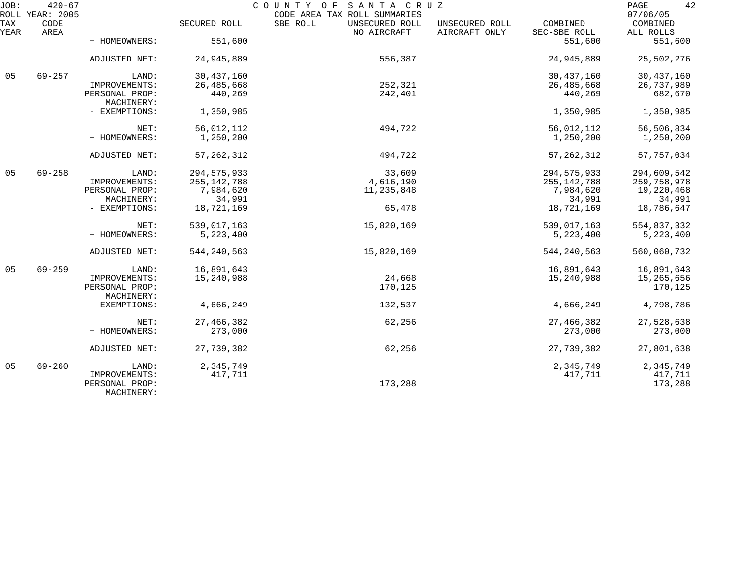JOB: 420-67 COUNTY OF SANTA CRUZ
ROLL YEAR: 2005 CODE AREA TAX ROLL SUMMARIES 07/06/05

| TAX YEAR | CODE AREA | | SECURED ROLL | SBE ROLL | UNSECURED ROLL NO AIRCRAFT | UNSECURED ROLL AIRCRAFT ONLY | COMBINED SEC-SBE ROLL | COMBINED ALL ROLLS |
|---|---|---|---|---|---|---|---|---|
| | | + HOMEOWNERS: | 551,600 | | | | 551,600 | 551,600 |
| | | ADJUSTED NET: | 24,945,889 | | 556,387 | | 24,945,889 | 25,502,276 |
| 05 | 69-257 | LAND: | 30,437,160 | | | | 30,437,160 | 30,437,160 |
| | | IMPROVEMENTS: | 26,485,668 | | 252,321 | | 26,485,668 | 26,737,989 |
| | | PERSONAL PROP: | 440,269 | | 242,401 | | 440,269 | 682,670 |
| | | MACHINERY: | | | | | | |
| | | - EXEMPTIONS: | 1,350,985 | | | | 1,350,985 | 1,350,985 |
| | | NET: | 56,012,112 | | 494,722 | | 56,012,112 | 56,506,834 |
| | | + HOMEOWNERS: | 1,250,200 | | | | 1,250,200 | 1,250,200 |
| | | ADJUSTED NET: | 57,262,312 | | 494,722 | | 57,262,312 | 57,757,034 |
| 05 | 69-258 | LAND: | 294,575,933 | | 33,609 | | 294,575,933 | 294,609,542 |
| | | IMPROVEMENTS: | 255,142,788 | | 4,616,190 | | 255,142,788 | 259,758,978 |
| | | PERSONAL PROP: | 7,984,620 | | 11,235,848 | | 7,984,620 | 19,220,468 |
| | | MACHINERY: | 34,991 | | | | 34,991 | 34,991 |
| | | - EXEMPTIONS: | 18,721,169 | | 65,478 | | 18,721,169 | 18,786,647 |
| | | NET: | 539,017,163 | | 15,820,169 | | 539,017,163 | 554,837,332 |
| | | + HOMEOWNERS: | 5,223,400 | | | | 5,223,400 | 5,223,400 |
| | | ADJUSTED NET: | 544,240,563 | | 15,820,169 | | 544,240,563 | 560,060,732 |
| 05 | 69-259 | LAND: | 16,891,643 | | | | 16,891,643 | 16,891,643 |
| | | IMPROVEMENTS: | 15,240,988 | | 24,668 | | 15,240,988 | 15,265,656 |
| | | PERSONAL PROP: | | | 170,125 | | | 170,125 |
| | | MACHINERY: | | | | | | |
| | | - EXEMPTIONS: | 4,666,249 | | 132,537 | | 4,666,249 | 4,798,786 |
| | | NET: | 27,466,382 | | 62,256 | | 27,466,382 | 27,528,638 |
| | | + HOMEOWNERS: | 273,000 | | | | 273,000 | 273,000 |
| | | ADJUSTED NET: | 27,739,382 | | 62,256 | | 27,739,382 | 27,801,638 |
| 05 | 69-260 | LAND: | 2,345,749 | | | | 2,345,749 | 2,345,749 |
| | | IMPROVEMENTS: | 417,711 | | | | 417,711 | 417,711 |
| | | PERSONAL PROP: | | | 173,288 | | | 173,288 |
| | | MACHINERY: | | | | | | |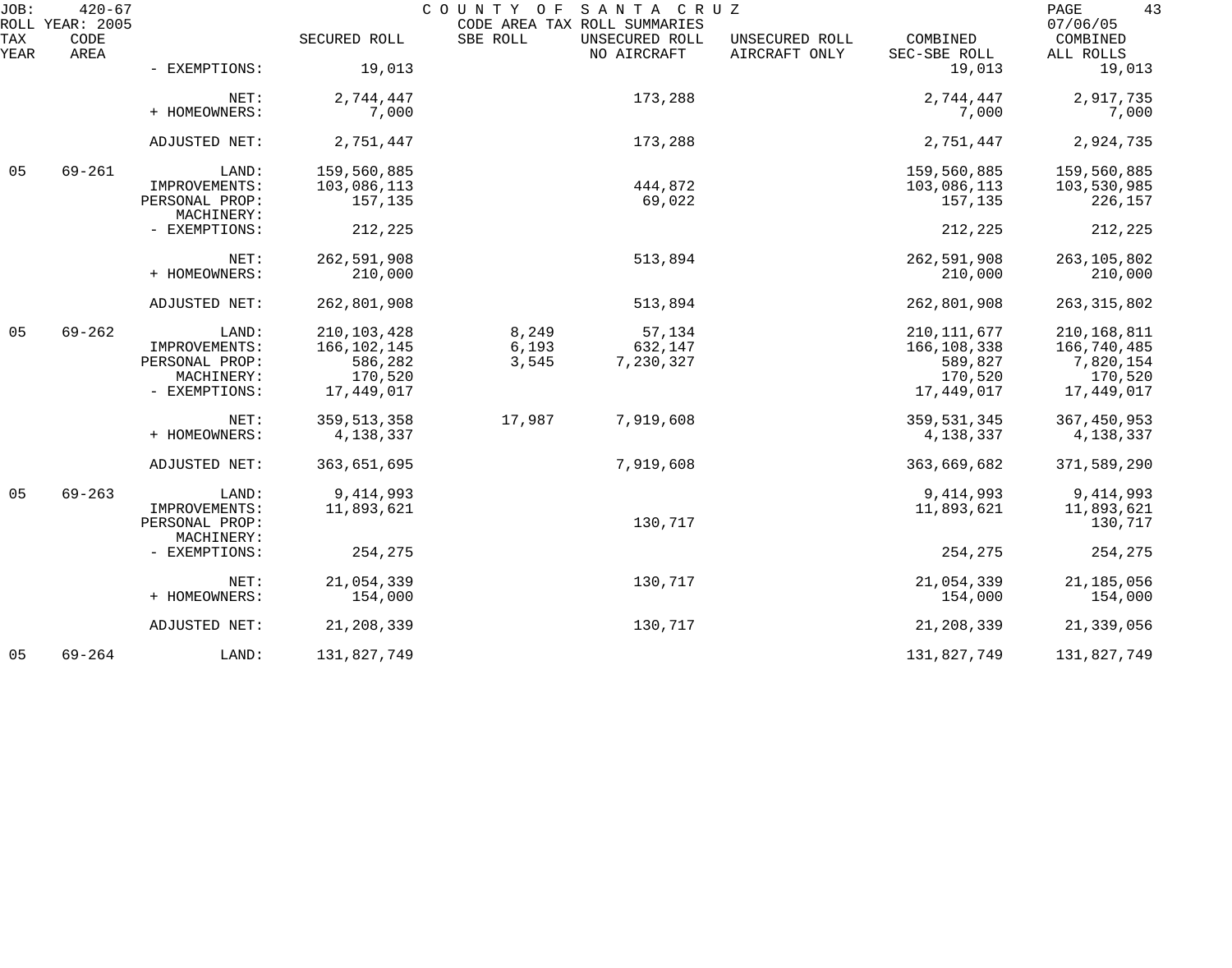| TAX YEAR | CODE AREA | | SECURED ROLL | SBE ROLL | UNSECURED ROLL NO AIRCRAFT | UNSECURED ROLL AIRCRAFT ONLY | COMBINED SEC-SBE ROLL | COMBINED ALL ROLLS |
|---|---|---|---|---|---|---|---|---|
| | | - EXEMPTIONS: | 19,013 | | | | 19,013 | 19,013 |
| | | NET: | 2,744,447 | | 173,288 | | 2,744,447 | 2,917,735 |
| | | + HOMEOWNERS: | 7,000 | | | | 7,000 | 7,000 |
| | | ADJUSTED NET: | 2,751,447 | | 173,288 | | 2,751,447 | 2,924,735 |
| 05 | 69-261 | LAND: | 159,560,885 | | | | 159,560,885 | 159,560,885 |
| | | IMPROVEMENTS: | 103,086,113 | | 444,872 | | 103,086,113 | 103,530,985 |
| | | PERSONAL PROP: | 157,135 | | 69,022 | | 157,135 | 226,157 |
| | | MACHINERY: | | | | | | |
| | | - EXEMPTIONS: | 212,225 | | | | 212,225 | 212,225 |
| | | NET: | 262,591,908 | | 513,894 | | 262,591,908 | 263,105,802 |
| | | + HOMEOWNERS: | 210,000 | | | | 210,000 | 210,000 |
| | | ADJUSTED NET: | 262,801,908 | | 513,894 | | 262,801,908 | 263,315,802 |
| 05 | 69-262 | LAND: | 210,103,428 | 8,249 | 57,134 | | 210,111,677 | 210,168,811 |
| | | IMPROVEMENTS: | 166,102,145 | 6,193 | 632,147 | | 166,108,338 | 166,740,485 |
| | | PERSONAL PROP: | 586,282 | 3,545 | 7,230,327 | | 589,827 | 7,820,154 |
| | | MACHINERY: | 170,520 | | | | 170,520 | 170,520 |
| | | - EXEMPTIONS: | 17,449,017 | | | | 17,449,017 | 17,449,017 |
| | | NET: | 359,513,358 | 17,987 | 7,919,608 | | 359,531,345 | 367,450,953 |
| | | + HOMEOWNERS: | 4,138,337 | | | | 4,138,337 | 4,138,337 |
| | | ADJUSTED NET: | 363,651,695 | | 7,919,608 | | 363,669,682 | 371,589,290 |
| 05 | 69-263 | LAND: | 9,414,993 | | | | 9,414,993 | 9,414,993 |
| | | IMPROVEMENTS: | 11,893,621 | | | | 11,893,621 | 11,893,621 |
| | | PERSONAL PROP: | | | 130,717 | | | 130,717 |
| | | MACHINERY: | | | | | | |
| | | - EXEMPTIONS: | 254,275 | | | | 254,275 | 254,275 |
| | | NET: | 21,054,339 | | 130,717 | | 21,054,339 | 21,185,056 |
| | | + HOMEOWNERS: | 154,000 | | | | 154,000 | 154,000 |
| | | ADJUSTED NET: | 21,208,339 | | 130,717 | | 21,208,339 | 21,339,056 |
| 05 | 69-264 | LAND: | 131,827,749 | | | | 131,827,749 | 131,827,749 |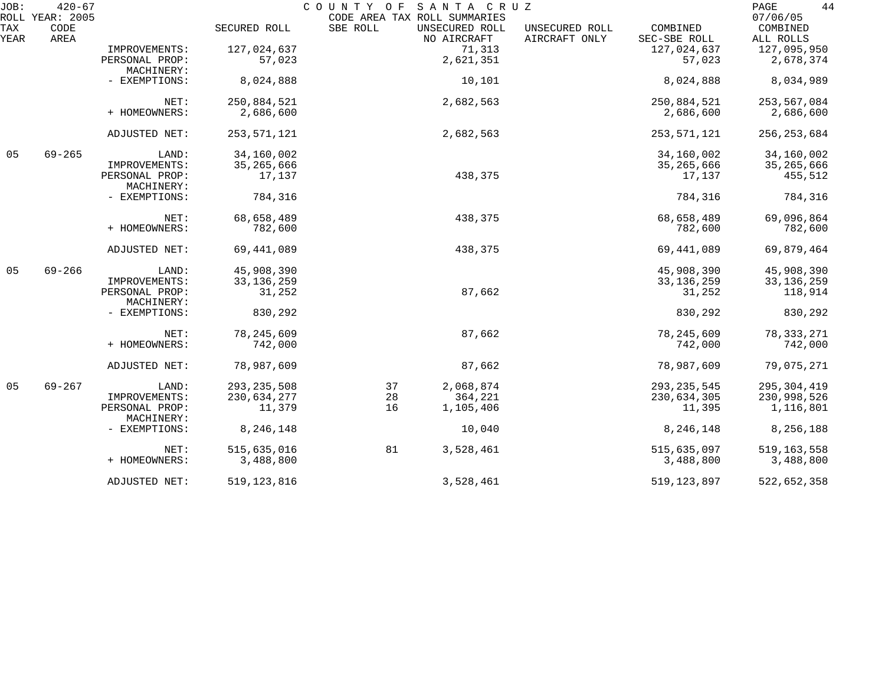| TAX YEAR | CODE AREA | | SECURED ROLL | SBE ROLL | UNSECURED ROLL NO AIRCRAFT | UNSECURED ROLL AIRCRAFT ONLY | COMBINED SEC-SBE ROLL | COMBINED ALL ROLLS |
|---|---|---|---|---|---|---|---|---|
| | | IMPROVEMENTS: | 127,024,637 | | 71,313 | | 127,024,637 | 127,095,950 |
| | | PERSONAL PROP: | 57,023 | | 2,621,351 | | 57,023 | 2,678,374 |
| | | MACHINERY: | | | | | | |
| | | - EXEMPTIONS: | 8,024,888 | | 10,101 | | 8,024,888 | 8,034,989 |
| | | NET: | 250,884,521 | | 2,682,563 | | 250,884,521 | 253,567,084 |
| | | + HOMEOWNERS: | 2,686,600 | | | | 2,686,600 | 2,686,600 |
| | | ADJUSTED NET: | 253,571,121 | | 2,682,563 | | 253,571,121 | 256,253,684 |
| 05 | 69-265 | LAND: | 34,160,002 | | | | 34,160,002 | 34,160,002 |
| | | IMPROVEMENTS: | 35,265,666 | | | | 35,265,666 | 35,265,666 |
| | | PERSONAL PROP: | 17,137 | | 438,375 | | 17,137 | 455,512 |
| | | MACHINERY: | | | | | | |
| | | - EXEMPTIONS: | 784,316 | | | | 784,316 | 784,316 |
| | | NET: | 68,658,489 | | 438,375 | | 68,658,489 | 69,096,864 |
| | | + HOMEOWNERS: | 782,600 | | | | 782,600 | 782,600 |
| | | ADJUSTED NET: | 69,441,089 | | 438,375 | | 69,441,089 | 69,879,464 |
| 05 | 69-266 | LAND: | 45,908,390 | | | | 45,908,390 | 45,908,390 |
| | | IMPROVEMENTS: | 33,136,259 | | | | 33,136,259 | 33,136,259 |
| | | PERSONAL PROP: | 31,252 | | 87,662 | | 31,252 | 118,914 |
| | | MACHINERY: | | | | | | |
| | | - EXEMPTIONS: | 830,292 | | | | 830,292 | 830,292 |
| | | NET: | 78,245,609 | | 87,662 | | 78,245,609 | 78,333,271 |
| | | + HOMEOWNERS: | 742,000 | | | | 742,000 | 742,000 |
| | | ADJUSTED NET: | 78,987,609 | | 87,662 | | 78,987,609 | 79,075,271 |
| 05 | 69-267 | LAND: | 293,235,508 | 37 | 2,068,874 | | 293,235,545 | 295,304,419 |
| | | IMPROVEMENTS: | 230,634,277 | 28 | 364,221 | | 230,634,305 | 230,998,526 |
| | | PERSONAL PROP: | 11,379 | 16 | 1,105,406 | | 11,395 | 1,116,801 |
| | | MACHINERY: | | | | | | |
| | | - EXEMPTIONS: | 8,246,148 | | 10,040 | | 8,246,148 | 8,256,188 |
| | | NET: | 515,635,016 | 81 | 3,528,461 | | 515,635,097 | 519,163,558 |
| | | + HOMEOWNERS: | 3,488,800 | | | | 3,488,800 | 3,488,800 |
| | | ADJUSTED NET: | 519,123,816 | | 3,528,461 | | 519,123,897 | 522,652,358 |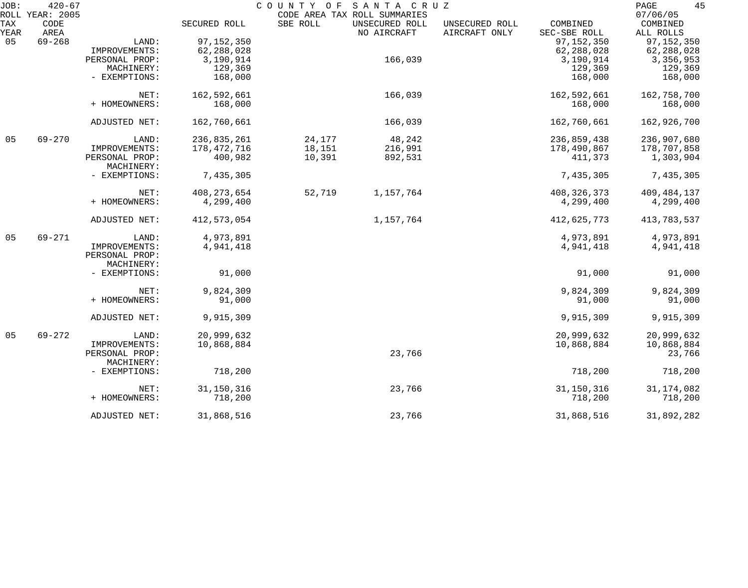JOB: 420-67 COUNTY OF SANTA CRUZ
ROLL YEAR: 2005 CODE AREA TAX ROLL SUMMARIES 07/06/05

| TAX YEAR | CODE AREA | | SECURED ROLL | SBE ROLL | UNSECURED ROLL NO AIRCRAFT | UNSECURED ROLL AIRCRAFT ONLY | COMBINED SEC-SBE ROLL | COMBINED ALL ROLLS |
|---|---|---|---|---|---|---|---|---|
| 05 | 69-268 | LAND: | 97,152,350 | | | | 97,152,350 | 97,152,350 |
| | | IMPROVEMENTS: | 62,288,028 | | | | 62,288,028 | 62,288,028 |
| | | PERSONAL PROP: | 3,190,914 | | 166,039 | | 3,190,914 | 3,356,953 |
| | | MACHINERY: | 129,369 | | | | 129,369 | 129,369 |
| | | - EXEMPTIONS: | 168,000 | | | | 168,000 | 168,000 |
| | | NET: | 162,592,661 | | 166,039 | | 162,592,661 | 162,758,700 |
| | | + HOMEOWNERS: | 168,000 | | | | 168,000 | 168,000 |
| | | ADJUSTED NET: | 162,760,661 | | 166,039 | | 162,760,661 | 162,926,700 |
| 05 | 69-270 | LAND: | 236,835,261 | 24,177 | 48,242 | | 236,859,438 | 236,907,680 |
| | | IMPROVEMENTS: | 178,472,716 | 18,151 | 216,991 | | 178,490,867 | 178,707,858 |
| | | PERSONAL PROP: | 400,982 | 10,391 | 892,531 | | 411,373 | 1,303,904 |
| | | MACHINERY: | | | | | | |
| | | - EXEMPTIONS: | 7,435,305 | | | | 7,435,305 | 7,435,305 |
| | | NET: | 408,273,654 | 52,719 | 1,157,764 | | 408,326,373 | 409,484,137 |
| | | + HOMEOWNERS: | 4,299,400 | | | | 4,299,400 | 4,299,400 |
| | | ADJUSTED NET: | 412,573,054 | | 1,157,764 | | 412,625,773 | 413,783,537 |
| 05 | 69-271 | LAND: | 4,973,891 | | | | 4,973,891 | 4,973,891 |
| | | IMPROVEMENTS: | 4,941,418 | | | | 4,941,418 | 4,941,418 |
| | | PERSONAL PROP: | | | | | | |
| | | MACHINERY: | | | | | | |
| | | - EXEMPTIONS: | 91,000 | | | | 91,000 | 91,000 |
| | | NET: | 9,824,309 | | | | 9,824,309 | 9,824,309 |
| | | + HOMEOWNERS: | 91,000 | | | | 91,000 | 91,000 |
| | | ADJUSTED NET: | 9,915,309 | | | | 9,915,309 | 9,915,309 |
| 05 | 69-272 | LAND: | 20,999,632 | | | | 20,999,632 | 20,999,632 |
| | | IMPROVEMENTS: | 10,868,884 | | | | 10,868,884 | 10,868,884 |
| | | PERSONAL PROP: | | | 23,766 | | | 23,766 |
| | | MACHINERY: | | | | | | |
| | | - EXEMPTIONS: | 718,200 | | | | 718,200 | 718,200 |
| | | NET: | 31,150,316 | | 23,766 | | 31,150,316 | 31,174,082 |
| | | + HOMEOWNERS: | 718,200 | | | | 718,200 | 718,200 |
| | | ADJUSTED NET: | 31,868,516 | | 23,766 | | 31,868,516 | 31,892,282 |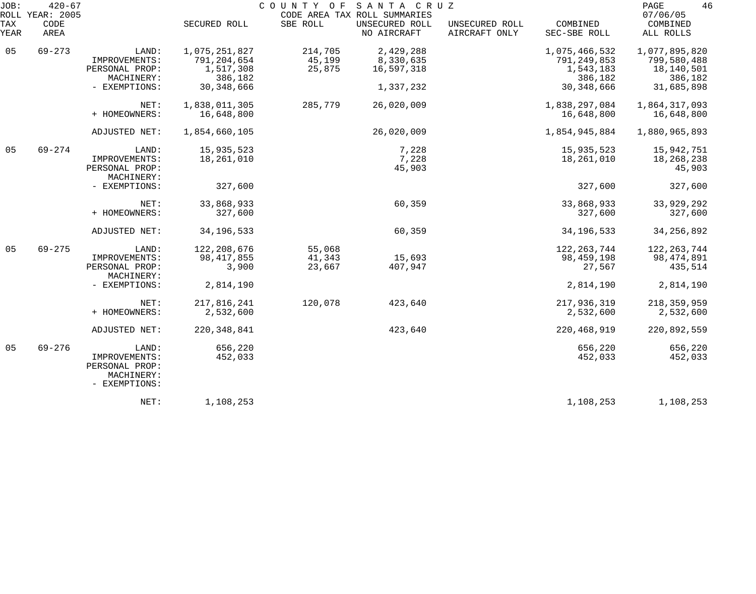JOB: 420-67 COUNTY OF SANTA CRUZ PAGE 46
ROLL YEAR: 2005 CODE AREA TAX ROLL SUMMARIES 07/06/05

| TAX YEAR | CODE AREA | | SECURED ROLL | SBE ROLL | UNSECURED ROLL NO AIRCRAFT | UNSECURED ROLL AIRCRAFT ONLY | COMBINED SEC-SBE ROLL | COMBINED ALL ROLLS |
|---|---|---|---|---|---|---|---|---|
| 05 | 69-273 | LAND: | 1,075,251,827 | 214,705 | 2,429,288 | | 1,075,466,532 | 1,077,895,820 |
| | | IMPROVEMENTS: | 791,204,654 | 45,199 | 8,330,635 | | 791,249,853 | 799,580,488 |
| | | PERSONAL PROP: | 1,517,308 | 25,875 | 16,597,318 | | 1,543,183 | 18,140,501 |
| | | MACHINERY: | 386,182 | | | | 386,182 | 386,182 |
| | | - EXEMPTIONS: | 30,348,666 | | 1,337,232 | | 30,348,666 | 31,685,898 |
| | | NET: | 1,838,011,305 | 285,779 | 26,020,009 | | 1,838,297,084 | 1,864,317,093 |
| | | + HOMEOWNERS: | 16,648,800 | | | | 16,648,800 | 16,648,800 |
| | | ADJUSTED NET: | 1,854,660,105 | | 26,020,009 | | 1,854,945,884 | 1,880,965,893 |
| 05 | 69-274 | LAND: | 15,935,523 | | 7,228 | | 15,935,523 | 15,942,751 |
| | | IMPROVEMENTS: | 18,261,010 | | 7,228 | | 18,261,010 | 18,268,238 |
| | | PERSONAL PROP: | | | 45,903 | | | 45,903 |
| | | MACHINERY: | | | | | | |
| | | - EXEMPTIONS: | 327,600 | | | | 327,600 | 327,600 |
| | | NET: | 33,868,933 | | 60,359 | | 33,868,933 | 33,929,292 |
| | | + HOMEOWNERS: | 327,600 | | | | 327,600 | 327,600 |
| | | ADJUSTED NET: | 34,196,533 | | 60,359 | | 34,196,533 | 34,256,892 |
| 05 | 69-275 | LAND: | 122,208,676 | 55,068 | | | 122,263,744 | 122,263,744 |
| | | IMPROVEMENTS: | 98,417,855 | 41,343 | 15,693 | | 98,459,198 | 98,474,891 |
| | | PERSONAL PROP: | 3,900 | 23,667 | 407,947 | | 27,567 | 435,514 |
| | | MACHINERY: | | | | | | |
| | | - EXEMPTIONS: | 2,814,190 | | | | 2,814,190 | 2,814,190 |
| | | NET: | 217,816,241 | 120,078 | 423,640 | | 217,936,319 | 218,359,959 |
| | | + HOMEOWNERS: | 2,532,600 | | | | 2,532,600 | 2,532,600 |
| | | ADJUSTED NET: | 220,348,841 | | 423,640 | | 220,468,919 | 220,892,559 |
| 05 | 69-276 | LAND: | 656,220 | | | | 656,220 | 656,220 |
| | | IMPROVEMENTS: | 452,033 | | | | 452,033 | 452,033 |
| | | PERSONAL PROP: | | | | | | |
| | | MACHINERY: | | | | | | |
| | | - EXEMPTIONS: | | | | | | |
| | | NET: | 1,108,253 | | | | 1,108,253 | 1,108,253 |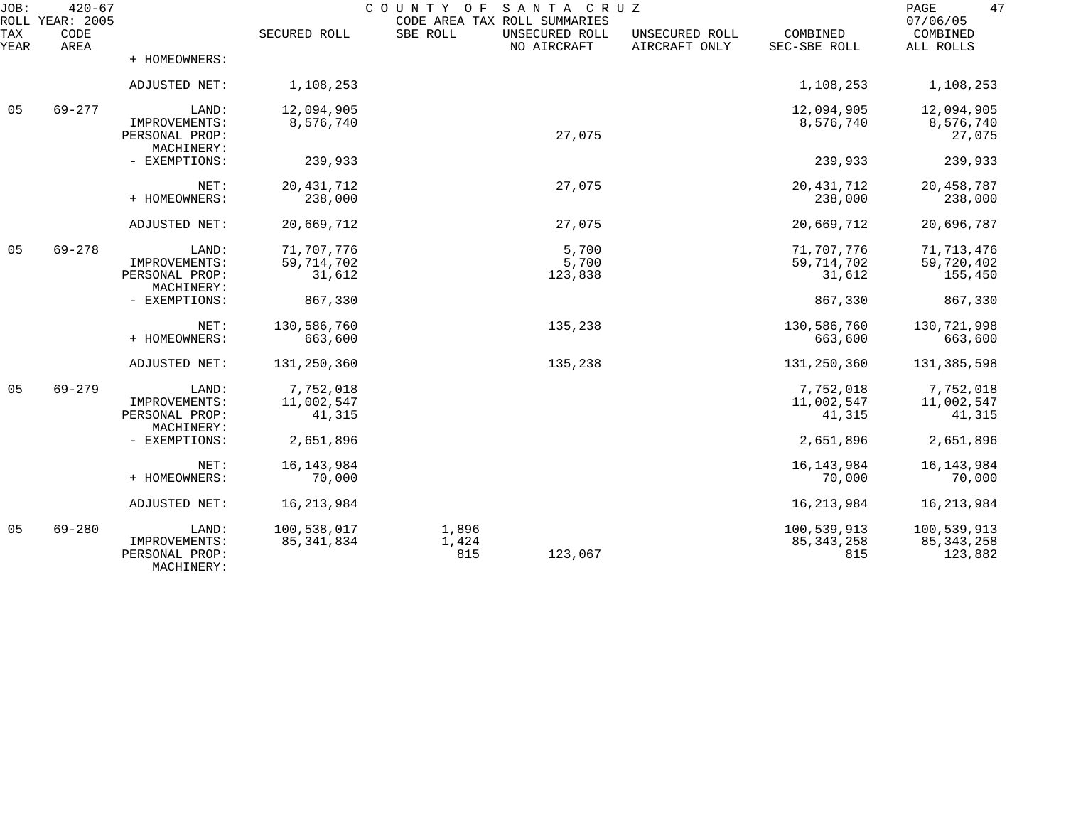JOB: 420-67 COUNTY OF SANTA CRUZ
ROLL YEAR: 2005 CODE AREA TAX ROLL SUMMARIES 07/06/05

| TAX YEAR | CODE AREA | | SECURED ROLL | SBE ROLL | UNSECURED ROLL NO AIRCRAFT | UNSECURED ROLL AIRCRAFT ONLY | COMBINED SEC-SBE ROLL | COMBINED ALL ROLLS |
|---|---|---|---|---|---|---|---|---|
| | | + HOMEOWNERS: | | | | | | |
| | | ADJUSTED NET: | 1,108,253 | | | | 1,108,253 | 1,108,253 |
| 05 | 69-277 | LAND: | 12,094,905 | | | | 12,094,905 | 12,094,905 |
| | | IMPROVEMENTS: | 8,576,740 | | | | 8,576,740 | 8,576,740 |
| | | PERSONAL PROP: | | | 27,075 | | | 27,075 |
| | | MACHINERY: | | | | | | |
| | | - EXEMPTIONS: | 239,933 | | | | 239,933 | 239,933 |
| | | NET: | 20,431,712 | | 27,075 | | 20,431,712 | 20,458,787 |
| | | + HOMEOWNERS: | 238,000 | | | | 238,000 | 238,000 |
| | | ADJUSTED NET: | 20,669,712 | | 27,075 | | 20,669,712 | 20,696,787 |
| 05 | 69-278 | LAND: | 71,707,776 | | 5,700 | | 71,707,776 | 71,713,476 |
| | | IMPROVEMENTS: | 59,714,702 | | 5,700 | | 59,714,702 | 59,720,402 |
| | | PERSONAL PROP: | 31,612 | | 123,838 | | 31,612 | 155,450 |
| | | MACHINERY: | | | | | | |
| | | - EXEMPTIONS: | 867,330 | | | | 867,330 | 867,330 |
| | | NET: | 130,586,760 | | 135,238 | | 130,586,760 | 130,721,998 |
| | | + HOMEOWNERS: | 663,600 | | | | 663,600 | 663,600 |
| | | ADJUSTED NET: | 131,250,360 | | 135,238 | | 131,250,360 | 131,385,598 |
| 05 | 69-279 | LAND: | 7,752,018 | | | | 7,752,018 | 7,752,018 |
| | | IMPROVEMENTS: | 11,002,547 | | | | 11,002,547 | 11,002,547 |
| | | PERSONAL PROP: | 41,315 | | | | 41,315 | 41,315 |
| | | MACHINERY: | | | | | | |
| | | - EXEMPTIONS: | 2,651,896 | | | | 2,651,896 | 2,651,896 |
| | | NET: | 16,143,984 | | | | 16,143,984 | 16,143,984 |
| | | + HOMEOWNERS: | 70,000 | | | | 70,000 | 70,000 |
| | | ADJUSTED NET: | 16,213,984 | | | | 16,213,984 | 16,213,984 |
| 05 | 69-280 | LAND: | 100,538,017 | 1,896 | | | 100,539,913 | 100,539,913 |
| | | IMPROVEMENTS: | 85,341,834 | 1,424 | | | 85,343,258 | 85,343,258 |
| | | PERSONAL PROP: | | 815 | 123,067 | | 815 | 123,882 |
| | | MACHINERY: | | | | | | |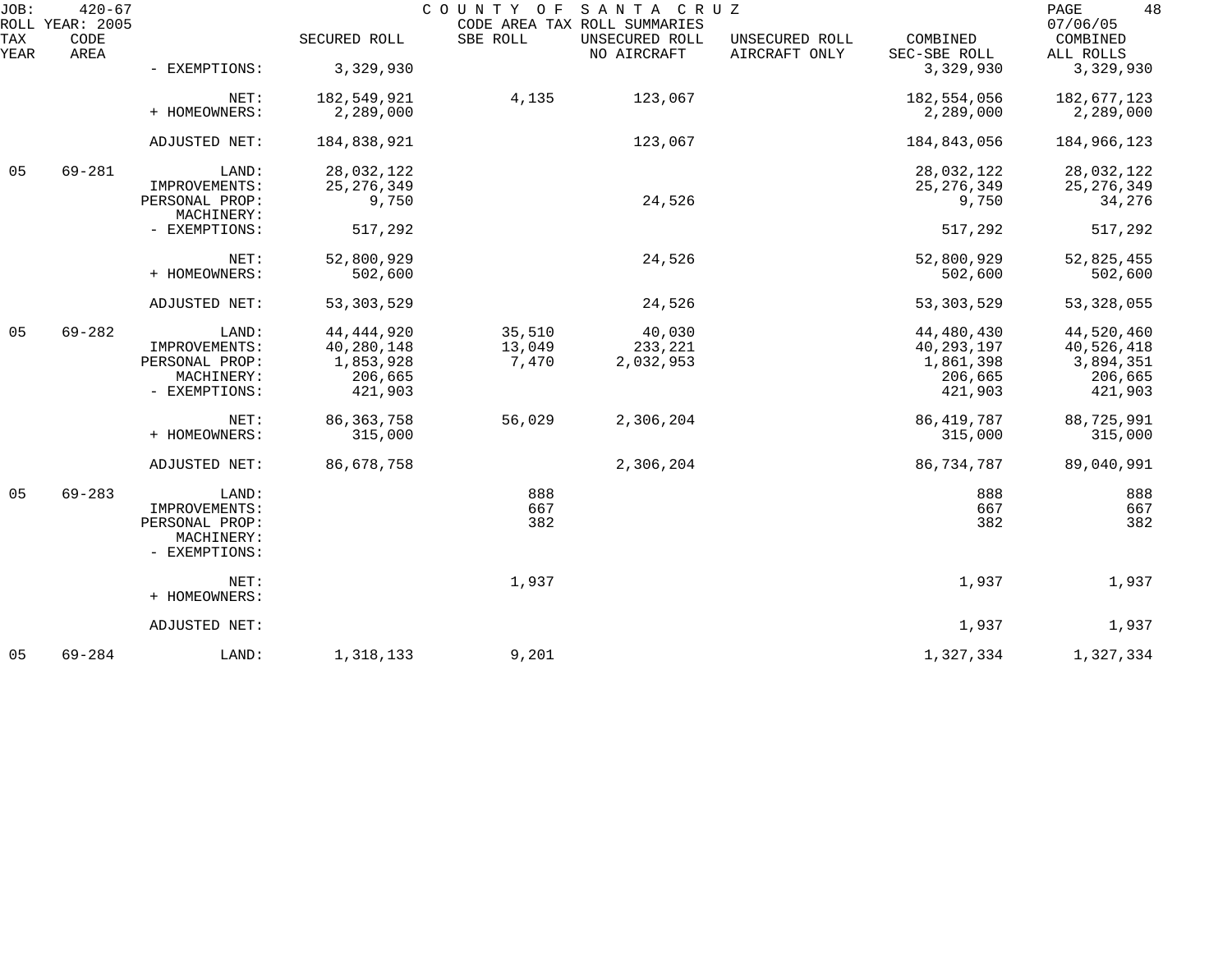| TAX YEAR | CODE AREA | | SECURED ROLL | SBE ROLL | UNSECURED ROLL NO AIRCRAFT | UNSECURED ROLL AIRCRAFT ONLY | COMBINED SEC-SBE ROLL | COMBINED ALL ROLLS |
|---|---|---|---|---|---|---|---|---|
| | | - EXEMPTIONS: | 3,329,930 | | | | 3,329,930 | 3,329,930 |
| | | NET: | 182,549,921 | 4,135 | 123,067 | | 182,554,056 | 182,677,123 |
| | | + HOMEOWNERS: | 2,289,000 | | | | 2,289,000 | 2,289,000 |
| | | ADJUSTED NET: | 184,838,921 | | 123,067 | | 184,843,056 | 184,966,123 |
| 05 | 69-281 | LAND: | 28,032,122 | | | | 28,032,122 | 28,032,122 |
| | | IMPROVEMENTS: | 25,276,349 | | | | 25,276,349 | 25,276,349 |
| | | PERSONAL PROP: | 9,750 | | 24,526 | | 9,750 | 34,276 |
| | | MACHINERY: | | | | | | |
| | | - EXEMPTIONS: | 517,292 | | | | 517,292 | 517,292 |
| | | NET: | 52,800,929 | | 24,526 | | 52,800,929 | 52,825,455 |
| | | + HOMEOWNERS: | 502,600 | | | | 502,600 | 502,600 |
| | | ADJUSTED NET: | 53,303,529 | | 24,526 | | 53,303,529 | 53,328,055 |
| 05 | 69-282 | LAND: | 44,444,920 | 35,510 | 40,030 | | 44,480,430 | 44,520,460 |
| | | IMPROVEMENTS: | 40,280,148 | 13,049 | 233,221 | | 40,293,197 | 40,526,418 |
| | | PERSONAL PROP: | 1,853,928 | 7,470 | 2,032,953 | | 1,861,398 | 3,894,351 |
| | | MACHINERY: | 206,665 | | | | 206,665 | 206,665 |
| | | - EXEMPTIONS: | 421,903 | | | | 421,903 | 421,903 |
| | | NET: | 86,363,758 | 56,029 | 2,306,204 | | 86,419,787 | 88,725,991 |
| | | + HOMEOWNERS: | 315,000 | | | | 315,000 | 315,000 |
| | | ADJUSTED NET: | 86,678,758 | | 2,306,204 | | 86,734,787 | 89,040,991 |
| 05 | 69-283 | LAND: | | 888 | | | 888 | 888 |
| | | IMPROVEMENTS: | | 667 | | | 667 | 667 |
| | | PERSONAL PROP: | | 382 | | | 382 | 382 |
| | | MACHINERY: | | | | | | |
| | | - EXEMPTIONS: | | | | | | |
| | | NET: | | 1,937 | | | 1,937 | 1,937 |
| | | + HOMEOWNERS: | | | | | | |
| | | ADJUSTED NET: | | | | | 1,937 | 1,937 |
| 05 | 69-284 | LAND: | 1,318,133 | 9,201 | | | 1,327,334 | 1,327,334 |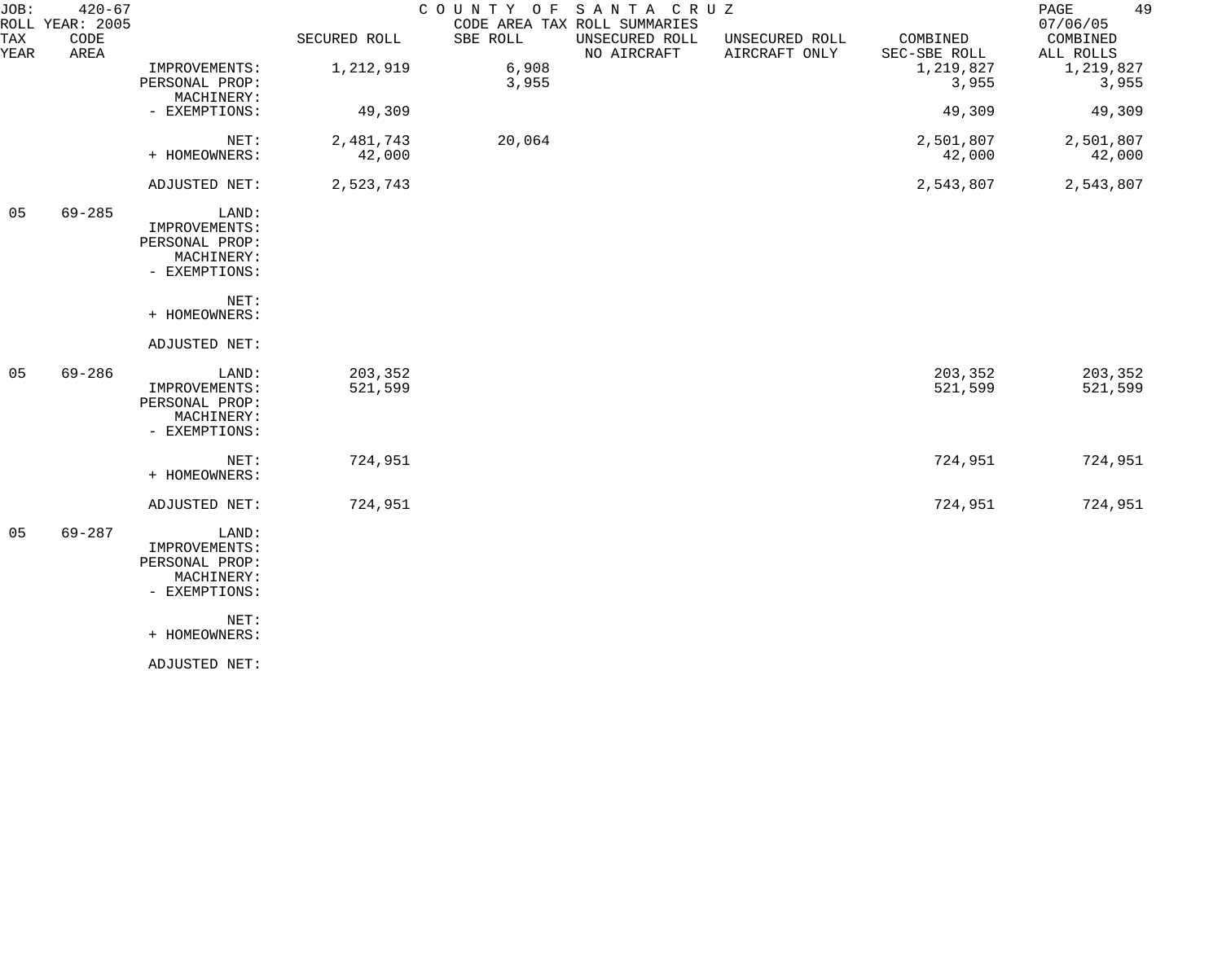JOB: 420-67 COUNTY OF SANTA CRUZ
ROLL YEAR: 2005 CODE AREA TAX ROLL SUMMARIES 07/06/05

| TAX YEAR | CODE AREA | | SECURED ROLL | SBE ROLL | UNSECURED ROLL NO AIRCRAFT | UNSECURED ROLL AIRCRAFT ONLY | COMBINED SEC-SBE ROLL | COMBINED ALL ROLLS |
|---|---|---|---|---|---|---|---|---|
| | | IMPROVEMENTS: | 1,212,919 | 6,908 | | | 1,219,827 | 1,219,827 |
| | | PERSONAL PROP: | | 3,955 | | | 3,955 | 3,955 |
| | | MACHINERY: | | | | | | |
| | | - EXEMPTIONS: | 49,309 | | | | 49,309 | 49,309 |
| | | NET: | 2,481,743 | 20,064 | | | 2,501,807 | 2,501,807 |
| | | + HOMEOWNERS: | 42,000 | | | | 42,000 | 42,000 |
| | | ADJUSTED NET: | 2,523,743 | | | | 2,543,807 | 2,543,807 |
| 05 | 69-285 | LAND: | | | | | | |
| | | IMPROVEMENTS: | | | | | | |
| | | PERSONAL PROP: | | | | | | |
| | | MACHINERY: | | | | | | |
| | | - EXEMPTIONS: | | | | | | |
| | | NET: | | | | | | |
| | | + HOMEOWNERS: | | | | | | |
| | | ADJUSTED NET: | | | | | | |
| 05 | 69-286 | LAND: | 203,352 | | | | 203,352 | 203,352 |
| | | IMPROVEMENTS: | 521,599 | | | | 521,599 | 521,599 |
| | | PERSONAL PROP: | | | | | | |
| | | MACHINERY: | | | | | | |
| | | - EXEMPTIONS: | | | | | | |
| | | NET: | 724,951 | | | | 724,951 | 724,951 |
| | | + HOMEOWNERS: | | | | | | |
| | | ADJUSTED NET: | 724,951 | | | | 724,951 | 724,951 |
| 05 | 69-287 | LAND: | | | | | | |
| | | IMPROVEMENTS: | | | | | | |
| | | PERSONAL PROP: | | | | | | |
| | | MACHINERY: | | | | | | |
| | | - EXEMPTIONS: | | | | | | |
| | | NET: | | | | | | |
| | | + HOMEOWNERS: | | | | | | |
| | | ADJUSTED NET: | | | | | | |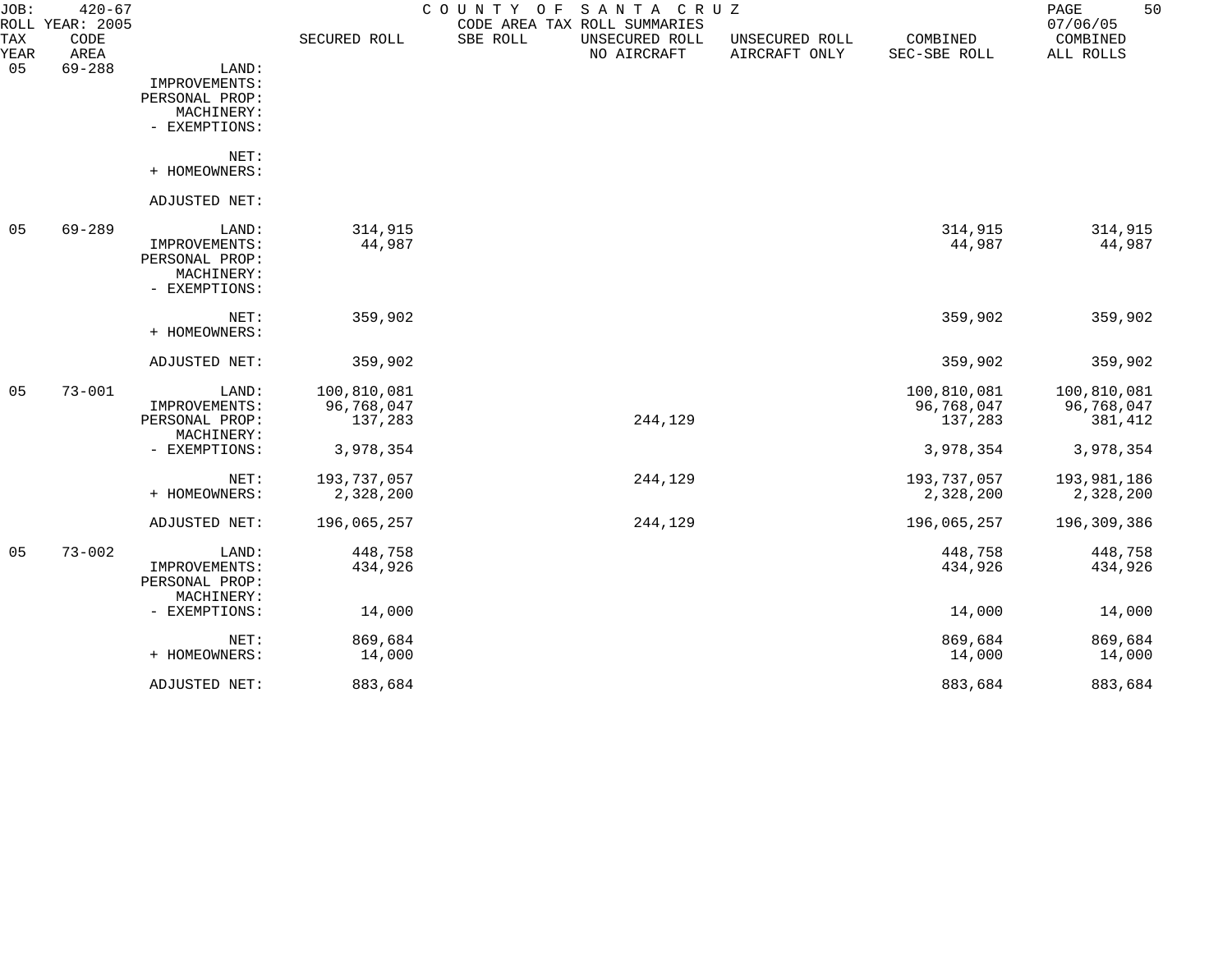JOB: 420-67 COUNTY OF SANTA CRUZ
ROLL YEAR: 2005 CODE AREA TAX ROLL SUMMARIES 07/06/05

| TAX YEAR | CODE AREA | | SECURED ROLL | SBE ROLL | UNSECURED ROLL NO AIRCRAFT | UNSECURED ROLL AIRCRAFT ONLY | COMBINED SEC-SBE ROLL | COMBINED ALL ROLLS |
|---|---|---|---|---|---|---|---|---|
| 05 | 69-288 | LAND: | | | | | | |
| | | IMPROVEMENTS: | | | | | | |
| | | PERSONAL PROP: | | | | | | |
| | | MACHINERY: | | | | | | |
| | | - EXEMPTIONS: | | | | | | |
| | | NET: | | | | | | |
| | | + HOMEOWNERS: | | | | | | |
| | | ADJUSTED NET: | | | | | | |
| 05 | 69-289 | LAND: | 314,915 | | | | 314,915 | 314,915 |
| | | IMPROVEMENTS: | 44,987 | | | | 44,987 | 44,987 |
| | | PERSONAL PROP: | | | | | | |
| | | MACHINERY: | | | | | | |
| | | - EXEMPTIONS: | | | | | | |
| | | NET: | 359,902 | | | | 359,902 | 359,902 |
| | | + HOMEOWNERS: | | | | | | |
| | | ADJUSTED NET: | 359,902 | | | | 359,902 | 359,902 |
| 05 | 73-001 | LAND: | 100,810,081 | | | | 100,810,081 | 100,810,081 |
| | | IMPROVEMENTS: | 96,768,047 | | | | 96,768,047 | 96,768,047 |
| | | PERSONAL PROP: | 137,283 | | 244,129 | | 137,283 | 381,412 |
| | | MACHINERY: | | | | | | |
| | | - EXEMPTIONS: | 3,978,354 | | | | 3,978,354 | 3,978,354 |
| | | NET: | 193,737,057 | | 244,129 | | 193,737,057 | 193,981,186 |
| | | + HOMEOWNERS: | 2,328,200 | | | | 2,328,200 | 2,328,200 |
| | | ADJUSTED NET: | 196,065,257 | | 244,129 | | 196,065,257 | 196,309,386 |
| 05 | 73-002 | LAND: | 448,758 | | | | 448,758 | 448,758 |
| | | IMPROVEMENTS: | 434,926 | | | | 434,926 | 434,926 |
| | | PERSONAL PROP: | | | | | | |
| | | MACHINERY: | | | | | | |
| | | - EXEMPTIONS: | 14,000 | | | | 14,000 | 14,000 |
| | | NET: | 869,684 | | | | 869,684 | 869,684 |
| | | + HOMEOWNERS: | 14,000 | | | | 14,000 | 14,000 |
| | | ADJUSTED NET: | 883,684 | | | | 883,684 | 883,684 |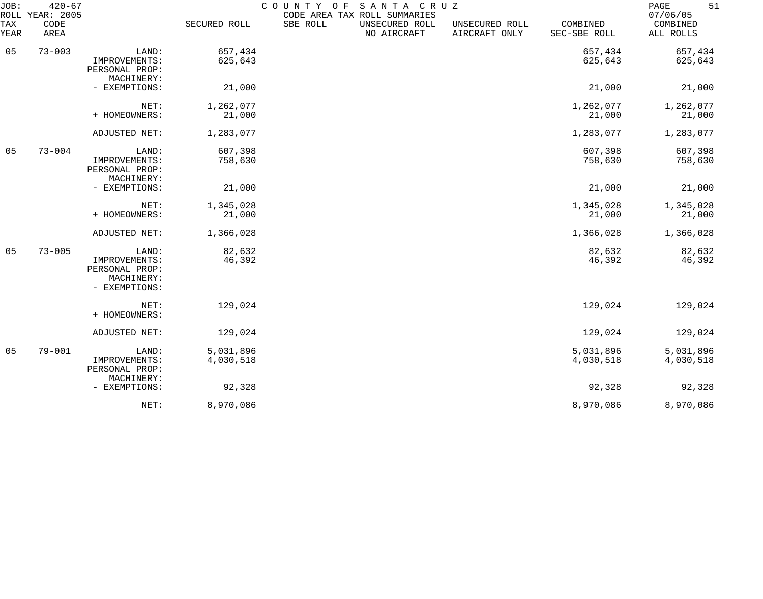JOB: 420-67 COUNTY OF SANTA CRUZ
ROLL YEAR: 2005 CODE AREA TAX ROLL SUMMARIES 07/06/05

| TAX YEAR | CODE AREA | | SECURED ROLL | SBE ROLL | UNSECURED ROLL NO AIRCRAFT | UNSECURED ROLL AIRCRAFT ONLY | COMBINED SEC-SBE ROLL | COMBINED ALL ROLLS |
|---|---|---|---|---|---|---|---|---|
| 05 | 73-003 | LAND: | 657,434 | | | | 657,434 | 657,434 |
| | | IMPROVEMENTS: | 625,643 | | | | 625,643 | 625,643 |
| | | PERSONAL PROP: | | | | | | |
| | | MACHINERY: | | | | | | |
| | | - EXEMPTIONS: | 21,000 | | | | 21,000 | 21,000 |
| | | NET: | 1,262,077 | | | | 1,262,077 | 1,262,077 |
| | | + HOMEOWNERS: | 21,000 | | | | 21,000 | 21,000 |
| | | ADJUSTED NET: | 1,283,077 | | | | 1,283,077 | 1,283,077 |
| 05 | 73-004 | LAND: | 607,398 | | | | 607,398 | 607,398 |
| | | IMPROVEMENTS: | 758,630 | | | | 758,630 | 758,630 |
| | | PERSONAL PROP: | | | | | | |
| | | MACHINERY: | | | | | | |
| | | - EXEMPTIONS: | 21,000 | | | | 21,000 | 21,000 |
| | | NET: | 1,345,028 | | | | 1,345,028 | 1,345,028 |
| | | + HOMEOWNERS: | 21,000 | | | | 21,000 | 21,000 |
| | | ADJUSTED NET: | 1,366,028 | | | | 1,366,028 | 1,366,028 |
| 05 | 73-005 | LAND: | 82,632 | | | | 82,632 | 82,632 |
| | | IMPROVEMENTS: | 46,392 | | | | 46,392 | 46,392 |
| | | PERSONAL PROP: | | | | | | |
| | | MACHINERY: | | | | | | |
| | | - EXEMPTIONS: | | | | | | |
| | | NET: | 129,024 | | | | 129,024 | 129,024 |
| | | + HOMEOWNERS: | | | | | | |
| | | ADJUSTED NET: | 129,024 | | | | 129,024 | 129,024 |
| 05 | 79-001 | LAND: | 5,031,896 | | | | 5,031,896 | 5,031,896 |
| | | IMPROVEMENTS: | 4,030,518 | | | | 4,030,518 | 4,030,518 |
| | | PERSONAL PROP: | | | | | | |
| | | MACHINERY: | | | | | | |
| | | - EXEMPTIONS: | 92,328 | | | | 92,328 | 92,328 |
| | | NET: | 8,970,086 | | | | 8,970,086 | 8,970,086 |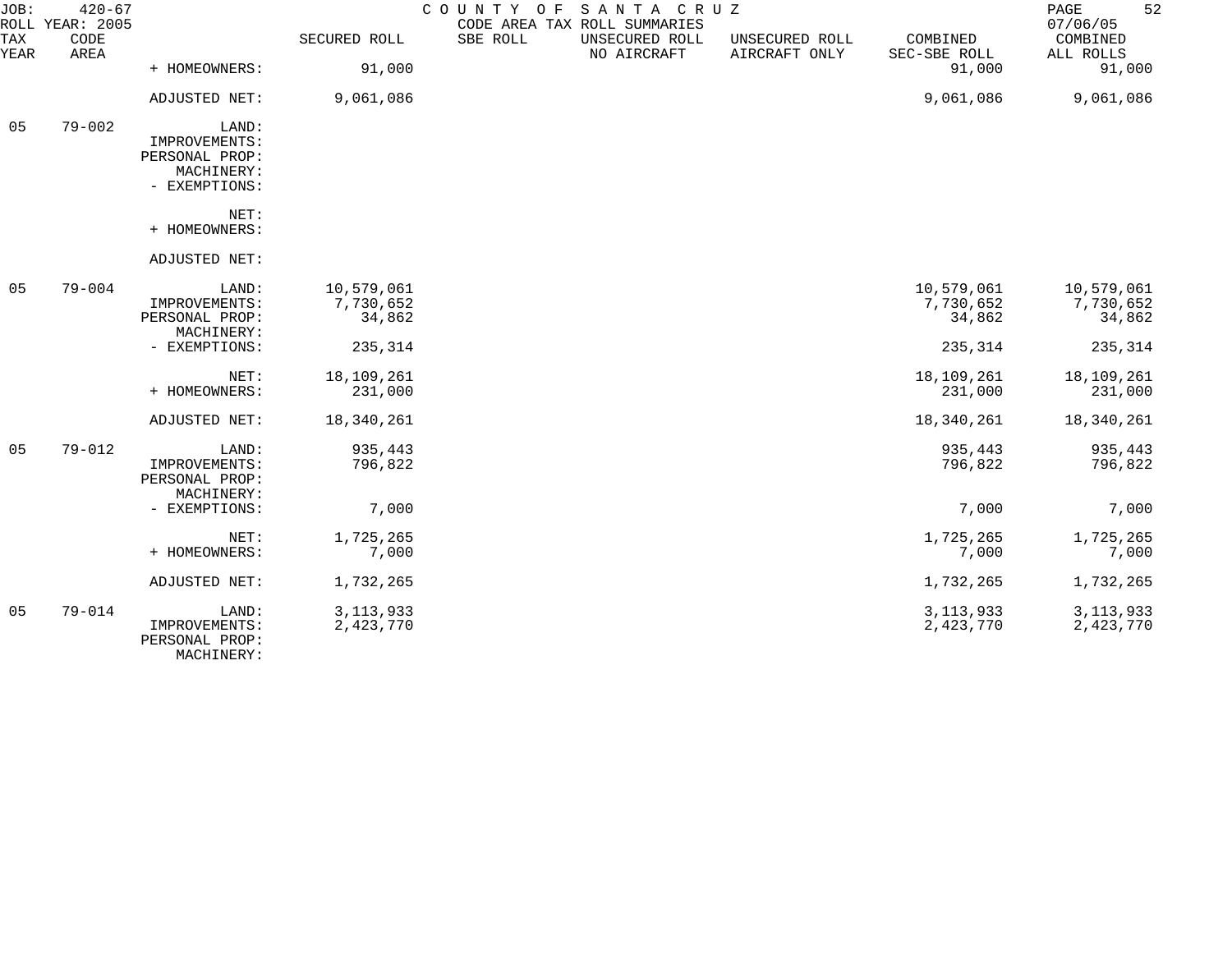JOB: 420-67 COUNTY OF SANTA CRUZ
ROLL YEAR: 2005 CODE AREA TAX ROLL SUMMARIES 07/06/05

| TAX YEAR | CODE AREA | | SECURED ROLL | SBE ROLL | UNSECURED ROLL NO AIRCRAFT | UNSECURED ROLL AIRCRAFT ONLY | COMBINED SEC-SBE ROLL | COMBINED ALL ROLLS |
|---|---|---|---|---|---|---|---|---|
| | | + HOMEOWNERS: | 91,000 | | | | 91,000 | 91,000 |
| | | ADJUSTED NET: | 9,061,086 | | | | 9,061,086 | 9,061,086 |
| 05 | 79-002 | LAND: | | | | | | |
| | | IMPROVEMENTS: | | | | | | |
| | | PERSONAL PROP: | | | | | | |
| | | MACHINERY: | | | | | | |
| | | - EXEMPTIONS: | | | | | | |
| | | NET: | | | | | | |
| | | + HOMEOWNERS: | | | | | | |
| | | ADJUSTED NET: | | | | | | |
| 05 | 79-004 | LAND: | 10,579,061 | | | | 10,579,061 | 10,579,061 |
| | | IMPROVEMENTS: | 7,730,652 | | | | 7,730,652 | 7,730,652 |
| | | PERSONAL PROP: | 34,862 | | | | 34,862 | 34,862 |
| | | MACHINERY: | | | | | | |
| | | - EXEMPTIONS: | 235,314 | | | | 235,314 | 235,314 |
| | | NET: | 18,109,261 | | | | 18,109,261 | 18,109,261 |
| | | + HOMEOWNERS: | 231,000 | | | | 231,000 | 231,000 |
| | | ADJUSTED NET: | 18,340,261 | | | | 18,340,261 | 18,340,261 |
| 05 | 79-012 | LAND: | 935,443 | | | | 935,443 | 935,443 |
| | | IMPROVEMENTS: | 796,822 | | | | 796,822 | 796,822 |
| | | PERSONAL PROP: | | | | | | |
| | | MACHINERY: | | | | | | |
| | | - EXEMPTIONS: | 7,000 | | | | 7,000 | 7,000 |
| | | NET: | 1,725,265 | | | | 1,725,265 | 1,725,265 |
| | | + HOMEOWNERS: | 7,000 | | | | 7,000 | 7,000 |
| | | ADJUSTED NET: | 1,732,265 | | | | 1,732,265 | 1,732,265 |
| 05 | 79-014 | LAND: | 3,113,933 | | | | 3,113,933 | 3,113,933 |
| | | IMPROVEMENTS: | 2,423,770 | | | | 2,423,770 | 2,423,770 |
| | | PERSONAL PROP: | | | | | | |
| | | MACHINERY: | | | | | | |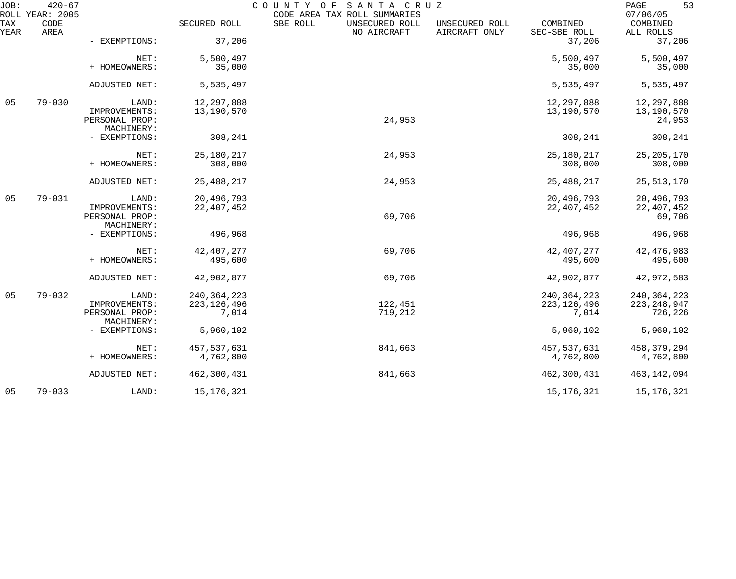| TAX YEAR | CODE AREA | | SECURED ROLL | SBE ROLL | UNSECURED ROLL NO AIRCRAFT | UNSECURED ROLL AIRCRAFT ONLY | COMBINED SEC-SBE ROLL | COMBINED ALL ROLLS |
|---|---|---|---|---|---|---|---|---|
| | | - EXEMPTIONS: | 37,206 | | | | 37,206 | 37,206 |
| | | NET: | 5,500,497 | | | | 5,500,497 | 5,500,497 |
| | | + HOMEOWNERS: | 35,000 | | | | 35,000 | 35,000 |
| | | ADJUSTED NET: | 5,535,497 | | | | 5,535,497 | 5,535,497 |
| 05 | 79-030 | LAND: | 12,297,888 | | | | 12,297,888 | 12,297,888 |
| | | IMPROVEMENTS: | 13,190,570 | | | | 13,190,570 | 13,190,570 |
| | | PERSONAL PROP: | | | 24,953 | | | 24,953 |
| | | MACHINERY: | | | | | | |
| | | - EXEMPTIONS: | 308,241 | | | | 308,241 | 308,241 |
| | | NET: | 25,180,217 | | 24,953 | | 25,180,217 | 25,205,170 |
| | | + HOMEOWNERS: | 308,000 | | | | 308,000 | 308,000 |
| | | ADJUSTED NET: | 25,488,217 | | 24,953 | | 25,488,217 | 25,513,170 |
| 05 | 79-031 | LAND: | 20,496,793 | | | | 20,496,793 | 20,496,793 |
| | | IMPROVEMENTS: | 22,407,452 | | | | 22,407,452 | 22,407,452 |
| | | PERSONAL PROP: | | | 69,706 | | | 69,706 |
| | | MACHINERY: | | | | | | |
| | | - EXEMPTIONS: | 496,968 | | | | 496,968 | 496,968 |
| | | NET: | 42,407,277 | | 69,706 | | 42,407,277 | 42,476,983 |
| | | + HOMEOWNERS: | 495,600 | | | | 495,600 | 495,600 |
| | | ADJUSTED NET: | 42,902,877 | | 69,706 | | 42,902,877 | 42,972,583 |
| 05 | 79-032 | LAND: | 240,364,223 | | | | 240,364,223 | 240,364,223 |
| | | IMPROVEMENTS: | 223,126,496 | | 122,451 | | 223,126,496 | 223,248,947 |
| | | PERSONAL PROP: | 7,014 | | 719,212 | | 7,014 | 726,226 |
| | | MACHINERY: | | | | | | |
| | | - EXEMPTIONS: | 5,960,102 | | | | 5,960,102 | 5,960,102 |
| | | NET: | 457,537,631 | | 841,663 | | 457,537,631 | 458,379,294 |
| | | + HOMEOWNERS: | 4,762,800 | | | | 4,762,800 | 4,762,800 |
| | | ADJUSTED NET: | 462,300,431 | | 841,663 | | 462,300,431 | 463,142,094 |
| 05 | 79-033 | LAND: | 15,176,321 | | | | 15,176,321 | 15,176,321 |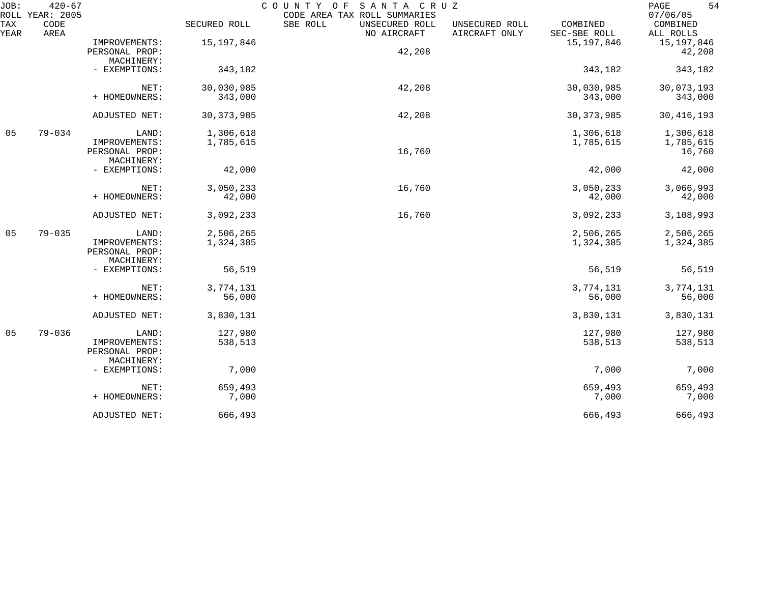| TAX YEAR | CODE AREA | | SECURED ROLL | SBE ROLL | UNSECURED ROLL NO AIRCRAFT | UNSECURED ROLL AIRCRAFT ONLY | COMBINED SEC-SBE ROLL | COMBINED ALL ROLLS |
|---|---|---|---|---|---|---|---|---|
| | | IMPROVEMENTS: | 15,197,846 | | | | 15,197,846 | 15,197,846 |
| | | PERSONAL PROP: | | | 42,208 | | | 42,208 |
| | | MACHINERY: | | | | | | |
| | | - EXEMPTIONS: | 343,182 | | | | 343,182 | 343,182 |
| | | NET: | 30,030,985 | | 42,208 | | 30,030,985 | 30,073,193 |
| | | + HOMEOWNERS: | 343,000 | | | | 343,000 | 343,000 |
| | | ADJUSTED NET: | 30,373,985 | | 42,208 | | 30,373,985 | 30,416,193 |
| 05 | 79-034 | LAND: | 1,306,618 | | | | 1,306,618 | 1,306,618 |
| | | IMPROVEMENTS: | 1,785,615 | | | | 1,785,615 | 1,785,615 |
| | | PERSONAL PROP: | | | 16,760 | | | 16,760 |
| | | MACHINERY: | | | | | | |
| | | - EXEMPTIONS: | 42,000 | | | | 42,000 | 42,000 |
| | | NET: | 3,050,233 | | 16,760 | | 3,050,233 | 3,066,993 |
| | | + HOMEOWNERS: | 42,000 | | | | 42,000 | 42,000 |
| | | ADJUSTED NET: | 3,092,233 | | 16,760 | | 3,092,233 | 3,108,993 |
| 05 | 79-035 | LAND: | 2,506,265 | | | | 2,506,265 | 2,506,265 |
| | | IMPROVEMENTS: | 1,324,385 | | | | 1,324,385 | 1,324,385 |
| | | PERSONAL PROP: | | | | | | |
| | | MACHINERY: | | | | | | |
| | | - EXEMPTIONS: | 56,519 | | | | 56,519 | 56,519 |
| | | NET: | 3,774,131 | | | | 3,774,131 | 3,774,131 |
| | | + HOMEOWNERS: | 56,000 | | | | 56,000 | 56,000 |
| | | ADJUSTED NET: | 3,830,131 | | | | 3,830,131 | 3,830,131 |
| 05 | 79-036 | LAND: | 127,980 | | | | 127,980 | 127,980 |
| | | IMPROVEMENTS: | 538,513 | | | | 538,513 | 538,513 |
| | | PERSONAL PROP: | | | | | | |
| | | MACHINERY: | | | | | | |
| | | - EXEMPTIONS: | 7,000 | | | | 7,000 | 7,000 |
| | | NET: | 659,493 | | | | 659,493 | 659,493 |
| | | + HOMEOWNERS: | 7,000 | | | | 7,000 | 7,000 |
| | | ADJUSTED NET: | 666,493 | | | | 666,493 | 666,493 |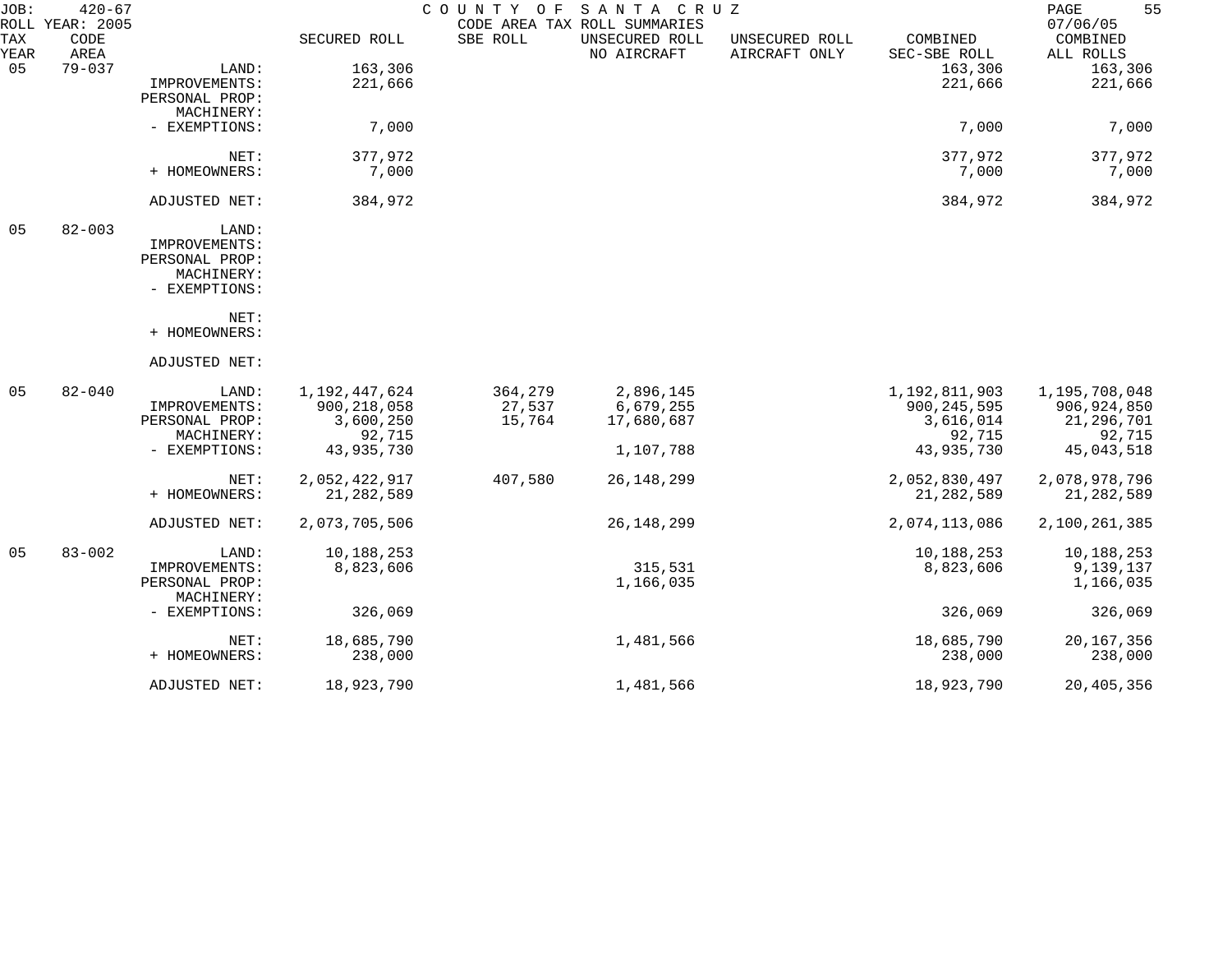JOB: 420-67 — COUNTY OF SANTA CRUZ — CODE AREA TAX ROLL SUMMARIES — ROLL YEAR: 2005 — 07/06/05

| TAX YEAR | CODE AREA | | SECURED ROLL | SBE ROLL | UNSECURED ROLL NO AIRCRAFT | UNSECURED ROLL AIRCRAFT ONLY | COMBINED SEC-SBE ROLL | COMBINED ALL ROLLS |
|---|---|---|---|---|---|---|---|---|
| 05 | 79-037 | LAND: | 163,306 | | | | 163,306 | 163,306 |
| | | IMPROVEMENTS: | 221,666 | | | | 221,666 | 221,666 |
| | | PERSONAL PROP: | | | | | | |
| | | MACHINERY: | | | | | | |
| | | - EXEMPTIONS: | 7,000 | | | | 7,000 | 7,000 |
| | | NET: | 377,972 | | | | 377,972 | 377,972 |
| | | + HOMEOWNERS: | 7,000 | | | | 7,000 | 7,000 |
| | | ADJUSTED NET: | 384,972 | | | | 384,972 | 384,972 |
| 05 | 82-003 | LAND: | | | | | | |
| | | IMPROVEMENTS: | | | | | | |
| | | PERSONAL PROP: | | | | | | |
| | | MACHINERY: | | | | | | |
| | | - EXEMPTIONS: | | | | | | |
| | | NET: | | | | | | |
| | | + HOMEOWNERS: | | | | | | |
| | | ADJUSTED NET: | | | | | | |
| 05 | 82-040 | LAND: | 1,192,447,624 | 364,279 | 2,896,145 | | 1,192,811,903 | 1,195,708,048 |
| | | IMPROVEMENTS: | 900,218,058 | 27,537 | 6,679,255 | | 900,245,595 | 906,924,850 |
| | | PERSONAL PROP: | 3,600,250 | 15,764 | 17,680,687 | | 3,616,014 | 21,296,701 |
| | | MACHINERY: | 92,715 | | | | 92,715 | 92,715 |
| | | - EXEMPTIONS: | 43,935,730 | | 1,107,788 | | 43,935,730 | 45,043,518 |
| | | NET: | 2,052,422,917 | 407,580 | 26,148,299 | | 2,052,830,497 | 2,078,978,796 |
| | | + HOMEOWNERS: | 21,282,589 | | | | 21,282,589 | 21,282,589 |
| | | ADJUSTED NET: | 2,073,705,506 | | 26,148,299 | | 2,074,113,086 | 2,100,261,385 |
| 05 | 83-002 | LAND: | 10,188,253 | | | | 10,188,253 | 10,188,253 |
| | | IMPROVEMENTS: | 8,823,606 | | 315,531 | | 8,823,606 | 9,139,137 |
| | | PERSONAL PROP: | | | 1,166,035 | | | 1,166,035 |
| | | MACHINERY: | | | | | | |
| | | - EXEMPTIONS: | 326,069 | | | | 326,069 | 326,069 |
| | | NET: | 18,685,790 | | 1,481,566 | | 18,685,790 | 20,167,356 |
| | | + HOMEOWNERS: | 238,000 | | | | 238,000 | 238,000 |
| | | ADJUSTED NET: | 18,923,790 | | 1,481,566 | | 18,923,790 | 20,405,356 |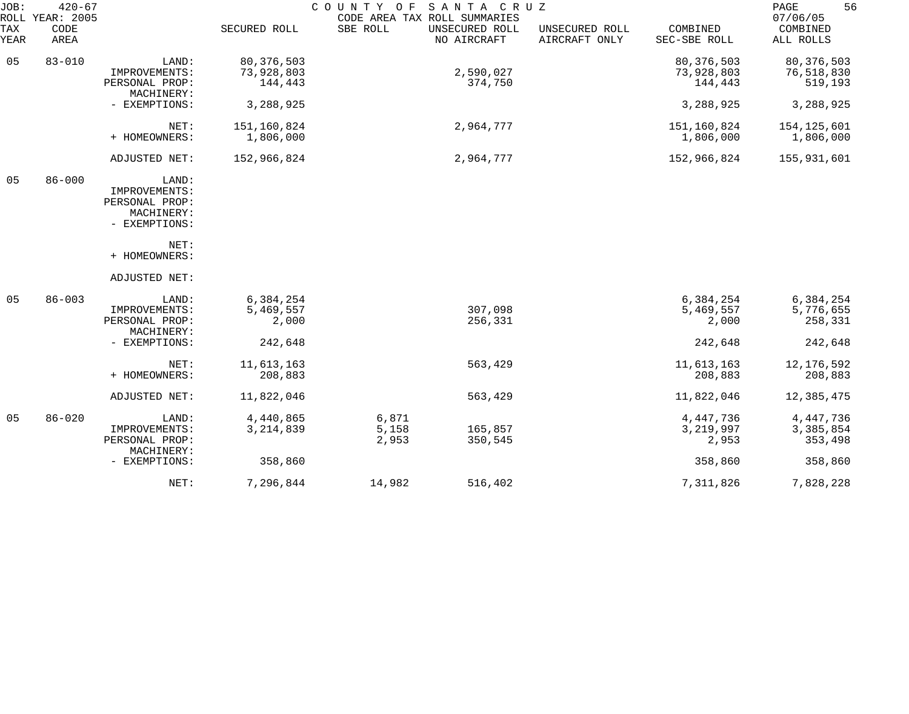JOB: 420-67 COUNTY OF SANTA CRUZ
ROLL YEAR: 2005 CODE AREA TAX ROLL SUMMARIES 07/06/05

| TAX YEAR | CODE AREA | | SECURED ROLL | SBE ROLL | UNSECURED ROLL NO AIRCRAFT | UNSECURED ROLL AIRCRAFT ONLY | COMBINED SEC-SBE ROLL | COMBINED ALL ROLLS |
|---|---|---|---|---|---|---|---|---|
| 05 | 83-010 | LAND: | 80,376,503 | | | | 80,376,503 | 80,376,503 |
| | | IMPROVEMENTS: | 73,928,803 | | 2,590,027 | | 73,928,803 | 76,518,830 |
| | | PERSONAL PROP: | 144,443 | | 374,750 | | 144,443 | 519,193 |
| | | MACHINERY: | | | | | | |
| | | - EXEMPTIONS: | 3,288,925 | | | | 3,288,925 | 3,288,925 |
| | | NET: | 151,160,824 | | 2,964,777 | | 151,160,824 | 154,125,601 |
| | | + HOMEOWNERS: | 1,806,000 | | | | 1,806,000 | 1,806,000 |
| | | ADJUSTED NET: | 152,966,824 | | 2,964,777 | | 152,966,824 | 155,931,601 |
| 05 | 86-000 | LAND: | | | | | | |
| | | IMPROVEMENTS: | | | | | | |
| | | PERSONAL PROP: | | | | | | |
| | | MACHINERY: | | | | | | |
| | | - EXEMPTIONS: | | | | | | |
| | | NET: | | | | | | |
| | | + HOMEOWNERS: | | | | | | |
| | | ADJUSTED NET: | | | | | | |
| 05 | 86-003 | LAND: | 6,384,254 | | | | 6,384,254 | 6,384,254 |
| | | IMPROVEMENTS: | 5,469,557 | | 307,098 | | 5,469,557 | 5,776,655 |
| | | PERSONAL PROP: | 2,000 | | 256,331 | | 2,000 | 258,331 |
| | | MACHINERY: | | | | | | |
| | | - EXEMPTIONS: | 242,648 | | | | 242,648 | 242,648 |
| | | NET: | 11,613,163 | | 563,429 | | 11,613,163 | 12,176,592 |
| | | + HOMEOWNERS: | 208,883 | | | | 208,883 | 208,883 |
| | | ADJUSTED NET: | 11,822,046 | | 563,429 | | 11,822,046 | 12,385,475 |
| 05 | 86-020 | LAND: | 4,440,865 | 6,871 | | | 4,447,736 | 4,447,736 |
| | | IMPROVEMENTS: | 3,214,839 | 5,158 | 165,857 | | 3,219,997 | 3,385,854 |
| | | PERSONAL PROP: | | 2,953 | 350,545 | | 2,953 | 353,498 |
| | | MACHINERY: | | | | | | |
| | | - EXEMPTIONS: | 358,860 | | | | 358,860 | 358,860 |
| | | NET: | 7,296,844 | 14,982 | 516,402 | | 7,311,826 | 7,828,228 |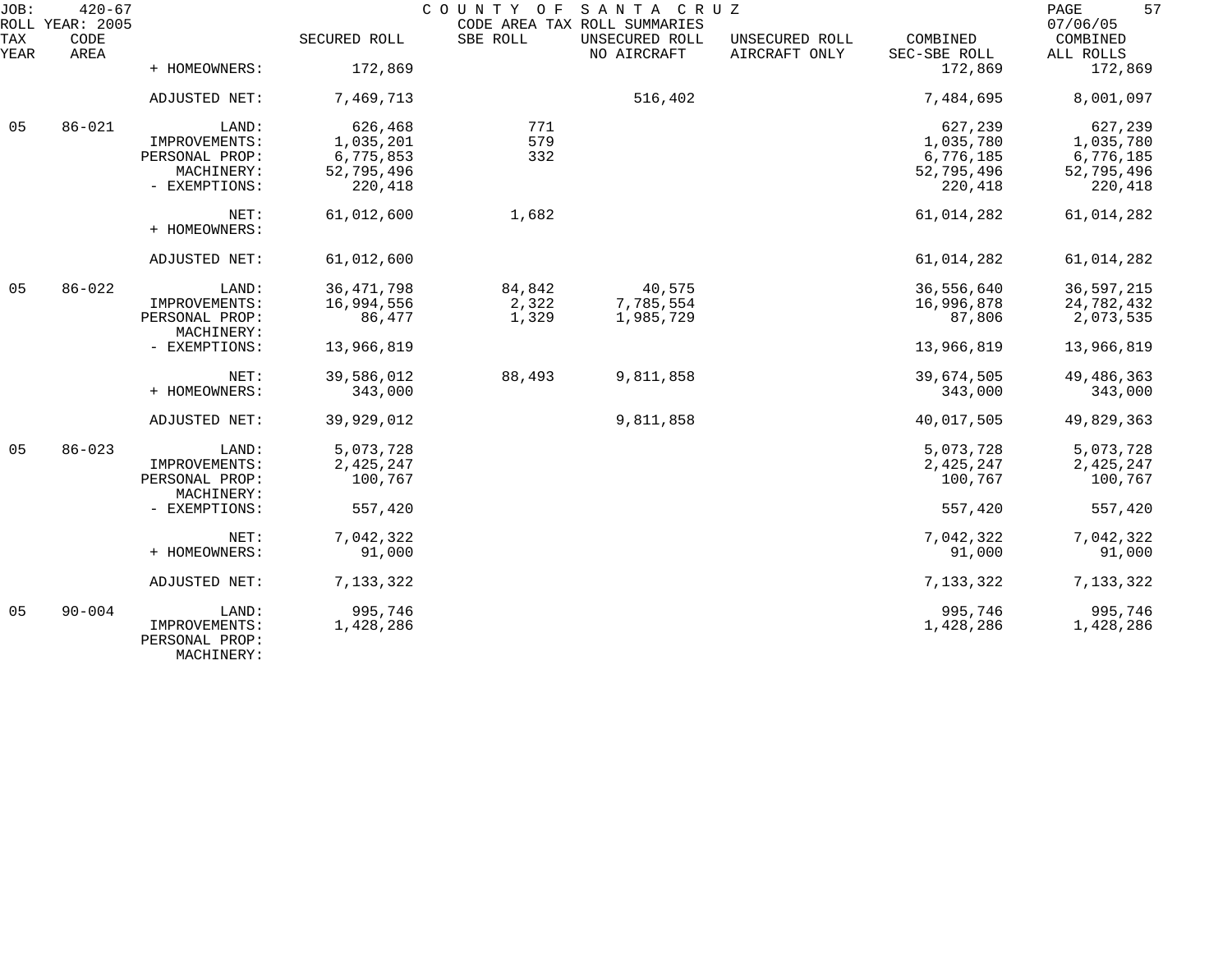JOB: 420-67 COUNTY OF SANTA CRUZ
ROLL YEAR: 2005 CODE AREA TAX ROLL SUMMARIES 07/06/05

| TAX YEAR | CODE AREA | | SECURED ROLL | SBE ROLL | UNSECURED ROLL NO AIRCRAFT | UNSECURED ROLL AIRCRAFT ONLY | COMBINED SEC-SBE ROLL | COMBINED ALL ROLLS |
|---|---|---|---|---|---|---|---|---|
| | | + HOMEOWNERS: | 172,869 | | | | 172,869 | 172,869 |
| | | ADJUSTED NET: | 7,469,713 | | 516,402 | | 7,484,695 | 8,001,097 |
| 05 | 86-021 | LAND: | 626,468 | 771 | | | 627,239 | 627,239 |
| | | IMPROVEMENTS: | 1,035,201 | 579 | | | 1,035,780 | 1,035,780 |
| | | PERSONAL PROP: | 6,775,853 | 332 | | | 6,776,185 | 6,776,185 |
| | | MACHINERY: | 52,795,496 | | | | 52,795,496 | 52,795,496 |
| | | - EXEMPTIONS: | 220,418 | | | | 220,418 | 220,418 |
| | | NET: | 61,012,600 | 1,682 | | | 61,014,282 | 61,014,282 |
| | | + HOMEOWNERS: | | | | | | |
| | | ADJUSTED NET: | 61,012,600 | | | | 61,014,282 | 61,014,282 |
| 05 | 86-022 | LAND: | 36,471,798 | 84,842 | 40,575 | | 36,556,640 | 36,597,215 |
| | | IMPROVEMENTS: | 16,994,556 | 2,322 | 7,785,554 | | 16,996,878 | 24,782,432 |
| | | PERSONAL PROP: | 86,477 | 1,329 | 1,985,729 | | 87,806 | 2,073,535 |
| | | MACHINERY: | | | | | | |
| | | - EXEMPTIONS: | 13,966,819 | | | | 13,966,819 | 13,966,819 |
| | | NET: | 39,586,012 | 88,493 | 9,811,858 | | 39,674,505 | 49,486,363 |
| | | + HOMEOWNERS: | 343,000 | | | | 343,000 | 343,000 |
| | | ADJUSTED NET: | 39,929,012 | | 9,811,858 | | 40,017,505 | 49,829,363 |
| 05 | 86-023 | LAND: | 5,073,728 | | | | 5,073,728 | 5,073,728 |
| | | IMPROVEMENTS: | 2,425,247 | | | | 2,425,247 | 2,425,247 |
| | | PERSONAL PROP: | 100,767 | | | | 100,767 | 100,767 |
| | | MACHINERY: | | | | | | |
| | | - EXEMPTIONS: | 557,420 | | | | 557,420 | 557,420 |
| | | NET: | 7,042,322 | | | | 7,042,322 | 7,042,322 |
| | | + HOMEOWNERS: | 91,000 | | | | 91,000 | 91,000 |
| | | ADJUSTED NET: | 7,133,322 | | | | 7,133,322 | 7,133,322 |
| 05 | 90-004 | LAND: | 995,746 | | | | 995,746 | 995,746 |
| | | IMPROVEMENTS: | 1,428,286 | | | | 1,428,286 | 1,428,286 |
| | | PERSONAL PROP: | | | | | | |
| | | MACHINERY: | | | | | | |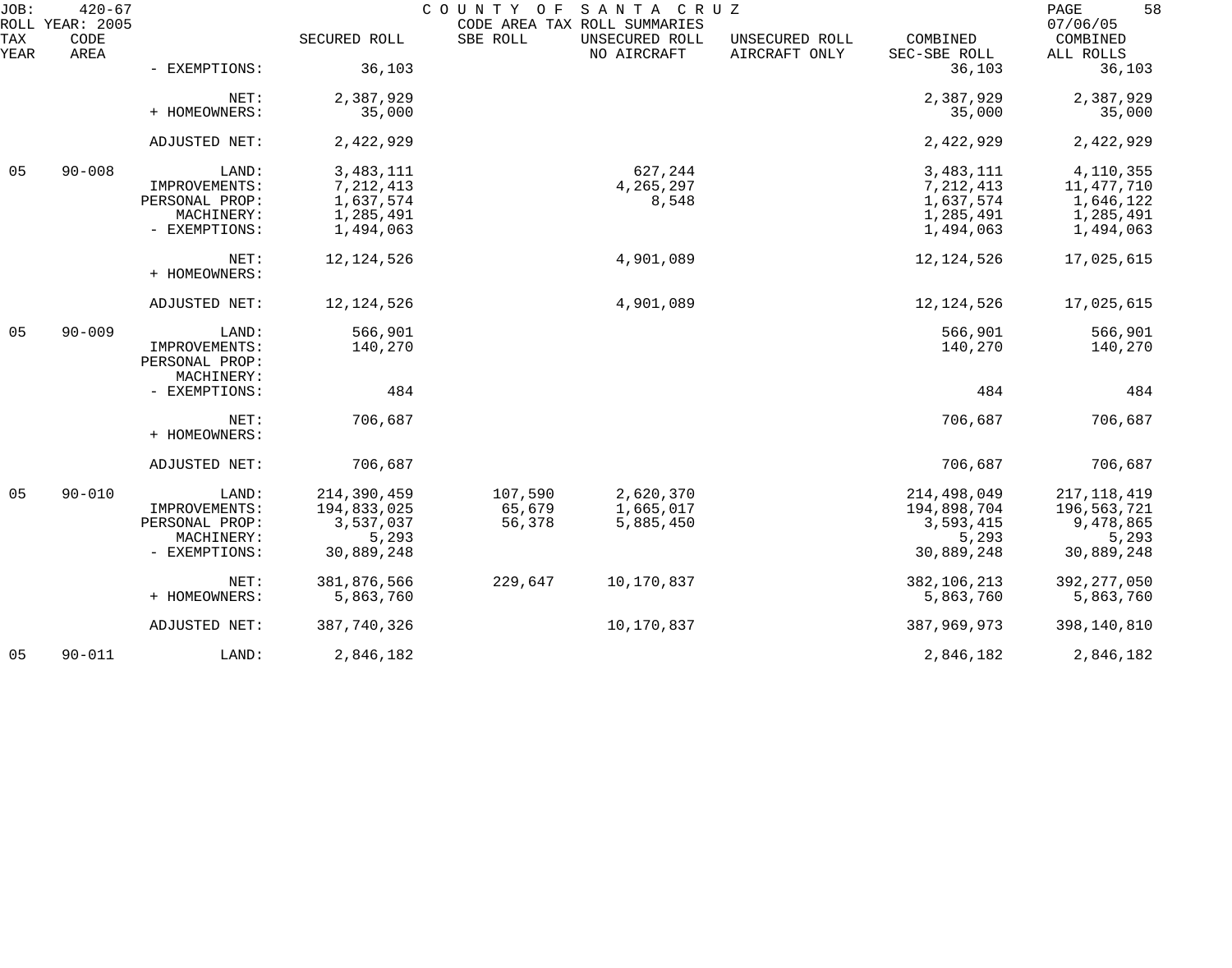JOB: 420-67 COUNTY OF SANTA CRUZ 07/06/05
ROLL YEAR: 2005 CODE AREA TAX ROLL SUMMARIES

| TAX YEAR | CODE AREA | | SECURED ROLL | SBE ROLL | UNSECURED ROLL NO AIRCRAFT | UNSECURED ROLL AIRCRAFT ONLY | COMBINED SEC-SBE ROLL | COMBINED ALL ROLLS |
|---|---|---|---|---|---|---|---|---|
| | | - EXEMPTIONS: | 36,103 | | | | 36,103 | 36,103 |
| | | NET: | 2,387,929 | | | | 2,387,929 | 2,387,929 |
| | | + HOMEOWNERS: | 35,000 | | | | 35,000 | 35,000 |
| | | ADJUSTED NET: | 2,422,929 | | | | 2,422,929 | 2,422,929 |
| 05 | 90-008 | LAND: | 3,483,111 | | 627,244 | | 3,483,111 | 4,110,355 |
| | | IMPROVEMENTS: | 7,212,413 | | 4,265,297 | | 7,212,413 | 11,477,710 |
| | | PERSONAL PROP: | 1,637,574 | | 8,548 | | 1,637,574 | 1,646,122 |
| | | MACHINERY: | 1,285,491 | | | | 1,285,491 | 1,285,491 |
| | | - EXEMPTIONS: | 1,494,063 | | | | 1,494,063 | 1,494,063 |
| | | NET: | 12,124,526 | | 4,901,089 | | 12,124,526 | 17,025,615 |
| | | + HOMEOWNERS: | | | | | | |
| | | ADJUSTED NET: | 12,124,526 | | 4,901,089 | | 12,124,526 | 17,025,615 |
| 05 | 90-009 | LAND: | 566,901 | | | | 566,901 | 566,901 |
| | | IMPROVEMENTS: | 140,270 | | | | 140,270 | 140,270 |
| | | PERSONAL PROP: | | | | | | |
| | | MACHINERY: | | | | | | |
| | | - EXEMPTIONS: | 484 | | | | 484 | 484 |
| | | NET: | 706,687 | | | | 706,687 | 706,687 |
| | | + HOMEOWNERS: | | | | | | |
| | | ADJUSTED NET: | 706,687 | | | | 706,687 | 706,687 |
| 05 | 90-010 | LAND: | 214,390,459 | 107,590 | 2,620,370 | | 214,498,049 | 217,118,419 |
| | | IMPROVEMENTS: | 194,833,025 | 65,679 | 1,665,017 | | 194,898,704 | 196,563,721 |
| | | PERSONAL PROP: | 3,537,037 | 56,378 | 5,885,450 | | 3,593,415 | 9,478,865 |
| | | MACHINERY: | 5,293 | | | | 5,293 | 5,293 |
| | | - EXEMPTIONS: | 30,889,248 | | | | 30,889,248 | 30,889,248 |
| | | NET: | 381,876,566 | 229,647 | 10,170,837 | | 382,106,213 | 392,277,050 |
| | | + HOMEOWNERS: | 5,863,760 | | | | 5,863,760 | 5,863,760 |
| | | ADJUSTED NET: | 387,740,326 | | 10,170,837 | | 387,969,973 | 398,140,810 |
| 05 | 90-011 | LAND: | 2,846,182 | | | | 2,846,182 | 2,846,182 |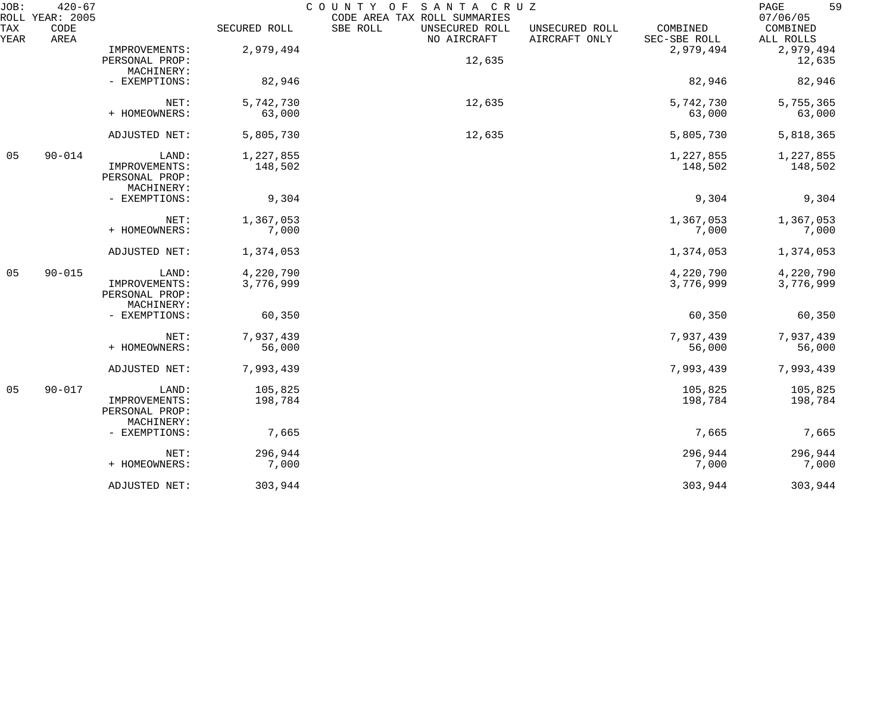| TAX YEAR | CODE AREA | | SECURED ROLL | SBE ROLL | UNSECURED ROLL NO AIRCRAFT | UNSECURED ROLL AIRCRAFT ONLY | COMBINED SEC-SBE ROLL | COMBINED ALL ROLLS |
|---|---|---|---|---|---|---|---|---|
| | | IMPROVEMENTS: | 2,979,494 | | | | 2,979,494 | 2,979,494 |
| | | PERSONAL PROP: | | | 12,635 | | | 12,635 |
| | | MACHINERY: | | | | | | |
| | | - EXEMPTIONS: | 82,946 | | | | 82,946 | 82,946 |
| | | NET: | 5,742,730 | | 12,635 | | 5,742,730 | 5,755,365 |
| | | + HOMEOWNERS: | 63,000 | | | | 63,000 | 63,000 |
| | | ADJUSTED NET: | 5,805,730 | | 12,635 | | 5,805,730 | 5,818,365 |
| 05 | 90-014 | LAND: | 1,227,855 | | | | 1,227,855 | 1,227,855 |
| | | IMPROVEMENTS: | 148,502 | | | | 148,502 | 148,502 |
| | | PERSONAL PROP: | | | | | | |
| | | MACHINERY: | | | | | | |
| | | - EXEMPTIONS: | 9,304 | | | | 9,304 | 9,304 |
| | | NET: | 1,367,053 | | | | 1,367,053 | 1,367,053 |
| | | + HOMEOWNERS: | 7,000 | | | | 7,000 | 7,000 |
| | | ADJUSTED NET: | 1,374,053 | | | | 1,374,053 | 1,374,053 |
| 05 | 90-015 | LAND: | 4,220,790 | | | | 4,220,790 | 4,220,790 |
| | | IMPROVEMENTS: | 3,776,999 | | | | 3,776,999 | 3,776,999 |
| | | PERSONAL PROP: | | | | | | |
| | | MACHINERY: | | | | | | |
| | | - EXEMPTIONS: | 60,350 | | | | 60,350 | 60,350 |
| | | NET: | 7,937,439 | | | | 7,937,439 | 7,937,439 |
| | | + HOMEOWNERS: | 56,000 | | | | 56,000 | 56,000 |
| | | ADJUSTED NET: | 7,993,439 | | | | 7,993,439 | 7,993,439 |
| 05 | 90-017 | LAND: | 105,825 | | | | 105,825 | 105,825 |
| | | IMPROVEMENTS: | 198,784 | | | | 198,784 | 198,784 |
| | | PERSONAL PROP: | | | | | | |
| | | MACHINERY: | | | | | | |
| | | - EXEMPTIONS: | 7,665 | | | | 7,665 | 7,665 |
| | | NET: | 296,944 | | | | 296,944 | 296,944 |
| | | + HOMEOWNERS: | 7,000 | | | | 7,000 | 7,000 |
| | | ADJUSTED NET: | 303,944 | | | | 303,944 | 303,944 |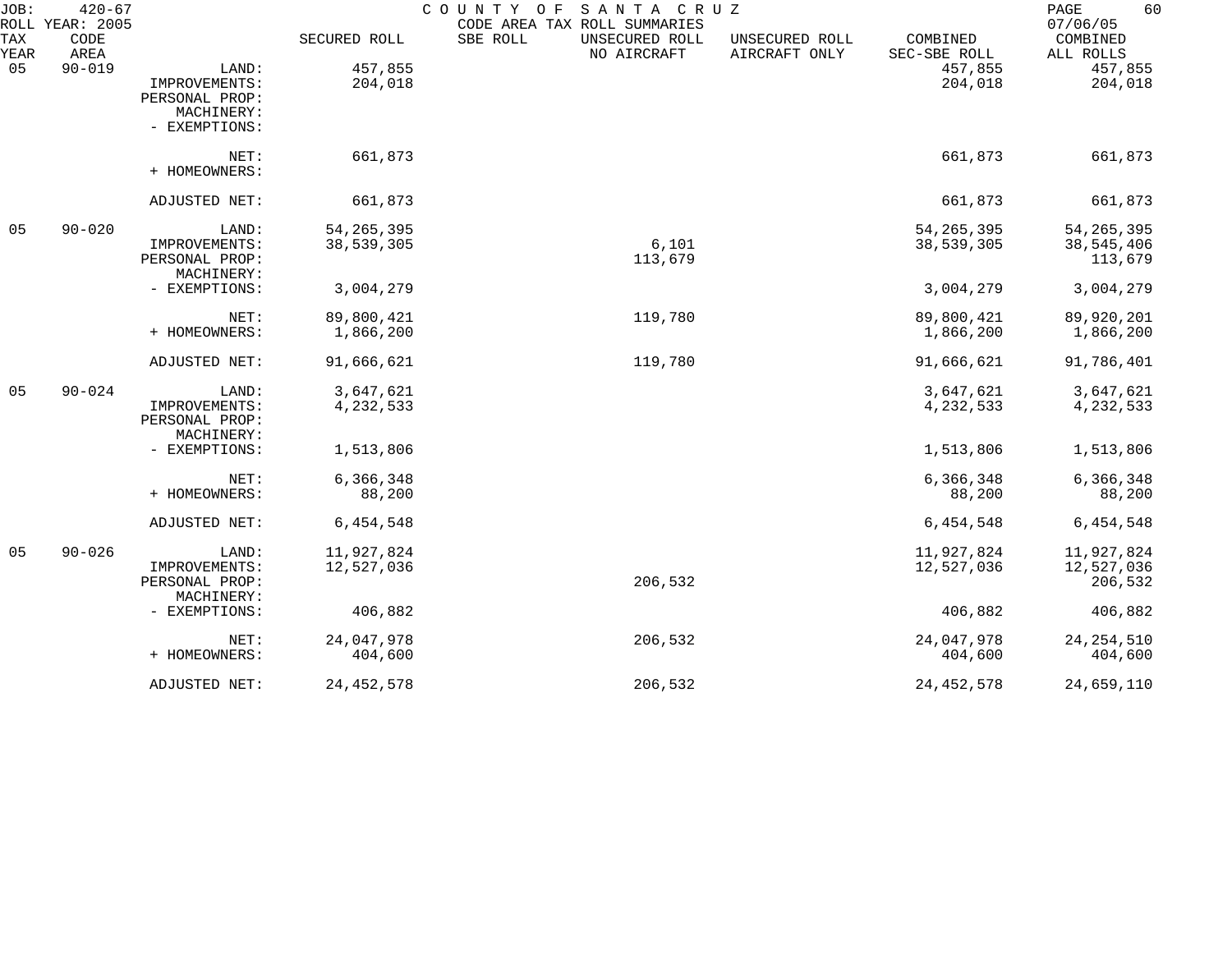JOB: 420-67 COUNTY OF SANTA CRUZ
ROLL YEAR: 2005 CODE AREA TAX ROLL SUMMARIES 07/06/05

| TAX YEAR | CODE AREA | | SECURED ROLL | SBE ROLL | UNSECURED ROLL NO AIRCRAFT | UNSECURED ROLL AIRCRAFT ONLY | COMBINED SEC-SBE ROLL | COMBINED ALL ROLLS |
|---|---|---|---|---|---|---|---|---|
| 05 | 90-019 | LAND: | 457,855 | | | | 457,855 | 457,855 |
| | | IMPROVEMENTS: | 204,018 | | | | 204,018 | 204,018 |
| | | PERSONAL PROP: | | | | | | |
| | | MACHINERY: | | | | | | |
| | | - EXEMPTIONS: | | | | | | |
| | | NET: | 661,873 | | | | 661,873 | 661,873 |
| | | + HOMEOWNERS: | | | | | | |
| | | ADJUSTED NET: | 661,873 | | | | 661,873 | 661,873 |
| 05 | 90-020 | LAND: | 54,265,395 | | | | 54,265,395 | 54,265,395 |
| | | IMPROVEMENTS: | 38,539,305 | | 6,101 | | 38,539,305 | 38,545,406 |
| | | PERSONAL PROP: | | | 113,679 | | | 113,679 |
| | | MACHINERY: | | | | | | |
| | | - EXEMPTIONS: | 3,004,279 | | | | 3,004,279 | 3,004,279 |
| | | NET: | 89,800,421 | | 119,780 | | 89,800,421 | 89,920,201 |
| | | + HOMEOWNERS: | 1,866,200 | | | | 1,866,200 | 1,866,200 |
| | | ADJUSTED NET: | 91,666,621 | | 119,780 | | 91,666,621 | 91,786,401 |
| 05 | 90-024 | LAND: | 3,647,621 | | | | 3,647,621 | 3,647,621 |
| | | IMPROVEMENTS: | 4,232,533 | | | | 4,232,533 | 4,232,533 |
| | | PERSONAL PROP: | | | | | | |
| | | MACHINERY: | | | | | | |
| | | - EXEMPTIONS: | 1,513,806 | | | | 1,513,806 | 1,513,806 |
| | | NET: | 6,366,348 | | | | 6,366,348 | 6,366,348 |
| | | + HOMEOWNERS: | 88,200 | | | | 88,200 | 88,200 |
| | | ADJUSTED NET: | 6,454,548 | | | | 6,454,548 | 6,454,548 |
| 05 | 90-026 | LAND: | 11,927,824 | | | | 11,927,824 | 11,927,824 |
| | | IMPROVEMENTS: | 12,527,036 | | | | 12,527,036 | 12,527,036 |
| | | PERSONAL PROP: | | | 206,532 | | | 206,532 |
| | | MACHINERY: | | | | | | |
| | | - EXEMPTIONS: | 406,882 | | | | 406,882 | 406,882 |
| | | NET: | 24,047,978 | | 206,532 | | 24,047,978 | 24,254,510 |
| | | + HOMEOWNERS: | 404,600 | | | | 404,600 | 404,600 |
| | | ADJUSTED NET: | 24,452,578 | | 206,532 | | 24,452,578 | 24,659,110 |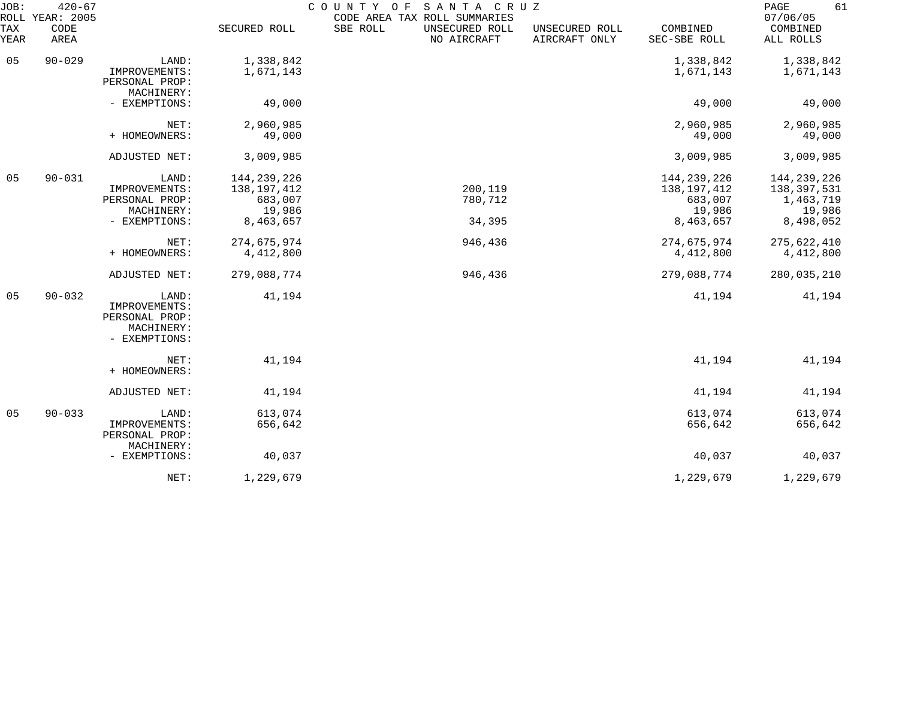JOB: 420-67 COUNTY OF SANTA CRUZ
ROLL YEAR: 2005 CODE AREA TAX ROLL SUMMARIES 07/06/05

| TAX YEAR | CODE AREA | | SECURED ROLL | SBE ROLL | UNSECURED ROLL NO AIRCRAFT | UNSECURED ROLL AIRCRAFT ONLY | COMBINED SEC-SBE ROLL | COMBINED ALL ROLLS |
|---|---|---|---|---|---|---|---|---|
| 05 | 90-029 | LAND: | 1,338,842 | | | | 1,338,842 | 1,338,842 |
| | | IMPROVEMENTS: | 1,671,143 | | | | 1,671,143 | 1,671,143 |
| | | PERSONAL PROP: | | | | | | |
| | | MACHINERY: | | | | | | |
| | | - EXEMPTIONS: | 49,000 | | | | 49,000 | 49,000 |
| | | NET: | 2,960,985 | | | | 2,960,985 | 2,960,985 |
| | | + HOMEOWNERS: | 49,000 | | | | 49,000 | 49,000 |
| | | ADJUSTED NET: | 3,009,985 | | | | 3,009,985 | 3,009,985 |
| 05 | 90-031 | LAND: | 144,239,226 | | | | 144,239,226 | 144,239,226 |
| | | IMPROVEMENTS: | 138,197,412 | | 200,119 | | 138,197,412 | 138,397,531 |
| | | PERSONAL PROP: | 683,007 | | 780,712 | | 683,007 | 1,463,719 |
| | | MACHINERY: | 19,986 | | | | 19,986 | 19,986 |
| | | - EXEMPTIONS: | 8,463,657 | | 34,395 | | 8,463,657 | 8,498,052 |
| | | NET: | 274,675,974 | | 946,436 | | 274,675,974 | 275,622,410 |
| | | + HOMEOWNERS: | 4,412,800 | | | | 4,412,800 | 4,412,800 |
| | | ADJUSTED NET: | 279,088,774 | | 946,436 | | 279,088,774 | 280,035,210 |
| 05 | 90-032 | LAND: | 41,194 | | | | 41,194 | 41,194 |
| | | IMPROVEMENTS: | | | | | | |
| | | PERSONAL PROP: | | | | | | |
| | | MACHINERY: | | | | | | |
| | | - EXEMPTIONS: | | | | | | |
| | | NET: | 41,194 | | | | 41,194 | 41,194 |
| | | + HOMEOWNERS: | | | | | | |
| | | ADJUSTED NET: | 41,194 | | | | 41,194 | 41,194 |
| 05 | 90-033 | LAND: | 613,074 | | | | 613,074 | 613,074 |
| | | IMPROVEMENTS: | 656,642 | | | | 656,642 | 656,642 |
| | | PERSONAL PROP: | | | | | | |
| | | MACHINERY: | | | | | | |
| | | - EXEMPTIONS: | 40,037 | | | | 40,037 | 40,037 |
| | | NET: | 1,229,679 | | | | 1,229,679 | 1,229,679 |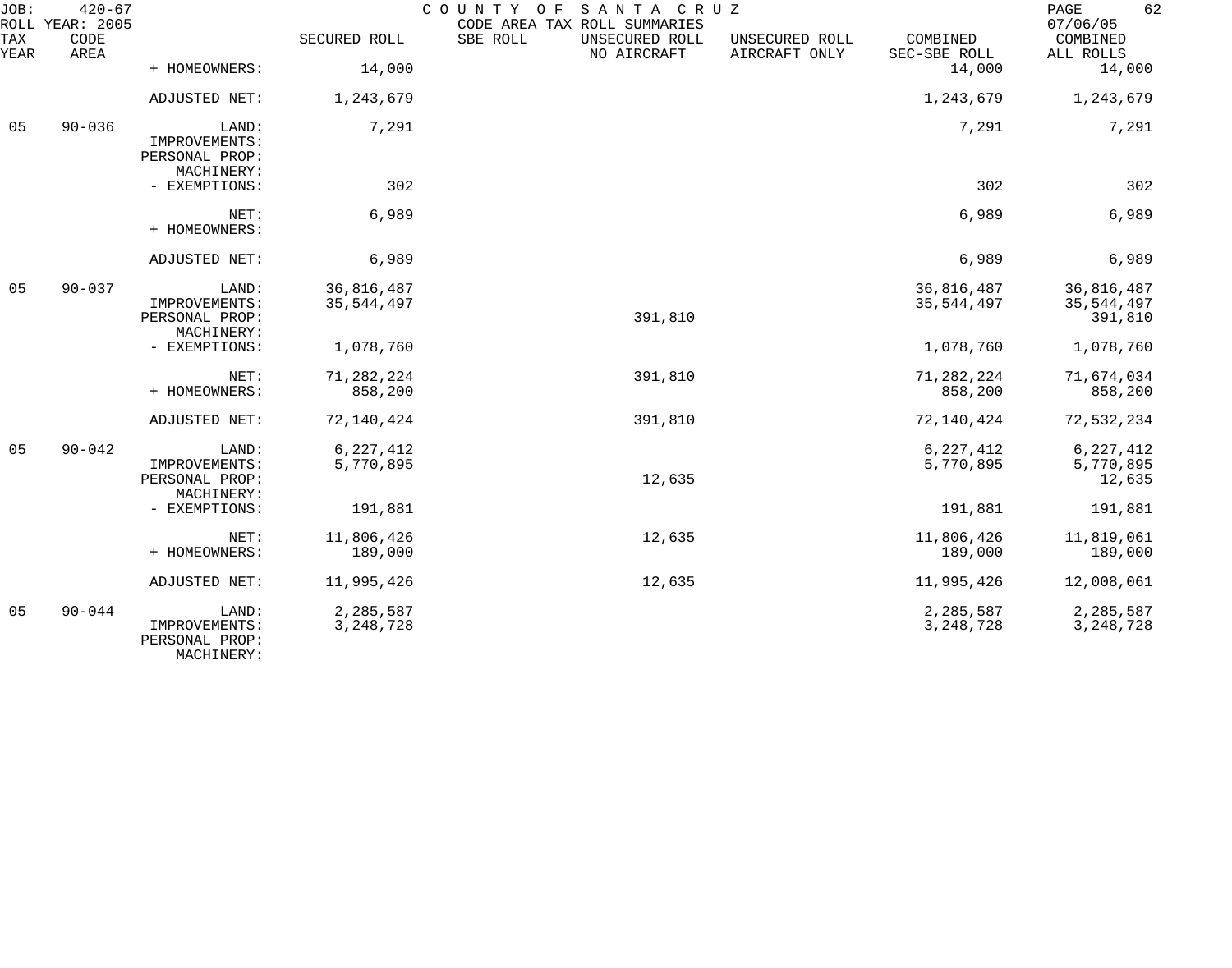JOB: 420-67 COUNTY OF SANTA CRUZ
ROLL YEAR: 2005 CODE AREA TAX ROLL SUMMARIES 07/06/05

| TAX YEAR | CODE AREA | | SECURED ROLL | SBE ROLL | UNSECURED ROLL NO AIRCRAFT | UNSECURED ROLL AIRCRAFT ONLY | COMBINED SEC-SBE ROLL | COMBINED ALL ROLLS |
|---|---|---|---|---|---|---|---|---|
| | | + HOMEOWNERS: | 14,000 | | | | 14,000 | 14,000 |
| | | ADJUSTED NET: | 1,243,679 | | | | 1,243,679 | 1,243,679 |
| 05 | 90-036 | LAND: | 7,291 | | | | 7,291 | 7,291 |
| | | IMPROVEMENTS: | | | | | | |
| | | PERSONAL PROP: | | | | | | |
| | | MACHINERY: | | | | | | |
| | | - EXEMPTIONS: | 302 | | | | 302 | 302 |
| | | NET: | 6,989 | | | | 6,989 | 6,989 |
| | | + HOMEOWNERS: | | | | | | |
| | | ADJUSTED NET: | 6,989 | | | | 6,989 | 6,989 |
| 05 | 90-037 | LAND: | 36,816,487 | | | | 36,816,487 | 36,816,487 |
| | | IMPROVEMENTS: | 35,544,497 | | | | 35,544,497 | 35,544,497 |
| | | PERSONAL PROP: | | | 391,810 | | | 391,810 |
| | | MACHINERY: | | | | | | |
| | | - EXEMPTIONS: | 1,078,760 | | | | 1,078,760 | 1,078,760 |
| | | NET: | 71,282,224 | | 391,810 | | 71,282,224 | 71,674,034 |
| | | + HOMEOWNERS: | 858,200 | | | | 858,200 | 858,200 |
| | | ADJUSTED NET: | 72,140,424 | | 391,810 | | 72,140,424 | 72,532,234 |
| 05 | 90-042 | LAND: | 6,227,412 | | | | 6,227,412 | 6,227,412 |
| | | IMPROVEMENTS: | 5,770,895 | | | | 5,770,895 | 5,770,895 |
| | | PERSONAL PROP: | | | 12,635 | | | 12,635 |
| | | MACHINERY: | | | | | | |
| | | - EXEMPTIONS: | 191,881 | | | | 191,881 | 191,881 |
| | | NET: | 11,806,426 | | 12,635 | | 11,806,426 | 11,819,061 |
| | | + HOMEOWNERS: | 189,000 | | | | 189,000 | 189,000 |
| | | ADJUSTED NET: | 11,995,426 | | 12,635 | | 11,995,426 | 12,008,061 |
| 05 | 90-044 | LAND: | 2,285,587 | | | | 2,285,587 | 2,285,587 |
| | | IMPROVEMENTS: | 3,248,728 | | | | 3,248,728 | 3,248,728 |
| | | PERSONAL PROP: | | | | | | |
| | | MACHINERY: | | | | | | |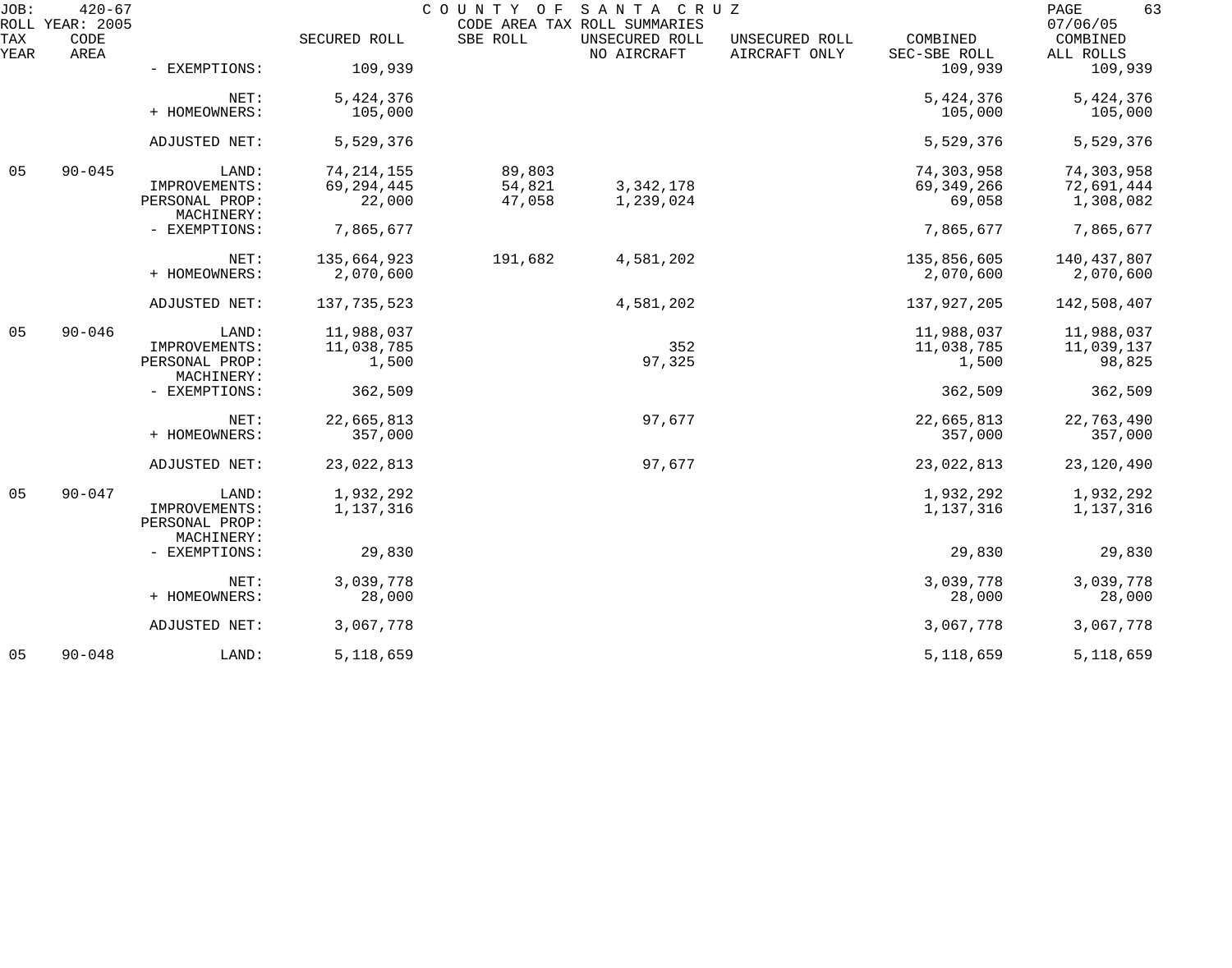JOB: 420-67 COUNTY OF SANTA CRUZ
ROLL YEAR: 2005 CODE AREA TAX ROLL SUMMARIES 07/06/05

| TAX YEAR | CODE AREA | | SECURED ROLL | SBE ROLL | UNSECURED ROLL NO AIRCRAFT | UNSECURED ROLL AIRCRAFT ONLY | COMBINED SEC-SBE ROLL | COMBINED ALL ROLLS |
|---|---|---|---|---|---|---|---|---|
| | | - EXEMPTIONS: | 109,939 | | | | 109,939 | 109,939 |
| | | NET: | 5,424,376 | | | | 5,424,376 | 5,424,376 |
| | | + HOMEOWNERS: | 105,000 | | | | 105,000 | 105,000 |
| | | ADJUSTED NET: | 5,529,376 | | | | 5,529,376 | 5,529,376 |
| 05 | 90-045 | LAND: | 74,214,155 | 89,803 | | | 74,303,958 | 74,303,958 |
| | | IMPROVEMENTS: | 69,294,445 | 54,821 | 3,342,178 | | 69,349,266 | 72,691,444 |
| | | PERSONAL PROP: | 22,000 | 47,058 | 1,239,024 | | 69,058 | 1,308,082 |
| | | MACHINERY: | | | | | | |
| | | - EXEMPTIONS: | 7,865,677 | | | | 7,865,677 | 7,865,677 |
| | | NET: | 135,664,923 | 191,682 | 4,581,202 | | 135,856,605 | 140,437,807 |
| | | + HOMEOWNERS: | 2,070,600 | | | | 2,070,600 | 2,070,600 |
| | | ADJUSTED NET: | 137,735,523 | | 4,581,202 | | 137,927,205 | 142,508,407 |
| 05 | 90-046 | LAND: | 11,988,037 | | | | 11,988,037 | 11,988,037 |
| | | IMPROVEMENTS: | 11,038,785 | | 352 | | 11,038,785 | 11,039,137 |
| | | PERSONAL PROP: | 1,500 | | 97,325 | | 1,500 | 98,825 |
| | | MACHINERY: | | | | | | |
| | | - EXEMPTIONS: | 362,509 | | | | 362,509 | 362,509 |
| | | NET: | 22,665,813 | | 97,677 | | 22,665,813 | 22,763,490 |
| | | + HOMEOWNERS: | 357,000 | | | | 357,000 | 357,000 |
| | | ADJUSTED NET: | 23,022,813 | | 97,677 | | 23,022,813 | 23,120,490 |
| 05 | 90-047 | LAND: | 1,932,292 | | | | 1,932,292 | 1,932,292 |
| | | IMPROVEMENTS: | 1,137,316 | | | | 1,137,316 | 1,137,316 |
| | | PERSONAL PROP: | | | | | | |
| | | MACHINERY: | | | | | | |
| | | - EXEMPTIONS: | 29,830 | | | | 29,830 | 29,830 |
| | | NET: | 3,039,778 | | | | 3,039,778 | 3,039,778 |
| | | + HOMEOWNERS: | 28,000 | | | | 28,000 | 28,000 |
| | | ADJUSTED NET: | 3,067,778 | | | | 3,067,778 | 3,067,778 |
| 05 | 90-048 | LAND: | 5,118,659 | | | | 5,118,659 | 5,118,659 |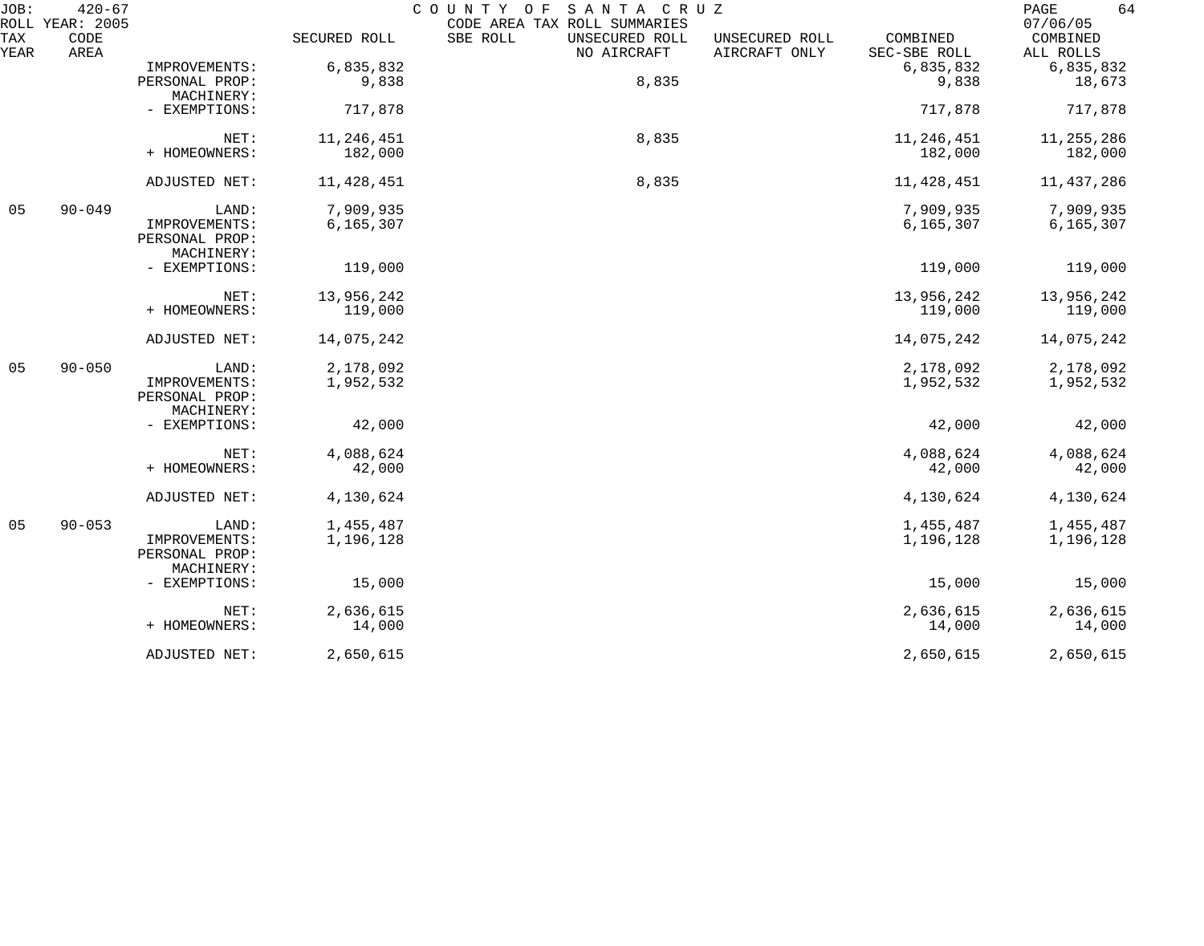| TAX YEAR | CODE AREA | | SECURED ROLL | SBE ROLL | UNSECURED ROLL NO AIRCRAFT | UNSECURED ROLL AIRCRAFT ONLY | COMBINED SEC-SBE ROLL | COMBINED ALL ROLLS |
|---|---|---|---|---|---|---|---|---|
| | | IMPROVEMENTS: | 6,835,832 | | | | 6,835,832 | 6,835,832 |
| | | PERSONAL PROP: | 9,838 | | 8,835 | | 9,838 | 18,673 |
| | | MACHINERY: | | | | | | |
| | | - EXEMPTIONS: | 717,878 | | | | 717,878 | 717,878 |
| | | NET: | 11,246,451 | | 8,835 | | 11,246,451 | 11,255,286 |
| | | + HOMEOWNERS: | 182,000 | | | | 182,000 | 182,000 |
| | | ADJUSTED NET: | 11,428,451 | | 8,835 | | 11,428,451 | 11,437,286 |
| 05 | 90-049 | LAND: | 7,909,935 | | | | 7,909,935 | 7,909,935 |
| | | IMPROVEMENTS: | 6,165,307 | | | | 6,165,307 | 6,165,307 |
| | | PERSONAL PROP: | | | | | | |
| | | MACHINERY: | | | | | | |
| | | - EXEMPTIONS: | 119,000 | | | | 119,000 | 119,000 |
| | | NET: | 13,956,242 | | | | 13,956,242 | 13,956,242 |
| | | + HOMEOWNERS: | 119,000 | | | | 119,000 | 119,000 |
| | | ADJUSTED NET: | 14,075,242 | | | | 14,075,242 | 14,075,242 |
| 05 | 90-050 | LAND: | 2,178,092 | | | | 2,178,092 | 2,178,092 |
| | | IMPROVEMENTS: | 1,952,532 | | | | 1,952,532 | 1,952,532 |
| | | PERSONAL PROP: | | | | | | |
| | | MACHINERY: | | | | | | |
| | | - EXEMPTIONS: | 42,000 | | | | 42,000 | 42,000 |
| | | NET: | 4,088,624 | | | | 4,088,624 | 4,088,624 |
| | | + HOMEOWNERS: | 42,000 | | | | 42,000 | 42,000 |
| | | ADJUSTED NET: | 4,130,624 | | | | 4,130,624 | 4,130,624 |
| 05 | 90-053 | LAND: | 1,455,487 | | | | 1,455,487 | 1,455,487 |
| | | IMPROVEMENTS: | 1,196,128 | | | | 1,196,128 | 1,196,128 |
| | | PERSONAL PROP: | | | | | | |
| | | MACHINERY: | | | | | | |
| | | - EXEMPTIONS: | 15,000 | | | | 15,000 | 15,000 |
| | | NET: | 2,636,615 | | | | 2,636,615 | 2,636,615 |
| | | + HOMEOWNERS: | 14,000 | | | | 14,000 | 14,000 |
| | | ADJUSTED NET: | 2,650,615 | | | | 2,650,615 | 2,650,615 |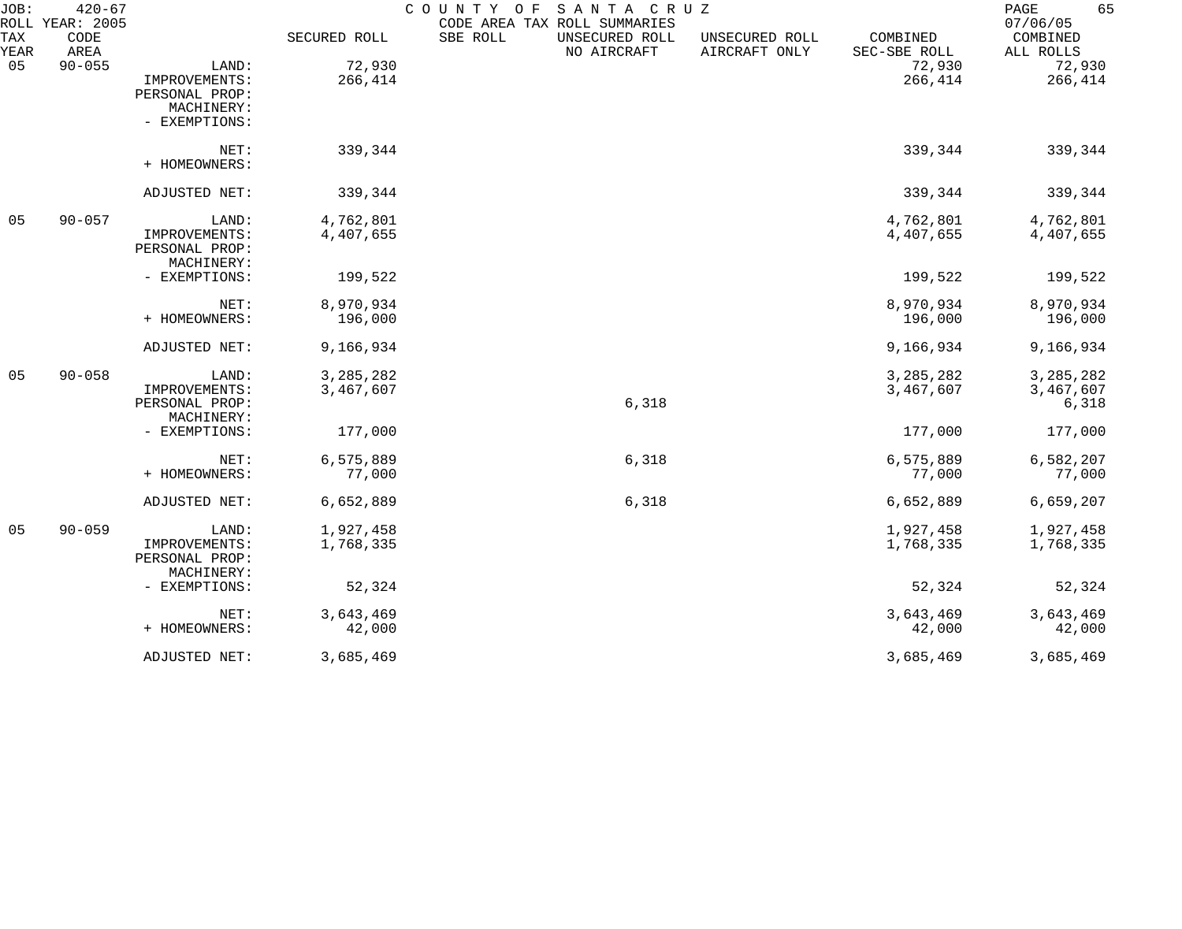JOB: 420-67 COUNTY OF SANTA CRUZ
ROLL YEAR: 2005 CODE AREA TAX ROLL SUMMARIES 07/06/05

| TAX YEAR | CODE AREA | | SECURED ROLL | SBE ROLL | UNSECURED ROLL NO AIRCRAFT | UNSECURED ROLL AIRCRAFT ONLY | COMBINED SEC-SBE ROLL | COMBINED ALL ROLLS |
|---|---|---|---|---|---|---|---|---|
| 05 | 90-055 | LAND: | 72,930 | | | | 72,930 | 72,930 |
| | | IMPROVEMENTS: | 266,414 | | | | 266,414 | 266,414 |
| | | PERSONAL PROP: | | | | | | |
| | | MACHINERY: | | | | | | |
| | | - EXEMPTIONS: | | | | | | |
| | | NET: | 339,344 | | | | 339,344 | 339,344 |
| | | + HOMEOWNERS: | | | | | | |
| | | ADJUSTED NET: | 339,344 | | | | 339,344 | 339,344 |
| 05 | 90-057 | LAND: | 4,762,801 | | | | 4,762,801 | 4,762,801 |
| | | IMPROVEMENTS: | 4,407,655 | | | | 4,407,655 | 4,407,655 |
| | | PERSONAL PROP: | | | | | | |
| | | MACHINERY: | | | | | | |
| | | - EXEMPTIONS: | 199,522 | | | | 199,522 | 199,522 |
| | | NET: | 8,970,934 | | | | 8,970,934 | 8,970,934 |
| | | + HOMEOWNERS: | 196,000 | | | | 196,000 | 196,000 |
| | | ADJUSTED NET: | 9,166,934 | | | | 9,166,934 | 9,166,934 |
| 05 | 90-058 | LAND: | 3,285,282 | | | | 3,285,282 | 3,285,282 |
| | | IMPROVEMENTS: | 3,467,607 | | | | 3,467,607 | 3,467,607 |
| | | PERSONAL PROP: | | | 6,318 | | | 6,318 |
| | | MACHINERY: | | | | | | |
| | | - EXEMPTIONS: | 177,000 | | | | 177,000 | 177,000 |
| | | NET: | 6,575,889 | | 6,318 | | 6,575,889 | 6,582,207 |
| | | + HOMEOWNERS: | 77,000 | | | | 77,000 | 77,000 |
| | | ADJUSTED NET: | 6,652,889 | | 6,318 | | 6,652,889 | 6,659,207 |
| 05 | 90-059 | LAND: | 1,927,458 | | | | 1,927,458 | 1,927,458 |
| | | IMPROVEMENTS: | 1,768,335 | | | | 1,768,335 | 1,768,335 |
| | | PERSONAL PROP: | | | | | | |
| | | MACHINERY: | | | | | | |
| | | - EXEMPTIONS: | 52,324 | | | | 52,324 | 52,324 |
| | | NET: | 3,643,469 | | | | 3,643,469 | 3,643,469 |
| | | + HOMEOWNERS: | 42,000 | | | | 42,000 | 42,000 |
| | | ADJUSTED NET: | 3,685,469 | | | | 3,685,469 | 3,685,469 |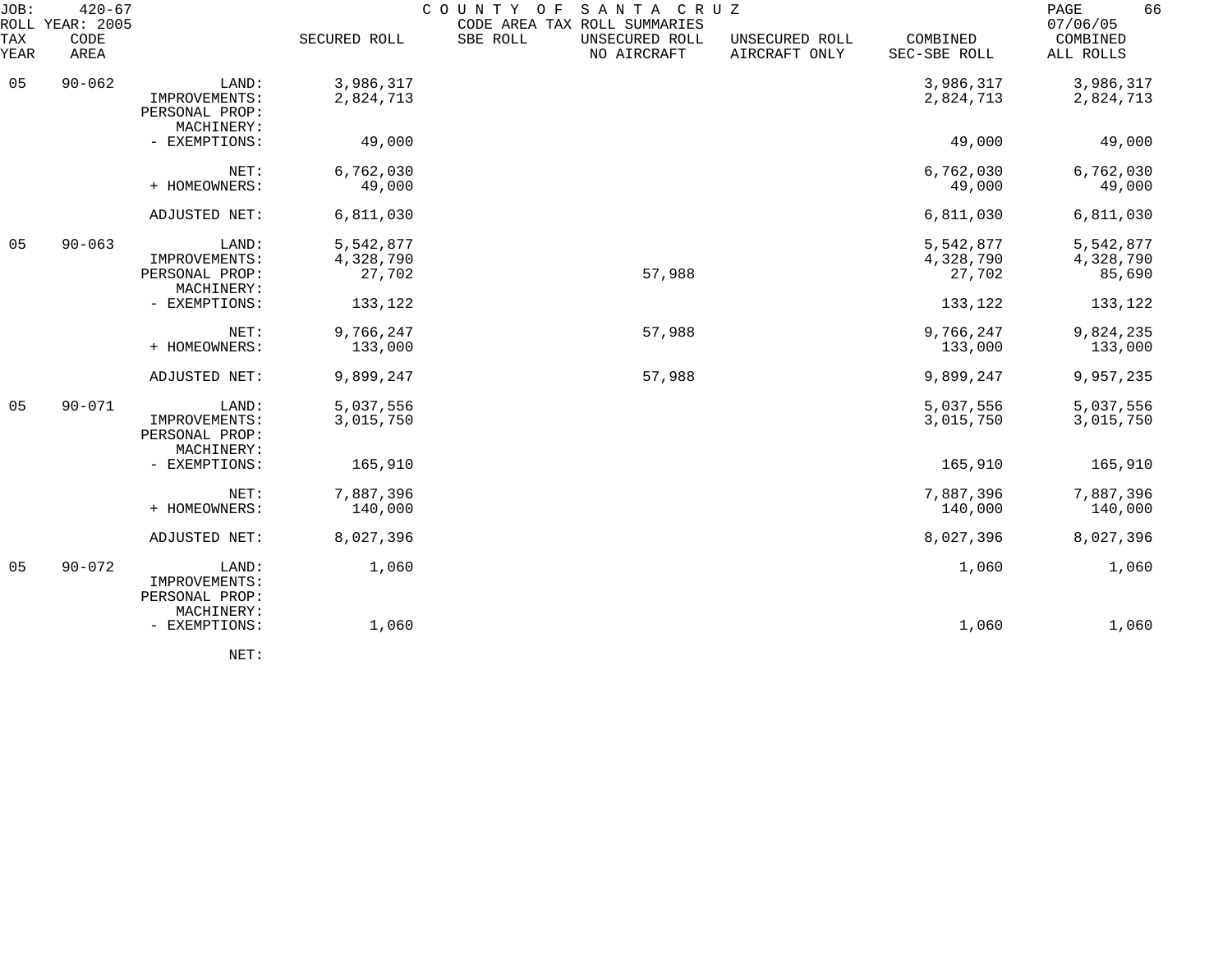JOB: 420-67 COUNTY OF SANTA CRUZ
ROLL YEAR: 2005 CODE AREA TAX ROLL SUMMARIES 07/06/05

| TAX YEAR | CODE AREA | | SECURED ROLL | SBE ROLL | UNSECURED ROLL NO AIRCRAFT | UNSECURED ROLL AIRCRAFT ONLY | COMBINED SEC-SBE ROLL | COMBINED ALL ROLLS |
|---|---|---|---|---|---|---|---|---|
| 05 | 90-062 | LAND: | 3,986,317 | | | | 3,986,317 | 3,986,317 |
| | | IMPROVEMENTS: | 2,824,713 | | | | 2,824,713 | 2,824,713 |
| | | PERSONAL PROP: | | | | | | |
| | | MACHINERY: | | | | | | |
| | | - EXEMPTIONS: | 49,000 | | | | 49,000 | 49,000 |
| | | NET: | 6,762,030 | | | | 6,762,030 | 6,762,030 |
| | | + HOMEOWNERS: | 49,000 | | | | 49,000 | 49,000 |
| | | ADJUSTED NET: | 6,811,030 | | | | 6,811,030 | 6,811,030 |
| 05 | 90-063 | LAND: | 5,542,877 | | | | 5,542,877 | 5,542,877 |
| | | IMPROVEMENTS: | 4,328,790 | | | | 4,328,790 | 4,328,790 |
| | | PERSONAL PROP: | 27,702 | | 57,988 | | 27,702 | 85,690 |
| | | MACHINERY: | | | | | | |
| | | - EXEMPTIONS: | 133,122 | | | | 133,122 | 133,122 |
| | | NET: | 9,766,247 | | 57,988 | | 9,766,247 | 9,824,235 |
| | | + HOMEOWNERS: | 133,000 | | | | 133,000 | 133,000 |
| | | ADJUSTED NET: | 9,899,247 | | 57,988 | | 9,899,247 | 9,957,235 |
| 05 | 90-071 | LAND: | 5,037,556 | | | | 5,037,556 | 5,037,556 |
| | | IMPROVEMENTS: | 3,015,750 | | | | 3,015,750 | 3,015,750 |
| | | PERSONAL PROP: | | | | | | |
| | | MACHINERY: | | | | | | |
| | | - EXEMPTIONS: | 165,910 | | | | 165,910 | 165,910 |
| | | NET: | 7,887,396 | | | | 7,887,396 | 7,887,396 |
| | | + HOMEOWNERS: | 140,000 | | | | 140,000 | 140,000 |
| | | ADJUSTED NET: | 8,027,396 | | | | 8,027,396 | 8,027,396 |
| 05 | 90-072 | LAND: | 1,060 | | | | 1,060 | 1,060 |
| | | IMPROVEMENTS: | | | | | | |
| | | PERSONAL PROP: | | | | | | |
| | | MACHINERY: | | | | | | |
| | | - EXEMPTIONS: | 1,060 | | | | 1,060 | 1,060 |
| | | NET: | | | | | | |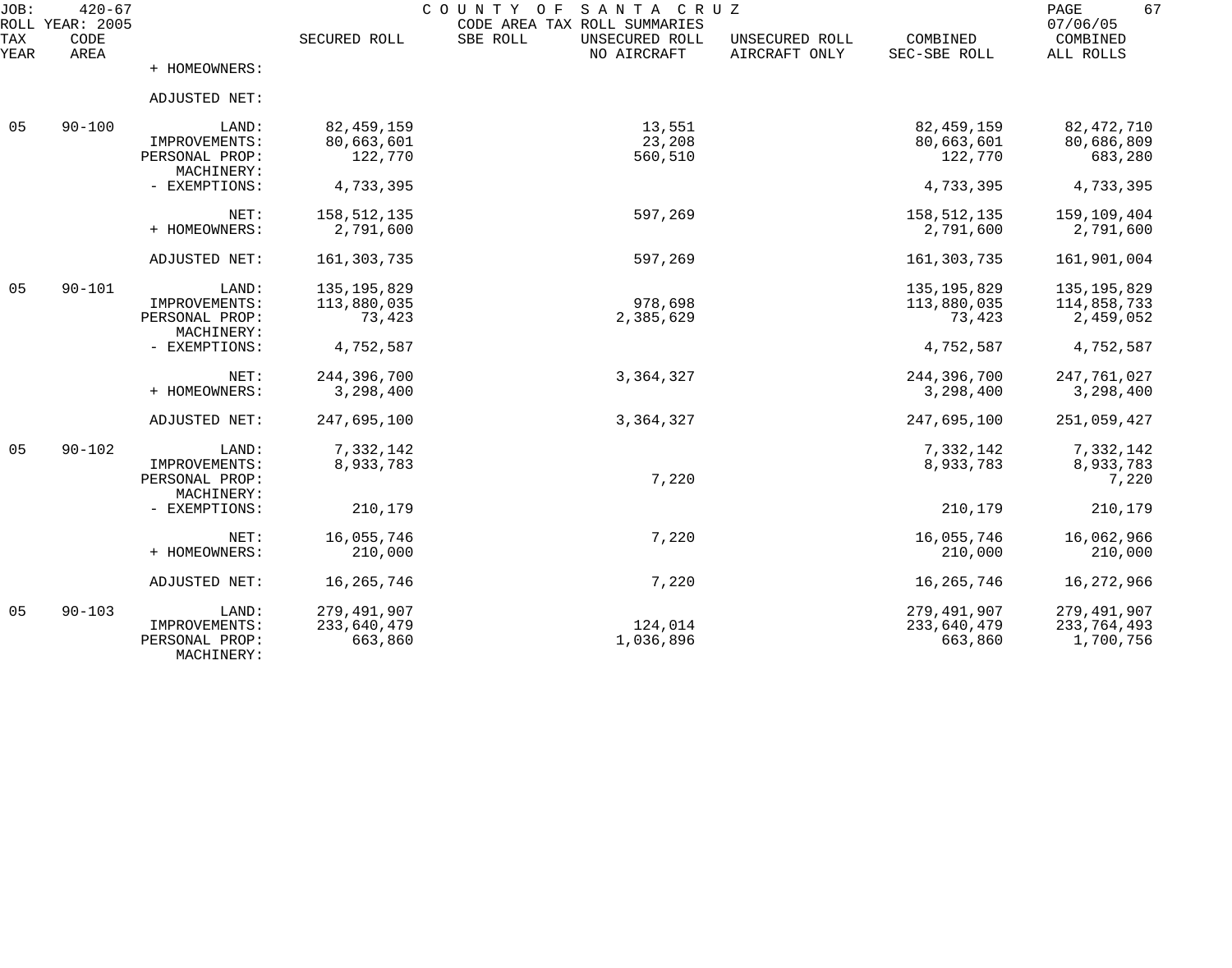COUNTY OF SANTA CRUZ
CODE AREA TAX ROLL SUMMARIES

JOB: 420-67
ROLL YEAR: 2005
07/06/05

| TAX YEAR | CODE AREA | | SECURED ROLL | SBE ROLL | UNSECURED ROLL NO AIRCRAFT | UNSECURED ROLL AIRCRAFT ONLY | COMBINED SEC-SBE ROLL | COMBINED ALL ROLLS |
|---|---|---|---|---|---|---|---|---|
| | | + HOMEOWNERS: | | | | | | |
| | | ADJUSTED NET: | | | | | | |
| 05 | 90-100 | LAND: | 82,459,159 | | 13,551 | | 82,459,159 | 82,472,710 |
| | | IMPROVEMENTS: | 80,663,601 | | 23,208 | | 80,663,601 | 80,686,809 |
| | | PERSONAL PROP: | 122,770 | | 560,510 | | 122,770 | 683,280 |
| | | MACHINERY: | | | | | | |
| | | - EXEMPTIONS: | 4,733,395 | | | | 4,733,395 | 4,733,395 |
| | | NET: | 158,512,135 | | 597,269 | | 158,512,135 | 159,109,404 |
| | | + HOMEOWNERS: | 2,791,600 | | | | 2,791,600 | 2,791,600 |
| | | ADJUSTED NET: | 161,303,735 | | 597,269 | | 161,303,735 | 161,901,004 |
| 05 | 90-101 | LAND: | 135,195,829 | | | | 135,195,829 | 135,195,829 |
| | | IMPROVEMENTS: | 113,880,035 | | 978,698 | | 113,880,035 | 114,858,733 |
| | | PERSONAL PROP: | 73,423 | | 2,385,629 | | 73,423 | 2,459,052 |
| | | MACHINERY: | | | | | | |
| | | - EXEMPTIONS: | 4,752,587 | | | | 4,752,587 | 4,752,587 |
| | | NET: | 244,396,700 | | 3,364,327 | | 244,396,700 | 247,761,027 |
| | | + HOMEOWNERS: | 3,298,400 | | | | 3,298,400 | 3,298,400 |
| | | ADJUSTED NET: | 247,695,100 | | 3,364,327 | | 247,695,100 | 251,059,427 |
| 05 | 90-102 | LAND: | 7,332,142 | | | | 7,332,142 | 7,332,142 |
| | | IMPROVEMENTS: | 8,933,783 | | | | 8,933,783 | 8,933,783 |
| | | PERSONAL PROP: | | | 7,220 | | | 7,220 |
| | | MACHINERY: | | | | | | |
| | | - EXEMPTIONS: | 210,179 | | | | 210,179 | 210,179 |
| | | NET: | 16,055,746 | | 7,220 | | 16,055,746 | 16,062,966 |
| | | + HOMEOWNERS: | 210,000 | | | | 210,000 | 210,000 |
| | | ADJUSTED NET: | 16,265,746 | | 7,220 | | 16,265,746 | 16,272,966 |
| 05 | 90-103 | LAND: | 279,491,907 | | | | 279,491,907 | 279,491,907 |
| | | IMPROVEMENTS: | 233,640,479 | | 124,014 | | 233,640,479 | 233,764,493 |
| | | PERSONAL PROP: | 663,860 | | 1,036,896 | | 663,860 | 1,700,756 |
| | | MACHINERY: | | | | | | |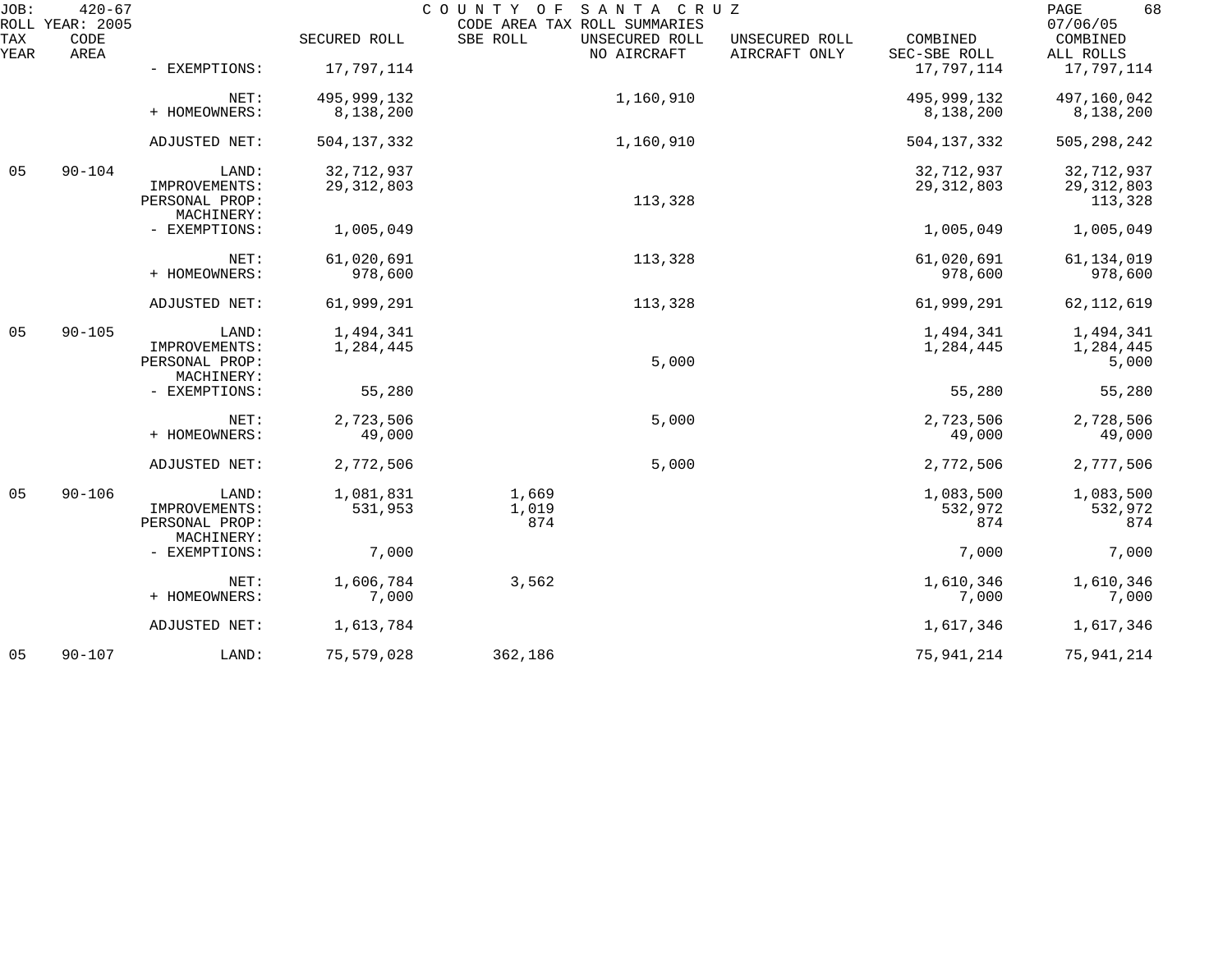JOB: 420-67 COUNTY OF SANTA CRUZ
ROLL YEAR: 2005 CODE AREA TAX ROLL SUMMARIES 07/06/05

| TAX YEAR | CODE AREA | | SECURED ROLL | SBE ROLL | UNSECURED ROLL NO AIRCRAFT | UNSECURED ROLL AIRCRAFT ONLY | COMBINED SEC-SBE ROLL | COMBINED ALL ROLLS |
|---|---|---|---|---|---|---|---|---|
| | | - EXEMPTIONS: | 17,797,114 | | | | 17,797,114 | 17,797,114 |
| | | NET: | 495,999,132 | | 1,160,910 | | 495,999,132 | 497,160,042 |
| | | + HOMEOWNERS: | 8,138,200 | | | | 8,138,200 | 8,138,200 |
| | | ADJUSTED NET: | 504,137,332 | | 1,160,910 | | 504,137,332 | 505,298,242 |
| 05 | 90-104 | LAND: | 32,712,937 | | | | 32,712,937 | 32,712,937 |
| | | IMPROVEMENTS: | 29,312,803 | | | | 29,312,803 | 29,312,803 |
| | | PERSONAL PROP: | | | 113,328 | | | 113,328 |
| | | MACHINERY: | | | | | | |
| | | - EXEMPTIONS: | 1,005,049 | | | | 1,005,049 | 1,005,049 |
| | | NET: | 61,020,691 | | 113,328 | | 61,020,691 | 61,134,019 |
| | | + HOMEOWNERS: | 978,600 | | | | 978,600 | 978,600 |
| | | ADJUSTED NET: | 61,999,291 | | 113,328 | | 61,999,291 | 62,112,619 |
| 05 | 90-105 | LAND: | 1,494,341 | | | | 1,494,341 | 1,494,341 |
| | | IMPROVEMENTS: | 1,284,445 | | | | 1,284,445 | 1,284,445 |
| | | PERSONAL PROP: | | | 5,000 | | | 5,000 |
| | | MACHINERY: | | | | | | |
| | | - EXEMPTIONS: | 55,280 | | | | 55,280 | 55,280 |
| | | NET: | 2,723,506 | | 5,000 | | 2,723,506 | 2,728,506 |
| | | + HOMEOWNERS: | 49,000 | | | | 49,000 | 49,000 |
| | | ADJUSTED NET: | 2,772,506 | | 5,000 | | 2,772,506 | 2,777,506 |
| 05 | 90-106 | LAND: | 1,081,831 | 1,669 | | | 1,083,500 | 1,083,500 |
| | | IMPROVEMENTS: | 531,953 | 1,019 | | | 532,972 | 532,972 |
| | | PERSONAL PROP: | | 874 | | | 874 | 874 |
| | | MACHINERY: | | | | | | |
| | | - EXEMPTIONS: | 7,000 | | | | 7,000 | 7,000 |
| | | NET: | 1,606,784 | 3,562 | | | 1,610,346 | 1,610,346 |
| | | + HOMEOWNERS: | 7,000 | | | | 7,000 | 7,000 |
| | | ADJUSTED NET: | 1,613,784 | | | | 1,617,346 | 1,617,346 |
| 05 | 90-107 | LAND: | 75,579,028 | 362,186 | | | 75,941,214 | 75,941,214 |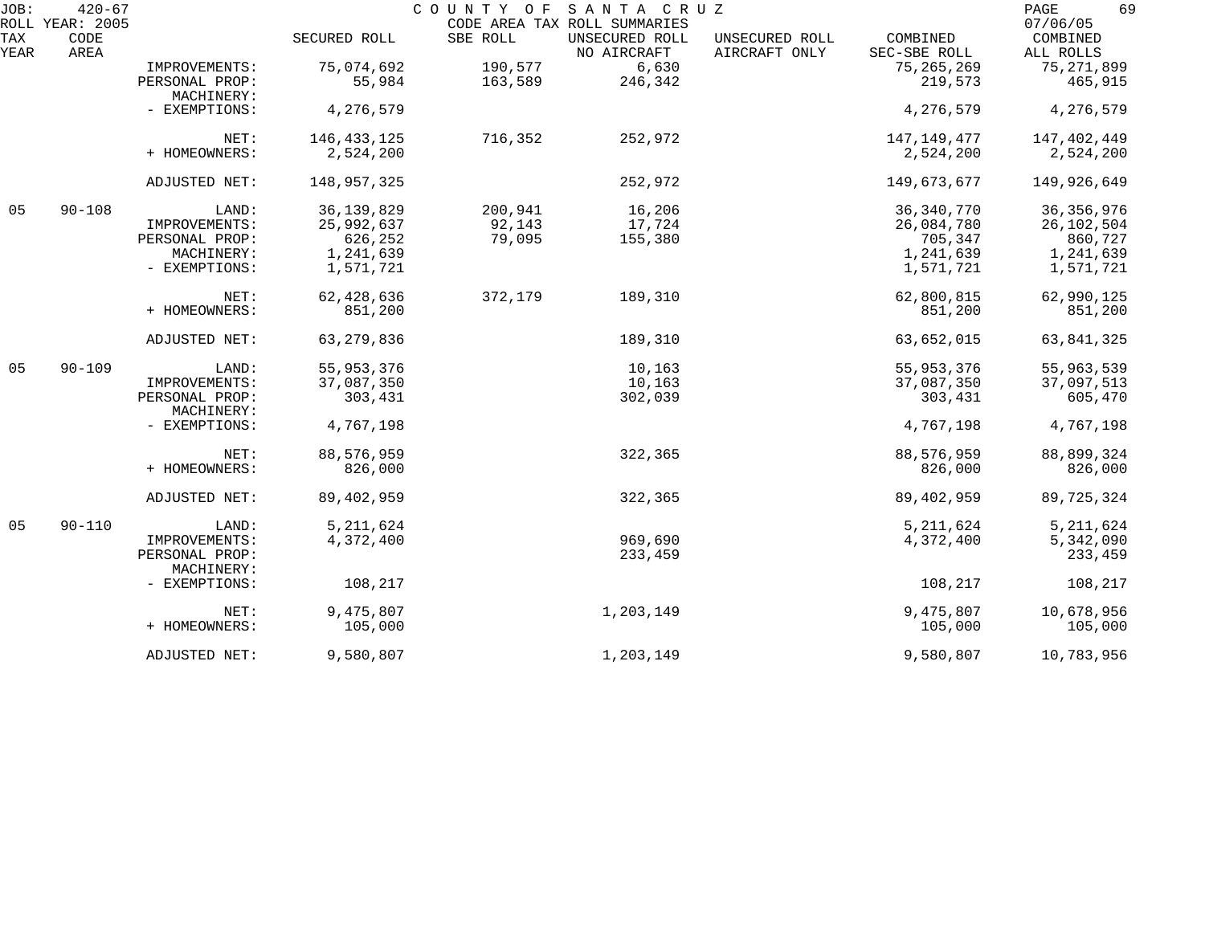JOB: 420-67 COUNTY OF SANTA CRUZ
ROLL YEAR: 2005 CODE AREA TAX ROLL SUMMARIES 07/06/05

| TAX YEAR | CODE AREA | | SECURED ROLL | SBE ROLL | UNSECURED ROLL NO AIRCRAFT | UNSECURED ROLL AIRCRAFT ONLY | COMBINED SEC-SBE ROLL | COMBINED ALL ROLLS |
|---|---|---|---|---|---|---|---|---|
| | | IMPROVEMENTS: | 75,074,692 | 190,577 | 6,630 | | 75,265,269 | 75,271,899 |
| | | PERSONAL PROP: | 55,984 | 163,589 | 246,342 | | 219,573 | 465,915 |
| | | MACHINERY: | | | | | | |
| | | - EXEMPTIONS: | 4,276,579 | | | | 4,276,579 | 4,276,579 |
| | | NET: | 146,433,125 | 716,352 | 252,972 | | 147,149,477 | 147,402,449 |
| | | + HOMEOWNERS: | 2,524,200 | | | | 2,524,200 | 2,524,200 |
| | | ADJUSTED NET: | 148,957,325 | | 252,972 | | 149,673,677 | 149,926,649 |
| 05 | 90-108 | LAND: | 36,139,829 | 200,941 | 16,206 | | 36,340,770 | 36,356,976 |
| | | IMPROVEMENTS: | 25,992,637 | 92,143 | 17,724 | | 26,084,780 | 26,102,504 |
| | | PERSONAL PROP: | 626,252 | 79,095 | 155,380 | | 705,347 | 860,727 |
| | | MACHINERY: | 1,241,639 | | | | 1,241,639 | 1,241,639 |
| | | - EXEMPTIONS: | 1,571,721 | | | | 1,571,721 | 1,571,721 |
| | | NET: | 62,428,636 | 372,179 | 189,310 | | 62,800,815 | 62,990,125 |
| | | + HOMEOWNERS: | 851,200 | | | | 851,200 | 851,200 |
| | | ADJUSTED NET: | 63,279,836 | | 189,310 | | 63,652,015 | 63,841,325 |
| 05 | 90-109 | LAND: | 55,953,376 | | 10,163 | | 55,953,376 | 55,963,539 |
| | | IMPROVEMENTS: | 37,087,350 | | 10,163 | | 37,087,350 | 37,097,513 |
| | | PERSONAL PROP: | 303,431 | | 302,039 | | 303,431 | 605,470 |
| | | MACHINERY: | | | | | | |
| | | - EXEMPTIONS: | 4,767,198 | | | | 4,767,198 | 4,767,198 |
| | | NET: | 88,576,959 | | 322,365 | | 88,576,959 | 88,899,324 |
| | | + HOMEOWNERS: | 826,000 | | | | 826,000 | 826,000 |
| | | ADJUSTED NET: | 89,402,959 | | 322,365 | | 89,402,959 | 89,725,324 |
| 05 | 90-110 | LAND: | 5,211,624 | | | | 5,211,624 | 5,211,624 |
| | | IMPROVEMENTS: | 4,372,400 | | 969,690 | | 4,372,400 | 5,342,090 |
| | | PERSONAL PROP: | | | 233,459 | | | 233,459 |
| | | MACHINERY: | | | | | | |
| | | - EXEMPTIONS: | 108,217 | | | | 108,217 | 108,217 |
| | | NET: | 9,475,807 | | 1,203,149 | | 9,475,807 | 10,678,956 |
| | | + HOMEOWNERS: | 105,000 | | | | 105,000 | 105,000 |
| | | ADJUSTED NET: | 9,580,807 | | 1,203,149 | | 9,580,807 | 10,783,956 |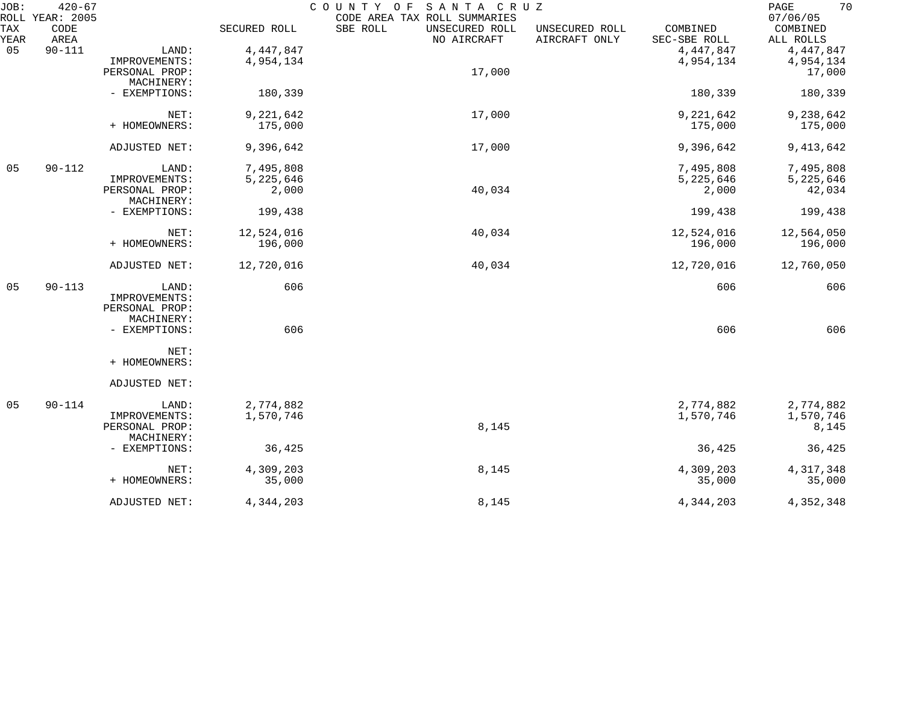JOB: 420-67 COUNTY OF SANTA CRUZ
ROLL YEAR: 2005 CODE AREA TAX ROLL SUMMARIES 07/06/05

| TAX YEAR | CODE AREA | | SECURED ROLL | SBE ROLL | UNSECURED ROLL NO AIRCRAFT | UNSECURED ROLL AIRCRAFT ONLY | COMBINED SEC-SBE ROLL | COMBINED ALL ROLLS |
|---|---|---|---|---|---|---|---|---|
| 05 | 90-111 | LAND: | 4,447,847 | | | | 4,447,847 | 4,447,847 |
| | | IMPROVEMENTS: | 4,954,134 | | | | 4,954,134 | 4,954,134 |
| | | PERSONAL PROP: | | | 17,000 | | | 17,000 |
| | | MACHINERY: | | | | | | |
| | | - EXEMPTIONS: | 180,339 | | | | 180,339 | 180,339 |
| | | NET: | 9,221,642 | | 17,000 | | 9,221,642 | 9,238,642 |
| | | + HOMEOWNERS: | 175,000 | | | | 175,000 | 175,000 |
| | | ADJUSTED NET: | 9,396,642 | | 17,000 | | 9,396,642 | 9,413,642 |
| 05 | 90-112 | LAND: | 7,495,808 | | | | 7,495,808 | 7,495,808 |
| | | IMPROVEMENTS: | 5,225,646 | | | | 5,225,646 | 5,225,646 |
| | | PERSONAL PROP: | 2,000 | | 40,034 | | 2,000 | 42,034 |
| | | MACHINERY: | | | | | | |
| | | - EXEMPTIONS: | 199,438 | | | | 199,438 | 199,438 |
| | | NET: | 12,524,016 | | 40,034 | | 12,524,016 | 12,564,050 |
| | | + HOMEOWNERS: | 196,000 | | | | 196,000 | 196,000 |
| | | ADJUSTED NET: | 12,720,016 | | 40,034 | | 12,720,016 | 12,760,050 |
| 05 | 90-113 | LAND: | 606 | | | | 606 | 606 |
| | | IMPROVEMENTS: | | | | | | |
| | | PERSONAL PROP: | | | | | | |
| | | MACHINERY: | | | | | | |
| | | - EXEMPTIONS: | 606 | | | | 606 | 606 |
| | | NET: | | | | | | |
| | | + HOMEOWNERS: | | | | | | |
| | | ADJUSTED NET: | | | | | | |
| 05 | 90-114 | LAND: | 2,774,882 | | | | 2,774,882 | 2,774,882 |
| | | IMPROVEMENTS: | 1,570,746 | | | | 1,570,746 | 1,570,746 |
| | | PERSONAL PROP: | | | 8,145 | | | 8,145 |
| | | MACHINERY: | | | | | | |
| | | - EXEMPTIONS: | 36,425 | | | | 36,425 | 36,425 |
| | | NET: | 4,309,203 | | 8,145 | | 4,309,203 | 4,317,348 |
| | | + HOMEOWNERS: | 35,000 | | | | 35,000 | 35,000 |
| | | ADJUSTED NET: | 4,344,203 | | 8,145 | | 4,344,203 | 4,352,348 |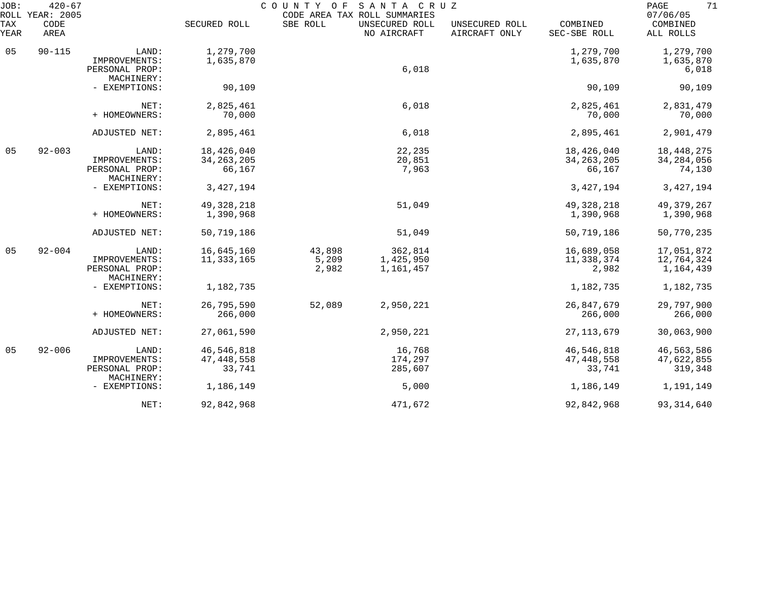JOB: 420-67 COUNTY OF SANTA CRUZ
ROLL YEAR: 2005 CODE AREA TAX ROLL SUMMARIES 07/06/05

| TAX YEAR | CODE AREA | | SECURED ROLL | SBE ROLL | UNSECURED ROLL NO AIRCRAFT | UNSECURED ROLL AIRCRAFT ONLY | COMBINED SEC-SBE ROLL | COMBINED ALL ROLLS |
|---|---|---|---|---|---|---|---|---|
| 05 | 90-115 | LAND: | 1,279,700 | | | | 1,279,700 | 1,279,700 |
| | | IMPROVEMENTS: | 1,635,870 | | | | 1,635,870 | 1,635,870 |
| | | PERSONAL PROP: | | | 6,018 | | | 6,018 |
| | | MACHINERY: | | | | | | |
| | | - EXEMPTIONS: | 90,109 | | | | 90,109 | 90,109 |
| | | NET: | 2,825,461 | | 6,018 | | 2,825,461 | 2,831,479 |
| | | + HOMEOWNERS: | 70,000 | | | | 70,000 | 70,000 |
| | | ADJUSTED NET: | 2,895,461 | | 6,018 | | 2,895,461 | 2,901,479 |
| 05 | 92-003 | LAND: | 18,426,040 | | 22,235 | | 18,426,040 | 18,448,275 |
| | | IMPROVEMENTS: | 34,263,205 | | 20,851 | | 34,263,205 | 34,284,056 |
| | | PERSONAL PROP: | 66,167 | | 7,963 | | 66,167 | 74,130 |
| | | MACHINERY: | | | | | | |
| | | - EXEMPTIONS: | 3,427,194 | | | | 3,427,194 | 3,427,194 |
| | | NET: | 49,328,218 | | 51,049 | | 49,328,218 | 49,379,267 |
| | | + HOMEOWNERS: | 1,390,968 | | | | 1,390,968 | 1,390,968 |
| | | ADJUSTED NET: | 50,719,186 | | 51,049 | | 50,719,186 | 50,770,235 |
| 05 | 92-004 | LAND: | 16,645,160 | 43,898 | 362,814 | | 16,689,058 | 17,051,872 |
| | | IMPROVEMENTS: | 11,333,165 | 5,209 | 1,425,950 | | 11,338,374 | 12,764,324 |
| | | PERSONAL PROP: | | 2,982 | 1,161,457 | | 2,982 | 1,164,439 |
| | | MACHINERY: | | | | | | |
| | | - EXEMPTIONS: | 1,182,735 | | | | 1,182,735 | 1,182,735 |
| | | NET: | 26,795,590 | 52,089 | 2,950,221 | | 26,847,679 | 29,797,900 |
| | | + HOMEOWNERS: | 266,000 | | | | 266,000 | 266,000 |
| | | ADJUSTED NET: | 27,061,590 | | 2,950,221 | | 27,113,679 | 30,063,900 |
| 05 | 92-006 | LAND: | 46,546,818 | | 16,768 | | 46,546,818 | 46,563,586 |
| | | IMPROVEMENTS: | 47,448,558 | | 174,297 | | 47,448,558 | 47,622,855 |
| | | PERSONAL PROP: | 33,741 | | 285,607 | | 33,741 | 319,348 |
| | | MACHINERY: | | | | | | |
| | | - EXEMPTIONS: | 1,186,149 | | 5,000 | | 1,186,149 | 1,191,149 |
| | | NET: | 92,842,968 | | 471,672 | | 92,842,968 | 93,314,640 |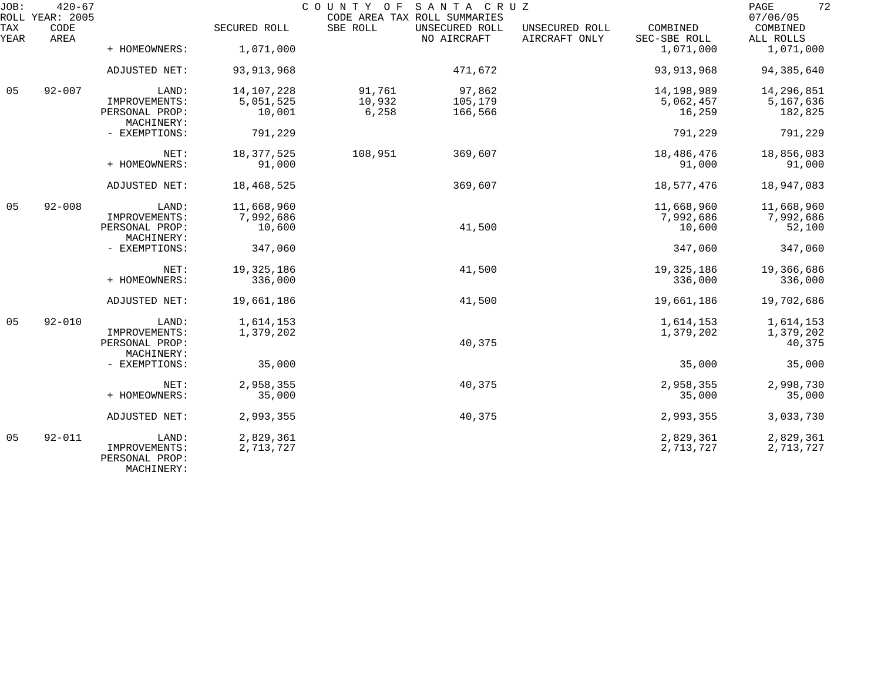JOB: 420-67 COUNTY OF SANTA CRUZ
ROLL YEAR: 2005 CODE AREA TAX ROLL SUMMARIES 07/06/05

| TAX YEAR | CODE AREA | | SECURED ROLL | SBE ROLL | UNSECURED ROLL NO AIRCRAFT | UNSECURED ROLL AIRCRAFT ONLY | COMBINED SEC-SBE ROLL | COMBINED ALL ROLLS |
|---|---|---|---|---|---|---|---|---|
| | | + HOMEOWNERS: | 1,071,000 | | | | 1,071,000 | 1,071,000 |
| | | ADJUSTED NET: | 93,913,968 | | 471,672 | | 93,913,968 | 94,385,640 |
| 05 | 92-007 | LAND: | 14,107,228 | 91,761 | 97,862 | | 14,198,989 | 14,296,851 |
| | | IMPROVEMENTS: | 5,051,525 | 10,932 | 105,179 | | 5,062,457 | 5,167,636 |
| | | PERSONAL PROP: | 10,001 | 6,258 | 166,566 | | 16,259 | 182,825 |
| | | MACHINERY: | | | | | | |
| | | - EXEMPTIONS: | 791,229 | | | | 791,229 | 791,229 |
| | | NET: | 18,377,525 | 108,951 | 369,607 | | 18,486,476 | 18,856,083 |
| | | + HOMEOWNERS: | 91,000 | | | | 91,000 | 91,000 |
| | | ADJUSTED NET: | 18,468,525 | | 369,607 | | 18,577,476 | 18,947,083 |
| 05 | 92-008 | LAND: | 11,668,960 | | | | 11,668,960 | 11,668,960 |
| | | IMPROVEMENTS: | 7,992,686 | | | | 7,992,686 | 7,992,686 |
| | | PERSONAL PROP: | 10,600 | | 41,500 | | 10,600 | 52,100 |
| | | MACHINERY: | | | | | | |
| | | - EXEMPTIONS: | 347,060 | | | | 347,060 | 347,060 |
| | | NET: | 19,325,186 | | 41,500 | | 19,325,186 | 19,366,686 |
| | | + HOMEOWNERS: | 336,000 | | | | 336,000 | 336,000 |
| | | ADJUSTED NET: | 19,661,186 | | 41,500 | | 19,661,186 | 19,702,686 |
| 05 | 92-010 | LAND: | 1,614,153 | | | | 1,614,153 | 1,614,153 |
| | | IMPROVEMENTS: | 1,379,202 | | | | 1,379,202 | 1,379,202 |
| | | PERSONAL PROP: | | | 40,375 | | | 40,375 |
| | | MACHINERY: | | | | | | |
| | | - EXEMPTIONS: | 35,000 | | | | 35,000 | 35,000 |
| | | NET: | 2,958,355 | | 40,375 | | 2,958,355 | 2,998,730 |
| | | + HOMEOWNERS: | 35,000 | | | | 35,000 | 35,000 |
| | | ADJUSTED NET: | 2,993,355 | | 40,375 | | 2,993,355 | 3,033,730 |
| 05 | 92-011 | LAND: | 2,829,361 | | | | 2,829,361 | 2,829,361 |
| | | IMPROVEMENTS: | 2,713,727 | | | | 2,713,727 | 2,713,727 |
| | | PERSONAL PROP: | | | | | | |
| | | MACHINERY: | | | | | | |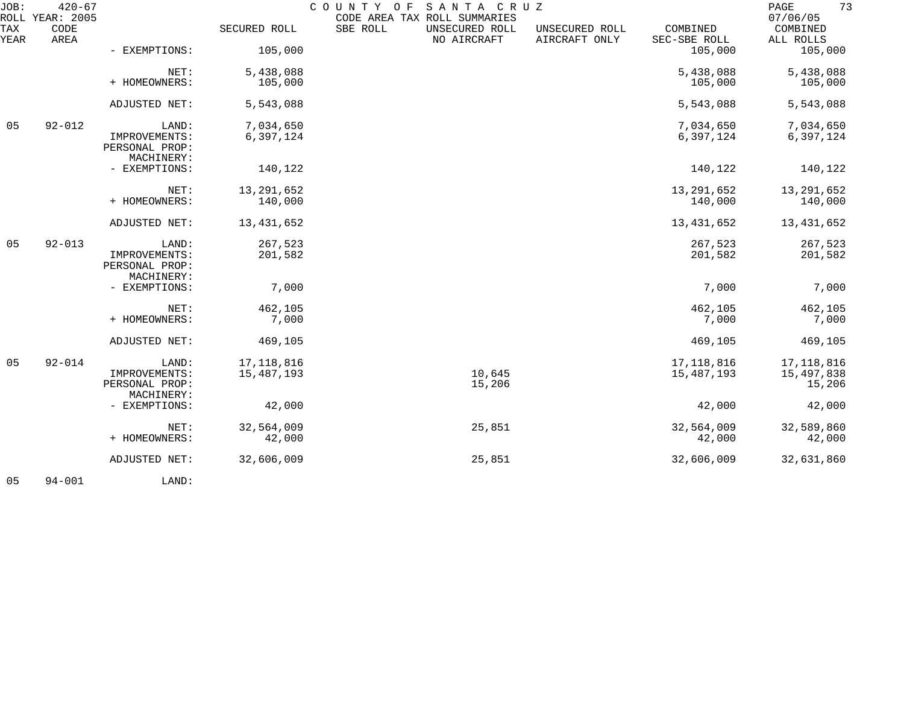| TAX YEAR | CODE AREA | | SECURED ROLL | SBE ROLL | UNSECURED ROLL NO AIRCRAFT | UNSECURED ROLL AIRCRAFT ONLY | COMBINED SEC-SBE ROLL | COMBINED ALL ROLLS |
|---|---|---|---|---|---|---|---|---|
| | | - EXEMPTIONS: | 105,000 | | | | 105,000 | 105,000 |
| | | NET: | 5,438,088 | | | | 5,438,088 | 5,438,088 |
| | | + HOMEOWNERS: | 105,000 | | | | 105,000 | 105,000 |
| | | ADJUSTED NET: | 5,543,088 | | | | 5,543,088 | 5,543,088 |
| 05 | 92-012 | LAND: | 7,034,650 | | | | 7,034,650 | 7,034,650 |
| | | IMPROVEMENTS: | 6,397,124 | | | | 6,397,124 | 6,397,124 |
| | | PERSONAL PROP: | | | | | | |
| | | MACHINERY: | | | | | | |
| | | - EXEMPTIONS: | 140,122 | | | | 140,122 | 140,122 |
| | | NET: | 13,291,652 | | | | 13,291,652 | 13,291,652 |
| | | + HOMEOWNERS: | 140,000 | | | | 140,000 | 140,000 |
| | | ADJUSTED NET: | 13,431,652 | | | | 13,431,652 | 13,431,652 |
| 05 | 92-013 | LAND: | 267,523 | | | | 267,523 | 267,523 |
| | | IMPROVEMENTS: | 201,582 | | | | 201,582 | 201,582 |
| | | PERSONAL PROP: | | | | | | |
| | | MACHINERY: | | | | | | |
| | | - EXEMPTIONS: | 7,000 | | | | 7,000 | 7,000 |
| | | NET: | 462,105 | | | | 462,105 | 462,105 |
| | | + HOMEOWNERS: | 7,000 | | | | 7,000 | 7,000 |
| | | ADJUSTED NET: | 469,105 | | | | 469,105 | 469,105 |
| 05 | 92-014 | LAND: | 17,118,816 | | | | 17,118,816 | 17,118,816 |
| | | IMPROVEMENTS: | 15,487,193 | | 10,645 | | 15,487,193 | 15,497,838 |
| | | PERSONAL PROP: | | | 15,206 | | | 15,206 |
| | | MACHINERY: | | | | | | |
| | | - EXEMPTIONS: | 42,000 | | | | 42,000 | 42,000 |
| | | NET: | 32,564,009 | | 25,851 | | 32,564,009 | 32,589,860 |
| | | + HOMEOWNERS: | 42,000 | | | | 42,000 | 42,000 |
| | | ADJUSTED NET: | 32,606,009 | | 25,851 | | 32,606,009 | 32,631,860 |
| 05 | 94-001 | LAND: | | | | | | |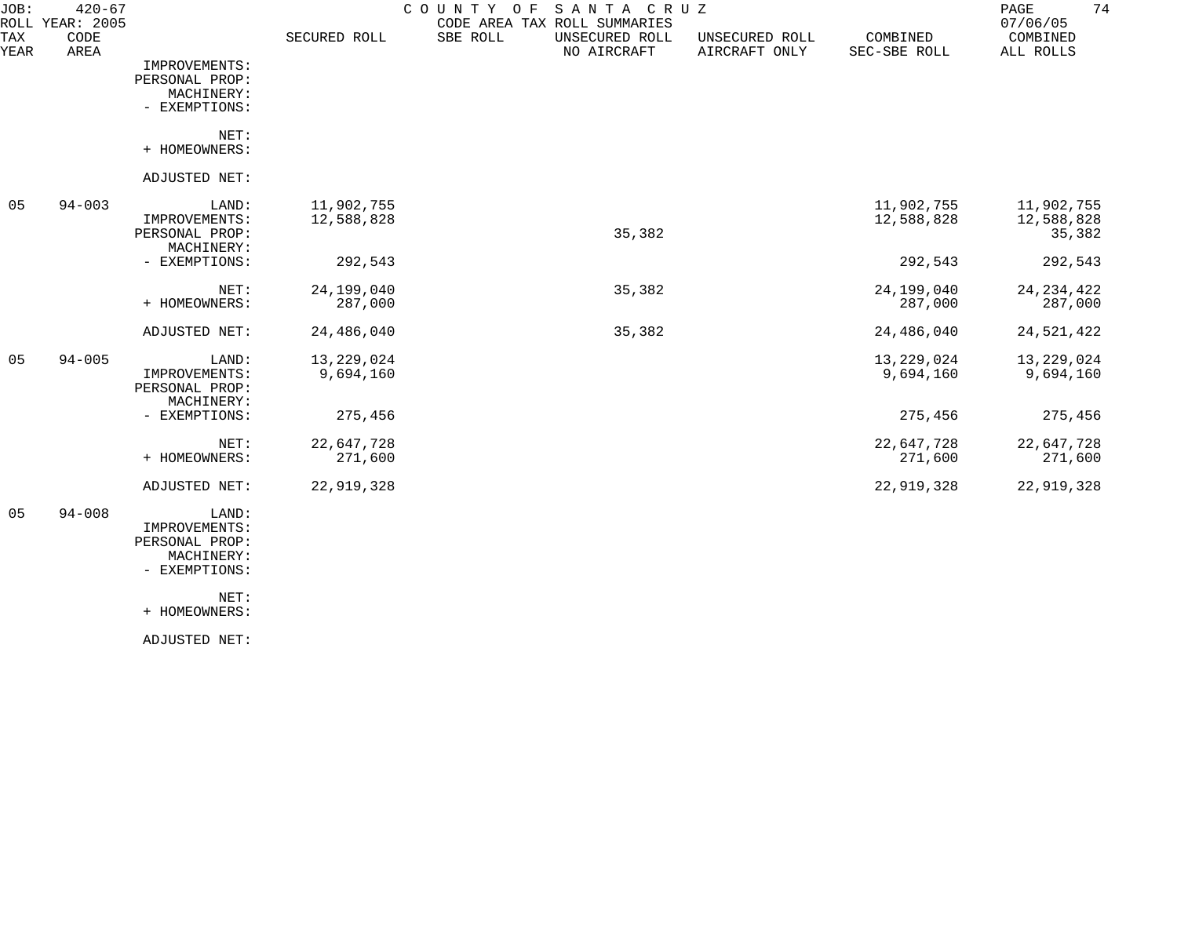JOB: 420-67 COUNTY OF SANTA CRUZ
ROLL YEAR: 2005 CODE AREA TAX ROLL SUMMARIES 07/06/05

| TAX YEAR | CODE AREA | | SECURED ROLL | SBE ROLL | UNSECURED ROLL NO AIRCRAFT | UNSECURED ROLL AIRCRAFT ONLY | COMBINED SEC-SBE ROLL | COMBINED ALL ROLLS |
|---|---|---|---|---|---|---|---|---|
| | | IMPROVEMENTS: | | | | | | |
| | | PERSONAL PROP: | | | | | | |
| | | MACHINERY: | | | | | | |
| | | - EXEMPTIONS: | | | | | | |
| | | NET: | | | | | | |
| | | + HOMEOWNERS: | | | | | | |
| | | ADJUSTED NET: | | | | | | |
| 05 | 94-003 | LAND: | 11,902,755 | | | | 11,902,755 | 11,902,755 |
| | | IMPROVEMENTS: | 12,588,828 | | | | 12,588,828 | 12,588,828 |
| | | PERSONAL PROP: | | | 35,382 | | | 35,382 |
| | | MACHINERY: | | | | | | |
| | | - EXEMPTIONS: | 292,543 | | | | 292,543 | 292,543 |
| | | NET: | 24,199,040 | | 35,382 | | 24,199,040 | 24,234,422 |
| | | + HOMEOWNERS: | 287,000 | | | | 287,000 | 287,000 |
| | | ADJUSTED NET: | 24,486,040 | | 35,382 | | 24,486,040 | 24,521,422 |
| 05 | 94-005 | LAND: | 13,229,024 | | | | 13,229,024 | 13,229,024 |
| | | IMPROVEMENTS: | 9,694,160 | | | | 9,694,160 | 9,694,160 |
| | | PERSONAL PROP: | | | | | | |
| | | MACHINERY: | | | | | | |
| | | - EXEMPTIONS: | 275,456 | | | | 275,456 | 275,456 |
| | | NET: | 22,647,728 | | | | 22,647,728 | 22,647,728 |
| | | + HOMEOWNERS: | 271,600 | | | | 271,600 | 271,600 |
| | | ADJUSTED NET: | 22,919,328 | | | | 22,919,328 | 22,919,328 |
| 05 | 94-008 | LAND: | | | | | | |
| | | IMPROVEMENTS: | | | | | | |
| | | PERSONAL PROP: | | | | | | |
| | | MACHINERY: | | | | | | |
| | | - EXEMPTIONS: | | | | | | |
| | | NET: | | | | | | |
| | | + HOMEOWNERS: | | | | | | |
| | | ADJUSTED NET: | | | | | | |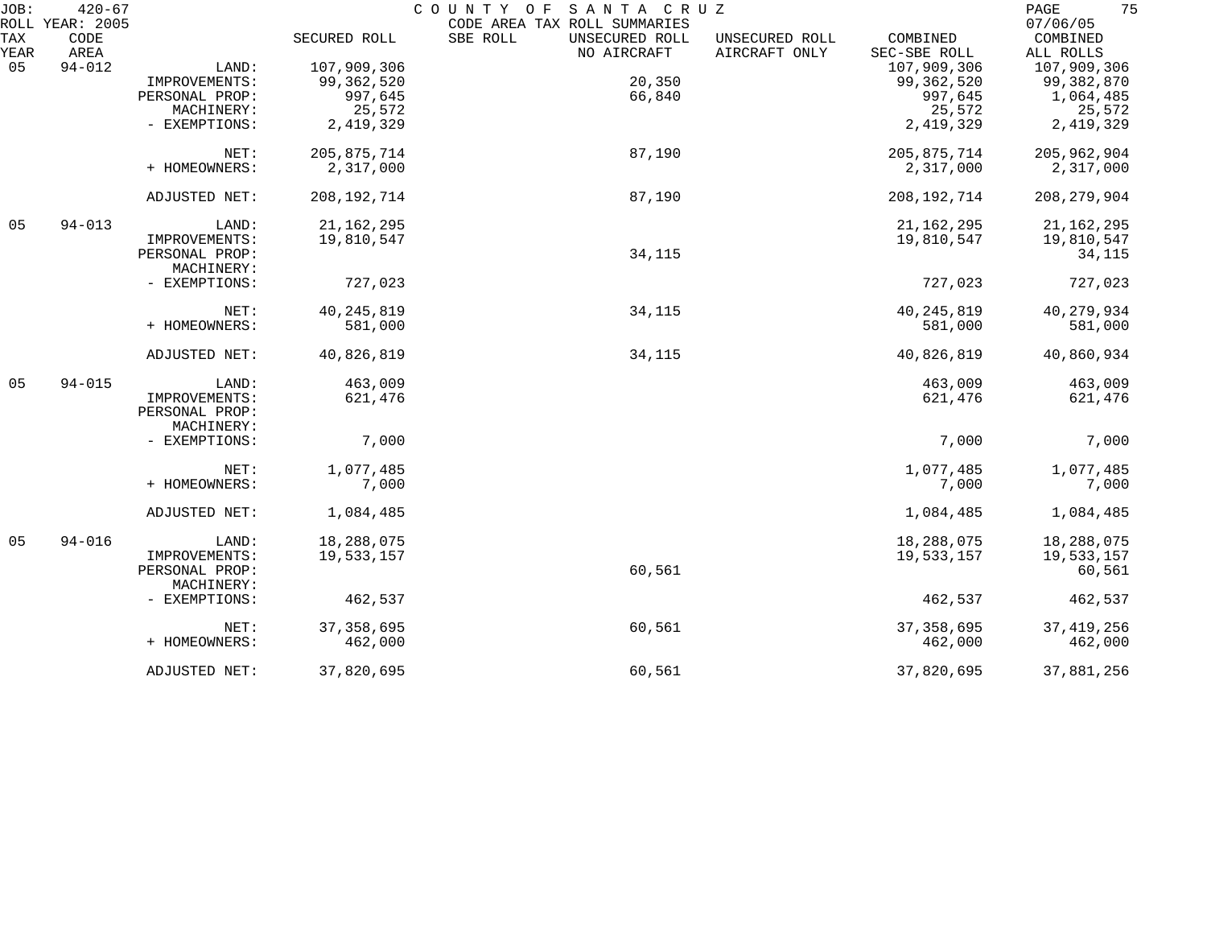JOB: 420-67 COUNTY OF SANTA CRUZ
ROLL YEAR: 2005 CODE AREA TAX ROLL SUMMARIES 07/06/05

| TAX YEAR | CODE AREA | | SECURED ROLL | SBE ROLL | UNSECURED ROLL NO AIRCRAFT | UNSECURED ROLL AIRCRAFT ONLY | COMBINED SEC-SBE ROLL | COMBINED ALL ROLLS |
|---|---|---|---|---|---|---|---|---|
| 05 | 94-012 | LAND: | 107,909,306 | | | | 107,909,306 | 107,909,306 |
| | | IMPROVEMENTS: | 99,362,520 | | 20,350 | | 99,362,520 | 99,382,870 |
| | | PERSONAL PROP: | 997,645 | | 66,840 | | 997,645 | 1,064,485 |
| | | MACHINERY: | 25,572 | | | | 25,572 | 25,572 |
| | | - EXEMPTIONS: | 2,419,329 | | | | 2,419,329 | 2,419,329 |
| | | NET: | 205,875,714 | | 87,190 | | 205,875,714 | 205,962,904 |
| | | + HOMEOWNERS: | 2,317,000 | | | | 2,317,000 | 2,317,000 |
| | | ADJUSTED NET: | 208,192,714 | | 87,190 | | 208,192,714 | 208,279,904 |
| 05 | 94-013 | LAND: | 21,162,295 | | | | 21,162,295 | 21,162,295 |
| | | IMPROVEMENTS: | 19,810,547 | | | | 19,810,547 | 19,810,547 |
| | | PERSONAL PROP: | | | 34,115 | | | 34,115 |
| | | MACHINERY: | | | | | | |
| | | - EXEMPTIONS: | 727,023 | | | | 727,023 | 727,023 |
| | | NET: | 40,245,819 | | 34,115 | | 40,245,819 | 40,279,934 |
| | | + HOMEOWNERS: | 581,000 | | | | 581,000 | 581,000 |
| | | ADJUSTED NET: | 40,826,819 | | 34,115 | | 40,826,819 | 40,860,934 |
| 05 | 94-015 | LAND: | 463,009 | | | | 463,009 | 463,009 |
| | | IMPROVEMENTS: | 621,476 | | | | 621,476 | 621,476 |
| | | PERSONAL PROP: | | | | | | |
| | | MACHINERY: | | | | | | |
| | | - EXEMPTIONS: | 7,000 | | | | 7,000 | 7,000 |
| | | NET: | 1,077,485 | | | | 1,077,485 | 1,077,485 |
| | | + HOMEOWNERS: | 7,000 | | | | 7,000 | 7,000 |
| | | ADJUSTED NET: | 1,084,485 | | | | 1,084,485 | 1,084,485 |
| 05 | 94-016 | LAND: | 18,288,075 | | | | 18,288,075 | 18,288,075 |
| | | IMPROVEMENTS: | 19,533,157 | | | | 19,533,157 | 19,533,157 |
| | | PERSONAL PROP: | | | 60,561 | | | 60,561 |
| | | MACHINERY: | | | | | | |
| | | - EXEMPTIONS: | 462,537 | | | | 462,537 | 462,537 |
| | | NET: | 37,358,695 | | 60,561 | | 37,358,695 | 37,419,256 |
| | | + HOMEOWNERS: | 462,000 | | | | 462,000 | 462,000 |
| | | ADJUSTED NET: | 37,820,695 | | 60,561 | | 37,820,695 | 37,881,256 |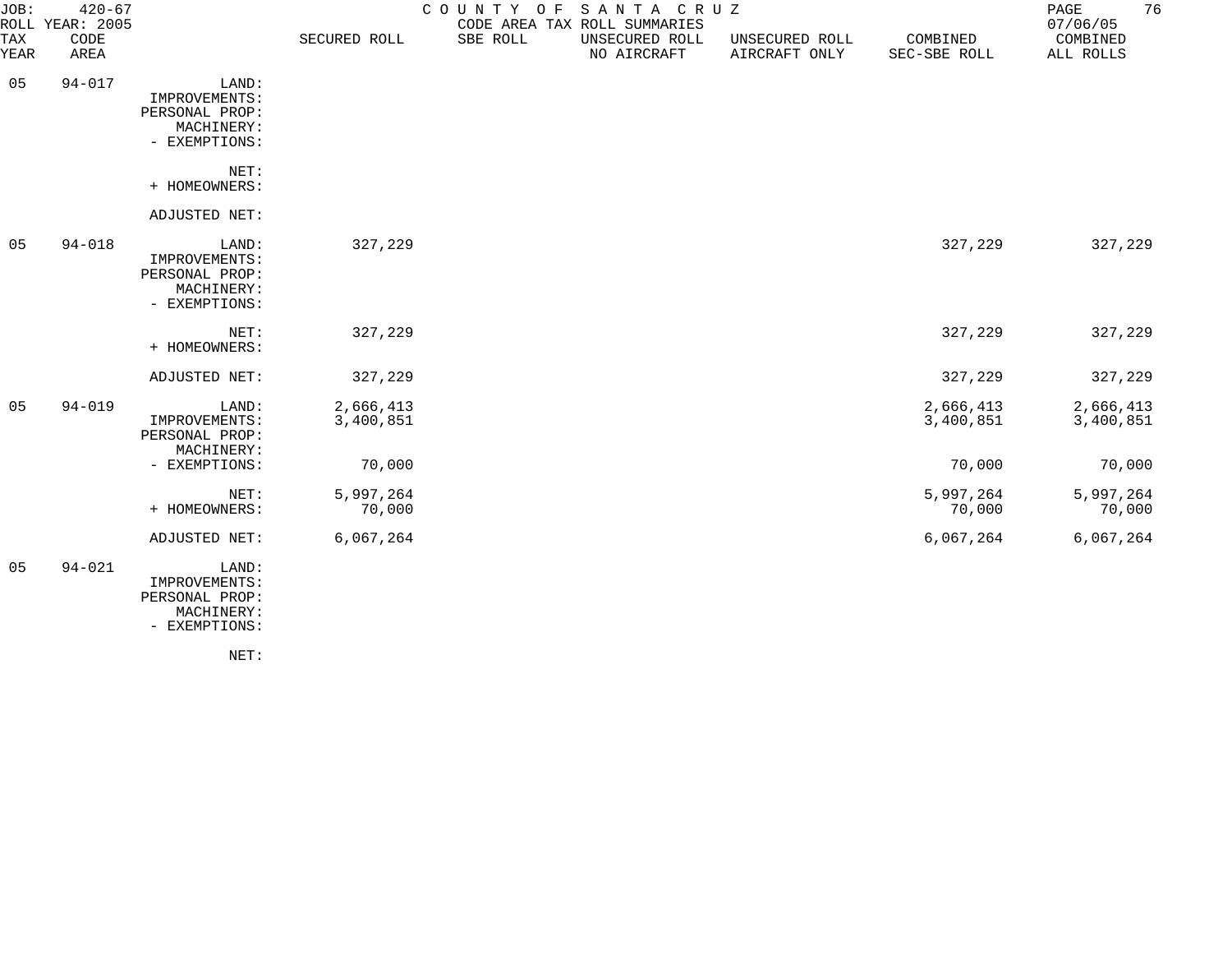JOB: 420-67 COUNTY OF SANTA CRUZ
ROLL YEAR: 2005 CODE AREA TAX ROLL SUMMARIES 07/06/05

| TAX YEAR | CODE AREA | | SECURED ROLL | SBE ROLL | UNSECURED ROLL NO AIRCRAFT | UNSECURED ROLL AIRCRAFT ONLY | COMBINED SEC-SBE ROLL | COMBINED ALL ROLLS |
|---|---|---|---|---|---|---|---|---|
| 05 | 94-017 | LAND: | | | | | | |
| | | IMPROVEMENTS: | | | | | | |
| | | PERSONAL PROP: | | | | | | |
| | | MACHINERY: | | | | | | |
| | | - EXEMPTIONS: | | | | | | |
| | | NET: | | | | | | |
| | | + HOMEOWNERS: | | | | | | |
| | | ADJUSTED NET: | | | | | | |
| 05 | 94-018 | LAND: | 327,229 | | | | 327,229 | 327,229 |
| | | IMPROVEMENTS: | | | | | | |
| | | PERSONAL PROP: | | | | | | |
| | | MACHINERY: | | | | | | |
| | | - EXEMPTIONS: | | | | | | |
| | | NET: | 327,229 | | | | 327,229 | 327,229 |
| | | + HOMEOWNERS: | | | | | | |
| | | ADJUSTED NET: | 327,229 | | | | 327,229 | 327,229 |
| 05 | 94-019 | LAND: | 2,666,413 | | | | 2,666,413 | 2,666,413 |
| | | IMPROVEMENTS: | 3,400,851 | | | | 3,400,851 | 3,400,851 |
| | | PERSONAL PROP: | | | | | | |
| | | MACHINERY: | | | | | | |
| | | - EXEMPTIONS: | 70,000 | | | | 70,000 | 70,000 |
| | | NET: | 5,997,264 | | | | 5,997,264 | 5,997,264 |
| | | + HOMEOWNERS: | 70,000 | | | | 70,000 | 70,000 |
| | | ADJUSTED NET: | 6,067,264 | | | | 6,067,264 | 6,067,264 |
| 05 | 94-021 | LAND: | | | | | | |
| | | IMPROVEMENTS: | | | | | | |
| | | PERSONAL PROP: | | | | | | |
| | | MACHINERY: | | | | | | |
| | | - EXEMPTIONS: | | | | | | |
| | | NET: | | | | | | |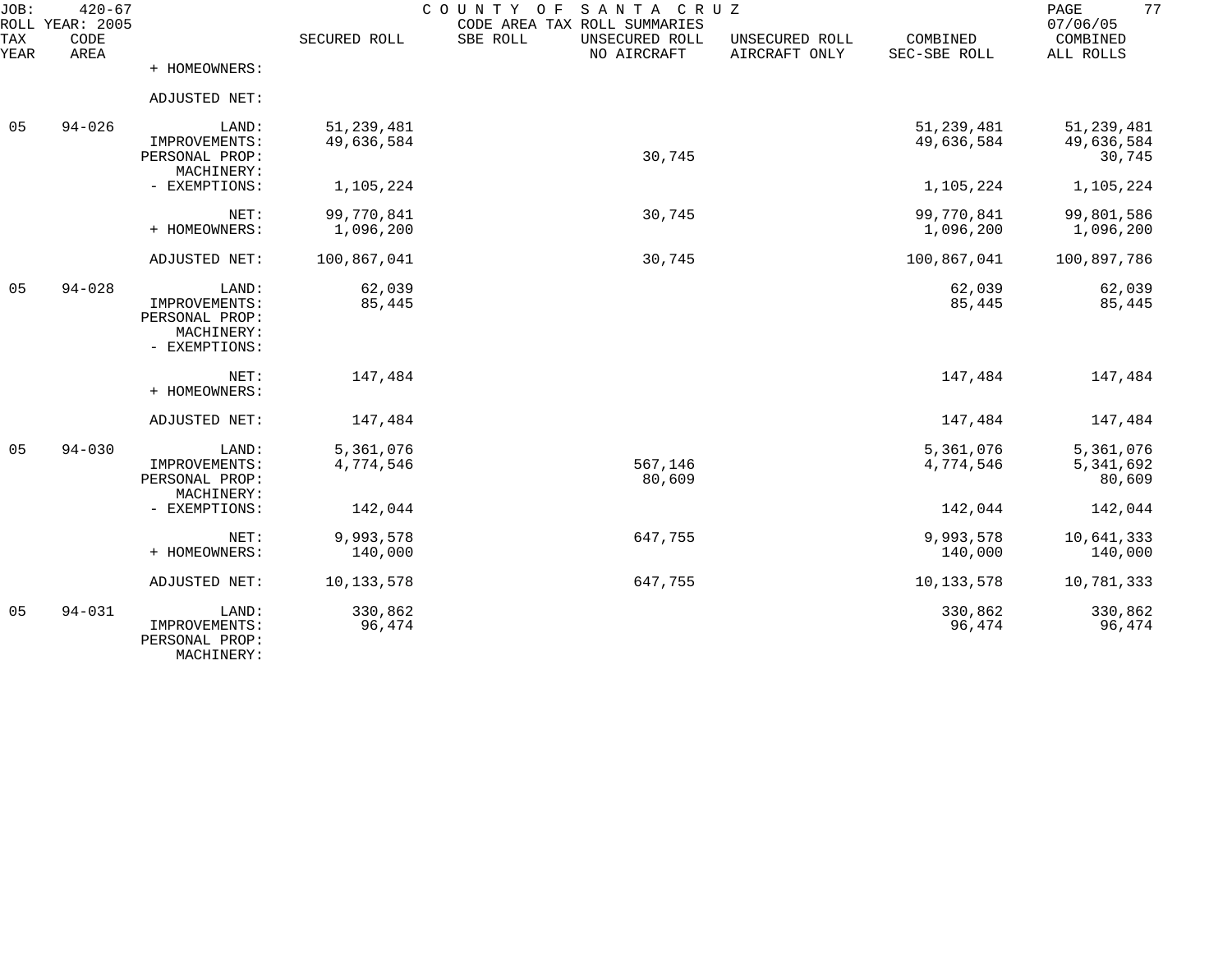JOB: 420-67 COUNTY OF SANTA CRUZ 07/06/05
ROLL YEAR: 2005 CODE AREA TAX ROLL SUMMARIES

| TAX YEAR | CODE AREA | | SECURED ROLL | SBE ROLL | UNSECURED ROLL NO AIRCRAFT | UNSECURED ROLL AIRCRAFT ONLY | COMBINED SEC-SBE ROLL | COMBINED ALL ROLLS |
|---|---|---|---|---|---|---|---|---|
| | | + HOMEOWNERS: | | | | | | |
| | | ADJUSTED NET: | | | | | | |
| 05 | 94-026 | LAND: | 51,239,481 | | | | 51,239,481 | 51,239,481 |
| | | IMPROVEMENTS: | 49,636,584 | | | | 49,636,584 | 49,636,584 |
| | | PERSONAL PROP: | | | 30,745 | | | 30,745 |
| | | MACHINERY: | | | | | | |
| | | - EXEMPTIONS: | 1,105,224 | | | | 1,105,224 | 1,105,224 |
| | | NET: | 99,770,841 | | 30,745 | | 99,770,841 | 99,801,586 |
| | | + HOMEOWNERS: | 1,096,200 | | | | 1,096,200 | 1,096,200 |
| | | ADJUSTED NET: | 100,867,041 | | 30,745 | | 100,867,041 | 100,897,786 |
| 05 | 94-028 | LAND: | 62,039 | | | | 62,039 | 62,039 |
| | | IMPROVEMENTS: | 85,445 | | | | 85,445 | 85,445 |
| | | PERSONAL PROP: | | | | | | |
| | | MACHINERY: | | | | | | |
| | | - EXEMPTIONS: | | | | | | |
| | | NET: | 147,484 | | | | 147,484 | 147,484 |
| | | + HOMEOWNERS: | | | | | | |
| | | ADJUSTED NET: | 147,484 | | | | 147,484 | 147,484 |
| 05 | 94-030 | LAND: | 5,361,076 | | | | 5,361,076 | 5,361,076 |
| | | IMPROVEMENTS: | 4,774,546 | | 567,146 | | 4,774,546 | 5,341,692 |
| | | PERSONAL PROP: | | | 80,609 | | | 80,609 |
| | | MACHINERY: | | | | | | |
| | | - EXEMPTIONS: | 142,044 | | | | 142,044 | 142,044 |
| | | NET: | 9,993,578 | | 647,755 | | 9,993,578 | 10,641,333 |
| | | + HOMEOWNERS: | 140,000 | | | | 140,000 | 140,000 |
| | | ADJUSTED NET: | 10,133,578 | | 647,755 | | 10,133,578 | 10,781,333 |
| 05 | 94-031 | LAND: | 330,862 | | | | 330,862 | 330,862 |
| | | IMPROVEMENTS: | 96,474 | | | | 96,474 | 96,474 |
| | | PERSONAL PROP: | | | | | | |
| | | MACHINERY: | | | | | | |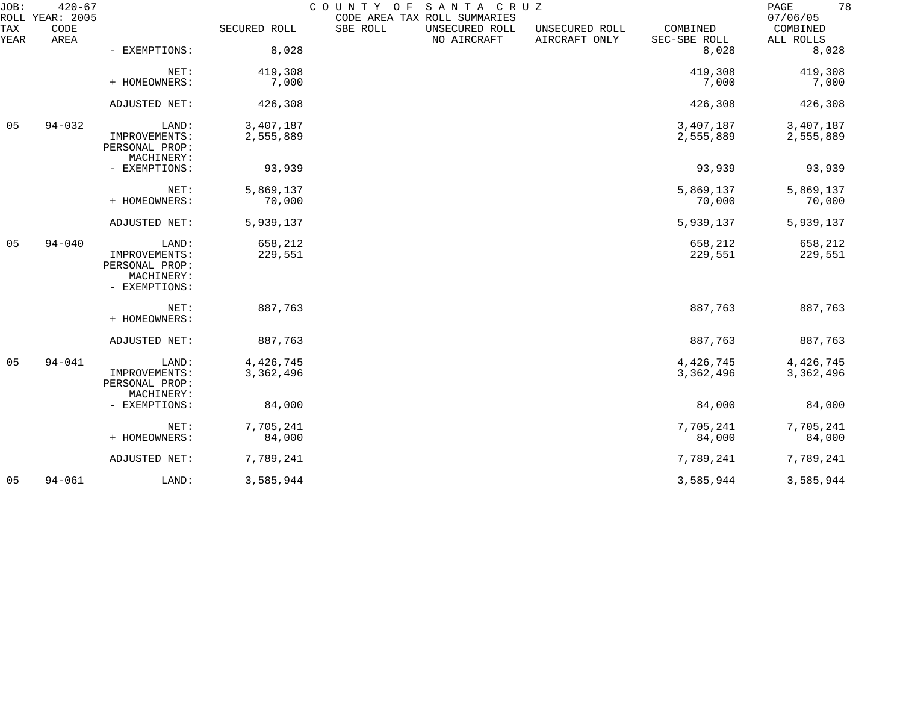| TAX YEAR | CODE AREA | | SECURED ROLL | SBE ROLL | UNSECURED ROLL NO AIRCRAFT | UNSECURED ROLL AIRCRAFT ONLY | COMBINED SEC-SBE ROLL | COMBINED ALL ROLLS |
|---|---|---|---|---|---|---|---|---|
| | | - EXEMPTIONS: | 8,028 | | | | 8,028 | 8,028 |
| | | NET: | 419,308 | | | | 419,308 | 419,308 |
| | | + HOMEOWNERS: | 7,000 | | | | 7,000 | 7,000 |
| | | ADJUSTED NET: | 426,308 | | | | 426,308 | 426,308 |
| 05 | 94-032 | LAND: | 3,407,187 | | | | 3,407,187 | 3,407,187 |
| | | IMPROVEMENTS: | 2,555,889 | | | | 2,555,889 | 2,555,889 |
| | | PERSONAL PROP: | | | | | | |
| | | MACHINERY: | | | | | | |
| | | - EXEMPTIONS: | 93,939 | | | | 93,939 | 93,939 |
| | | NET: | 5,869,137 | | | | 5,869,137 | 5,869,137 |
| | | + HOMEOWNERS: | 70,000 | | | | 70,000 | 70,000 |
| | | ADJUSTED NET: | 5,939,137 | | | | 5,939,137 | 5,939,137 |
| 05 | 94-040 | LAND: | 658,212 | | | | 658,212 | 658,212 |
| | | IMPROVEMENTS: | 229,551 | | | | 229,551 | 229,551 |
| | | PERSONAL PROP: | | | | | | |
| | | MACHINERY: | | | | | | |
| | | - EXEMPTIONS: | | | | | | |
| | | NET: | 887,763 | | | | 887,763 | 887,763 |
| | | + HOMEOWNERS: | | | | | | |
| | | ADJUSTED NET: | 887,763 | | | | 887,763 | 887,763 |
| 05 | 94-041 | LAND: | 4,426,745 | | | | 4,426,745 | 4,426,745 |
| | | IMPROVEMENTS: | 3,362,496 | | | | 3,362,496 | 3,362,496 |
| | | PERSONAL PROP: | | | | | | |
| | | MACHINERY: | | | | | | |
| | | - EXEMPTIONS: | 84,000 | | | | 84,000 | 84,000 |
| | | NET: | 7,705,241 | | | | 7,705,241 | 7,705,241 |
| | | + HOMEOWNERS: | 84,000 | | | | 84,000 | 84,000 |
| | | ADJUSTED NET: | 7,789,241 | | | | 7,789,241 | 7,789,241 |
| 05 | 94-061 | LAND: | 3,585,944 | | | | 3,585,944 | 3,585,944 |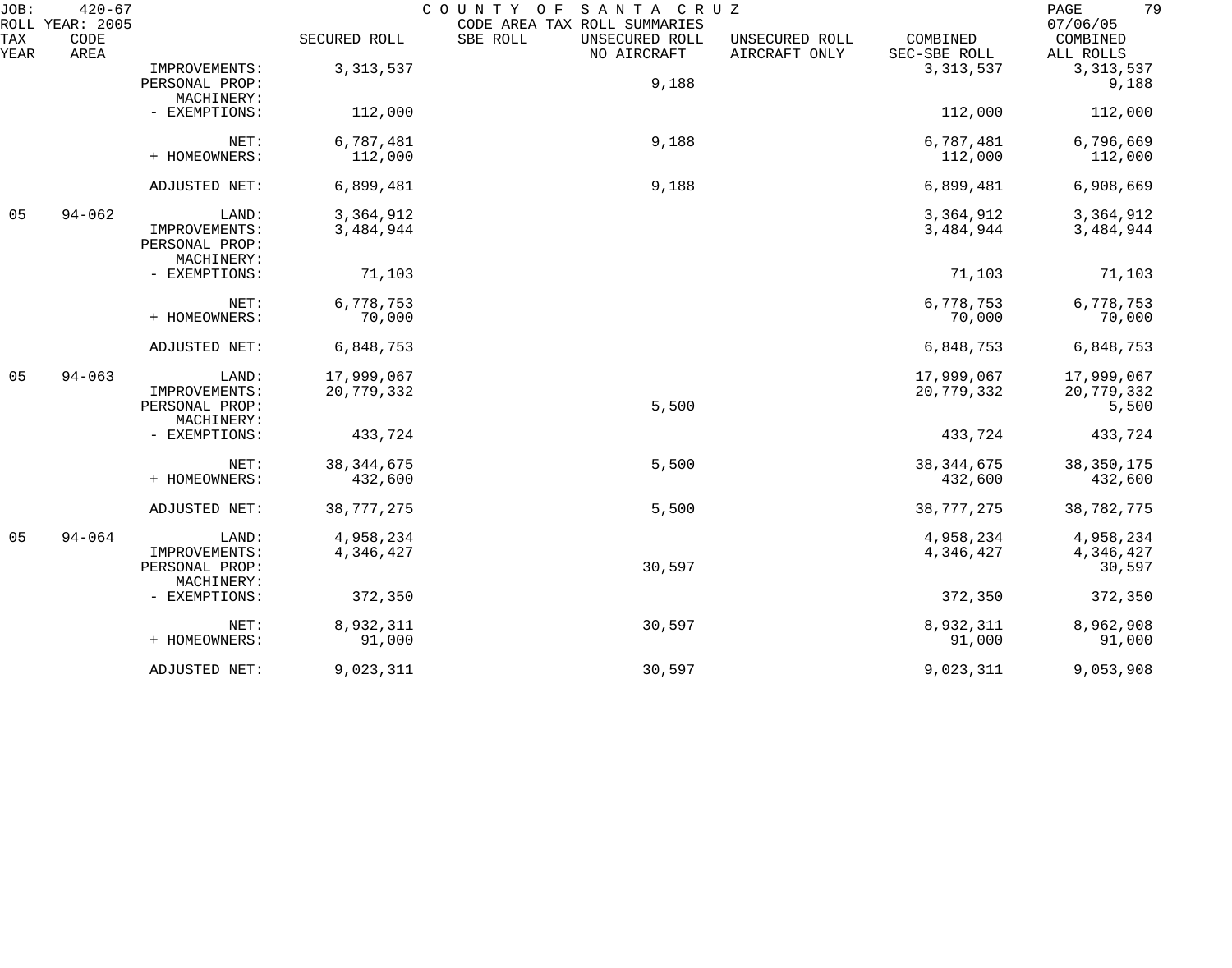| TAX YEAR | CODE AREA | | SECURED ROLL | SBE ROLL | UNSECURED ROLL NO AIRCRAFT | UNSECURED ROLL AIRCRAFT ONLY | COMBINED SEC-SBE ROLL | COMBINED ALL ROLLS |
|---|---|---|---|---|---|---|---|---|
| | | IMPROVEMENTS: | 3,313,537 | | | | 3,313,537 | 3,313,537 |
| | | PERSONAL PROP: | | | 9,188 | | | 9,188 |
| | | MACHINERY: | | | | | | |
| | | - EXEMPTIONS: | 112,000 | | | | 112,000 | 112,000 |
| | | NET: | 6,787,481 | | 9,188 | | 6,787,481 | 6,796,669 |
| | | + HOMEOWNERS: | 112,000 | | | | 112,000 | 112,000 |
| | | ADJUSTED NET: | 6,899,481 | | 9,188 | | 6,899,481 | 6,908,669 |
| 05 | 94-062 | LAND: | 3,364,912 | | | | 3,364,912 | 3,364,912 |
| | | IMPROVEMENTS: | 3,484,944 | | | | 3,484,944 | 3,484,944 |
| | | PERSONAL PROP: | | | | | | |
| | | MACHINERY: | | | | | | |
| | | - EXEMPTIONS: | 71,103 | | | | 71,103 | 71,103 |
| | | NET: | 6,778,753 | | | | 6,778,753 | 6,778,753 |
| | | + HOMEOWNERS: | 70,000 | | | | 70,000 | 70,000 |
| | | ADJUSTED NET: | 6,848,753 | | | | 6,848,753 | 6,848,753 |
| 05 | 94-063 | LAND: | 17,999,067 | | | | 17,999,067 | 17,999,067 |
| | | IMPROVEMENTS: | 20,779,332 | | | | 20,779,332 | 20,779,332 |
| | | PERSONAL PROP: | | | 5,500 | | | 5,500 |
| | | MACHINERY: | | | | | | |
| | | - EXEMPTIONS: | 433,724 | | | | 433,724 | 433,724 |
| | | NET: | 38,344,675 | | 5,500 | | 38,344,675 | 38,350,175 |
| | | + HOMEOWNERS: | 432,600 | | | | 432,600 | 432,600 |
| | | ADJUSTED NET: | 38,777,275 | | 5,500 | | 38,777,275 | 38,782,775 |
| 05 | 94-064 | LAND: | 4,958,234 | | | | 4,958,234 | 4,958,234 |
| | | IMPROVEMENTS: | 4,346,427 | | | | 4,346,427 | 4,346,427 |
| | | PERSONAL PROP: | | | 30,597 | | | 30,597 |
| | | MACHINERY: | | | | | | |
| | | - EXEMPTIONS: | 372,350 | | | | 372,350 | 372,350 |
| | | NET: | 8,932,311 | | 30,597 | | 8,932,311 | 8,962,908 |
| | | + HOMEOWNERS: | 91,000 | | | | 91,000 | 91,000 |
| | | ADJUSTED NET: | 9,023,311 | | 30,597 | | 9,023,311 | 9,053,908 |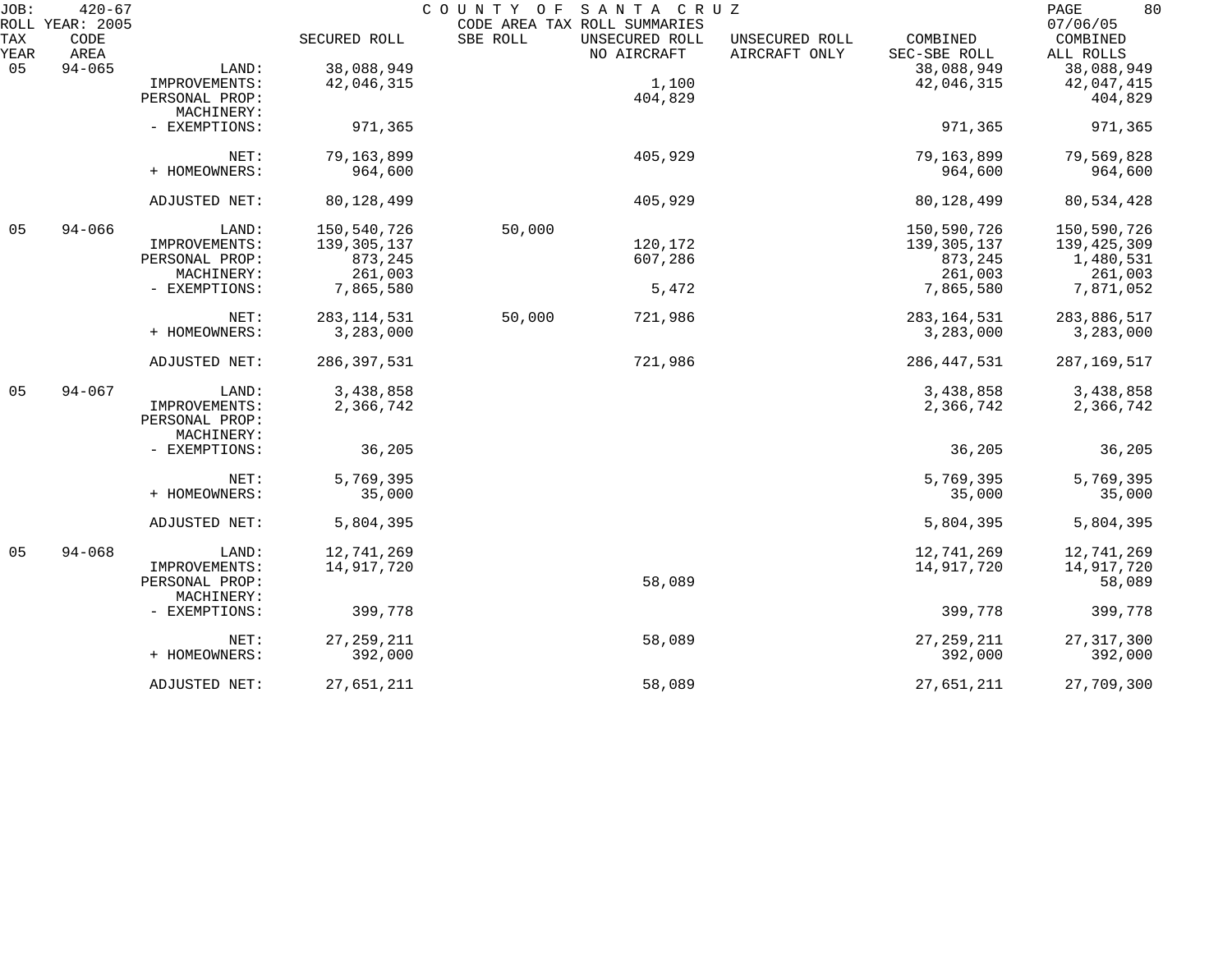JOB: 420-67 COUNTY OF SANTA CRUZ
ROLL YEAR: 2005 CODE AREA TAX ROLL SUMMARIES 07/06/05

| TAX YEAR | CODE AREA | | SECURED ROLL | SBE ROLL | UNSECURED ROLL NO AIRCRAFT | UNSECURED ROLL AIRCRAFT ONLY | COMBINED SEC-SBE ROLL | COMBINED ALL ROLLS |
|---|---|---|---|---|---|---|---|---|
| 05 | 94-065 | LAND: | 38,088,949 | | | | 38,088,949 | 38,088,949 |
| | | IMPROVEMENTS: | 42,046,315 | | 1,100 | | 42,046,315 | 42,047,415 |
| | | PERSONAL PROP: | | | 404,829 | | | 404,829 |
| | | MACHINERY: | | | | | | |
| | | - EXEMPTIONS: | 971,365 | | | | 971,365 | 971,365 |
| | | NET: | 79,163,899 | | 405,929 | | 79,163,899 | 79,569,828 |
| | | + HOMEOWNERS: | 964,600 | | | | 964,600 | 964,600 |
| | | ADJUSTED NET: | 80,128,499 | | 405,929 | | 80,128,499 | 80,534,428 |
| 05 | 94-066 | LAND: | 150,540,726 | 50,000 | | | 150,590,726 | 150,590,726 |
| | | IMPROVEMENTS: | 139,305,137 | | 120,172 | | 139,305,137 | 139,425,309 |
| | | PERSONAL PROP: | 873,245 | | 607,286 | | 873,245 | 1,480,531 |
| | | MACHINERY: | 261,003 | | | | 261,003 | 261,003 |
| | | - EXEMPTIONS: | 7,865,580 | | 5,472 | | 7,865,580 | 7,871,052 |
| | | NET: | 283,114,531 | 50,000 | 721,986 | | 283,164,531 | 283,886,517 |
| | | + HOMEOWNERS: | 3,283,000 | | | | 3,283,000 | 3,283,000 |
| | | ADJUSTED NET: | 286,397,531 | | 721,986 | | 286,447,531 | 287,169,517 |
| 05 | 94-067 | LAND: | 3,438,858 | | | | 3,438,858 | 3,438,858 |
| | | IMPROVEMENTS: | 2,366,742 | | | | 2,366,742 | 2,366,742 |
| | | PERSONAL PROP: | | | | | | |
| | | MACHINERY: | | | | | | |
| | | - EXEMPTIONS: | 36,205 | | | | 36,205 | 36,205 |
| | | NET: | 5,769,395 | | | | 5,769,395 | 5,769,395 |
| | | + HOMEOWNERS: | 35,000 | | | | 35,000 | 35,000 |
| | | ADJUSTED NET: | 5,804,395 | | | | 5,804,395 | 5,804,395 |
| 05 | 94-068 | LAND: | 12,741,269 | | | | 12,741,269 | 12,741,269 |
| | | IMPROVEMENTS: | 14,917,720 | | | | 14,917,720 | 14,917,720 |
| | | PERSONAL PROP: | | | 58,089 | | | 58,089 |
| | | MACHINERY: | | | | | | |
| | | - EXEMPTIONS: | 399,778 | | | | 399,778 | 399,778 |
| | | NET: | 27,259,211 | | 58,089 | | 27,259,211 | 27,317,300 |
| | | + HOMEOWNERS: | 392,000 | | | | 392,000 | 392,000 |
| | | ADJUSTED NET: | 27,651,211 | | 58,089 | | 27,651,211 | 27,709,300 |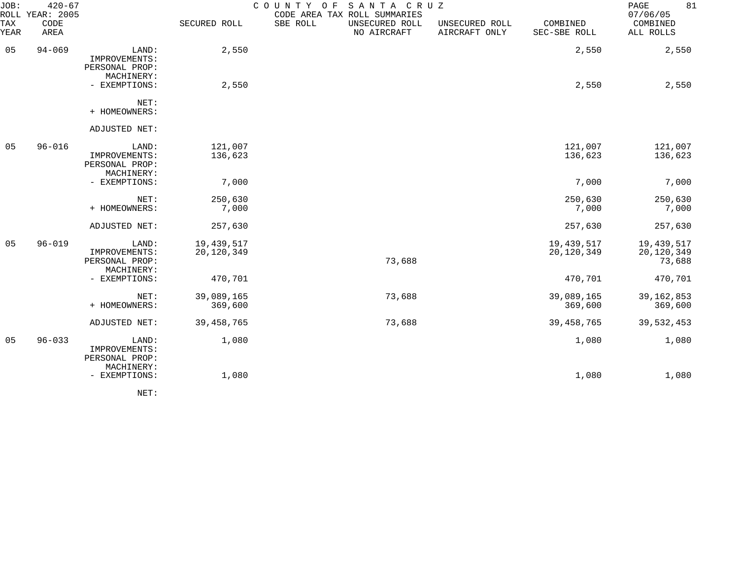COUNTY OF SANTA CRUZ
CODE AREA TAX ROLL SUMMARIES

JOB: 420-67
ROLL YEAR: 2005
07/06/05

| TAX YEAR | CODE AREA | | SECURED ROLL | SBE ROLL | UNSECURED ROLL NO AIRCRAFT | UNSECURED ROLL AIRCRAFT ONLY | COMBINED SEC-SBE ROLL | COMBINED ALL ROLLS |
|---|---|---|---|---|---|---|---|---|
| 05 | 94-069 | LAND: | 2,550 | | | | 2,550 | 2,550 |
| | | IMPROVEMENTS: | | | | | | |
| | | PERSONAL PROP: | | | | | | |
| | | MACHINERY: | | | | | | |
| | | - EXEMPTIONS: | 2,550 | | | | 2,550 | 2,550 |
| | | NET: | | | | | | |
| | | + HOMEOWNERS: | | | | | | |
| | | ADJUSTED NET: | | | | | | |
| 05 | 96-016 | LAND: | 121,007 | | | | 121,007 | 121,007 |
| | | IMPROVEMENTS: | 136,623 | | | | 136,623 | 136,623 |
| | | PERSONAL PROP: | | | | | | |
| | | MACHINERY: | | | | | | |
| | | - EXEMPTIONS: | 7,000 | | | | 7,000 | 7,000 |
| | | NET: | 250,630 | | | | 250,630 | 250,630 |
| | | + HOMEOWNERS: | 7,000 | | | | 7,000 | 7,000 |
| | | ADJUSTED NET: | 257,630 | | | | 257,630 | 257,630 |
| 05 | 96-019 | LAND: | 19,439,517 | | | | 19,439,517 | 19,439,517 |
| | | IMPROVEMENTS: | 20,120,349 | | | | 20,120,349 | 20,120,349 |
| | | PERSONAL PROP: | | | 73,688 | | | 73,688 |
| | | MACHINERY: | | | | | | |
| | | - EXEMPTIONS: | 470,701 | | | | 470,701 | 470,701 |
| | | NET: | 39,089,165 | | 73,688 | | 39,089,165 | 39,162,853 |
| | | + HOMEOWNERS: | 369,600 | | | | 369,600 | 369,600 |
| | | ADJUSTED NET: | 39,458,765 | | 73,688 | | 39,458,765 | 39,532,453 |
| 05 | 96-033 | LAND: | 1,080 | | | | 1,080 | 1,080 |
| | | IMPROVEMENTS: | | | | | | |
| | | PERSONAL PROP: | | | | | | |
| | | MACHINERY: | | | | | | |
| | | - EXEMPTIONS: | 1,080 | | | | 1,080 | 1,080 |
| | | NET: | | | | | | |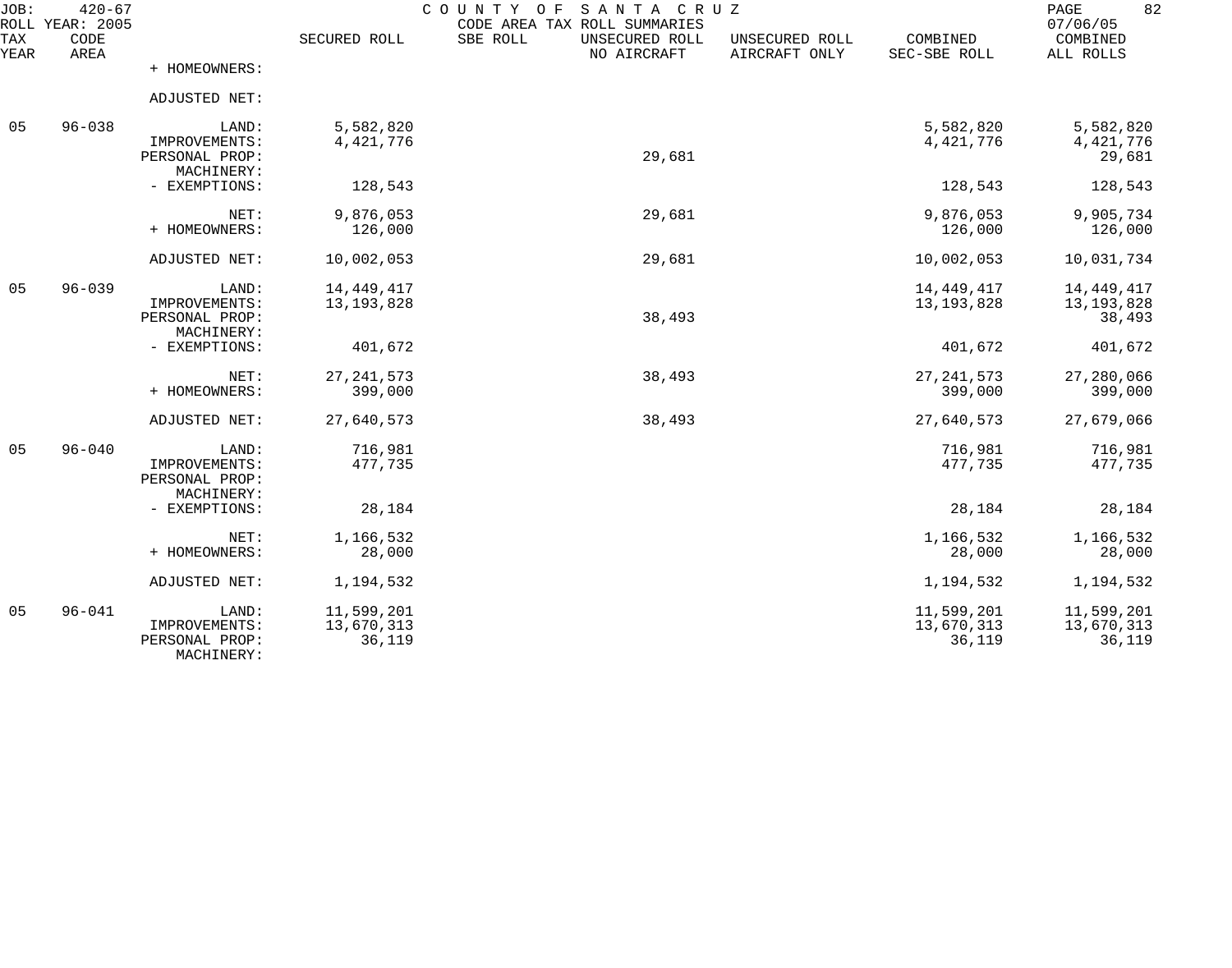| TAX YEAR | CODE AREA | | SECURED ROLL | SBE ROLL | UNSECURED ROLL NO AIRCRAFT | UNSECURED ROLL AIRCRAFT ONLY | COMBINED SEC-SBE ROLL | COMBINED ALL ROLLS |
|---|---|---|---|---|---|---|---|---|
| | | + HOMEOWNERS: | | | | | | |
| | | ADJUSTED NET: | | | | | | |
| 05 | 96-038 | LAND: | 5,582,820 | | | | 5,582,820 | 5,582,820 |
| | | IMPROVEMENTS: | 4,421,776 | | | | 4,421,776 | 4,421,776 |
| | | PERSONAL PROP: | | | 29,681 | | | 29,681 |
| | | MACHINERY: | | | | | | |
| | | - EXEMPTIONS: | 128,543 | | | | 128,543 | 128,543 |
| | | NET: | 9,876,053 | | 29,681 | | 9,876,053 | 9,905,734 |
| | | + HOMEOWNERS: | 126,000 | | | | 126,000 | 126,000 |
| | | ADJUSTED NET: | 10,002,053 | | 29,681 | | 10,002,053 | 10,031,734 |
| 05 | 96-039 | LAND: | 14,449,417 | | | | 14,449,417 | 14,449,417 |
| | | IMPROVEMENTS: | 13,193,828 | | | | 13,193,828 | 13,193,828 |
| | | PERSONAL PROP: | | | 38,493 | | | 38,493 |
| | | MACHINERY: | | | | | | |
| | | - EXEMPTIONS: | 401,672 | | | | 401,672 | 401,672 |
| | | NET: | 27,241,573 | | 38,493 | | 27,241,573 | 27,280,066 |
| | | + HOMEOWNERS: | 399,000 | | | | 399,000 | 399,000 |
| | | ADJUSTED NET: | 27,640,573 | | 38,493 | | 27,640,573 | 27,679,066 |
| 05 | 96-040 | LAND: | 716,981 | | | | 716,981 | 716,981 |
| | | IMPROVEMENTS: | 477,735 | | | | 477,735 | 477,735 |
| | | PERSONAL PROP: | | | | | | |
| | | MACHINERY: | | | | | | |
| | | - EXEMPTIONS: | 28,184 | | | | 28,184 | 28,184 |
| | | NET: | 1,166,532 | | | | 1,166,532 | 1,166,532 |
| | | + HOMEOWNERS: | 28,000 | | | | 28,000 | 28,000 |
| | | ADJUSTED NET: | 1,194,532 | | | | 1,194,532 | 1,194,532 |
| 05 | 96-041 | LAND: | 11,599,201 | | | | 11,599,201 | 11,599,201 |
| | | IMPROVEMENTS: | 13,670,313 | | | | 13,670,313 | 13,670,313 |
| | | PERSONAL PROP: | 36,119 | | | | 36,119 | 36,119 |
| | | MACHINERY: | | | | | | |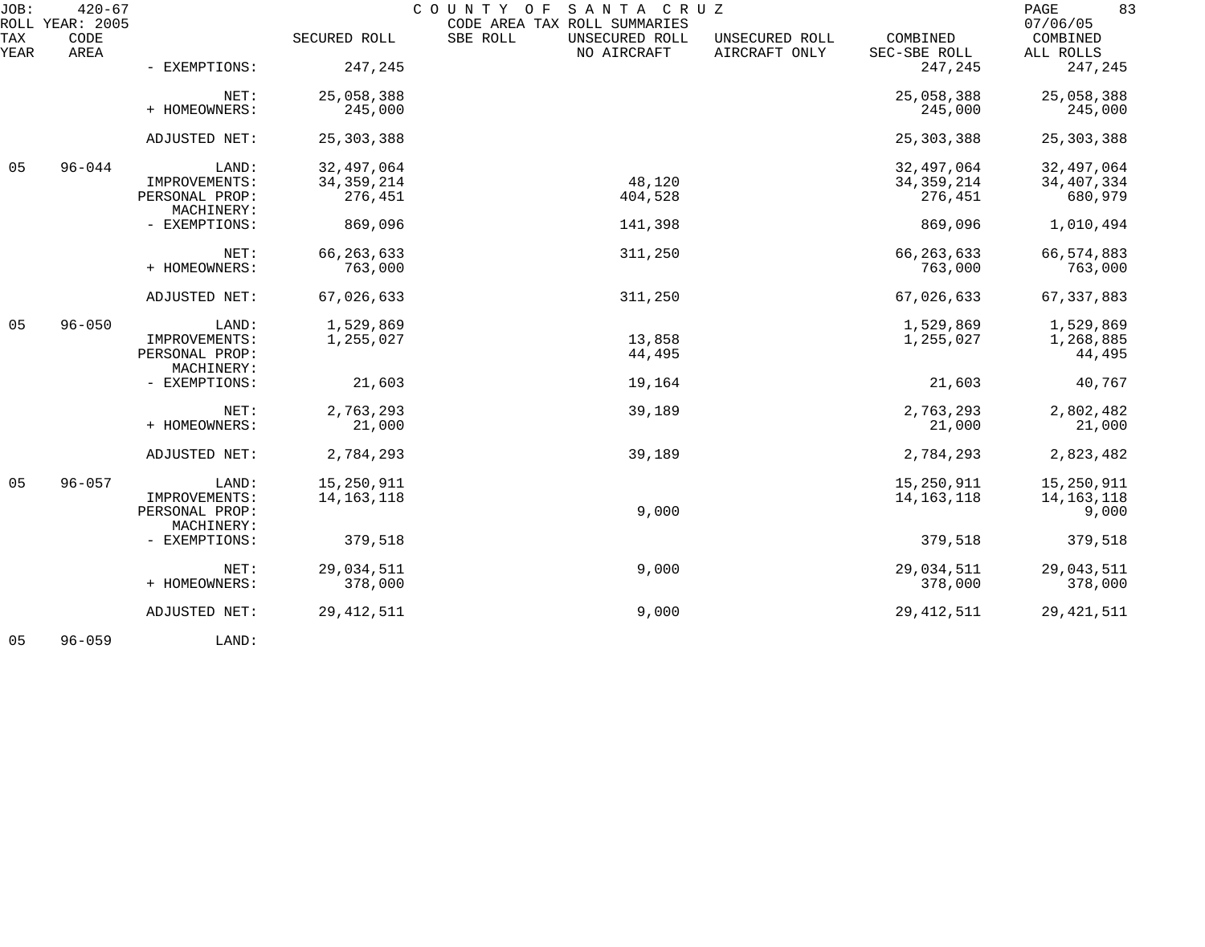JOB: 420-67 COUNTY OF SANTA CRUZ
ROLL YEAR: 2005 CODE AREA TAX ROLL SUMMARIES 07/06/05

| TAX YEAR | CODE AREA | | SECURED ROLL | SBE ROLL | UNSECURED ROLL NO AIRCRAFT | UNSECURED ROLL AIRCRAFT ONLY | COMBINED SEC-SBE ROLL | COMBINED ALL ROLLS |
|---|---|---|---|---|---|---|---|---|
| | | - EXEMPTIONS: | 247,245 | | | | 247,245 | 247,245 |
| | | NET: | 25,058,388 | | | | 25,058,388 | 25,058,388 |
| | | + HOMEOWNERS: | 245,000 | | | | 245,000 | 245,000 |
| | | ADJUSTED NET: | 25,303,388 | | | | 25,303,388 | 25,303,388 |
| 05 | 96-044 | LAND: | 32,497,064 | | | | 32,497,064 | 32,497,064 |
| | | IMPROVEMENTS: | 34,359,214 | | 48,120 | | 34,359,214 | 34,407,334 |
| | | PERSONAL PROP: | 276,451 | | 404,528 | | 276,451 | 680,979 |
| | | MACHINERY: | | | | | | |
| | | - EXEMPTIONS: | 869,096 | | 141,398 | | 869,096 | 1,010,494 |
| | | NET: | 66,263,633 | | 311,250 | | 66,263,633 | 66,574,883 |
| | | + HOMEOWNERS: | 763,000 | | | | 763,000 | 763,000 |
| | | ADJUSTED NET: | 67,026,633 | | 311,250 | | 67,026,633 | 67,337,883 |
| 05 | 96-050 | LAND: | 1,529,869 | | | | 1,529,869 | 1,529,869 |
| | | IMPROVEMENTS: | 1,255,027 | | 13,858 | | 1,255,027 | 1,268,885 |
| | | PERSONAL PROP: | | | 44,495 | | | 44,495 |
| | | MACHINERY: | | | | | | |
| | | - EXEMPTIONS: | 21,603 | | 19,164 | | 21,603 | 40,767 |
| | | NET: | 2,763,293 | | 39,189 | | 2,763,293 | 2,802,482 |
| | | + HOMEOWNERS: | 21,000 | | | | 21,000 | 21,000 |
| | | ADJUSTED NET: | 2,784,293 | | 39,189 | | 2,784,293 | 2,823,482 |
| 05 | 96-057 | LAND: | 15,250,911 | | | | 15,250,911 | 15,250,911 |
| | | IMPROVEMENTS: | 14,163,118 | | | | 14,163,118 | 14,163,118 |
| | | PERSONAL PROP: | | | 9,000 | | | 9,000 |
| | | MACHINERY: | | | | | | |
| | | - EXEMPTIONS: | 379,518 | | | | 379,518 | 379,518 |
| | | NET: | 29,034,511 | | 9,000 | | 29,034,511 | 29,043,511 |
| | | + HOMEOWNERS: | 378,000 | | | | 378,000 | 378,000 |
| | | ADJUSTED NET: | 29,412,511 | | 9,000 | | 29,412,511 | 29,421,511 |
| 05 | 96-059 | LAND: | | | | | | |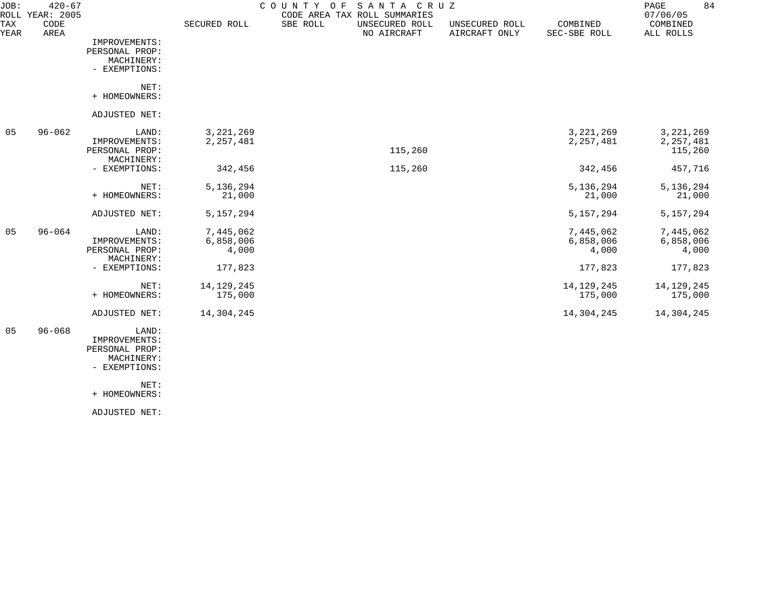JOB: 420-67 COUNTY OF SANTA CRUZ
ROLL YEAR: 2005 CODE AREA TAX ROLL SUMMARIES 07/06/05

| TAX YEAR | CODE AREA | | SECURED ROLL | SBE ROLL | UNSECURED ROLL NO AIRCRAFT | UNSECURED ROLL AIRCRAFT ONLY | COMBINED SEC-SBE ROLL | COMBINED ALL ROLLS |
|---|---|---|---|---|---|---|---|---|
| | | IMPROVEMENTS: | | | | | | |
| | | PERSONAL PROP: | | | | | | |
| | | MACHINERY: | | | | | | |
| | | - EXEMPTIONS: | | | | | | |
| | | NET: | | | | | | |
| | | + HOMEOWNERS: | | | | | | |
| | | ADJUSTED NET: | | | | | | |
| 05 | 96-062 | LAND: | 3,221,269 | | | | 3,221,269 | 3,221,269 |
| | | IMPROVEMENTS: | 2,257,481 | | | | 2,257,481 | 2,257,481 |
| | | PERSONAL PROP: | | | 115,260 | | | 115,260 |
| | | MACHINERY: | | | | | | |
| | | - EXEMPTIONS: | 342,456 | | 115,260 | | 342,456 | 457,716 |
| | | NET: | 5,136,294 | | | | 5,136,294 | 5,136,294 |
| | | + HOMEOWNERS: | 21,000 | | | | 21,000 | 21,000 |
| | | ADJUSTED NET: | 5,157,294 | | | | 5,157,294 | 5,157,294 |
| 05 | 96-064 | LAND: | 7,445,062 | | | | 7,445,062 | 7,445,062 |
| | | IMPROVEMENTS: | 6,858,006 | | | | 6,858,006 | 6,858,006 |
| | | PERSONAL PROP: | 4,000 | | | | 4,000 | 4,000 |
| | | MACHINERY: | | | | | | |
| | | - EXEMPTIONS: | 177,823 | | | | 177,823 | 177,823 |
| | | NET: | 14,129,245 | | | | 14,129,245 | 14,129,245 |
| | | + HOMEOWNERS: | 175,000 | | | | 175,000 | 175,000 |
| | | ADJUSTED NET: | 14,304,245 | | | | 14,304,245 | 14,304,245 |
| 05 | 96-068 | LAND: | | | | | | |
| | | IMPROVEMENTS: | | | | | | |
| | | PERSONAL PROP: | | | | | | |
| | | MACHINERY: | | | | | | |
| | | - EXEMPTIONS: | | | | | | |
| | | NET: | | | | | | |
| | | + HOMEOWNERS: | | | | | | |
| | | ADJUSTED NET: | | | | | | |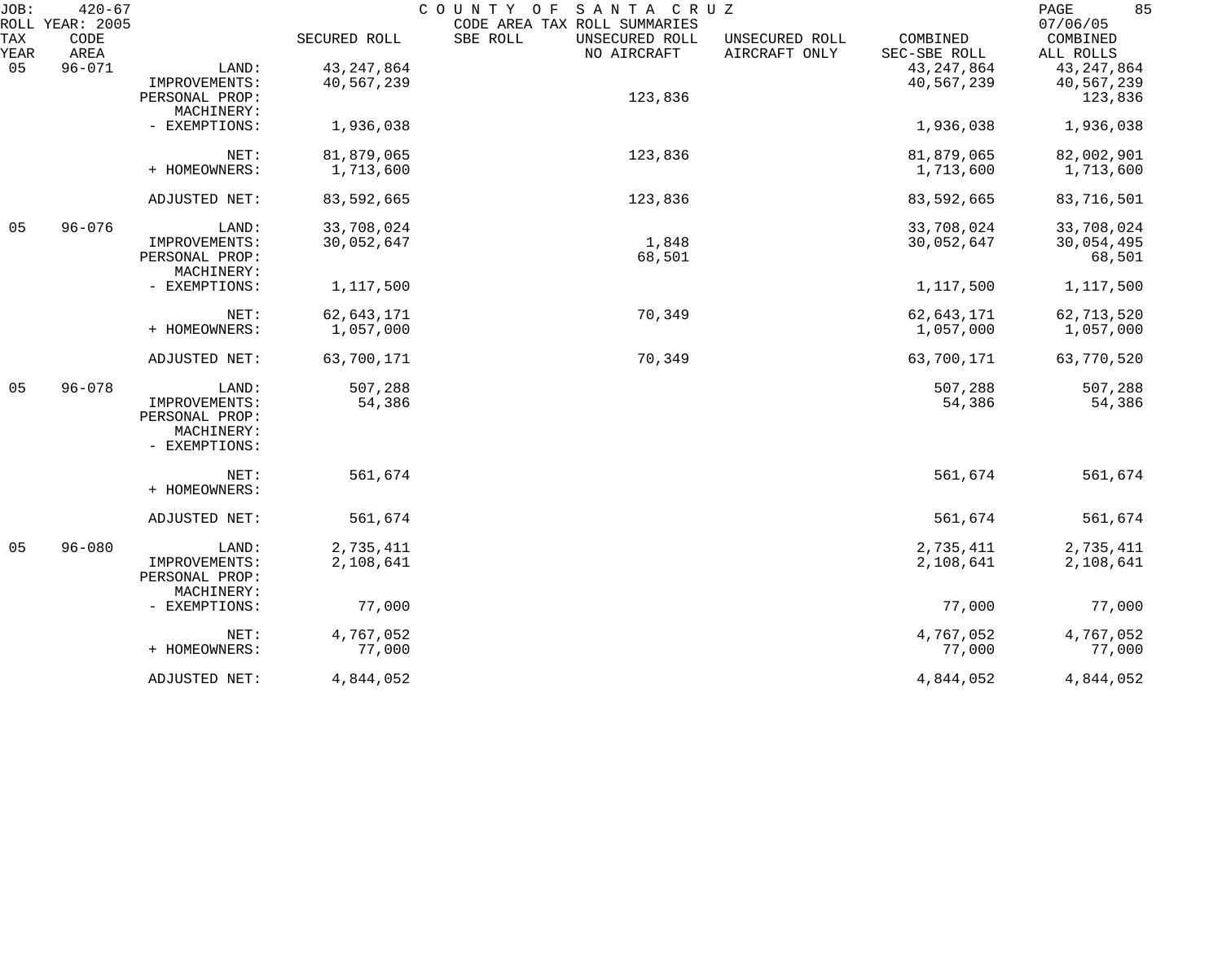JOB: 420-67 COUNTY OF SANTA CRUZ
ROLL YEAR: 2005 CODE AREA TAX ROLL SUMMARIES 07/06/05

| TAX YEAR | CODE AREA | | SECURED ROLL | SBE ROLL | UNSECURED ROLL NO AIRCRAFT | UNSECURED ROLL AIRCRAFT ONLY | COMBINED SEC-SBE ROLL | COMBINED ALL ROLLS |
|---|---|---|---|---|---|---|---|---|
| 05 | 96-071 | LAND: | 43,247,864 | | | | 43,247,864 | 43,247,864 |
| | | IMPROVEMENTS: | 40,567,239 | | | | 40,567,239 | 40,567,239 |
| | | PERSONAL PROP: | | | 123,836 | | | 123,836 |
| | | MACHINERY: | | | | | | |
| | | - EXEMPTIONS: | 1,936,038 | | | | 1,936,038 | 1,936,038 |
| | | NET: | 81,879,065 | | 123,836 | | 81,879,065 | 82,002,901 |
| | | + HOMEOWNERS: | 1,713,600 | | | | 1,713,600 | 1,713,600 |
| | | ADJUSTED NET: | 83,592,665 | | 123,836 | | 83,592,665 | 83,716,501 |
| 05 | 96-076 | LAND: | 33,708,024 | | | | 33,708,024 | 33,708,024 |
| | | IMPROVEMENTS: | 30,052,647 | | 1,848 | | 30,052,647 | 30,054,495 |
| | | PERSONAL PROP: | | | 68,501 | | | 68,501 |
| | | MACHINERY: | | | | | | |
| | | - EXEMPTIONS: | 1,117,500 | | | | 1,117,500 | 1,117,500 |
| | | NET: | 62,643,171 | | 70,349 | | 62,643,171 | 62,713,520 |
| | | + HOMEOWNERS: | 1,057,000 | | | | 1,057,000 | 1,057,000 |
| | | ADJUSTED NET: | 63,700,171 | | 70,349 | | 63,700,171 | 63,770,520 |
| 05 | 96-078 | LAND: | 507,288 | | | | 507,288 | 507,288 |
| | | IMPROVEMENTS: | 54,386 | | | | 54,386 | 54,386 |
| | | PERSONAL PROP: | | | | | | |
| | | MACHINERY: | | | | | | |
| | | - EXEMPTIONS: | | | | | | |
| | | NET: | 561,674 | | | | 561,674 | 561,674 |
| | | + HOMEOWNERS: | | | | | | |
| | | ADJUSTED NET: | 561,674 | | | | 561,674 | 561,674 |
| 05 | 96-080 | LAND: | 2,735,411 | | | | 2,735,411 | 2,735,411 |
| | | IMPROVEMENTS: | 2,108,641 | | | | 2,108,641 | 2,108,641 |
| | | PERSONAL PROP: | | | | | | |
| | | MACHINERY: | | | | | | |
| | | - EXEMPTIONS: | 77,000 | | | | 77,000 | 77,000 |
| | | NET: | 4,767,052 | | | | 4,767,052 | 4,767,052 |
| | | + HOMEOWNERS: | 77,000 | | | | 77,000 | 77,000 |
| | | ADJUSTED NET: | 4,844,052 | | | | 4,844,052 | 4,844,052 |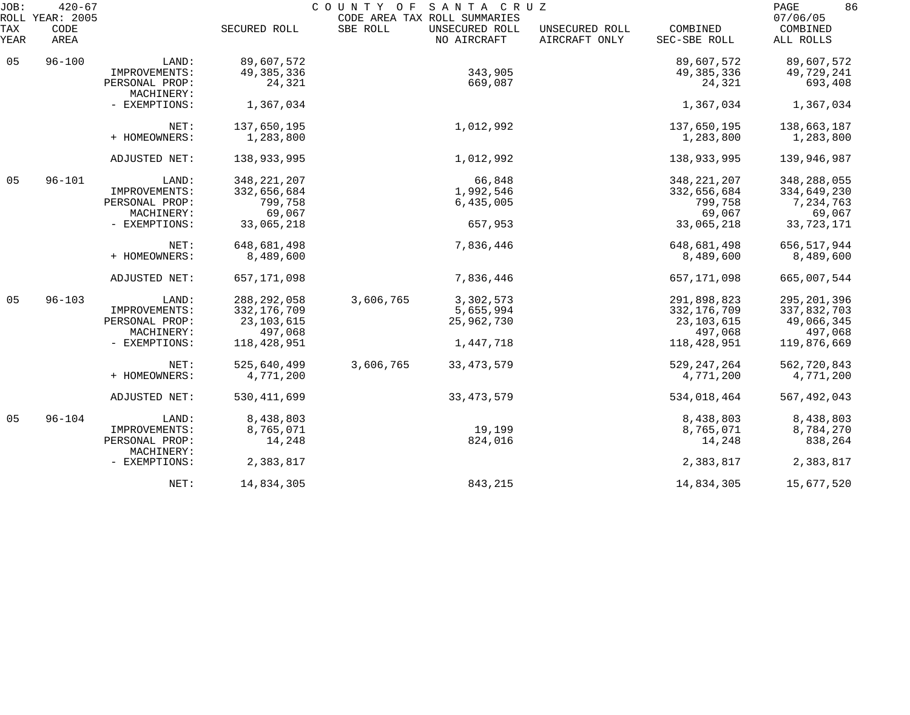JOB: 420-67 COUNTY OF SANTA CRUZ
ROLL YEAR: 2005 CODE AREA TAX ROLL SUMMARIES 07/06/05

| TAX YEAR | CODE AREA | | SECURED ROLL | SBE ROLL | UNSECURED ROLL NO AIRCRAFT | UNSECURED ROLL AIRCRAFT ONLY | COMBINED SEC-SBE ROLL | COMBINED ALL ROLLS |
|---|---|---|---|---|---|---|---|---|
| 05 | 96-100 | LAND: | 89,607,572 | | | | 89,607,572 | 89,607,572 |
| | | IMPROVEMENTS: | 49,385,336 | | 343,905 | | 49,385,336 | 49,729,241 |
| | | PERSONAL PROP: | 24,321 | | 669,087 | | 24,321 | 693,408 |
| | | MACHINERY: | | | | | | |
| | | - EXEMPTIONS: | 1,367,034 | | | | 1,367,034 | 1,367,034 |
| | | NET: | 137,650,195 | | 1,012,992 | | 137,650,195 | 138,663,187 |
| | | + HOMEOWNERS: | 1,283,800 | | | | 1,283,800 | 1,283,800 |
| | | ADJUSTED NET: | 138,933,995 | | 1,012,992 | | 138,933,995 | 139,946,987 |
| 05 | 96-101 | LAND: | 348,221,207 | | 66,848 | | 348,221,207 | 348,288,055 |
| | | IMPROVEMENTS: | 332,656,684 | | 1,992,546 | | 332,656,684 | 334,649,230 |
| | | PERSONAL PROP: | 799,758 | | 6,435,005 | | 799,758 | 7,234,763 |
| | | MACHINERY: | 69,067 | | | | 69,067 | 69,067 |
| | | - EXEMPTIONS: | 33,065,218 | | 657,953 | | 33,065,218 | 33,723,171 |
| | | NET: | 648,681,498 | | 7,836,446 | | 648,681,498 | 656,517,944 |
| | | + HOMEOWNERS: | 8,489,600 | | | | 8,489,600 | 8,489,600 |
| | | ADJUSTED NET: | 657,171,098 | | 7,836,446 | | 657,171,098 | 665,007,544 |
| 05 | 96-103 | LAND: | 288,292,058 | 3,606,765 | 3,302,573 | | 291,898,823 | 295,201,396 |
| | | IMPROVEMENTS: | 332,176,709 | | 5,655,994 | | 332,176,709 | 337,832,703 |
| | | PERSONAL PROP: | 23,103,615 | | 25,962,730 | | 23,103,615 | 49,066,345 |
| | | MACHINERY: | 497,068 | | | | 497,068 | 497,068 |
| | | - EXEMPTIONS: | 118,428,951 | | 1,447,718 | | 118,428,951 | 119,876,669 |
| | | NET: | 525,640,499 | 3,606,765 | 33,473,579 | | 529,247,264 | 562,720,843 |
| | | + HOMEOWNERS: | 4,771,200 | | | | 4,771,200 | 4,771,200 |
| | | ADJUSTED NET: | 530,411,699 | | 33,473,579 | | 534,018,464 | 567,492,043 |
| 05 | 96-104 | LAND: | 8,438,803 | | | | 8,438,803 | 8,438,803 |
| | | IMPROVEMENTS: | 8,765,071 | | 19,199 | | 8,765,071 | 8,784,270 |
| | | PERSONAL PROP: | 14,248 | | 824,016 | | 14,248 | 838,264 |
| | | MACHINERY: | | | | | | |
| | | - EXEMPTIONS: | 2,383,817 | | | | 2,383,817 | 2,383,817 |
| | | NET: | 14,834,305 | | 843,215 | | 14,834,305 | 15,677,520 |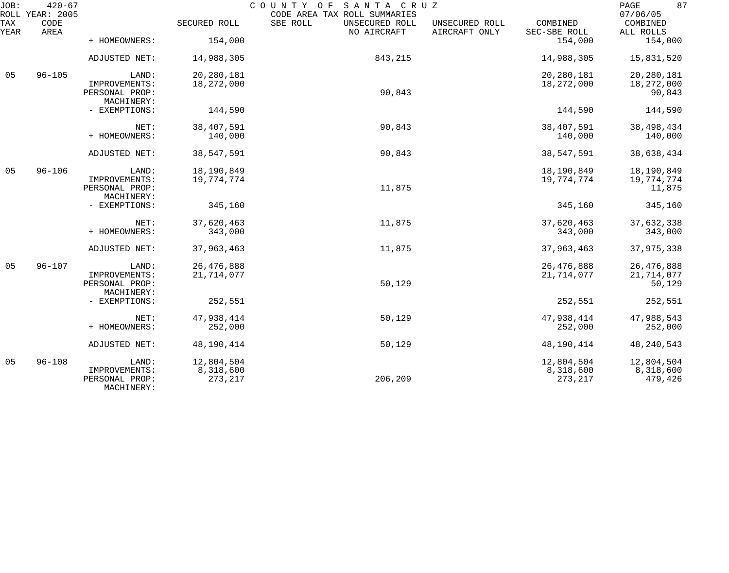| TAX YEAR | CODE AREA | | SECURED ROLL | SBE ROLL | UNSECURED ROLL NO AIRCRAFT | UNSECURED ROLL AIRCRAFT ONLY | COMBINED SEC-SBE ROLL | COMBINED ALL ROLLS |
|---|---|---|---|---|---|---|---|---|
| | | + HOMEOWNERS: | 154,000 | | | | 154,000 | 154,000 |
| | | ADJUSTED NET: | 14,988,305 | | 843,215 | | 14,988,305 | 15,831,520 |
| 05 | 96-105 | LAND: | 20,280,181 | | | | 20,280,181 | 20,280,181 |
| | | IMPROVEMENTS: | 18,272,000 | | | | 18,272,000 | 18,272,000 |
| | | PERSONAL PROP: | | | 90,843 | | | 90,843 |
| | | MACHINERY: | | | | | | |
| | | - EXEMPTIONS: | 144,590 | | | | 144,590 | 144,590 |
| | | NET: | 38,407,591 | | 90,843 | | 38,407,591 | 38,498,434 |
| | | + HOMEOWNERS: | 140,000 | | | | 140,000 | 140,000 |
| | | ADJUSTED NET: | 38,547,591 | | 90,843 | | 38,547,591 | 38,638,434 |
| 05 | 96-106 | LAND: | 18,190,849 | | | | 18,190,849 | 18,190,849 |
| | | IMPROVEMENTS: | 19,774,774 | | | | 19,774,774 | 19,774,774 |
| | | PERSONAL PROP: | | | 11,875 | | | 11,875 |
| | | MACHINERY: | | | | | | |
| | | - EXEMPTIONS: | 345,160 | | | | 345,160 | 345,160 |
| | | NET: | 37,620,463 | | 11,875 | | 37,620,463 | 37,632,338 |
| | | + HOMEOWNERS: | 343,000 | | | | 343,000 | 343,000 |
| | | ADJUSTED NET: | 37,963,463 | | 11,875 | | 37,963,463 | 37,975,338 |
| 05 | 96-107 | LAND: | 26,476,888 | | | | 26,476,888 | 26,476,888 |
| | | IMPROVEMENTS: | 21,714,077 | | | | 21,714,077 | 21,714,077 |
| | | PERSONAL PROP: | | | 50,129 | | | 50,129 |
| | | MACHINERY: | | | | | | |
| | | - EXEMPTIONS: | 252,551 | | | | 252,551 | 252,551 |
| | | NET: | 47,938,414 | | 50,129 | | 47,938,414 | 47,988,543 |
| | | + HOMEOWNERS: | 252,000 | | | | 252,000 | 252,000 |
| | | ADJUSTED NET: | 48,190,414 | | 50,129 | | 48,190,414 | 48,240,543 |
| 05 | 96-108 | LAND: | 12,804,504 | | | | 12,804,504 | 12,804,504 |
| | | IMPROVEMENTS: | 8,318,600 | | | | 8,318,600 | 8,318,600 |
| | | PERSONAL PROP: | 273,217 | | 206,209 | | 273,217 | 479,426 |
| | | MACHINERY: | | | | | | |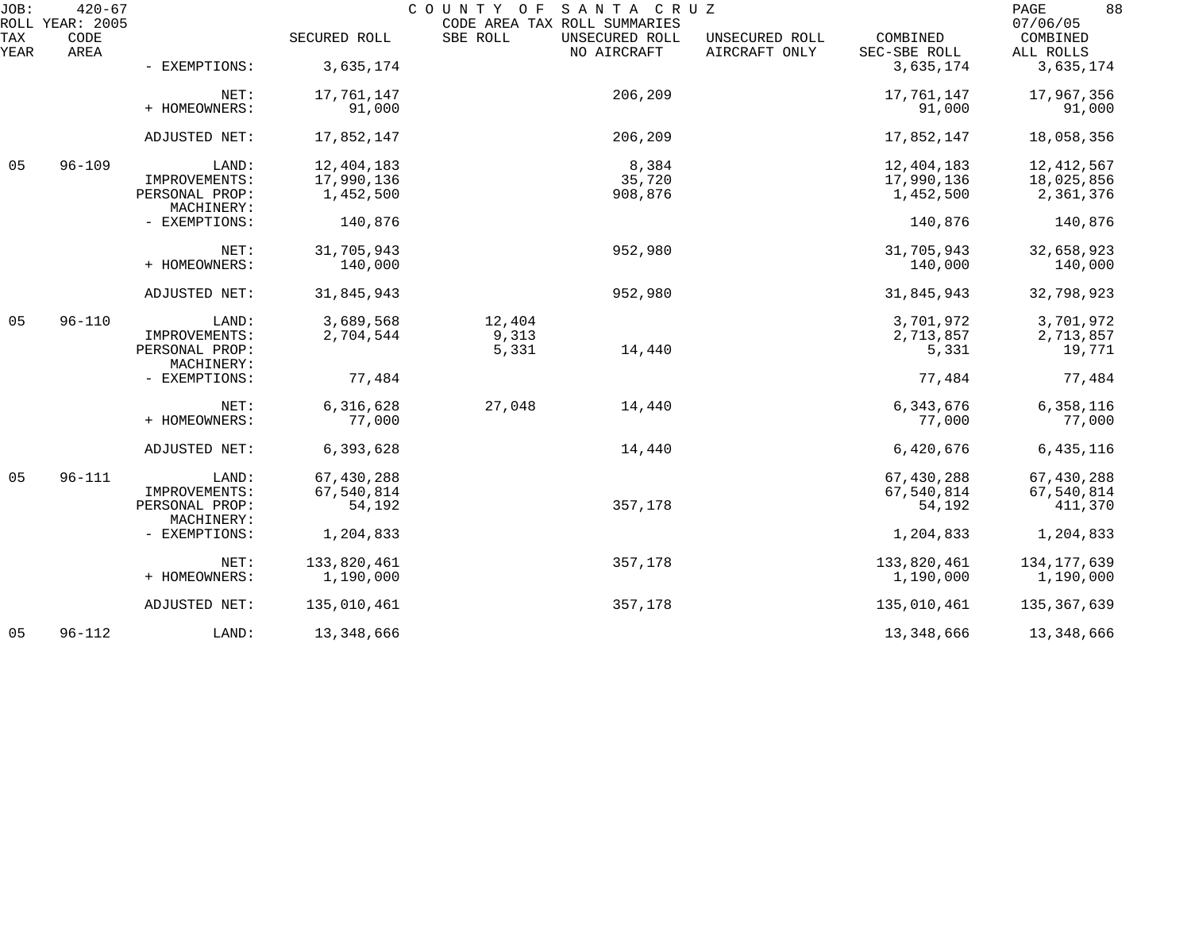JOB: 420-67 COUNTY OF SANTA CRUZ
ROLL YEAR: 2005 CODE AREA TAX ROLL SUMMARIES 07/06/05

| TAX YEAR | CODE AREA | | SECURED ROLL | SBE ROLL | UNSECURED ROLL NO AIRCRAFT | UNSECURED ROLL AIRCRAFT ONLY | COMBINED SEC-SBE ROLL | COMBINED ALL ROLLS |
|---|---|---|---|---|---|---|---|---|
| | | - EXEMPTIONS: | 3,635,174 | | | | 3,635,174 | 3,635,174 |
| | | NET: | 17,761,147 | | 206,209 | | 17,761,147 | 17,967,356 |
| | | + HOMEOWNERS: | 91,000 | | | | 91,000 | 91,000 |
| | | ADJUSTED NET: | 17,852,147 | | 206,209 | | 17,852,147 | 18,058,356 |
| 05 | 96-109 | LAND: | 12,404,183 | | 8,384 | | 12,404,183 | 12,412,567 |
| | | IMPROVEMENTS: | 17,990,136 | | 35,720 | | 17,990,136 | 18,025,856 |
| | | PERSONAL PROP: | 1,452,500 | | 908,876 | | 1,452,500 | 2,361,376 |
| | | MACHINERY: | | | | | | |
| | | - EXEMPTIONS: | 140,876 | | | | 140,876 | 140,876 |
| | | NET: | 31,705,943 | | 952,980 | | 31,705,943 | 32,658,923 |
| | | + HOMEOWNERS: | 140,000 | | | | 140,000 | 140,000 |
| | | ADJUSTED NET: | 31,845,943 | | 952,980 | | 31,845,943 | 32,798,923 |
| 05 | 96-110 | LAND: | 3,689,568 | 12,404 | | | 3,701,972 | 3,701,972 |
| | | IMPROVEMENTS: | 2,704,544 | 9,313 | | | 2,713,857 | 2,713,857 |
| | | PERSONAL PROP: | | 5,331 | 14,440 | | 5,331 | 19,771 |
| | | MACHINERY: | | | | | | |
| | | - EXEMPTIONS: | 77,484 | | | | 77,484 | 77,484 |
| | | NET: | 6,316,628 | 27,048 | 14,440 | | 6,343,676 | 6,358,116 |
| | | + HOMEOWNERS: | 77,000 | | | | 77,000 | 77,000 |
| | | ADJUSTED NET: | 6,393,628 | | 14,440 | | 6,420,676 | 6,435,116 |
| 05 | 96-111 | LAND: | 67,430,288 | | | | 67,430,288 | 67,430,288 |
| | | IMPROVEMENTS: | 67,540,814 | | | | 67,540,814 | 67,540,814 |
| | | PERSONAL PROP: | 54,192 | | 357,178 | | 54,192 | 411,370 |
| | | MACHINERY: | | | | | | |
| | | - EXEMPTIONS: | 1,204,833 | | | | 1,204,833 | 1,204,833 |
| | | NET: | 133,820,461 | | 357,178 | | 133,820,461 | 134,177,639 |
| | | + HOMEOWNERS: | 1,190,000 | | | | 1,190,000 | 1,190,000 |
| | | ADJUSTED NET: | 135,010,461 | | 357,178 | | 135,010,461 | 135,367,639 |
| 05 | 96-112 | LAND: | 13,348,666 | | | | 13,348,666 | 13,348,666 |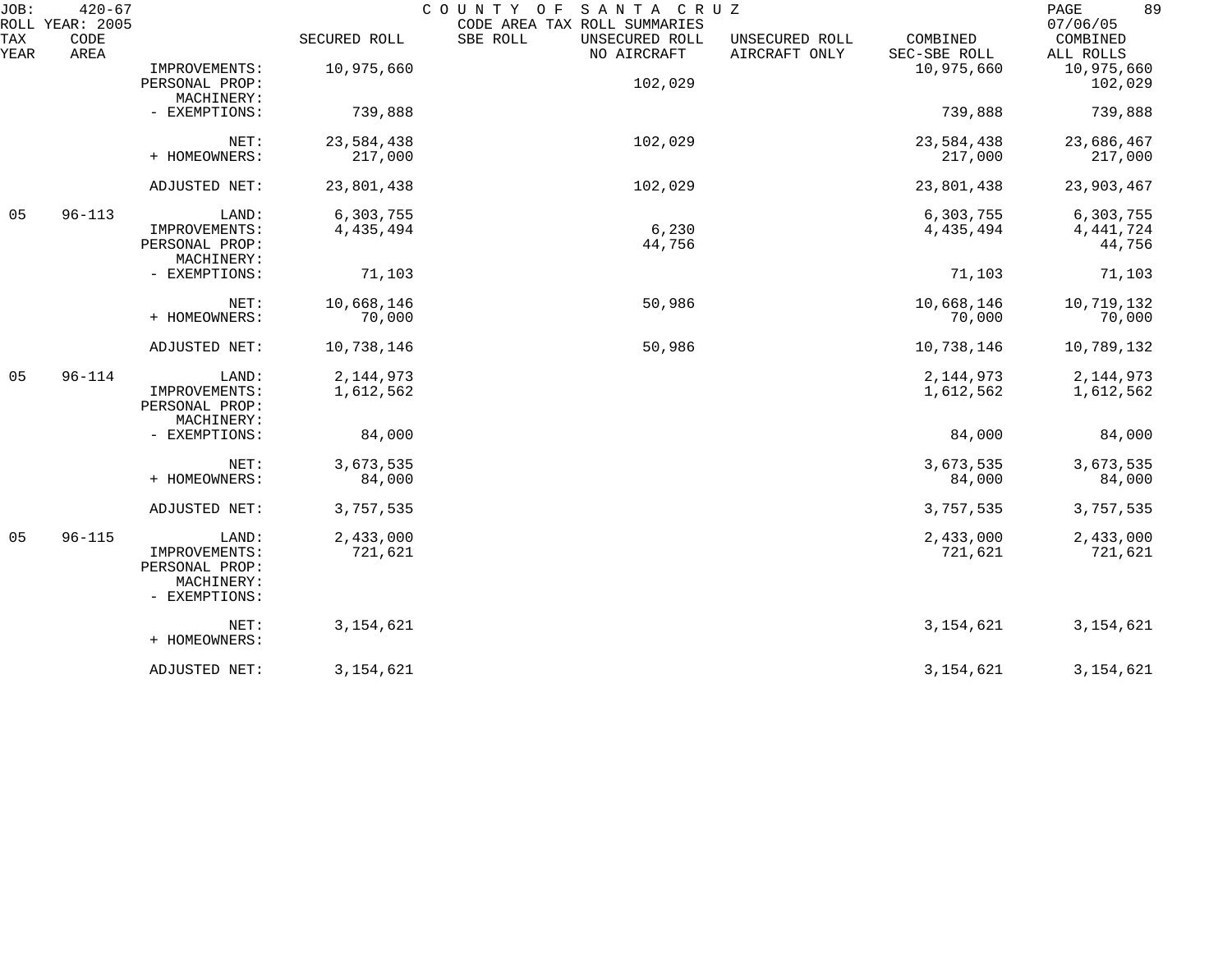JOB: 420-67 COUNTY OF SANTA CRUZ
ROLL YEAR: 2005 CODE AREA TAX ROLL SUMMARIES 07/06/05

| TAX YEAR | CODE AREA | | SECURED ROLL | SBE ROLL | UNSECURED ROLL NO AIRCRAFT | UNSECURED ROLL AIRCRAFT ONLY | COMBINED SEC-SBE ROLL | COMBINED ALL ROLLS |
|---|---|---|---|---|---|---|---|---|
| | | IMPROVEMENTS: | 10,975,660 | | | | 10,975,660 | 10,975,660 |
| | | PERSONAL PROP: | | | 102,029 | | | 102,029 |
| | | MACHINERY: | | | | | | |
| | | - EXEMPTIONS: | 739,888 | | | | 739,888 | 739,888 |
| | | NET: | 23,584,438 | | 102,029 | | 23,584,438 | 23,686,467 |
| | | + HOMEOWNERS: | 217,000 | | | | 217,000 | 217,000 |
| | | ADJUSTED NET: | 23,801,438 | | 102,029 | | 23,801,438 | 23,903,467 |
| 05 | 96-113 | LAND: | 6,303,755 | | | | 6,303,755 | 6,303,755 |
| | | IMPROVEMENTS: | 4,435,494 | | 6,230 | | 4,435,494 | 4,441,724 |
| | | PERSONAL PROP: | | | 44,756 | | | 44,756 |
| | | MACHINERY: | | | | | | |
| | | - EXEMPTIONS: | 71,103 | | | | 71,103 | 71,103 |
| | | NET: | 10,668,146 | | 50,986 | | 10,668,146 | 10,719,132 |
| | | + HOMEOWNERS: | 70,000 | | | | 70,000 | 70,000 |
| | | ADJUSTED NET: | 10,738,146 | | 50,986 | | 10,738,146 | 10,789,132 |
| 05 | 96-114 | LAND: | 2,144,973 | | | | 2,144,973 | 2,144,973 |
| | | IMPROVEMENTS: | 1,612,562 | | | | 1,612,562 | 1,612,562 |
| | | PERSONAL PROP: | | | | | | |
| | | MACHINERY: | | | | | | |
| | | - EXEMPTIONS: | 84,000 | | | | 84,000 | 84,000 |
| | | NET: | 3,673,535 | | | | 3,673,535 | 3,673,535 |
| | | + HOMEOWNERS: | 84,000 | | | | 84,000 | 84,000 |
| | | ADJUSTED NET: | 3,757,535 | | | | 3,757,535 | 3,757,535 |
| 05 | 96-115 | LAND: | 2,433,000 | | | | 2,433,000 | 2,433,000 |
| | | IMPROVEMENTS: | 721,621 | | | | 721,621 | 721,621 |
| | | PERSONAL PROP: | | | | | | |
| | | MACHINERY: | | | | | | |
| | | - EXEMPTIONS: | | | | | | |
| | | NET: | 3,154,621 | | | | 3,154,621 | 3,154,621 |
| | | + HOMEOWNERS: | | | | | | |
| | | ADJUSTED NET: | 3,154,621 | | | | 3,154,621 | 3,154,621 |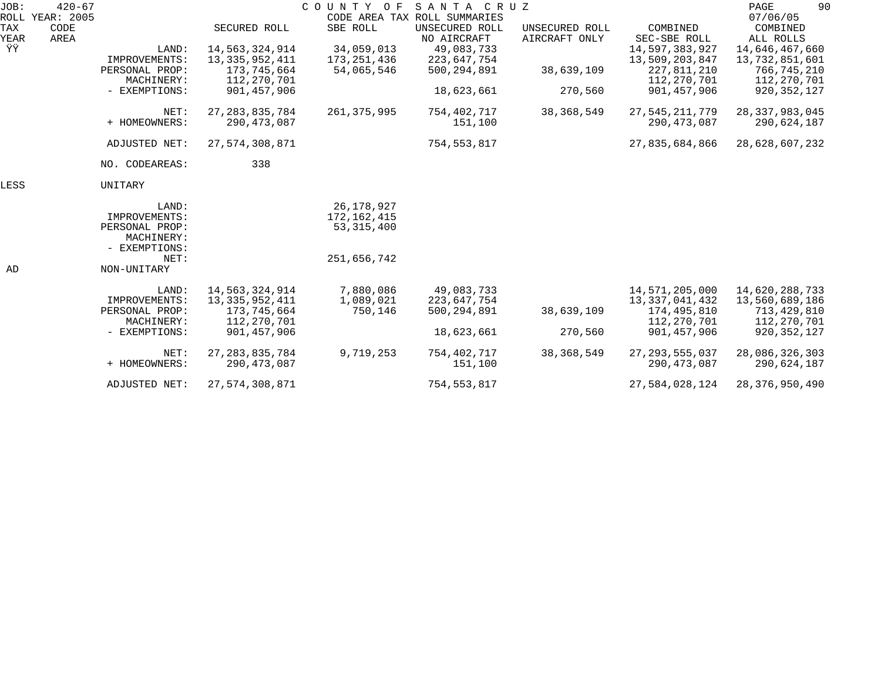JOB: 420-67 COUNTY OF SANTA CRUZ
ROLL YEAR: 2005 CODE AREA TAX ROLL SUMMARIES 07/06/05

| TAX YEAR | CODE AREA | | SECURED ROLL | SBE ROLL | UNSECURED ROLL NO AIRCRAFT | UNSECURED ROLL AIRCRAFT ONLY | COMBINED SEC-SBE ROLL | COMBINED ALL ROLLS |
|---|---|---|---|---|---|---|---|---|
| ÿÿ | | LAND: | 14,563,324,914 | 34,059,013 | 49,083,733 | | 14,597,383,927 | 14,646,467,660 |
| | | IMPROVEMENTS: | 13,335,952,411 | 173,251,436 | 223,647,754 | | 13,509,203,847 | 13,732,851,601 |
| | | PERSONAL PROP: | 173,745,664 | 54,065,546 | 500,294,891 | 38,639,109 | 227,811,210 | 766,745,210 |
| | | MACHINERY: | 112,270,701 | | | | 112,270,701 | 112,270,701 |
| | | - EXEMPTIONS: | 901,457,906 | | 18,623,661 | 270,560 | 901,457,906 | 920,352,127 |
| | | NET: | 27,283,835,784 | 261,375,995 | 754,402,717 | 38,368,549 | 27,545,211,779 | 28,337,983,045 |
| | | + HOMEOWNERS: | 290,473,087 | | 151,100 | | 290,473,087 | 290,624,187 |
| | | ADJUSTED NET: | 27,574,308,871 | | 754,553,817 | | 27,835,684,866 | 28,628,607,232 |
| | | NO. CODEAREAS: | 338 | | | | | |
| LESS | | UNITARY | | | | | | |
| | | LAND: | | 26,178,927 | | | | |
| | | IMPROVEMENTS: | | 172,162,415 | | | | |
| | | PERSONAL PROP: | | 53,315,400 | | | | |
| | | MACHINERY: | | | | | | |
| | | - EXEMPTIONS: | | | | | | |
| | | NET: | | 251,656,742 | | | | |
| AD | | NON-UNITARY | | | | | | |
| | | LAND: | 14,563,324,914 | 7,880,086 | 49,083,733 | | 14,571,205,000 | 14,620,288,733 |
| | | IMPROVEMENTS: | 13,335,952,411 | 1,089,021 | 223,647,754 | | 13,337,041,432 | 13,560,689,186 |
| | | PERSONAL PROP: | 173,745,664 | 750,146 | 500,294,891 | 38,639,109 | 174,495,810 | 713,429,810 |
| | | MACHINERY: | 112,270,701 | | | | 112,270,701 | 112,270,701 |
| | | - EXEMPTIONS: | 901,457,906 | | 18,623,661 | 270,560 | 901,457,906 | 920,352,127 |
| | | NET: | 27,283,835,784 | 9,719,253 | 754,402,717 | 38,368,549 | 27,293,555,037 | 28,086,326,303 |
| | | + HOMEOWNERS: | 290,473,087 | | 151,100 | | 290,473,087 | 290,624,187 |
| | | ADJUSTED NET: | 27,574,308,871 | | 754,553,817 | | 27,584,028,124 | 28,376,950,490 |